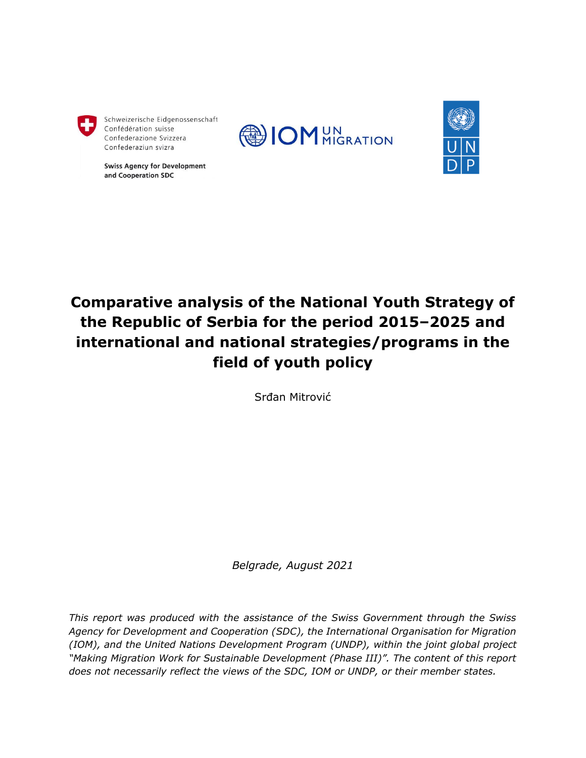Schweizerische Eidgenossenschaft
Confédération suisse
Confederazione Svizzera
Confederaziun svizra

**Swiss Agency for Development and Cooperation SDC**

IOM UN MIGRATION

UN DP

# Comparative analysis of the National Youth Strategy of the Republic of Serbia for the period 2015–2025 and international and national strategies/programs in the field of youth policy

Srđan Mitrović

*Belgrade, August 2021*

*This report was produced with the assistance of the Swiss Government through the Swiss Agency for Development and Cooperation (SDC), the International Organisation for Migration (IOM), and the United Nations Development Program (UNDP), within the joint global project "Making Migration Work for Sustainable Development (Phase III)". The content of this report does not necessarily reflect the views of the SDC, IOM or UNDP, or their member states.*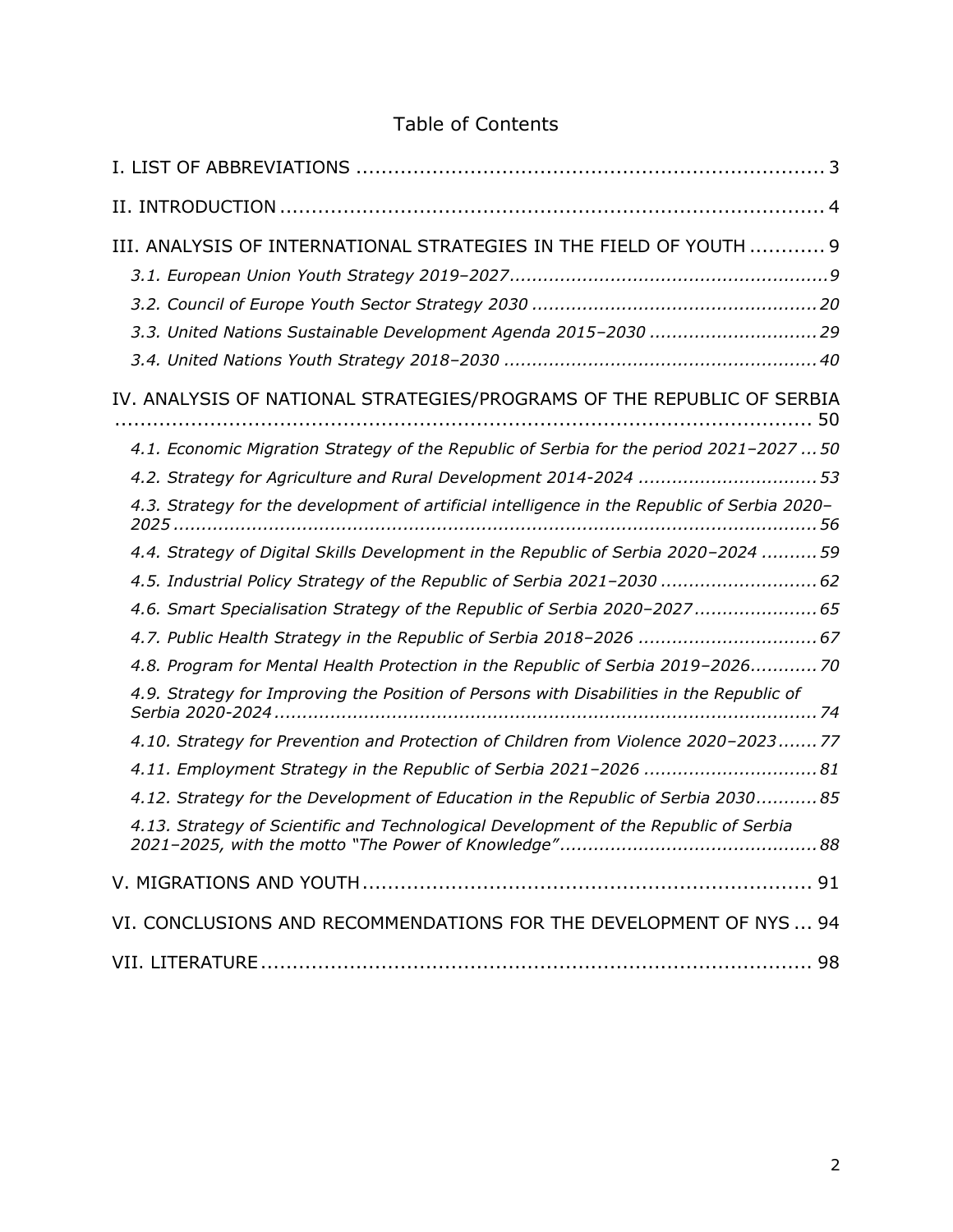# Table of Contents

I. LIST OF ABBREVIATIONS ........................................................................ 3

II. INTRODUCTION ...................................................................................... 4

III. ANALYSIS OF INTERNATIONAL STRATEGIES IN THE FIELD OF YOUTH ............ 9

*3.1. European Union Youth Strategy 2019–2027......................................................... 9*

*3.2. Council of Europe Youth Sector Strategy 2030 ................................................... 20*

*3.3. United Nations Sustainable Development Agenda 2015–2030 ............................. 29*

*3.4. United Nations Youth Strategy 2018–2030 ........................................................ 40*

IV. ANALYSIS OF NATIONAL STRATEGIES/PROGRAMS OF THE REPUBLIC OF SERBIA ........................................................................................................ 50

*4.1. Economic Migration Strategy of the Republic of Serbia for the period 2021–2027 ... 50*

*4.2. Strategy for Agriculture and Rural Development 2014-2024 ................................ 53*

*4.3. Strategy for the development of artificial intelligence in the Republic of Serbia 2020–2025 ........................................................................................................... 56*

*4.4. Strategy of Digital Skills Development in the Republic of Serbia 2020–2024 .......... 59*

*4.5. Industrial Policy Strategy of the Republic of Serbia 2021–2030 ............................ 62*

*4.6. Smart Specialisation Strategy of the Republic of Serbia 2020–2027 ...................... 65*

*4.7. Public Health Strategy in the Republic of Serbia 2018–2026 ................................ 67*

*4.8. Program for Mental Health Protection in the Republic of Serbia 2019–2026............ 70*

*4.9. Strategy for Improving the Position of Persons with Disabilities in the Republic of Serbia 2020-2024 ................................................................................................ 74*

*4.10. Strategy for Prevention and Protection of Children from Violence 2020–2023....... 77*

*4.11. Employment Strategy in the Republic of Serbia 2021–2026 ............................... 81*

*4.12. Strategy for the Development of Education in the Republic of Serbia 2030........... 85*

*4.13. Strategy of Scientific and Technological Development of the Republic of Serbia 2021–2025, with the motto "The Power of Knowledge" ............................................. 88*

V. MIGRATIONS AND YOUTH ........................................................................ 91

VI. CONCLUSIONS AND RECOMMENDATIONS FOR THE DEVELOPMENT OF NYS ... 94

VII. LITERATURE ......................................................................................... 98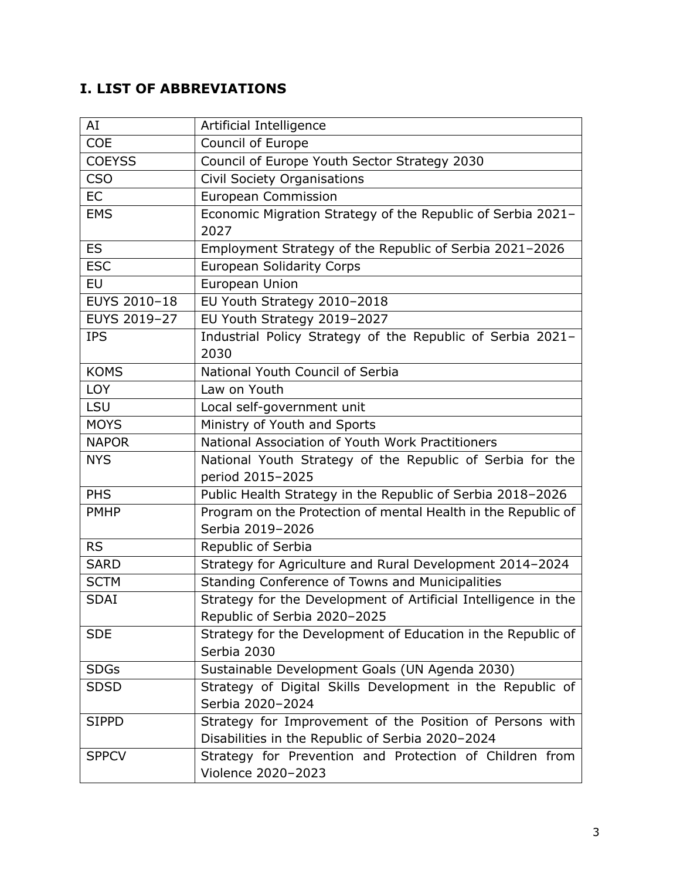# I. LIST OF ABBREVIATIONS

| | |
|---|---|
| AI | Artificial Intelligence |
| COE | Council of Europe |
| COEYSS | Council of Europe Youth Sector Strategy 2030 |
| CSO | Civil Society Organisations |
| EC | European Commission |
| EMS | Economic Migration Strategy of the Republic of Serbia 2021–2027 |
| ES | Employment Strategy of the Republic of Serbia 2021–2026 |
| ESC | European Solidarity Corps |
| EU | European Union |
| EUYS 2010–18 | EU Youth Strategy 2010–2018 |
| EUYS 2019–27 | EU Youth Strategy 2019–2027 |
| IPS | Industrial Policy Strategy of the Republic of Serbia 2021–2030 |
| KOMS | National Youth Council of Serbia |
| LOY | Law on Youth |
| LSU | Local self-government unit |
| MOYS | Ministry of Youth and Sports |
| NAPOR | National Association of Youth Work Practitioners |
| NYS | National Youth Strategy of the Republic of Serbia for the period 2015–2025 |
| PHS | Public Health Strategy in the Republic of Serbia 2018–2026 |
| PMHP | Program on the Protection of mental Health in the Republic of Serbia 2019–2026 |
| RS | Republic of Serbia |
| SARD | Strategy for Agriculture and Rural Development 2014–2024 |
| SCTM | Standing Conference of Towns and Municipalities |
| SDAI | Strategy for the Development of Artificial Intelligence in the Republic of Serbia 2020–2025 |
| SDE | Strategy for the Development of Education in the Republic of Serbia 2030 |
| SDGs | Sustainable Development Goals (UN Agenda 2030) |
| SDSD | Strategy of Digital Skills Development in the Republic of Serbia 2020–2024 |
| SIPPD | Strategy for Improvement of the Position of Persons with Disabilities in the Republic of Serbia 2020–2024 |
| SPPCV | Strategy for Prevention and Protection of Children from Violence 2020–2023 |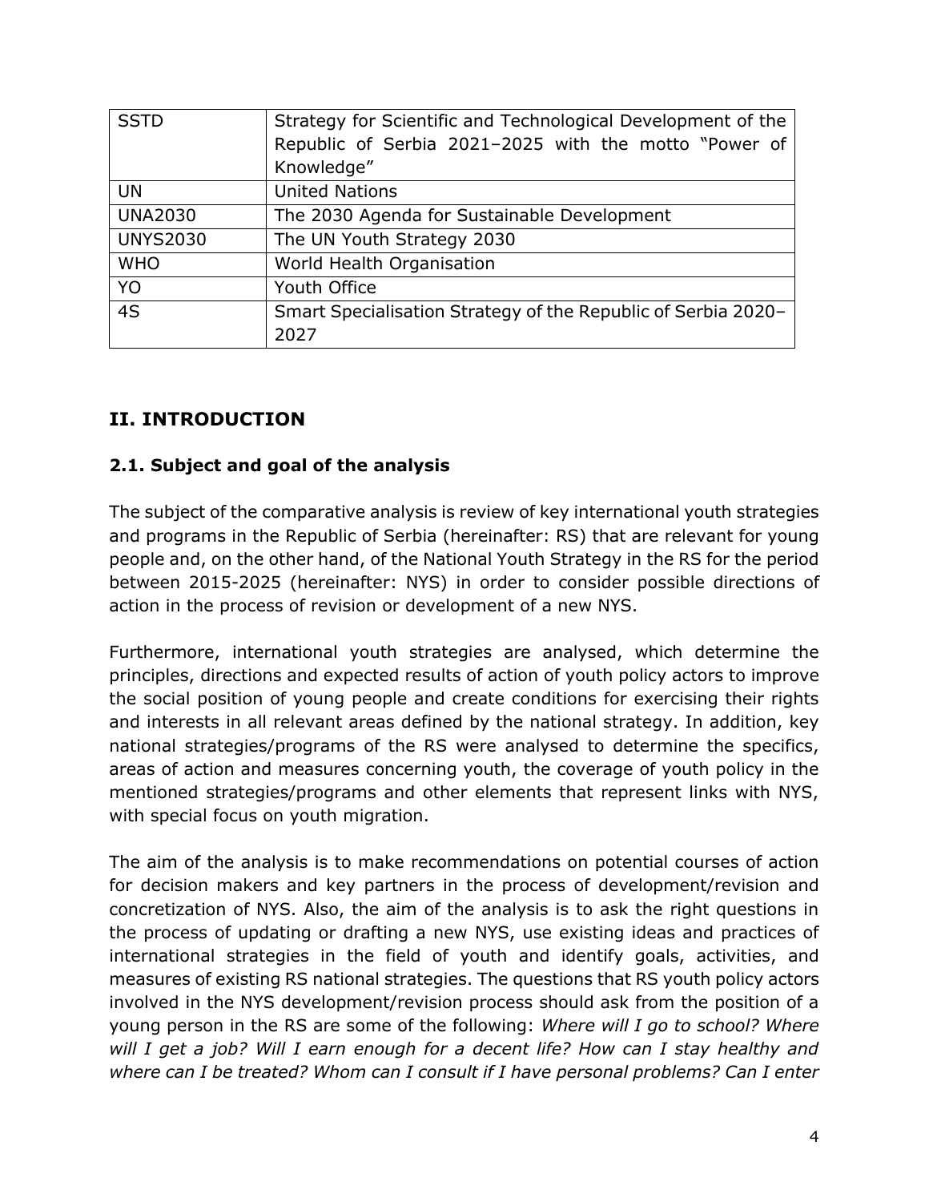| SSTD | Strategy for Scientific and Technological Development of the Republic of Serbia 2021–2025 with the motto "Power of Knowledge" |
|---|---|
| UN | United Nations |
| UNA2030 | The 2030 Agenda for Sustainable Development |
| UNYS2030 | The UN Youth Strategy 2030 |
| WHO | World Health Organisation |
| YO | Youth Office |
| 4S | Smart Specialisation Strategy of the Republic of Serbia 2020–2027 |

## II. INTRODUCTION

### 2.1. Subject and goal of the analysis

The subject of the comparative analysis is review of key international youth strategies and programs in the Republic of Serbia (hereinafter: RS) that are relevant for young people and, on the other hand, of the National Youth Strategy in the RS for the period between 2015-2025 (hereinafter: NYS) in order to consider possible directions of action in the process of revision or development of a new NYS.

Furthermore, international youth strategies are analysed, which determine the principles, directions and expected results of action of youth policy actors to improve the social position of young people and create conditions for exercising their rights and interests in all relevant areas defined by the national strategy. In addition, key national strategies/programs of the RS were analysed to determine the specifics, areas of action and measures concerning youth, the coverage of youth policy in the mentioned strategies/programs and other elements that represent links with NYS, with special focus on youth migration.

The aim of the analysis is to make recommendations on potential courses of action for decision makers and key partners in the process of development/revision and concretization of NYS. Also, the aim of the analysis is to ask the right questions in the process of updating or drafting a new NYS, use existing ideas and practices of international strategies in the field of youth and identify goals, activities, and measures of existing RS national strategies. The questions that RS youth policy actors involved in the NYS development/revision process should ask from the position of a young person in the RS are some of the following: *Where will I go to school? Where will I get a job? Will I earn enough for a decent life? How can I stay healthy and where can I be treated? Whom can I consult if I have personal problems? Can I enter*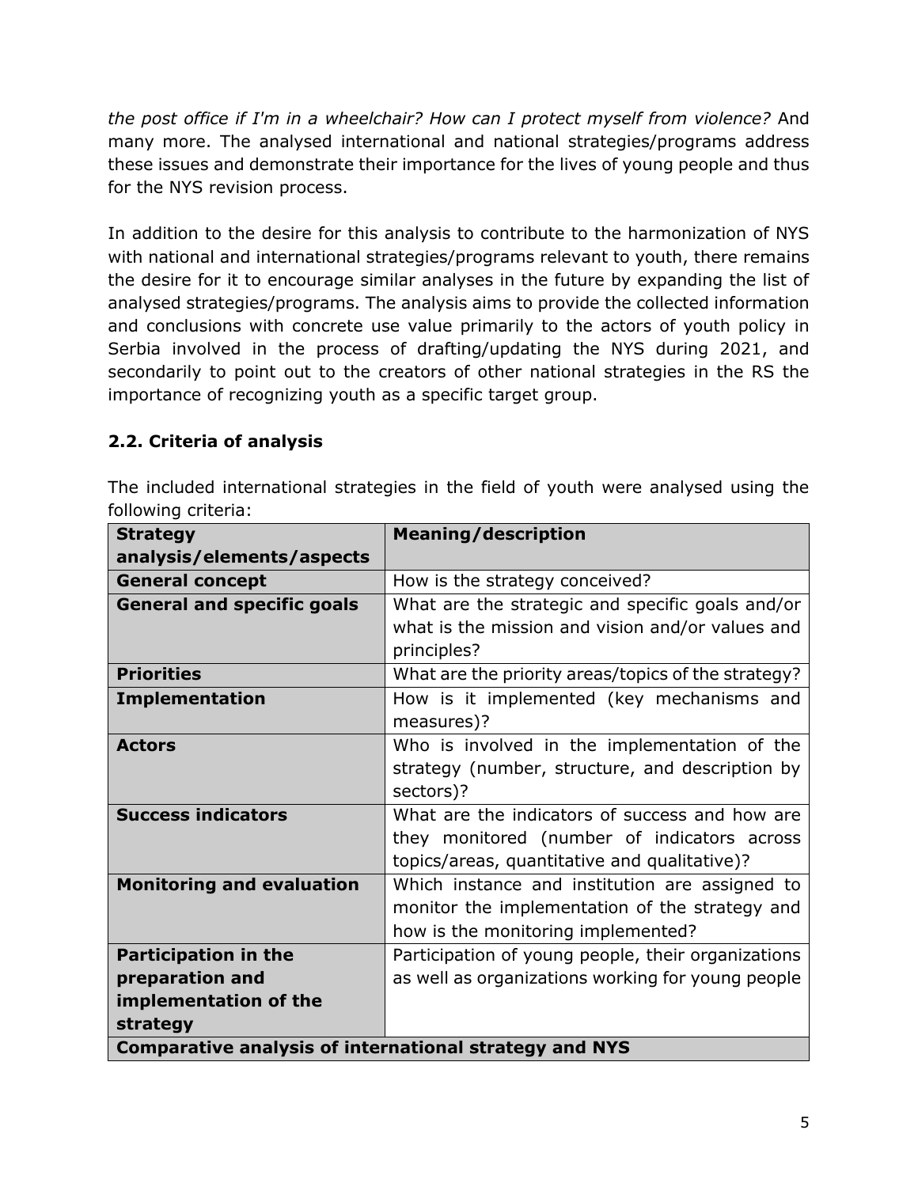*the post office if I'm in a wheelchair? How can I protect myself from violence?* And many more. The analysed international and national strategies/programs address these issues and demonstrate their importance for the lives of young people and thus for the NYS revision process.

In addition to the desire for this analysis to contribute to the harmonization of NYS with national and international strategies/programs relevant to youth, there remains the desire for it to encourage similar analyses in the future by expanding the list of analysed strategies/programs. The analysis aims to provide the collected information and conclusions with concrete use value primarily to the actors of youth policy in Serbia involved in the process of drafting/updating the NYS during 2021, and secondarily to point out to the creators of other national strategies in the RS the importance of recognizing youth as a specific target group.

### 2.2. Criteria of analysis

The included international strategies in the field of youth were analysed using the following criteria:

| **Strategy analysis/elements/aspects** | **Meaning/description** |
|---|---|
| **General concept** | How is the strategy conceived? |
| **General and specific goals** | What are the strategic and specific goals and/or what is the mission and vision and/or values and principles? |
| **Priorities** | What are the priority areas/topics of the strategy? |
| **Implementation** | How is it implemented (key mechanisms and measures)? |
| **Actors** | Who is involved in the implementation of the strategy (number, structure, and description by sectors)? |
| **Success indicators** | What are the indicators of success and how are they monitored (number of indicators across topics/areas, quantitative and qualitative)? |
| **Monitoring and evaluation** | Which instance and institution are assigned to monitor the implementation of the strategy and how is the monitoring implemented? |
| **Participation in the preparation and implementation of the strategy** | Participation of young people, their organizations as well as organizations working for young people |
| **Comparative analysis of international strategy and NYS** | |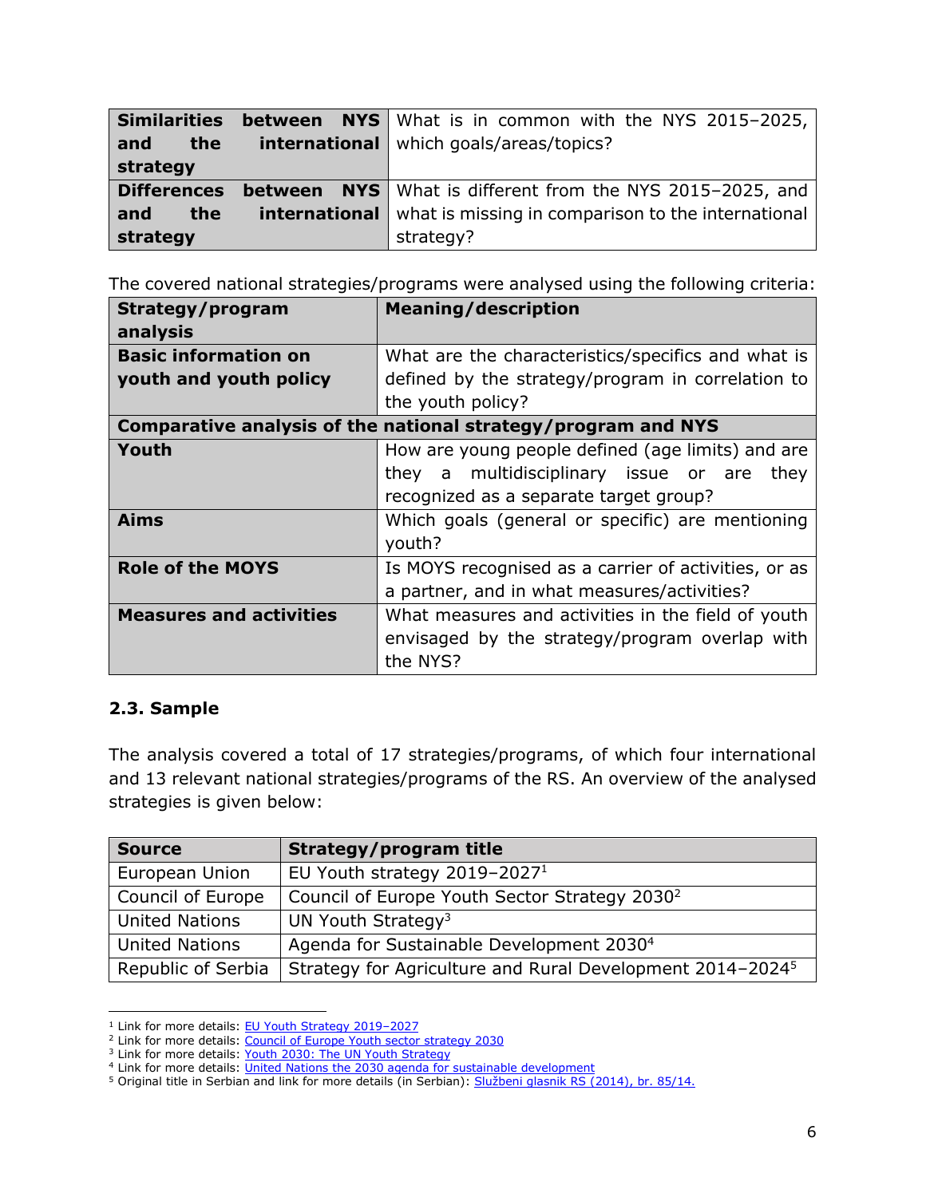| **Similarities between NYS and the international strategy** | What is in common with the NYS 2015–2025, which goals/areas/topics? |
|---|---|
| **Differences between NYS and the international strategy** | What is different from the NYS 2015–2025, and what is missing in comparison to the international strategy? |

The covered national strategies/programs were analysed using the following criteria:

| **Strategy/program analysis** | **Meaning/description** |
|---|---|
| **Basic information on youth and youth policy** | What are the characteristics/specifics and what is defined by the strategy/program in correlation to the youth policy? |
| **Comparative analysis of the national strategy/program and NYS** | |
| **Youth** | How are young people defined (age limits) and are they a multidisciplinary issue or are they recognized as a separate target group? |
| **Aims** | Which goals (general or specific) are mentioning youth? |
| **Role of the MOYS** | Is MOYS recognised as a carrier of activities, or as a partner, and in what measures/activities? |
| **Measures and activities** | What measures and activities in the field of youth envisaged by the strategy/program overlap with the NYS? |

### 2.3. Sample

The analysis covered a total of 17 strategies/programs, of which four international and 13 relevant national strategies/programs of the RS. An overview of the analysed strategies is given below:

| **Source** | **Strategy/program title** |
|---|---|
| European Union | EU Youth strategy 2019–2027[1] |
| Council of Europe | Council of Europe Youth Sector Strategy 2030[2] |
| United Nations | UN Youth Strategy[3] |
| United Nations | Agenda for Sustainable Development 2030[4] |
| Republic of Serbia | Strategy for Agriculture and Rural Development 2014–2024[5] |

[1] Link for more details: EU Youth Strategy 2019–2027
[2] Link for more details: Council of Europe Youth sector strategy 2030
[3] Link for more details: Youth 2030: The UN Youth Strategy
[4] Link for more details: United Nations the 2030 agenda for sustainable development
[5] Original title in Serbian and link for more details (in Serbian): Službeni glasnik RS (2014), br. 85/14.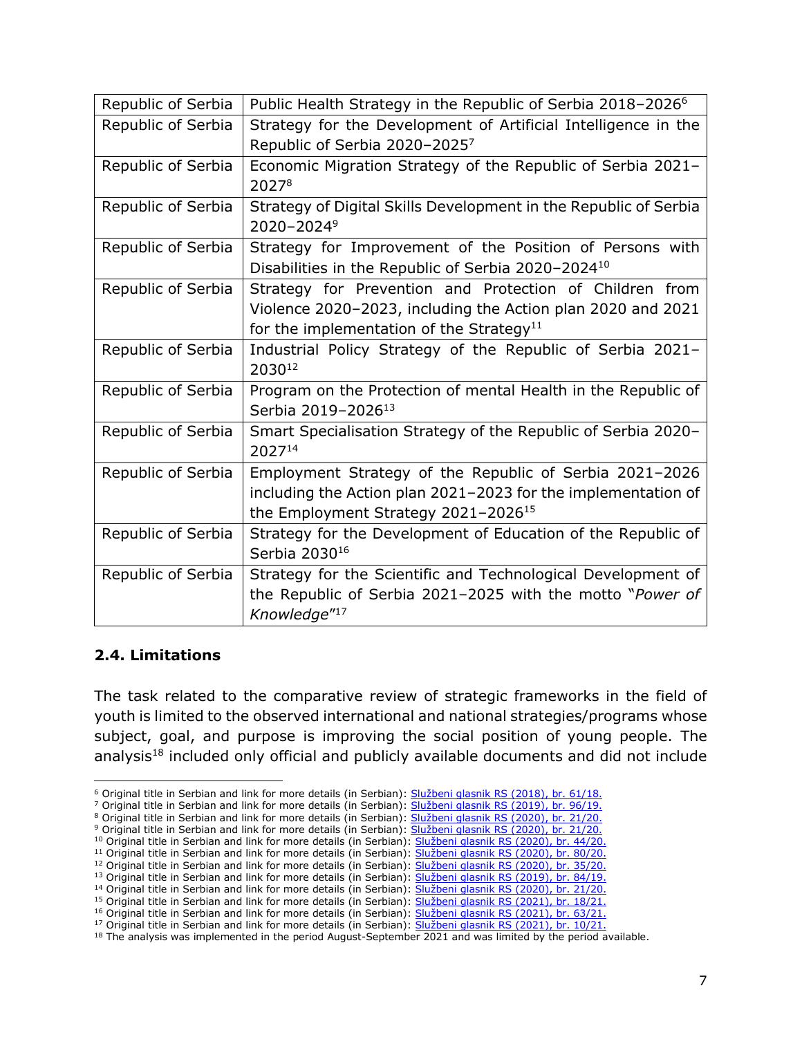| Republic of Serbia | Public Health Strategy in the Republic of Serbia 2018–2026[6] |
|---|---|
| Republic of Serbia | Strategy for the Development of Artificial Intelligence in the Republic of Serbia 2020–2025[7] |
| Republic of Serbia | Economic Migration Strategy of the Republic of Serbia 2021–2027[8] |
| Republic of Serbia | Strategy of Digital Skills Development in the Republic of Serbia 2020–2024[9] |
| Republic of Serbia | Strategy for Improvement of the Position of Persons with Disabilities in the Republic of Serbia 2020–2024[10] |
| Republic of Serbia | Strategy for Prevention and Protection of Children from Violence 2020–2023, including the Action plan 2020 and 2021 for the implementation of the Strategy[11] |
| Republic of Serbia | Industrial Policy Strategy of the Republic of Serbia 2021–2030[12] |
| Republic of Serbia | Program on the Protection of mental Health in the Republic of Serbia 2019–2026[13] |
| Republic of Serbia | Smart Specialisation Strategy of the Republic of Serbia 2020–2027[14] |
| Republic of Serbia | Employment Strategy of the Republic of Serbia 2021–2026 including the Action plan 2021–2023 for the implementation of the Employment Strategy 2021–2026[15] |
| Republic of Serbia | Strategy for the Development of Education of the Republic of Serbia 2030[16] |
| Republic of Serbia | Strategy for the Scientific and Technological Development of the Republic of Serbia 2021–2025 with the motto "*Power of Knowledge*"[17] |

### 2.4. Limitations

The task related to the comparative review of strategic frameworks in the field of youth is limited to the observed international and national strategies/programs whose subject, goal, and purpose is improving the social position of young people. The analysis[18] included only official and publicly available documents and did not include

[6] Original title in Serbian and link for more details (in Serbian): Službeni glasnik RS (2018), br. 61/18.
[7] Original title in Serbian and link for more details (in Serbian): Službeni glasnik RS (2019), br. 96/19.
[8] Original title in Serbian and link for more details (in Serbian): Službeni glasnik RS (2020), br. 21/20.
[9] Original title in Serbian and link for more details (in Serbian): Službeni glasnik RS (2020), br. 21/20.
[10] Original title in Serbian and link for more details (in Serbian): Službeni glasnik RS (2020), br. 44/20.
[11] Original title in Serbian and link for more details (in Serbian): Službeni glasnik RS (2020), br. 80/20.
[12] Original title in Serbian and link for more details (in Serbian): Službeni glasnik RS (2020), br. 35/20.
[13] Original title in Serbian and link for more details (in Serbian): Službeni glasnik RS (2019), br. 84/19.
[14] Original title in Serbian and link for more details (in Serbian): Službeni glasnik RS (2020), br. 21/20.
[15] Original title in Serbian and link for more details (in Serbian): Službeni glasnik RS (2021), br. 18/21.
[16] Original title in Serbian and link for more details (in Serbian): Službeni glasnik RS (2021), br. 63/21.
[17] Original title in Serbian and link for more details (in Serbian): Službeni glasnik RS (2021), br. 10/21.
[18] The analysis was implemented in the period August-September 2021 and was limited by the period available.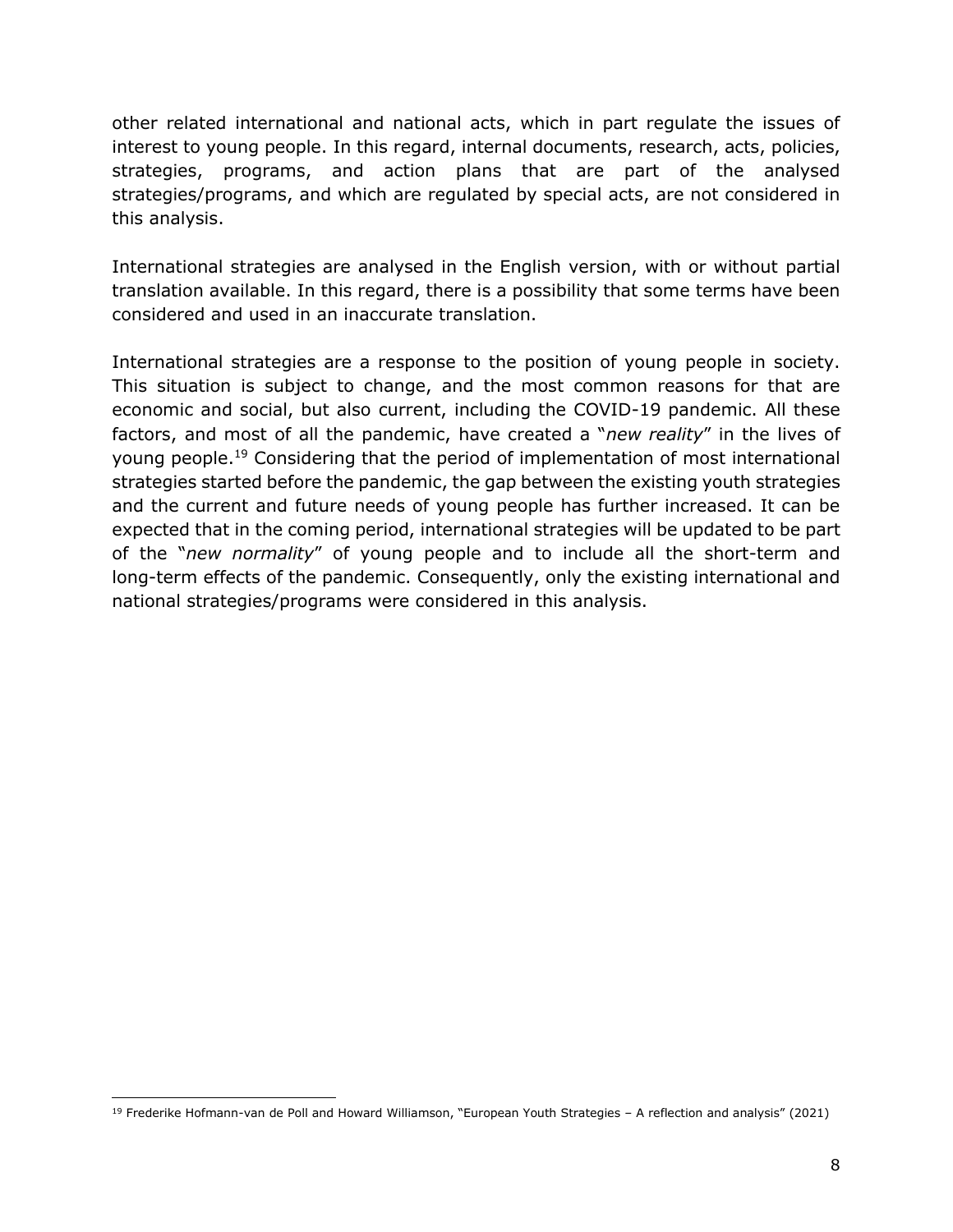other related international and national acts, which in part regulate the issues of interest to young people. In this regard, internal documents, research, acts, policies, strategies, programs, and action plans that are part of the analysed strategies/programs, and which are regulated by special acts, are not considered in this analysis.

International strategies are analysed in the English version, with or without partial translation available. In this regard, there is a possibility that some terms have been considered and used in an inaccurate translation.

International strategies are a response to the position of young people in society. This situation is subject to change, and the most common reasons for that are economic and social, but also current, including the COVID-19 pandemic. All these factors, and most of all the pandemic, have created a "*new reality*" in the lives of young people.[19] Considering that the period of implementation of most international strategies started before the pandemic, the gap between the existing youth strategies and the current and future needs of young people has further increased. It can be expected that in the coming period, international strategies will be updated to be part of the "*new normality*" of young people and to include all the short-term and long-term effects of the pandemic. Consequently, only the existing international and national strategies/programs were considered in this analysis.

[19] Frederike Hofmann-van de Poll and Howard Williamson, "European Youth Strategies – A reflection and analysis" (2021)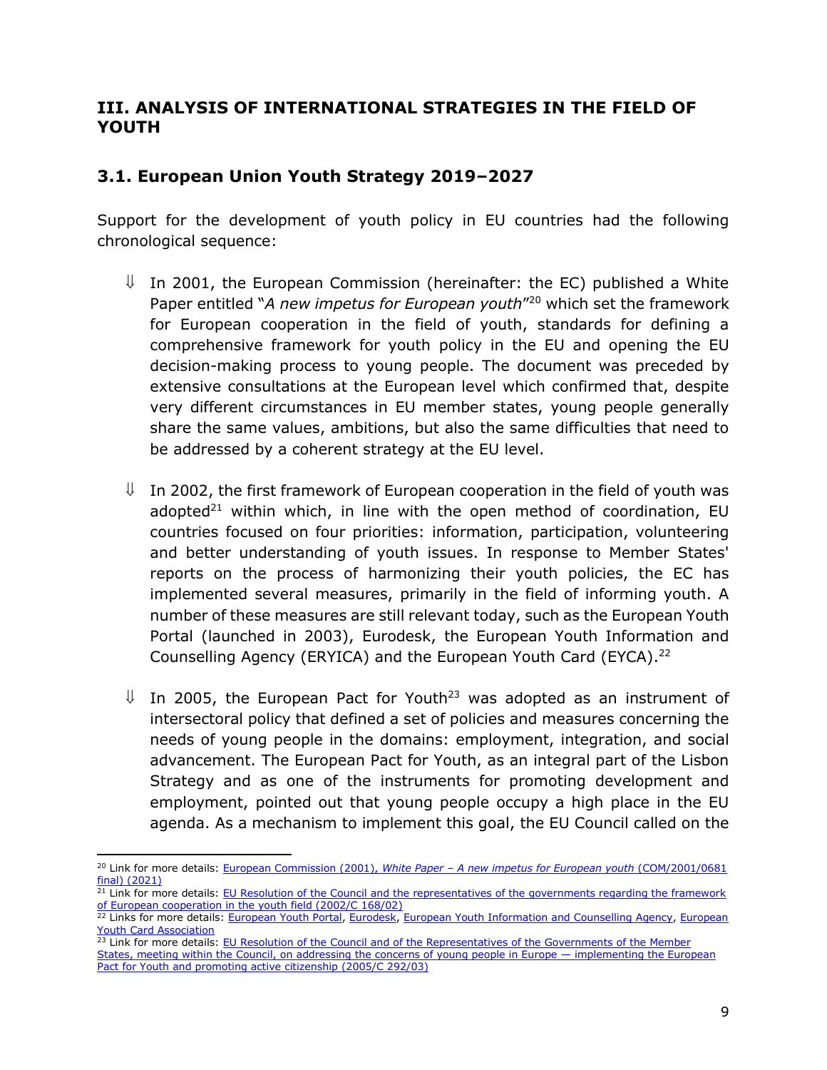## III. ANALYSIS OF INTERNATIONAL STRATEGIES IN THE FIELD OF YOUTH

### 3.1. European Union Youth Strategy 2019–2027

Support for the development of youth policy in EU countries had the following chronological sequence:

⇓ In 2001, the European Commission (hereinafter: the EC) published a White Paper entitled "*A new impetus for European youth*"[20] which set the framework for European cooperation in the field of youth, standards for defining a comprehensive framework for youth policy in the EU and opening the EU decision-making process to young people. The document was preceded by extensive consultations at the European level which confirmed that, despite very different circumstances in EU member states, young people generally share the same values, ambitions, but also the same difficulties that need to be addressed by a coherent strategy at the EU level.

⇓ In 2002, the first framework of European cooperation in the field of youth was adopted[21] within which, in line with the open method of coordination, EU countries focused on four priorities: information, participation, volunteering and better understanding of youth issues. In response to Member States' reports on the process of harmonizing their youth policies, the EC has implemented several measures, primarily in the field of informing youth. A number of these measures are still relevant today, such as the European Youth Portal (launched in 2003), Eurodesk, the European Youth Information and Counselling Agency (ERYICA) and the European Youth Card (EYCA).[22]

⇓ In 2005, the European Pact for Youth[23] was adopted as an instrument of intersectoral policy that defined a set of policies and measures concerning the needs of young people in the domains: employment, integration, and social advancement. The European Pact for Youth, as an integral part of the Lisbon Strategy and as one of the instruments for promoting development and employment, pointed out that young people occupy a high place in the EU agenda. As a mechanism to implement this goal, the EU Council called on the

---

[20] Link for more details: European Commission (2001), *White Paper – A new impetus for European youth* (COM/2001/0681 final) (2021)

[21] Link for more details: EU Resolution of the Council and the representatives of the governments regarding the framework of European cooperation in the youth field (2002/C 168/02)

[22] Links for more details: European Youth Portal, Eurodesk, European Youth Information and Counselling Agency, European Youth Card Association

[23] Link for more details: EU Resolution of the Council and of the Representatives of the Governments of the Member States, meeting within the Council, on addressing the concerns of young people in Europe — implementing the European Pact for Youth and promoting active citizenship (2005/C 292/03)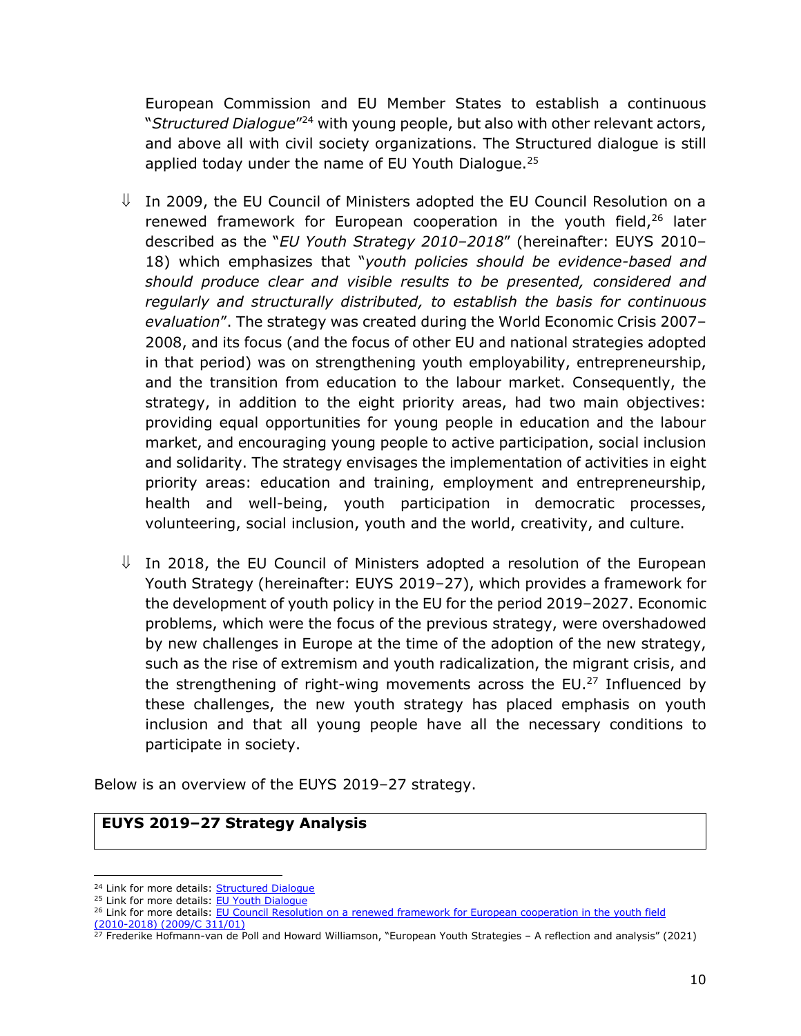European Commission and EU Member States to establish a continuous "*Structured Dialogue*"[24] with young people, but also with other relevant actors, and above all with civil society organizations. The Structured dialogue is still applied today under the name of EU Youth Dialogue.[25]

⇓ In 2009, the EU Council of Ministers adopted the EU Council Resolution on a renewed framework for European cooperation in the youth field,[26] later described as the "*EU Youth Strategy 2010–2018*" (hereinafter: EUYS 2010–18) which emphasizes that "*youth policies should be evidence-based and should produce clear and visible results to be presented, considered and regularly and structurally distributed, to establish the basis for continuous evaluation*". The strategy was created during the World Economic Crisis 2007–2008, and its focus (and the focus of other EU and national strategies adopted in that period) was on strengthening youth employability, entrepreneurship, and the transition from education to the labour market. Consequently, the strategy, in addition to the eight priority areas, had two main objectives: providing equal opportunities for young people in education and the labour market, and encouraging young people to active participation, social inclusion and solidarity. The strategy envisages the implementation of activities in eight priority areas: education and training, employment and entrepreneurship, health and well-being, youth participation in democratic processes, volunteering, social inclusion, youth and the world, creativity, and culture.

⇓ In 2018, the EU Council of Ministers adopted a resolution of the European Youth Strategy (hereinafter: EUYS 2019–27), which provides a framework for the development of youth policy in the EU for the period 2019–2027. Economic problems, which were the focus of the previous strategy, were overshadowed by new challenges in Europe at the time of the adoption of the new strategy, such as the rise of extremism and youth radicalization, the migrant crisis, and the strengthening of right-wing movements across the EU.[27] Influenced by these challenges, the new youth strategy has placed emphasis on youth inclusion and that all young people have all the necessary conditions to participate in society.

Below is an overview of the EUYS 2019–27 strategy.

| **EUYS 2019–27 Strategy Analysis** |
|---|

[24] Link for more details: Structured Dialogue
[25] Link for more details: EU Youth Dialogue
[26] Link for more details: EU Council Resolution on a renewed framework for European cooperation in the youth field (2010-2018) (2009/C 311/01)
[27] Frederike Hofmann-van de Poll and Howard Williamson, "European Youth Strategies – A reflection and analysis" (2021)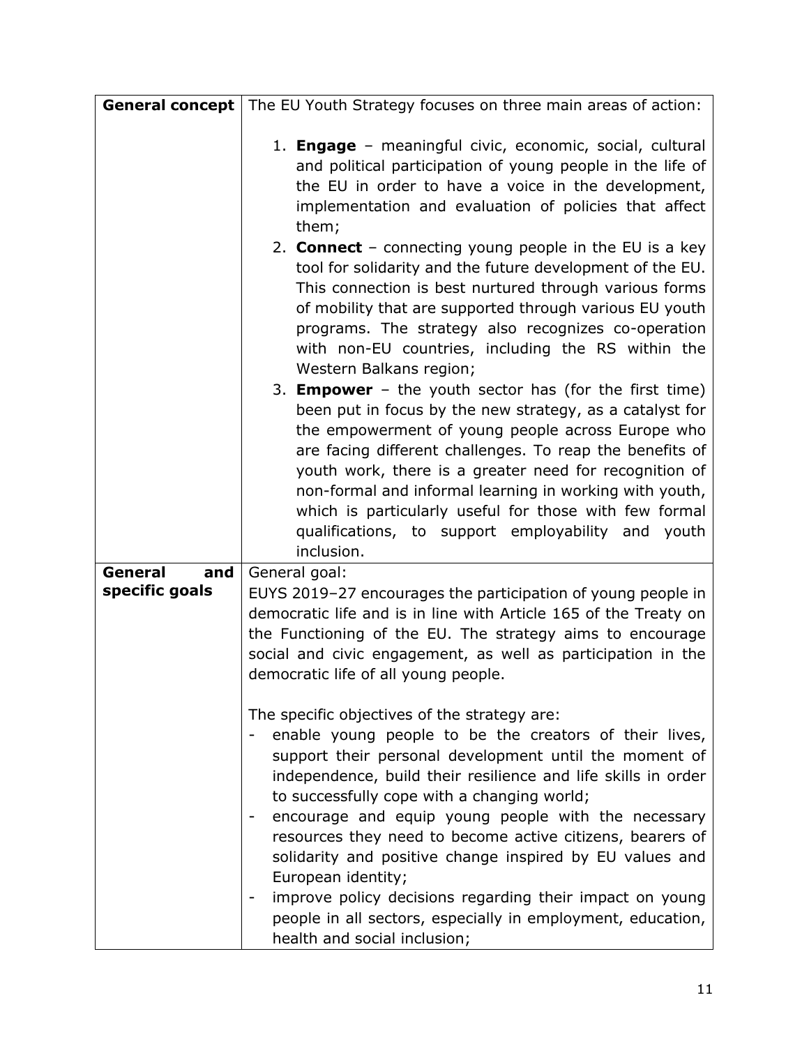| | |
|---|---|
| **General concept** | The EU Youth Strategy focuses on three main areas of action:<br><br>1. **Engage** – meaningful civic, economic, social, cultural and political participation of young people in the life of the EU in order to have a voice in the development, implementation and evaluation of policies that affect them;<br>2. **Connect** – connecting young people in the EU is a key tool for solidarity and the future development of the EU. This connection is best nurtured through various forms of mobility that are supported through various EU youth programs. The strategy also recognizes co-operation with non-EU countries, including the RS within the Western Balkans region;<br>3. **Empower** – the youth sector has (for the first time) been put in focus by the new strategy, as a catalyst for the empowerment of young people across Europe who are facing different challenges. To reap the benefits of youth work, there is a greater need for recognition of non-formal and informal learning in working with youth, which is particularly useful for those with few formal qualifications, to support employability and youth inclusion. |
| **General and specific goals** | General goal:<br>EUYS 2019–27 encourages the participation of young people in democratic life and is in line with Article 165 of the Treaty on the Functioning of the EU. The strategy aims to encourage social and civic engagement, as well as participation in the democratic life of all young people.<br><br>The specific objectives of the strategy are:<br>- enable young people to be the creators of their lives, support their personal development until the moment of independence, build their resilience and life skills in order to successfully cope with a changing world;<br>- encourage and equip young people with the necessary resources they need to become active citizens, bearers of solidarity and positive change inspired by EU values and European identity;<br>- improve policy decisions regarding their impact on young people in all sectors, especially in employment, education, health and social inclusion; |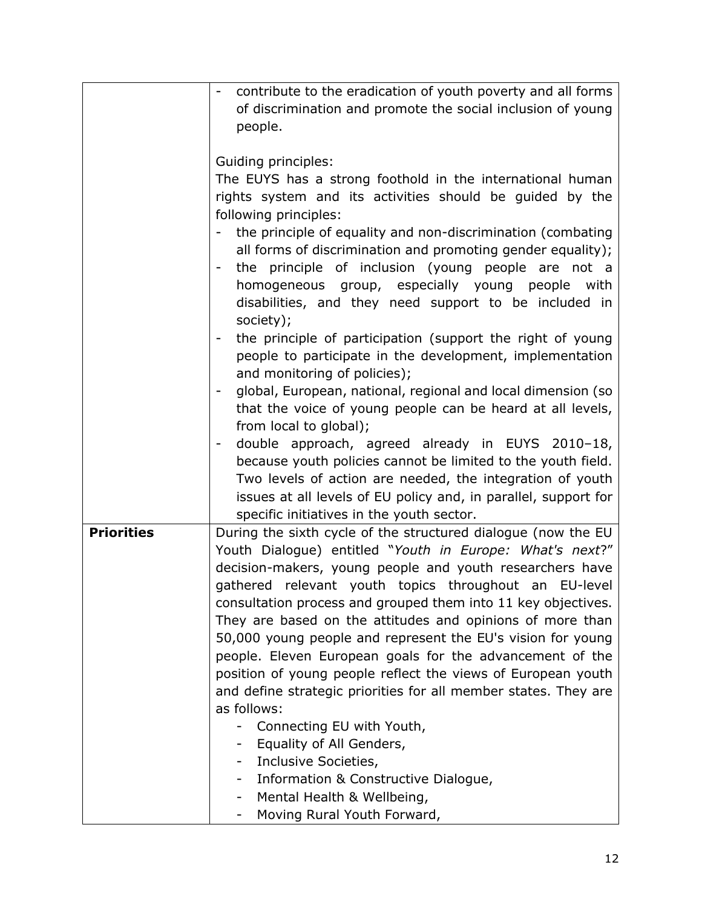| | |
|---|---|
| | - contribute to the eradication of youth poverty and all forms of discrimination and promote the social inclusion of young people.<br><br>Guiding principles:<br>The EUYS has a strong foothold in the international human rights system and its activities should be guided by the following principles:<br>- the principle of equality and non-discrimination (combating all forms of discrimination and promoting gender equality);<br>- the principle of inclusion (young people are not a homogeneous group, especially young people with disabilities, and they need support to be included in society);<br>- the principle of participation (support the right of young people to participate in the development, implementation and monitoring of policies);<br>- global, European, national, regional and local dimension (so that the voice of young people can be heard at all levels, from local to global);<br>- double approach, agreed already in EUYS 2010–18, because youth policies cannot be limited to the youth field. Two levels of action are needed, the integration of youth issues at all levels of EU policy and, in parallel, support for specific initiatives in the youth sector. |
| **Priorities** | During the sixth cycle of the structured dialogue (now the EU Youth Dialogue) entitled "*Youth in Europe: What's next*?" decision-makers, young people and youth researchers have gathered relevant youth topics throughout an EU-level consultation process and grouped them into 11 key objectives. They are based on the attitudes and opinions of more than 50,000 young people and represent the EU's vision for young people. Eleven European goals for the advancement of the position of young people reflect the views of European youth and define strategic priorities for all member states. They are as follows:<br>- Connecting EU with Youth,<br>- Equality of All Genders,<br>- Inclusive Societies,<br>- Information & Constructive Dialogue,<br>- Mental Health & Wellbeing,<br>- Moving Rural Youth Forward, |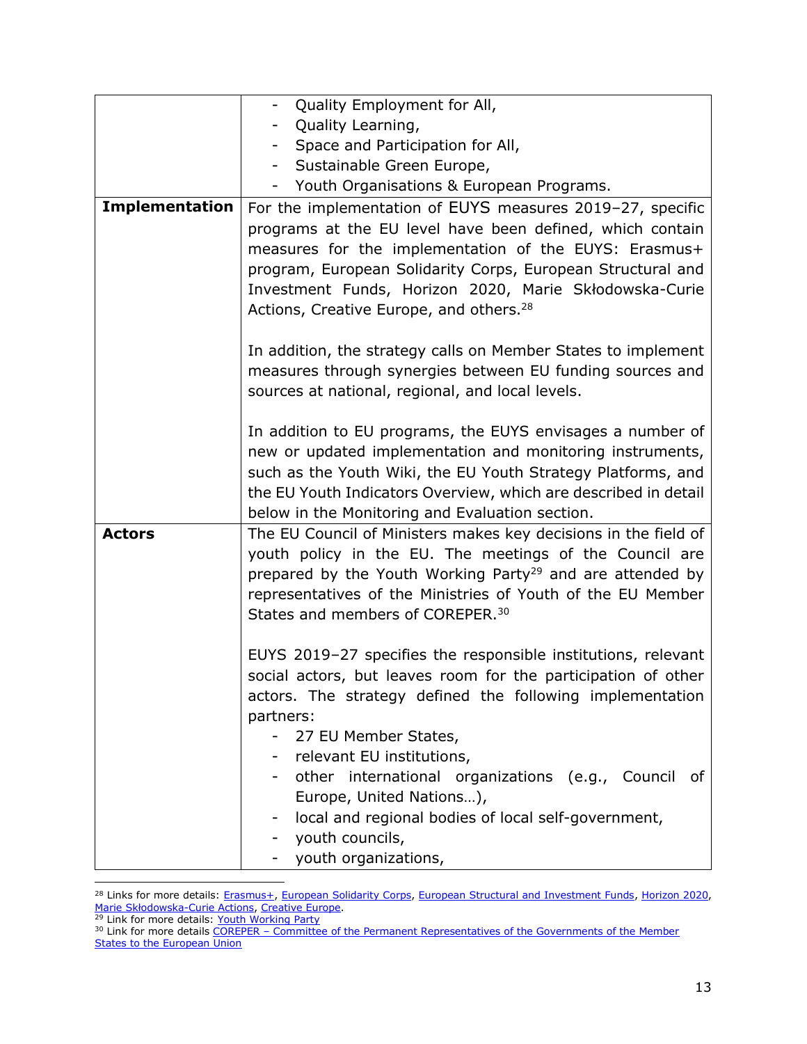| | |
|---|---|
| | - Quality Employment for All,<br>- Quality Learning,<br>- Space and Participation for All,<br>- Sustainable Green Europe,<br>- Youth Organisations & European Programs. |
| **Implementation** | For the implementation of EUYS measures 2019–27, specific programs at the EU level have been defined, which contain measures for the implementation of the EUYS: Erasmus+ program, European Solidarity Corps, European Structural and Investment Funds, Horizon 2020, Marie Skłodowska-Curie Actions, Creative Europe, and others.[28]<br><br>In addition, the strategy calls on Member States to implement measures through synergies between EU funding sources and sources at national, regional, and local levels.<br><br>In addition to EU programs, the EUYS envisages a number of new or updated implementation and monitoring instruments, such as the Youth Wiki, the EU Youth Strategy Platforms, and the EU Youth Indicators Overview, which are described in detail below in the Monitoring and Evaluation section. |
| **Actors** | The EU Council of Ministers makes key decisions in the field of youth policy in the EU. The meetings of the Council are prepared by the Youth Working Party[29] and are attended by representatives of the Ministries of Youth of the EU Member States and members of COREPER.[30]<br><br>EUYS 2019–27 specifies the responsible institutions, relevant social actors, but leaves room for the participation of other actors. The strategy defined the following implementation partners:<br>- 27 EU Member States,<br>- relevant EU institutions,<br>- other international organizations (e.g., Council of Europe, United Nations…),<br>- local and regional bodies of local self-government,<br>- youth councils,<br>- youth organizations, |

[28] Links for more details: Erasmus+, European Solidarity Corps, European Structural and Investment Funds, Horizon 2020, Marie Skłodowska-Curie Actions, Creative Europe.

[29] Link for more details: Youth Working Party

[30] Link for more details COREPER – Committee of the Permanent Representatives of the Governments of the Member States to the European Union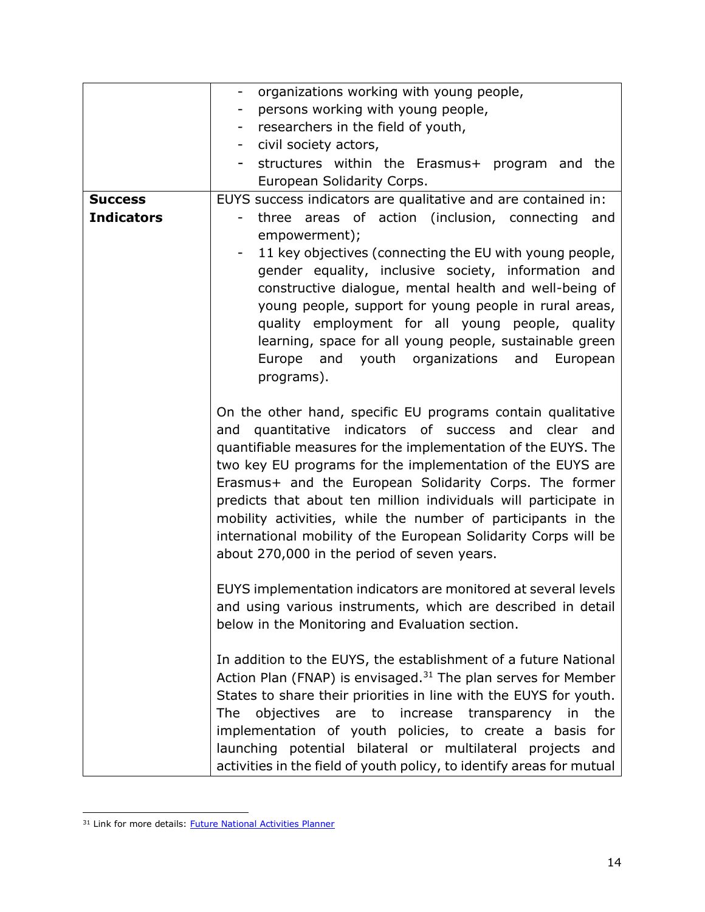| | |
|---|---|
| | - organizations working with young people,<br>- persons working with young people,<br>- researchers in the field of youth,<br>- civil society actors,<br>- structures within the Erasmus+ program and the European Solidarity Corps. |
| **Success Indicators** | EUYS success indicators are qualitative and are contained in:<br>- three areas of action (inclusion, connecting and empowerment);<br>- 11 key objectives (connecting the EU with young people, gender equality, inclusive society, information and constructive dialogue, mental health and well-being of young people, support for young people in rural areas, quality employment for all young people, quality learning, space for all young people, sustainable green Europe and youth organizations and European programs).<br><br>On the other hand, specific EU programs contain qualitative and quantitative indicators of success and clear and quantifiable measures for the implementation of the EUYS. The two key EU programs for the implementation of the EUYS are Erasmus+ and the European Solidarity Corps. The former predicts that about ten million individuals will participate in mobility activities, while the number of participants in the international mobility of the European Solidarity Corps will be about 270,000 in the period of seven years.<br><br>EUYS implementation indicators are monitored at several levels and using various instruments, which are described in detail below in the Monitoring and Evaluation section.<br><br>In addition to the EUYS, the establishment of a future National Action Plan (FNAP) is envisaged.[31] The plan serves for Member States to share their priorities in line with the EUYS for youth. The objectives are to increase transparency in the implementation of youth policies, to create a basis for launching potential bilateral or multilateral projects and activities in the field of youth policy, to identify areas for mutual |

[31] Link for more details: [Future National Activities Planner]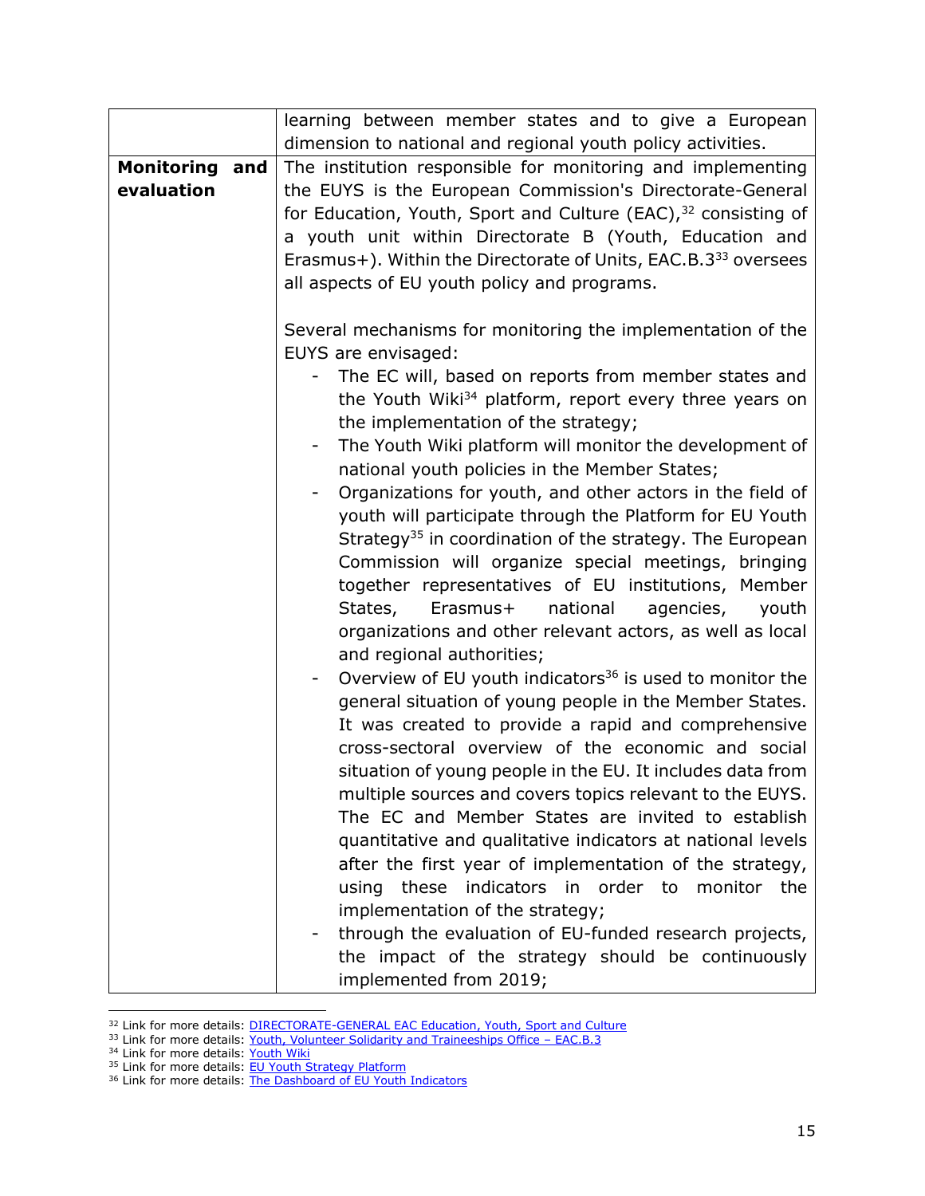| | |
|---|---|
| | learning between member states and to give a European dimension to national and regional youth policy activities. |
| **Monitoring and evaluation** | The institution responsible for monitoring and implementing the EUYS is the European Commission's Directorate-General for Education, Youth, Sport and Culture (EAC),[32] consisting of a youth unit within Directorate B (Youth, Education and Erasmus+). Within the Directorate of Units, EAC.B.3[33] oversees all aspects of EU youth policy and programs.<br><br>Several mechanisms for monitoring the implementation of the EUYS are envisaged:<br>- The EC will, based on reports from member states and the Youth Wiki[34] platform, report every three years on the implementation of the strategy;<br>- The Youth Wiki platform will monitor the development of national youth policies in the Member States;<br>- Organizations for youth, and other actors in the field of youth will participate through the Platform for EU Youth Strategy[35] in coordination of the strategy. The European Commission will organize special meetings, bringing together representatives of EU institutions, Member States, Erasmus+ national agencies, youth organizations and other relevant actors, as well as local and regional authorities;<br>- Overview of EU youth indicators[36] is used to monitor the general situation of young people in the Member States. It was created to provide a rapid and comprehensive cross-sectoral overview of the economic and social situation of young people in the EU. It includes data from multiple sources and covers topics relevant to the EUYS. The EC and Member States are invited to establish quantitative and qualitative indicators at national levels after the first year of implementation of the strategy, using these indicators in order to monitor the implementation of the strategy;<br>- through the evaluation of EU-funded research projects, the impact of the strategy should be continuously implemented from 2019; |

[32] Link for more details: DIRECTORATE-GENERAL EAC Education, Youth, Sport and Culture
[33] Link for more details: Youth, Volunteer Solidarity and Traineeships Office – EAC.B.3
[34] Link for more details: Youth Wiki
[35] Link for more details: EU Youth Strategy Platform
[36] Link for more details: The Dashboard of EU Youth Indicators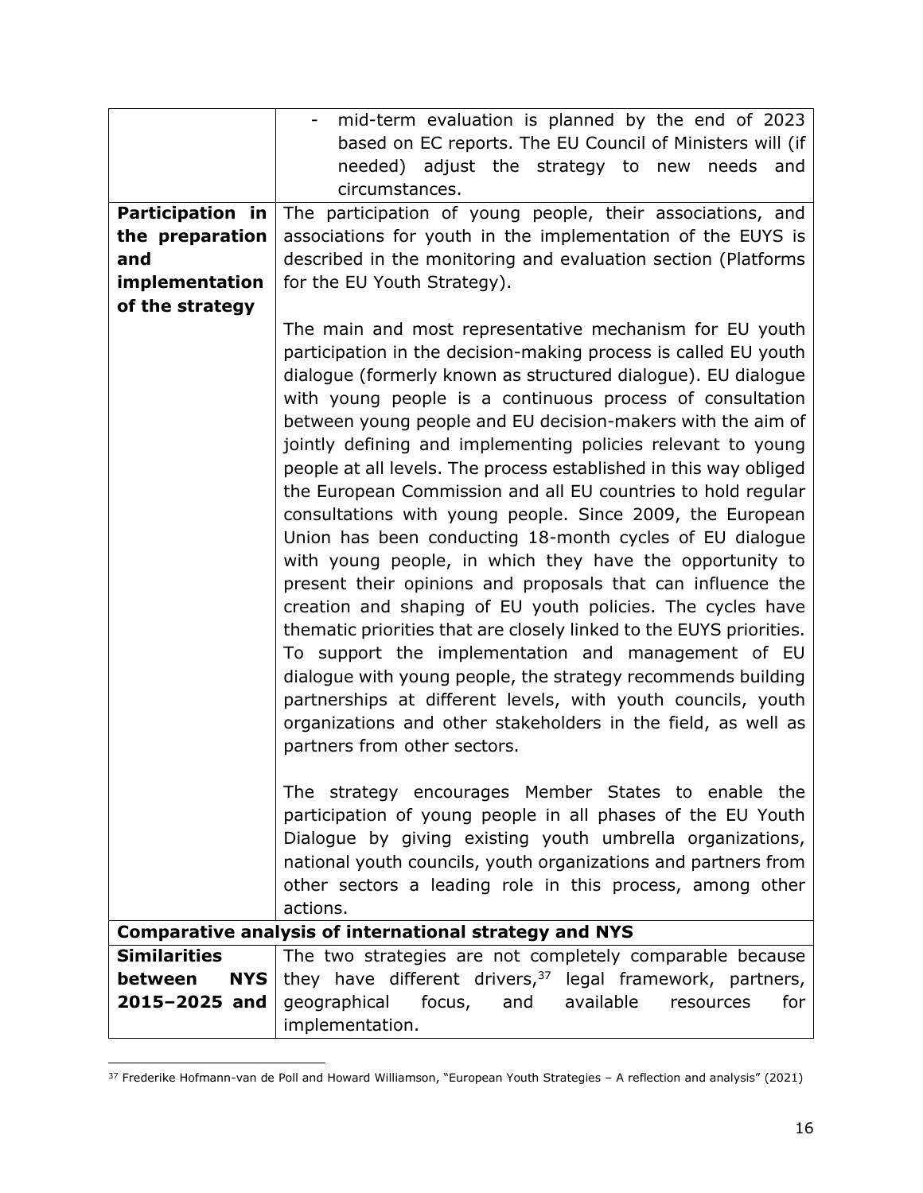| | |
|---|---|
| | - mid-term evaluation is planned by the end of 2023 based on EC reports. The EU Council of Ministers will (if needed) adjust the strategy to new needs and circumstances. |
| **Participation in the preparation and implementation of the strategy** | The participation of young people, their associations, and associations for youth in the implementation of the EUYS is described in the monitoring and evaluation section (Platforms for the EU Youth Strategy).<br><br>The main and most representative mechanism for EU youth participation in the decision-making process is called EU youth dialogue (formerly known as structured dialogue). EU dialogue with young people is a continuous process of consultation between young people and EU decision-makers with the aim of jointly defining and implementing policies relevant to young people at all levels. The process established in this way obliged the European Commission and all EU countries to hold regular consultations with young people. Since 2009, the European Union has been conducting 18-month cycles of EU dialogue with young people, in which they have the opportunity to present their opinions and proposals that can influence the creation and shaping of EU youth policies. The cycles have thematic priorities that are closely linked to the EUYS priorities. To support the implementation and management of EU dialogue with young people, the strategy recommends building partnerships at different levels, with youth councils, youth organizations and other stakeholders in the field, as well as partners from other sectors.<br><br>The strategy encourages Member States to enable the participation of young people in all phases of the EU Youth Dialogue by giving existing youth umbrella organizations, national youth councils, youth organizations and partners from other sectors a leading role in this process, among other actions. |
| **Comparative analysis of international strategy and NYS** | |
| **Similarities between NYS 2015–2025 and** | The two strategies are not completely comparable because they have different drivers,[37] legal framework, partners, geographical focus, and available resources for implementation. |

[37] Frederike Hofmann-van de Poll and Howard Williamson, "European Youth Strategies – A reflection and analysis" (2021)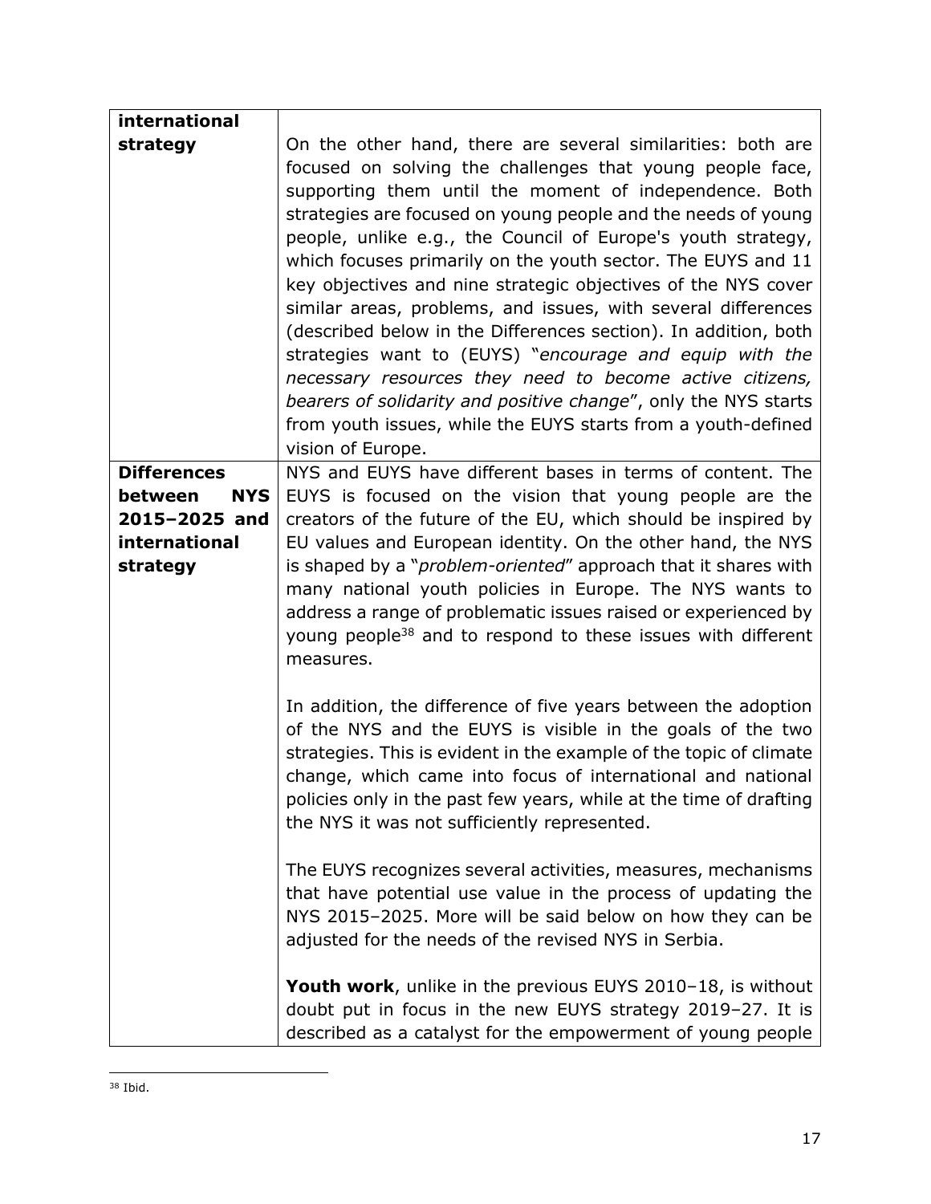| | |
|---|---|
| **international strategy** | On the other hand, there are several similarities: both are focused on solving the challenges that young people face, supporting them until the moment of independence. Both strategies are focused on young people and the needs of young people, unlike e.g., the Council of Europe's youth strategy, which focuses primarily on the youth sector. The EUYS and 11 key objectives and nine strategic objectives of the NYS cover similar areas, problems, and issues, with several differences (described below in the Differences section). In addition, both strategies want to (EUYS) "*encourage and equip with the necessary resources they need to become active citizens, bearers of solidarity and positive change*", only the NYS starts from youth issues, while the EUYS starts from a youth-defined vision of Europe. |
| **Differences between NYS 2015–2025 and international strategy** | NYS and EUYS have different bases in terms of content. The EUYS is focused on the vision that young people are the creators of the future of the EU, which should be inspired by EU values and European identity. On the other hand, the NYS is shaped by a "*problem-oriented*" approach that it shares with many national youth policies in Europe. The NYS wants to address a range of problematic issues raised or experienced by young people[38] and to respond to these issues with different measures.<br><br>In addition, the difference of five years between the adoption of the NYS and the EUYS is visible in the goals of the two strategies. This is evident in the example of the topic of climate change, which came into focus of international and national policies only in the past few years, while at the time of drafting the NYS it was not sufficiently represented.<br><br>The EUYS recognizes several activities, measures, mechanisms that have potential use value in the process of updating the NYS 2015–2025. More will be said below on how they can be adjusted for the needs of the revised NYS in Serbia.<br><br>**Youth work**, unlike in the previous EUYS 2010–18, is without doubt put in focus in the new EUYS strategy 2019–27. It is described as a catalyst for the empowerment of young people |

[38] Ibid.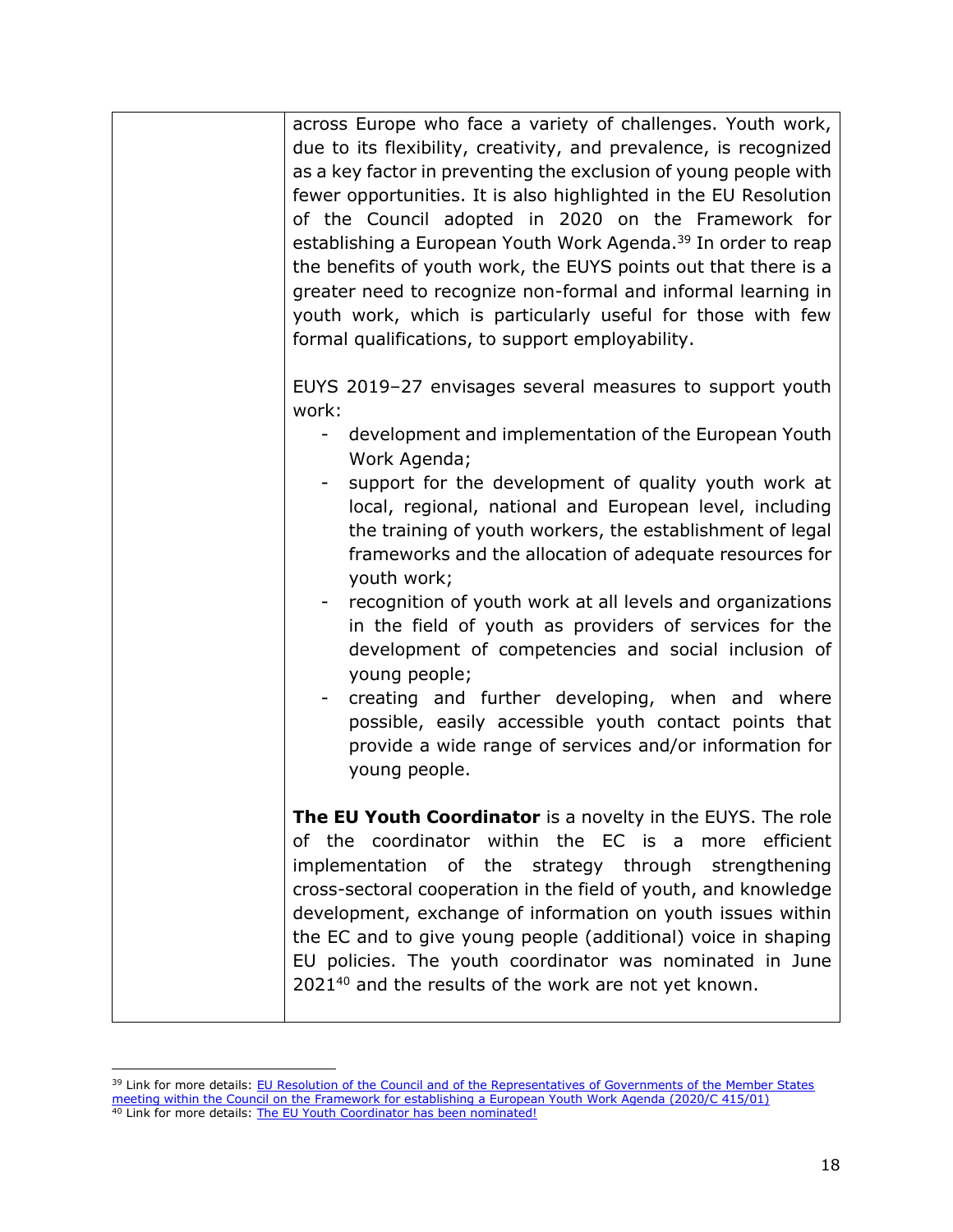| | across Europe who face a variety of challenges. Youth work, due to its flexibility, creativity, and prevalence, is recognized as a key factor in preventing the exclusion of young people with fewer opportunities. It is also highlighted in the EU Resolution of the Council adopted in 2020 on the Framework for establishing a European Youth Work Agenda.[39] In order to reap the benefits of youth work, the EUYS points out that there is a greater need to recognize non-formal and informal learning in youth work, which is particularly useful for those with few formal qualifications, to support employability.<br><br>EUYS 2019–27 envisages several measures to support youth work:<br>- development and implementation of the European Youth Work Agenda;<br>- support for the development of quality youth work at local, regional, national and European level, including the training of youth workers, the establishment of legal frameworks and the allocation of adequate resources for youth work;<br>- recognition of youth work at all levels and organizations in the field of youth as providers of services for the development of competencies and social inclusion of young people;<br>- creating and further developing, when and where possible, easily accessible youth contact points that provide a wide range of services and/or information for young people.<br><br>**The EU Youth Coordinator** is a novelty in the EUYS. The role of the coordinator within the EC is a more efficient implementation of the strategy through strengthening cross-sectoral cooperation in the field of youth, and knowledge development, exchange of information on youth issues within the EC and to give young people (additional) voice in shaping EU policies. The youth coordinator was nominated in June 2021[40] and the results of the work are not yet known. |
|---|---|

[39] Link for more details: EU Resolution of the Council and of the Representatives of Governments of the Member States meeting within the Council on the Framework for establishing a European Youth Work Agenda (2020/C 415/01)

[40] Link for more details: The EU Youth Coordinator has been nominated!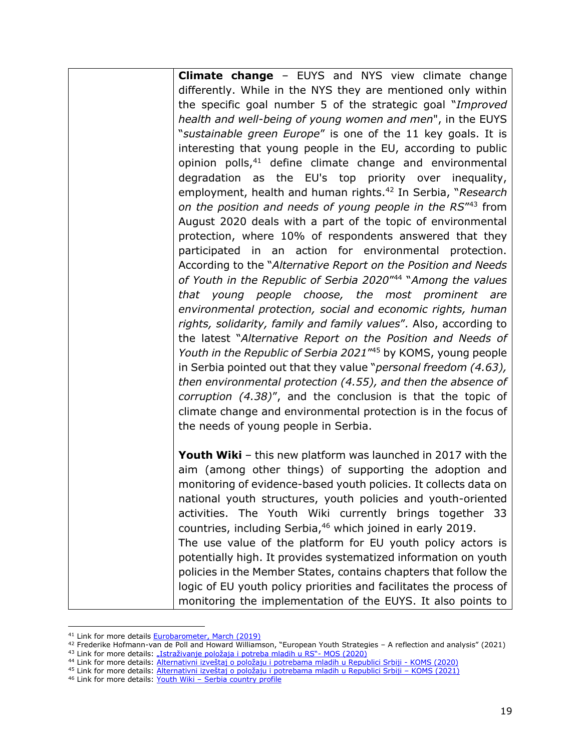| | **Climate change** – EUYS and NYS view climate change differently. While in the NYS they are mentioned only within the specific goal number 5 of the strategic goal "*Improved health and well-being of young women and men*", in the EUYS "*sustainable green Europe*" is one of the 11 key goals. It is interesting that young people in the EU, according to public opinion polls,[41] define climate change and environmental degradation as the EU's top priority over inequality, employment, health and human rights.[42] In Serbia, "*Research on the position and needs of young people in the RS*"[43] from August 2020 deals with a part of the topic of environmental protection, where 10% of respondents answered that they participated in an action for environmental protection. According to the "*Alternative Report on the Position and Needs of Youth in the Republic of Serbia 2020*"[44] "*Among the values that young people choose, the most prominent are environmental protection, social and economic rights, human rights, solidarity, family and family values*". Also, according to the latest "*Alternative Report on the Position and Needs of Youth in the Republic of Serbia 2021*"[45] by KOMS, young people in Serbia pointed out that they value "*personal freedom (4.63), then environmental protection (4.55), and then the absence of corruption (4.38)*", and the conclusion is that the topic of climate change and environmental protection is in the focus of the needs of young people in Serbia.<br><br>**Youth Wiki** – this new platform was launched in 2017 with the aim (among other things) of supporting the adoption and monitoring of evidence-based youth policies. It collects data on national youth structures, youth policies and youth-oriented activities. The Youth Wiki currently brings together 33 countries, including Serbia,[46] which joined in early 2019.<br>The use value of the platform for EU youth policy actors is potentially high. It provides systematized information on youth policies in the Member States, contains chapters that follow the logic of EU youth policy priorities and facilitates the process of monitoring the implementation of the EUYS. It also points to |
|---|---|

[41] Link for more details Eurobarometer, March (2019)

[42] Frederike Hofmann-van de Poll and Howard Williamson, "European Youth Strategies – A reflection and analysis" (2021)

[43] Link for more details: „Istraživanje položaja i potreba mladih u RS"- MOS (2020)

[44] Link for more details: Alternativni izveštaj o položaju i potrebama mladih u Republici Srbiji - KOMS (2020)

[45] Link for more details: Alternativni izveštaj o položaju i potrebama mladih u Republici Srbiji – KOMS (2021)

[46] Link for more details: Youth Wiki – Serbia country profile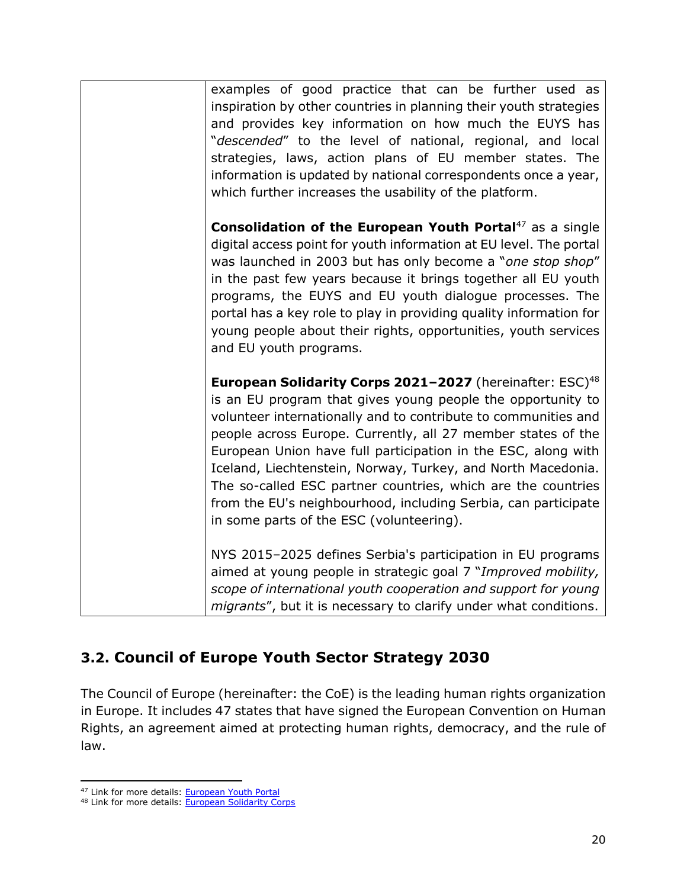| | |
|---|---|
| | examples of good practice that can be further used as inspiration by other countries in planning their youth strategies and provides key information on how much the EUYS has "*descended*" to the level of national, regional, and local strategies, laws, action plans of EU member states. The information is updated by national correspondents once a year, which further increases the usability of the platform.<br><br>**Consolidation of the European Youth Portal**[47] as a single digital access point for youth information at EU level. The portal was launched in 2003 but has only become a "*one stop shop*" in the past few years because it brings together all EU youth programs, the EUYS and EU youth dialogue processes. The portal has a key role to play in providing quality information for young people about their rights, opportunities, youth services and EU youth programs.<br><br>**European Solidarity Corps 2021–2027** (hereinafter: ESC)[48] is an EU program that gives young people the opportunity to volunteer internationally and to contribute to communities and people across Europe. Currently, all 27 member states of the European Union have full participation in the ESC, along with Iceland, Liechtenstein, Norway, Turkey, and North Macedonia. The so-called ESC partner countries, which are the countries from the EU's neighbourhood, including Serbia, can participate in some parts of the ESC (volunteering).<br><br>NYS 2015–2025 defines Serbia's participation in EU programs aimed at young people in strategic goal 7 "*Improved mobility, scope of international youth cooperation and support for young migrants*", but it is necessary to clarify under what conditions. |

## 3.2. Council of Europe Youth Sector Strategy 2030

The Council of Europe (hereinafter: the CoE) is the leading human rights organization in Europe. It includes 47 states that have signed the European Convention on Human Rights, an agreement aimed at protecting human rights, democracy, and the rule of law.

[47] Link for more details: European Youth Portal

[48] Link for more details: European Solidarity Corps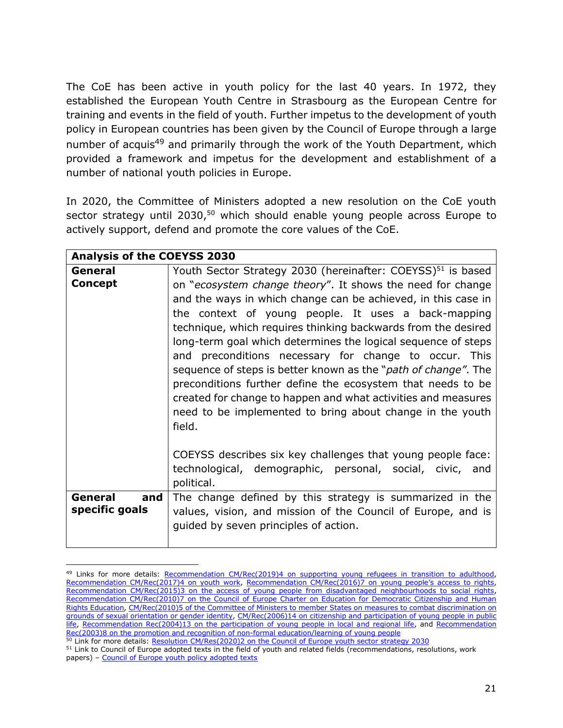The CoE has been active in youth policy for the last 40 years. In 1972, they established the European Youth Centre in Strasbourg as the European Centre for training and events in the field of youth. Further impetus to the development of youth policy in European countries has been given by the Council of Europe through a large number of acquis[49] and primarily through the work of the Youth Department, which provided a framework and impetus for the development and establishment of a number of national youth policies in Europe.

In 2020, the Committee of Ministers adopted a new resolution on the CoE youth sector strategy until 2030,[50] which should enable young people across Europe to actively support, defend and promote the core values of the CoE.

| **Analysis of the COEYSS 2030** | |
|---|---|
| **General Concept** | Youth Sector Strategy 2030 (hereinafter: COEYSS)[51] is based on "*ecosystem change theory*". It shows the need for change and the ways in which change can be achieved, in this case in the context of young people. It uses a back-mapping technique, which requires thinking backwards from the desired long-term goal which determines the logical sequence of steps and preconditions necessary for change to occur. This sequence of steps is better known as the "*path of change*". The preconditions further define the ecosystem that needs to be created for change to happen and what activities and measures need to be implemented to bring about change in the youth field.<br><br>COEYSS describes six key challenges that young people face: technological, demographic, personal, social, civic, and political. |
| **General and specific goals** | The change defined by this strategy is summarized in the values, vision, and mission of the Council of Europe, and is guided by seven principles of action. |

[49] Links for more details: Recommendation CM/Rec(2019)4 on supporting young refugees in transition to adulthood, Recommendation CM/Rec(2017)4 on youth work, Recommendation CM/Rec(2016)7 on young people's access to rights, Recommendation CM/Rec(2015)3 on the access of young people from disadvantaged neighbourhoods to social rights, Recommendation CM/Rec(2010)7 on the Council of Europe Charter on Education for Democratic Citizenship and Human Rights Education, CM/Rec(2010)5 of the Committee of Ministers to member States on measures to combat discrimination on grounds of sexual orientation or gender identity, CM/Rec(2006)14 on citizenship and participation of young people in public life, Recommendation Rec(2004)13 on the participation of young people in local and regional life, and Recommendation Rec(2003)8 on the promotion and recognition of non-formal education/learning of young people

[50] Link for more details: Resolution CM/Res(2020)2 on the Council of Europe youth sector strategy 2030

[51] Link to Council of Europe adopted texts in the field of youth and related fields (recommendations, resolutions, work papers) – Council of Europe youth policy adopted texts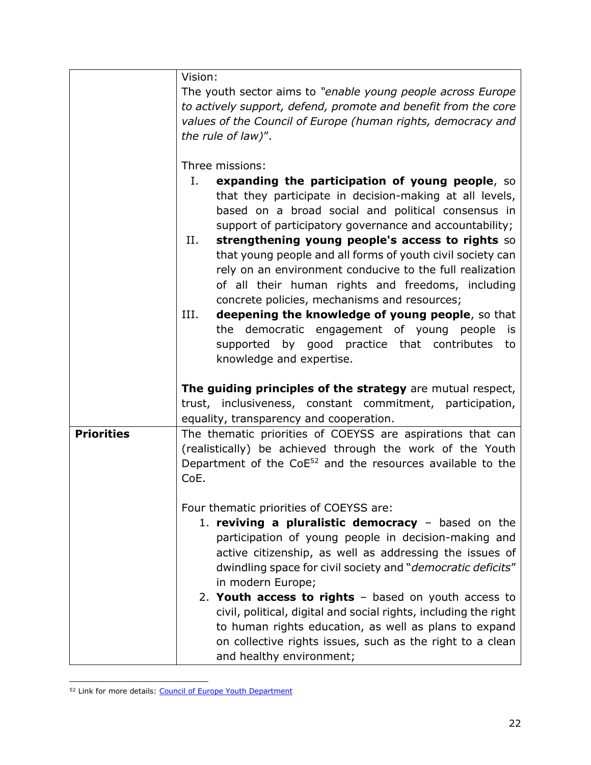| | |
|---|---|
| | Vision:<br>The youth sector aims to *"enable young people across Europe to actively support, defend, promote and benefit from the core values of the Council of Europe (human rights, democracy and the rule of law)"*.<br><br>Three missions:<br>I. **expanding the participation of young people**, so that they participate in decision-making at all levels, based on a broad social and political consensus in support of participatory governance and accountability;<br>II. **strengthening young people's access to rights** so that young people and all forms of youth civil society can rely on an environment conducive to the full realization of all their human rights and freedoms, including concrete policies, mechanisms and resources;<br>III. **deepening the knowledge of young people**, so that the democratic engagement of young people is supported by good practice that contributes to knowledge and expertise.<br><br>**The guiding principles of the strategy** are mutual respect, trust, inclusiveness, constant commitment, participation, equality, transparency and cooperation. |
| **Priorities** | The thematic priorities of COEYSS are aspirations that can (realistically) be achieved through the work of the Youth Department of the CoE[52] and the resources available to the CoE.<br><br>Four thematic priorities of COEYSS are:<br>1. **reviving a pluralistic democracy** – based on the participation of young people in decision-making and active citizenship, as well as addressing the issues of dwindling space for civil society and "*democratic deficits*" in modern Europe;<br>2. **Youth access to rights** – based on youth access to civil, political, digital and social rights, including the right to human rights education, as well as plans to expand on collective rights issues, such as the right to a clean and healthy environment; |

[52] Link for more details: [Council of Europe Youth Department]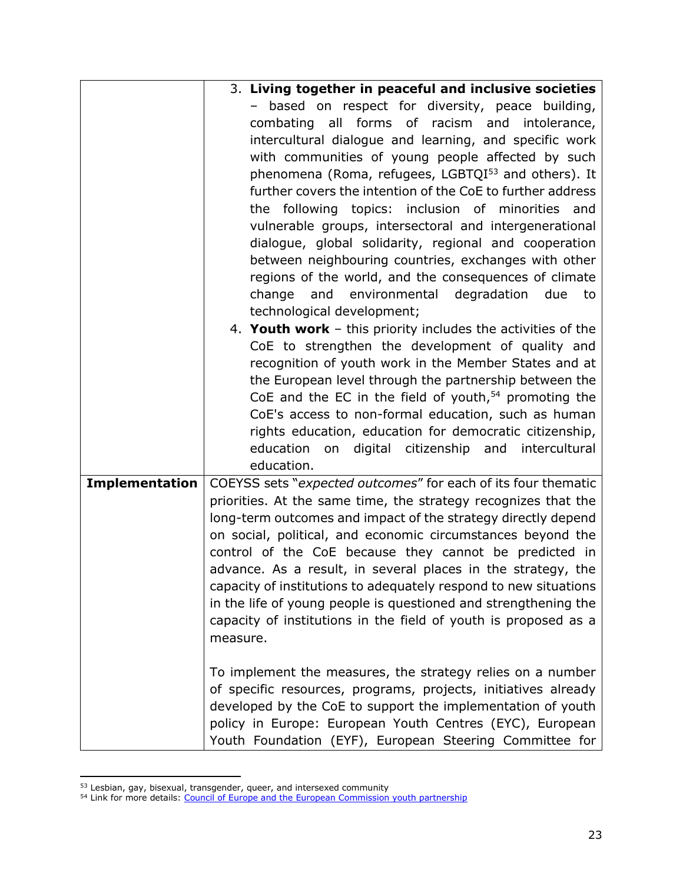| | |
|---|---|
| | 3. **Living together in peaceful and inclusive societies** – based on respect for diversity, peace building, combating all forms of racism and intolerance, intercultural dialogue and learning, and specific work with communities of young people affected by such phenomena (Roma, refugees, LGBTQI[53] and others). It further covers the intention of the CoE to further address the following topics: inclusion of minorities and vulnerable groups, intersectoral and intergenerational dialogue, global solidarity, regional and cooperation between neighbouring countries, exchanges with other regions of the world, and the consequences of climate change and environmental degradation due to technological development;<br>4. **Youth work** – this priority includes the activities of the CoE to strengthen the development of quality and recognition of youth work in the Member States and at the European level through the partnership between the CoE and the EC in the field of youth,[54] promoting the CoE's access to non-formal education, such as human rights education, education for democratic citizenship, education on digital citizenship and intercultural education. |
| **Implementation** | COEYSS sets "*expected outcomes*" for each of its four thematic priorities. At the same time, the strategy recognizes that the long-term outcomes and impact of the strategy directly depend on social, political, and economic circumstances beyond the control of the CoE because they cannot be predicted in advance. As a result, in several places in the strategy, the capacity of institutions to adequately respond to new situations in the life of young people is questioned and strengthening the capacity of institutions in the field of youth is proposed as a measure.<br><br>To implement the measures, the strategy relies on a number of specific resources, programs, projects, initiatives already developed by the CoE to support the implementation of youth policy in Europe: European Youth Centres (EYC), European Youth Foundation (EYF), European Steering Committee for |

[53] Lesbian, gay, bisexual, transgender, queer, and intersexed community

[54] Link for more details: Council of Europe and the European Commission youth partnership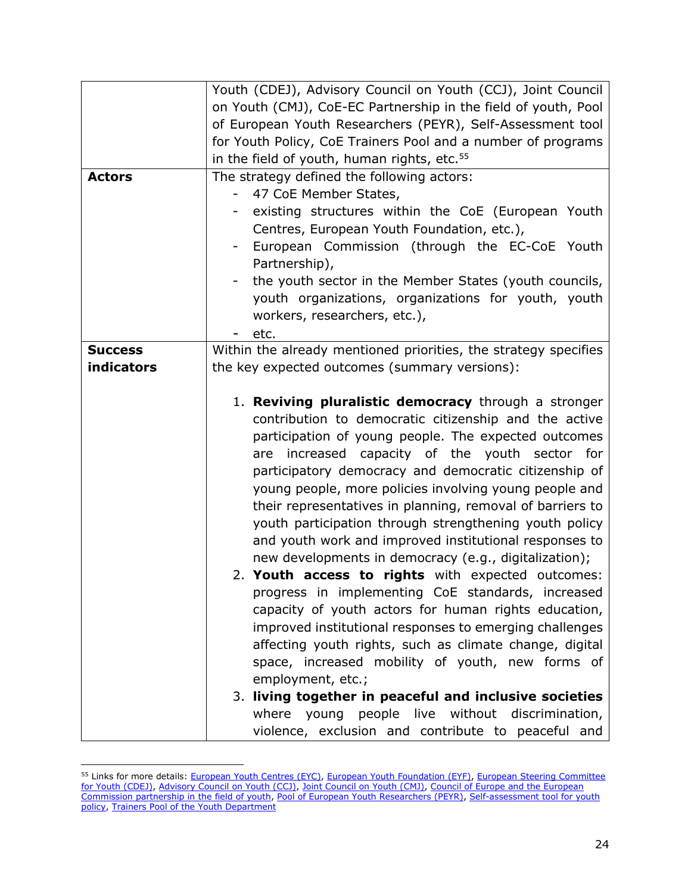| | |
|---|---|
| | Youth (CDEJ), Advisory Council on Youth (CCJ), Joint Council on Youth (CMJ), CoE-EC Partnership in the field of youth, Pool of European Youth Researchers (PEYR), Self-Assessment tool for Youth Policy, CoE Trainers Pool and a number of programs in the field of youth, human rights, etc.[55] |
| **Actors** | The strategy defined the following actors:<br>- 47 CoE Member States,<br>- existing structures within the CoE (European Youth Centres, European Youth Foundation, etc.),<br>- European Commission (through the EC-CoE Youth Partnership),<br>- the youth sector in the Member States (youth councils, youth organizations, organizations for youth, youth workers, researchers, etc.),<br>- etc. |
| **Success indicators** | Within the already mentioned priorities, the strategy specifies the key expected outcomes (summary versions):<br><br>1. **Reviving pluralistic democracy** through a stronger contribution to democratic citizenship and the active participation of young people. The expected outcomes are increased capacity of the youth sector for participatory democracy and democratic citizenship of young people, more policies involving young people and their representatives in planning, removal of barriers to youth participation through strengthening youth policy and youth work and improved institutional responses to new developments in democracy (e.g., digitalization);<br>2. **Youth access to rights** with expected outcomes: progress in implementing CoE standards, increased capacity of youth actors for human rights education, improved institutional responses to emerging challenges affecting youth rights, such as climate change, digital space, increased mobility of youth, new forms of employment, etc.;<br>3. **living together in peaceful and inclusive societies** where young people live without discrimination, violence, exclusion and contribute to peaceful and |

[55] Links for more details: European Youth Centres (EYC), European Youth Foundation (EYF), European Steering Committee for Youth (CDEJ), Advisory Council on Youth (CCJ), Joint Council on Youth (CMJ), Council of Europe and the European Commission partnership in the field of youth, Pool of European Youth Researchers (PEYR), Self-assessment tool for youth policy, Trainers Pool of the Youth Department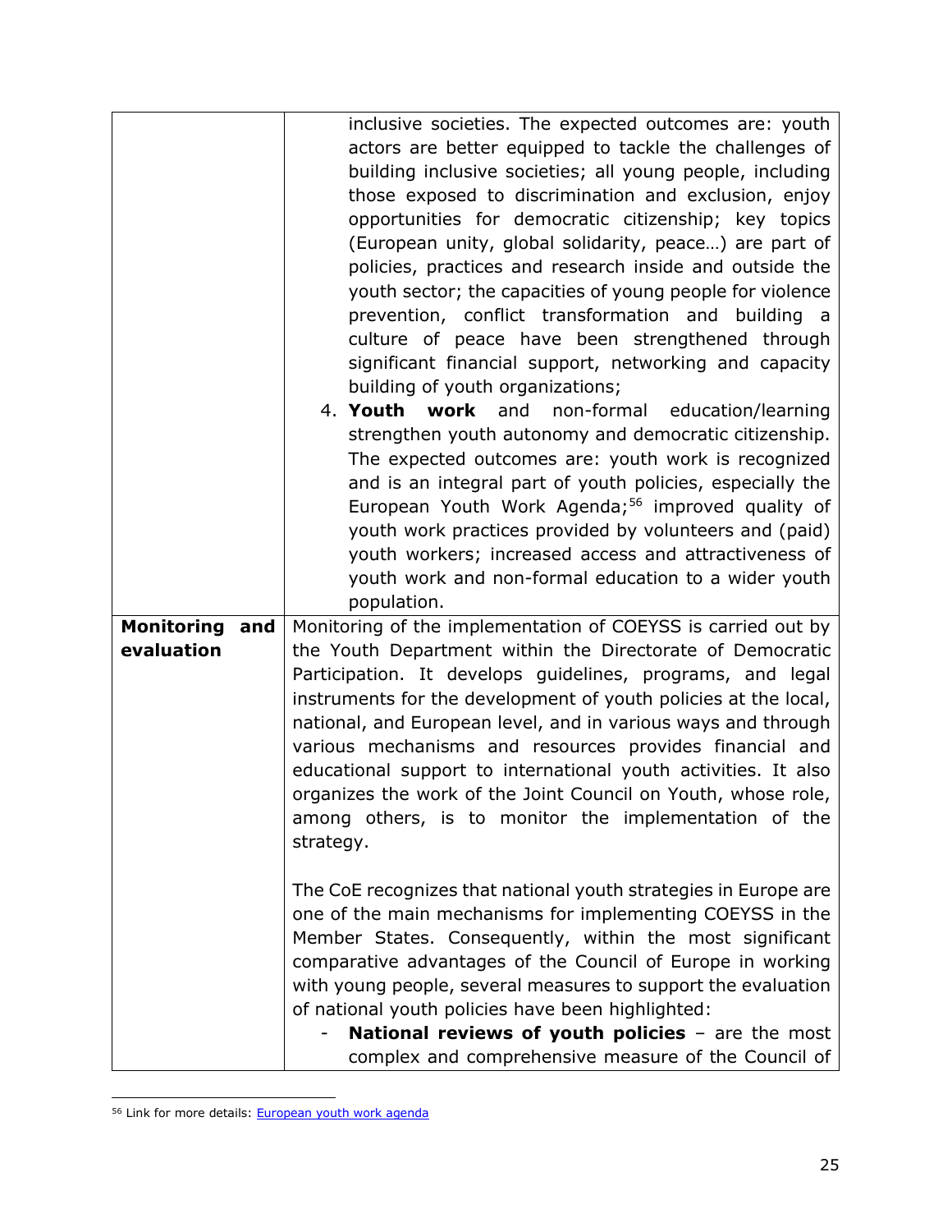| | |
|---|---|
| | inclusive societies. The expected outcomes are: youth actors are better equipped to tackle the challenges of building inclusive societies; all young people, including those exposed to discrimination and exclusion, enjoy opportunities for democratic citizenship; key topics (European unity, global solidarity, peace…) are part of policies, practices and research inside and outside the youth sector; the capacities of young people for violence prevention, conflict transformation and building a culture of peace have been strengthened through significant financial support, networking and capacity building of youth organizations;<br>4. **Youth work** and non-formal education/learning strengthen youth autonomy and democratic citizenship. The expected outcomes are: youth work is recognized and is an integral part of youth policies, especially the European Youth Work Agenda;[56] improved quality of youth work practices provided by volunteers and (paid) youth workers; increased access and attractiveness of youth work and non-formal education to a wider youth population. |
| **Monitoring and evaluation** | Monitoring of the implementation of COEYSS is carried out by the Youth Department within the Directorate of Democratic Participation. It develops guidelines, programs, and legal instruments for the development of youth policies at the local, national, and European level, and in various ways and through various mechanisms and resources provides financial and educational support to international youth activities. It also organizes the work of the Joint Council on Youth, whose role, among others, is to monitor the implementation of the strategy.<br><br>The CoE recognizes that national youth strategies in Europe are one of the main mechanisms for implementing COEYSS in the Member States. Consequently, within the most significant comparative advantages of the Council of Europe in working with young people, several measures to support the evaluation of national youth policies have been highlighted:<br>- **National reviews of youth policies** – are the most complex and comprehensive measure of the Council of |

[56] Link for more details: European youth work agenda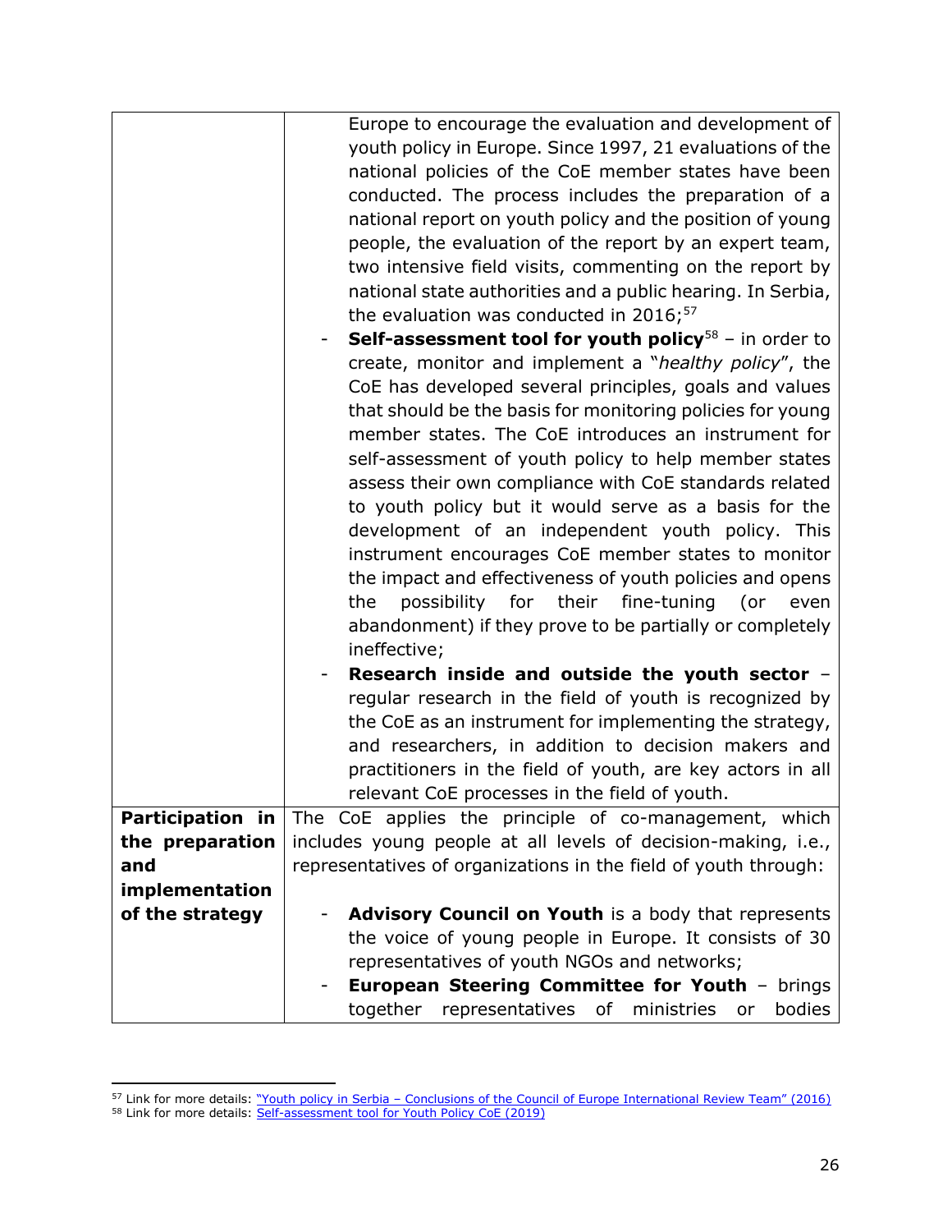| | |
|---|---|
| | Europe to encourage the evaluation and development of youth policy in Europe. Since 1997, 21 evaluations of the national policies of the CoE member states have been conducted. The process includes the preparation of a national report on youth policy and the position of young people, the evaluation of the report by an expert team, two intensive field visits, commenting on the report by national state authorities and a public hearing. In Serbia, the evaluation was conducted in 2016;[57]<br>- **Self-assessment tool for youth policy**[58] – in order to create, monitor and implement a "*healthy policy*", the CoE has developed several principles, goals and values that should be the basis for monitoring policies for young member states. The CoE introduces an instrument for self-assessment of youth policy to help member states assess their own compliance with CoE standards related to youth policy but it would serve as a basis for the development of an independent youth policy. This instrument encourages CoE member states to monitor the impact and effectiveness of youth policies and opens the possibility for their fine-tuning (or even abandonment) if they prove to be partially or completely ineffective;<br>- **Research inside and outside the youth sector** – regular research in the field of youth is recognized by the CoE as an instrument for implementing the strategy, and researchers, in addition to decision makers and practitioners in the field of youth, are key actors in all relevant CoE processes in the field of youth. |
| **Participation in the preparation and implementation of the strategy** | The CoE applies the principle of co-management, which includes young people at all levels of decision-making, i.e., representatives of organizations in the field of youth through:<br><br>- **Advisory Council on Youth** is a body that represents the voice of young people in Europe. It consists of 30 representatives of youth NGOs and networks;<br>- **European Steering Committee for Youth** – brings together representatives of ministries or bodies |

[57] Link for more details: "Youth policy in Serbia – Conclusions of the Council of Europe International Review Team" (2016)

[58] Link for more details: Self-assessment tool for Youth Policy CoE (2019)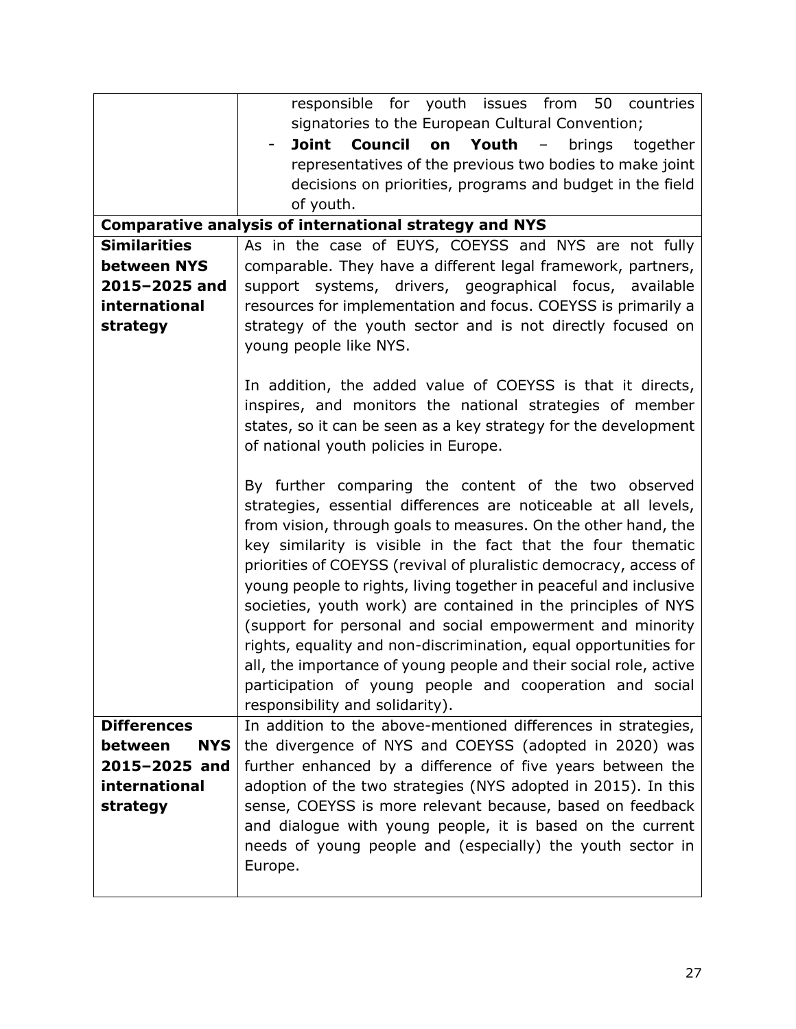| | |
|---|---|
| | responsible for youth issues from 50 countries signatories to the European Cultural Convention;<br>- **Joint Council on Youth** – brings together representatives of the previous two bodies to make joint decisions on priorities, programs and budget in the field of youth. |
| **Comparative analysis of international strategy and NYS** | |
| **Similarities between NYS 2015–2025 and international strategy** | As in the case of EUYS, COEYSS and NYS are not fully comparable. They have a different legal framework, partners, support systems, drivers, geographical focus, available resources for implementation and focus. COEYSS is primarily a strategy of the youth sector and is not directly focused on young people like NYS.<br><br>In addition, the added value of COEYSS is that it directs, inspires, and monitors the national strategies of member states, so it can be seen as a key strategy for the development of national youth policies in Europe.<br><br>By further comparing the content of the two observed strategies, essential differences are noticeable at all levels, from vision, through goals to measures. On the other hand, the key similarity is visible in the fact that the four thematic priorities of COEYSS (revival of pluralistic democracy, access of young people to rights, living together in peaceful and inclusive societies, youth work) are contained in the principles of NYS (support for personal and social empowerment and minority rights, equality and non-discrimination, equal opportunities for all, the importance of young people and their social role, active participation of young people and cooperation and social responsibility and solidarity). |
| **Differences between NYS 2015–2025 and international strategy** | In addition to the above-mentioned differences in strategies, the divergence of NYS and COEYSS (adopted in 2020) was further enhanced by a difference of five years between the adoption of the two strategies (NYS adopted in 2015). In this sense, COEYSS is more relevant because, based on feedback and dialogue with young people, it is based on the current needs of young people and (especially) the youth sector in Europe. |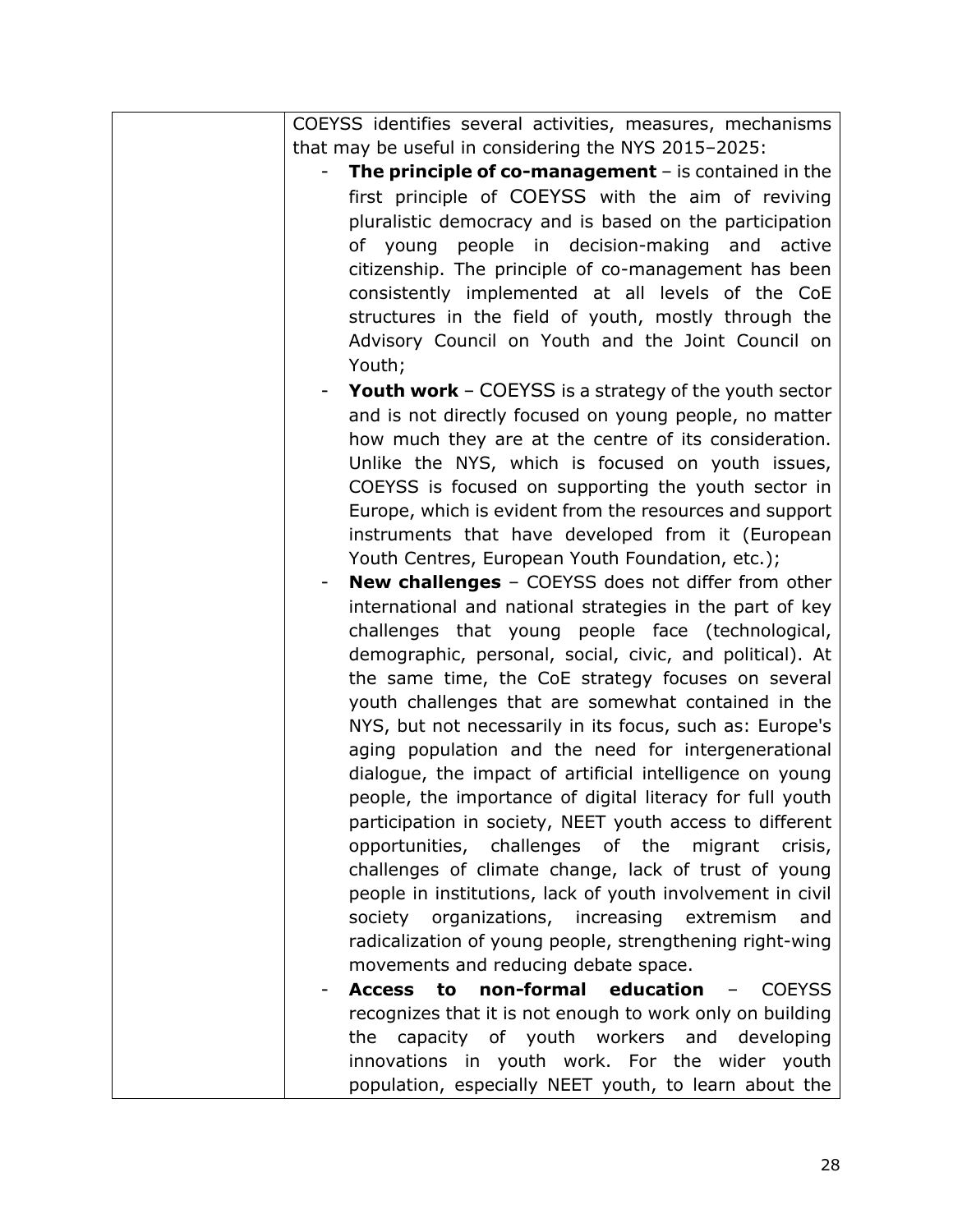| | COEYSS identifies several activities, measures, mechanisms that may be useful in considering the NYS 2015–2025:<br>- **The principle of co-management** – is contained in the first principle of COEYSS with the aim of reviving pluralistic democracy and is based on the participation of young people in decision-making and active citizenship. The principle of co-management has been consistently implemented at all levels of the CoE structures in the field of youth, mostly through the Advisory Council on Youth and the Joint Council on Youth;<br>- **Youth work** – COEYSS is a strategy of the youth sector and is not directly focused on young people, no matter how much they are at the centre of its consideration. Unlike the NYS, which is focused on youth issues, COEYSS is focused on supporting the youth sector in Europe, which is evident from the resources and support instruments that have developed from it (European Youth Centres, European Youth Foundation, etc.);<br>- **New challenges** – COEYSS does not differ from other international and national strategies in the part of key challenges that young people face (technological, demographic, personal, social, civic, and political). At the same time, the CoE strategy focuses on several youth challenges that are somewhat contained in the NYS, but not necessarily in its focus, such as: Europe's aging population and the need for intergenerational dialogue, the impact of artificial intelligence on young people, the importance of digital literacy for full youth participation in society, NEET youth access to different opportunities, challenges of the migrant crisis, challenges of climate change, lack of trust of young people in institutions, lack of youth involvement in civil society organizations, increasing extremism and radicalization of young people, strengthening right-wing movements and reducing debate space.<br>- **Access to non-formal education** – COEYSS recognizes that it is not enough to work only on building the capacity of youth workers and developing innovations in youth work. For the wider youth population, especially NEET youth, to learn about the |
|---|---|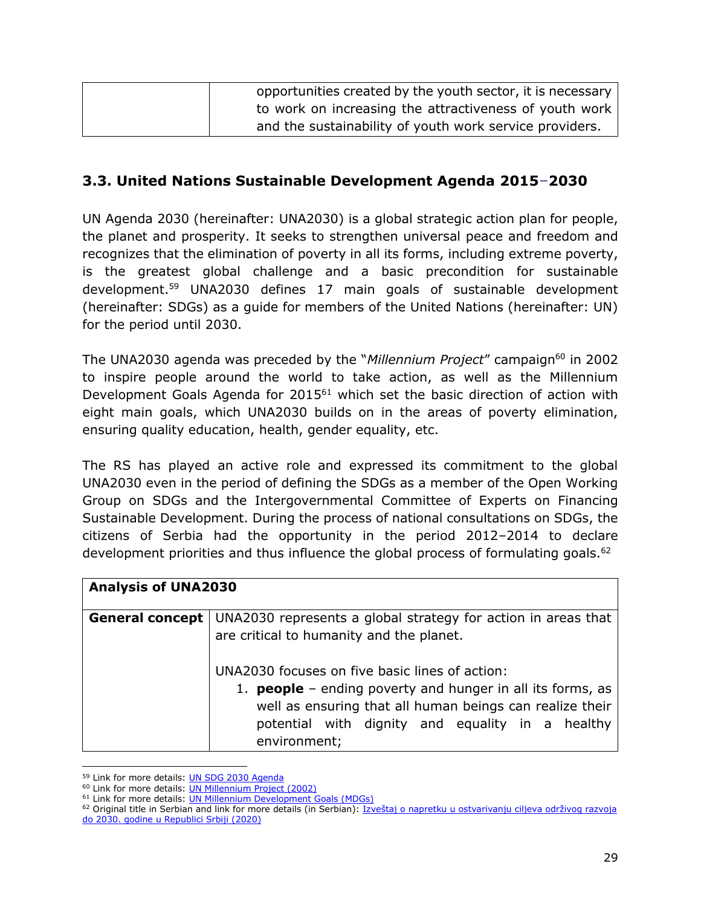| | opportunities created by the youth sector, it is necessary to work on increasing the attractiveness of youth work and the sustainability of youth work service providers. |
|---|---|

### 3.3. United Nations Sustainable Development Agenda 2015–2030

UN Agenda 2030 (hereinafter: UNA2030) is a global strategic action plan for people, the planet and prosperity. It seeks to strengthen universal peace and freedom and recognizes that the elimination of poverty in all its forms, including extreme poverty, is the greatest global challenge and a basic precondition for sustainable development.[59] UNA2030 defines 17 main goals of sustainable development (hereinafter: SDGs) as a guide for members of the United Nations (hereinafter: UN) for the period until 2030.

The UNA2030 agenda was preceded by the "*Millennium Project*" campaign[60] in 2002 to inspire people around the world to take action, as well as the Millennium Development Goals Agenda for 2015[61] which set the basic direction of action with eight main goals, which UNA2030 builds on in the areas of poverty elimination, ensuring quality education, health, gender equality, etc.

The RS has played an active role and expressed its commitment to the global UNA2030 even in the period of defining the SDGs as a member of the Open Working Group on SDGs and the Intergovernmental Committee of Experts on Financing Sustainable Development. During the process of national consultations on SDGs, the citizens of Serbia had the opportunity in the period 2012–2014 to declare development priorities and thus influence the global process of formulating goals.[62]

| **Analysis of UNA2030** | |
|---|---|
| **General concept** | UNA2030 represents a global strategy for action in areas that are critical to humanity and the planet.<br><br>UNA2030 focuses on five basic lines of action:<br>1. **people** – ending poverty and hunger in all its forms, as well as ensuring that all human beings can realize their potential with dignity and equality in a healthy environment; |

[59] Link for more details: UN SDG 2030 Agenda
[60] Link for more details: UN Millennium Project (2002)
[61] Link for more details: UN Millennium Development Goals (MDGs)
[62] Original title in Serbian and link for more details (in Serbian): Izveštaj o napretku u ostvarivanju ciljeva održivog razvoja do 2030. godine u Republici Srbiji (2020)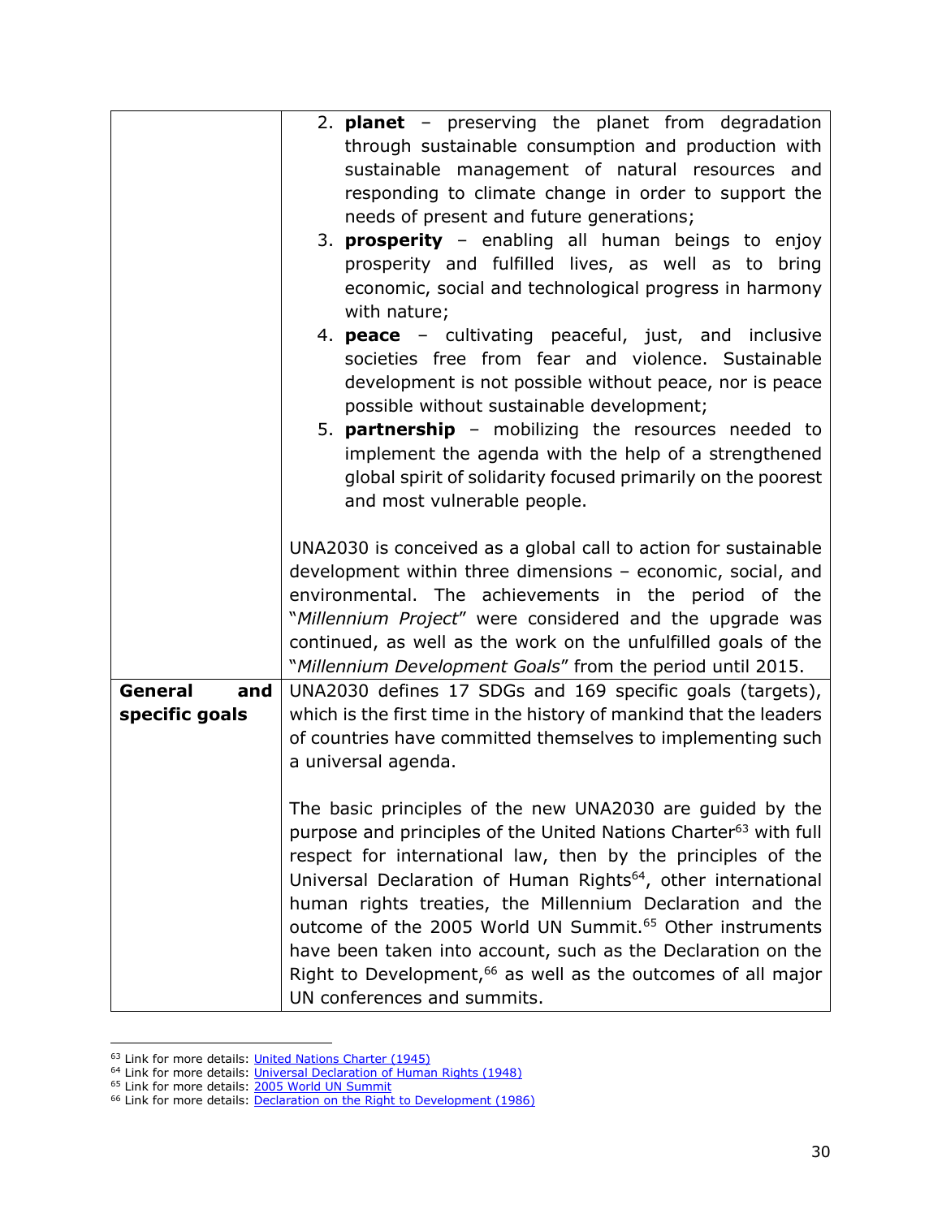| | |
|---|---|
| | 2. **planet** – preserving the planet from degradation through sustainable consumption and production with sustainable management of natural resources and responding to climate change in order to support the needs of present and future generations;<br>3. **prosperity** – enabling all human beings to enjoy prosperity and fulfilled lives, as well as to bring economic, social and technological progress in harmony with nature;<br>4. **peace** – cultivating peaceful, just, and inclusive societies free from fear and violence. Sustainable development is not possible without peace, nor is peace possible without sustainable development;<br>5. **partnership** – mobilizing the resources needed to implement the agenda with the help of a strengthened global spirit of solidarity focused primarily on the poorest and most vulnerable people.<br><br>UNA2030 is conceived as a global call to action for sustainable development within three dimensions – economic, social, and environmental. The achievements in the period of the "*Millennium Project*" were considered and the upgrade was continued, as well as the work on the unfulfilled goals of the "*Millennium Development Goals*" from the period until 2015. |
| **General and specific goals** | UNA2030 defines 17 SDGs and 169 specific goals (targets), which is the first time in the history of mankind that the leaders of countries have committed themselves to implementing such a universal agenda.<br><br>The basic principles of the new UNA2030 are guided by the purpose and principles of the United Nations Charter[63] with full respect for international law, then by the principles of the Universal Declaration of Human Rights[64], other international human rights treaties, the Millennium Declaration and the outcome of the 2005 World UN Summit.[65] Other instruments have been taken into account, such as the Declaration on the Right to Development,[66] as well as the outcomes of all major UN conferences and summits. |

[63] Link for more details: United Nations Charter (1945)
[64] Link for more details: Universal Declaration of Human Rights (1948)
[65] Link for more details: 2005 World UN Summit
[66] Link for more details: Declaration on the Right to Development (1986)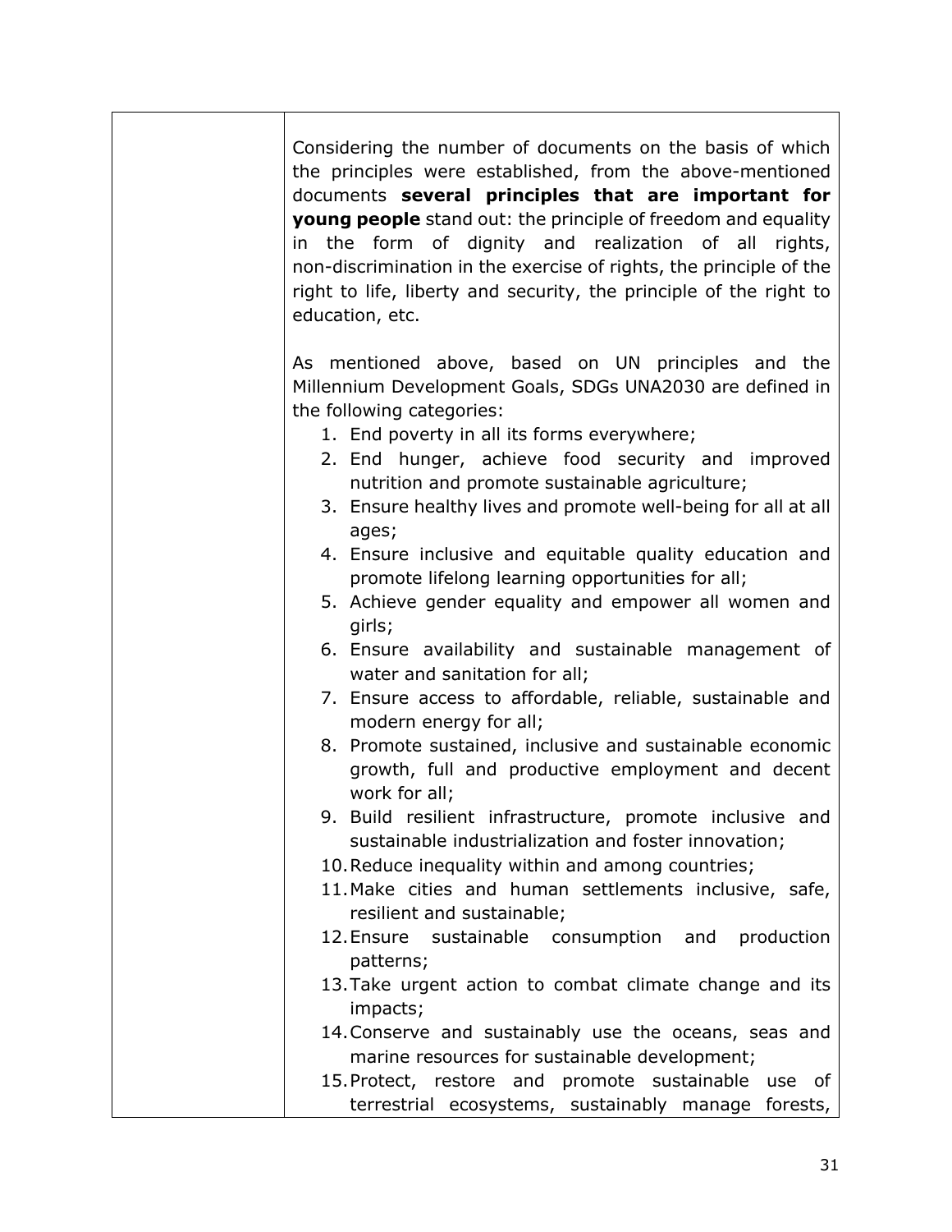| | |
|---|---|
| | Considering the number of documents on the basis of which the principles were established, from the above-mentioned documents **several principles that are important for young people** stand out: the principle of freedom and equality in the form of dignity and realization of all rights, non-discrimination in the exercise of rights, the principle of the right to life, liberty and security, the principle of the right to education, etc.<br><br>As mentioned above, based on UN principles and the Millennium Development Goals, SDGs UNA2030 are defined in the following categories:<br>1. End poverty in all its forms everywhere;<br>2. End hunger, achieve food security and improved nutrition and promote sustainable agriculture;<br>3. Ensure healthy lives and promote well-being for all at all ages;<br>4. Ensure inclusive and equitable quality education and promote lifelong learning opportunities for all;<br>5. Achieve gender equality and empower all women and girls;<br>6. Ensure availability and sustainable management of water and sanitation for all;<br>7. Ensure access to affordable, reliable, sustainable and modern energy for all;<br>8. Promote sustained, inclusive and sustainable economic growth, full and productive employment and decent work for all;<br>9. Build resilient infrastructure, promote inclusive and sustainable industrialization and foster innovation;<br>10. Reduce inequality within and among countries;<br>11. Make cities and human settlements inclusive, safe, resilient and sustainable;<br>12. Ensure sustainable consumption and production patterns;<br>13. Take urgent action to combat climate change and its impacts;<br>14. Conserve and sustainably use the oceans, seas and marine resources for sustainable development;<br>15. Protect, restore and promote sustainable use of terrestrial ecosystems, sustainably manage forests, |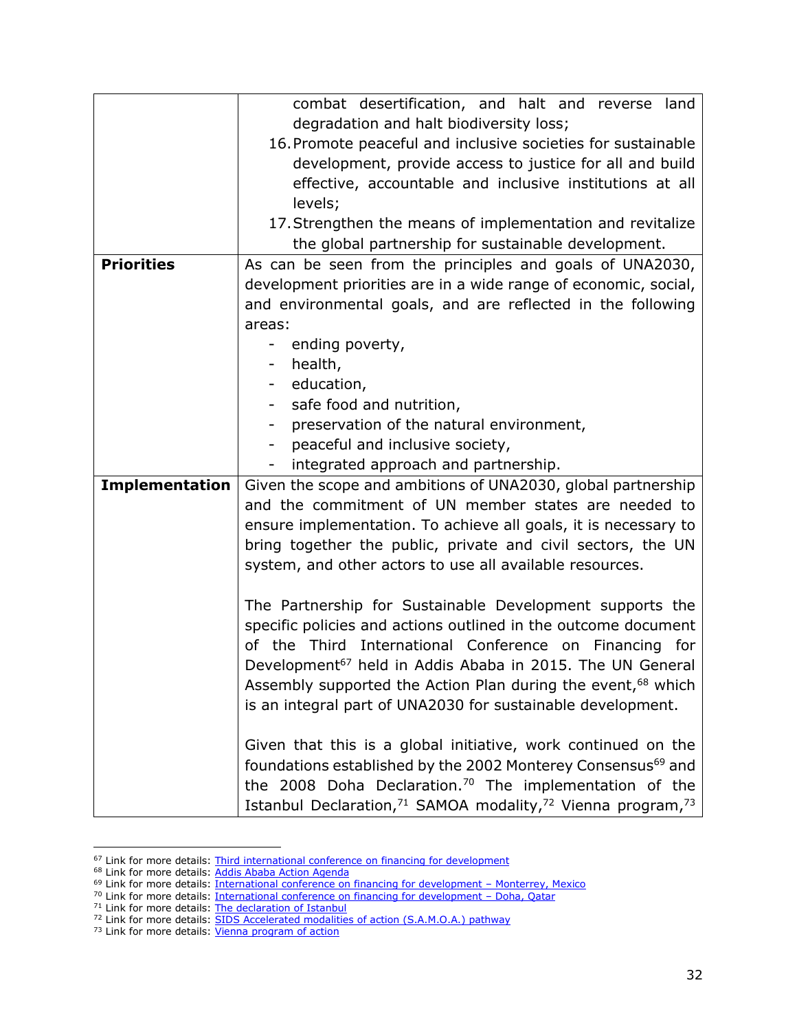| | |
|---|---|
| | combat desertification, and halt and reverse land degradation and halt biodiversity loss;<br>16. Promote peaceful and inclusive societies for sustainable development, provide access to justice for all and build effective, accountable and inclusive institutions at all levels;<br>17. Strengthen the means of implementation and revitalize the global partnership for sustainable development. |
| **Priorities** | As can be seen from the principles and goals of UNA2030, development priorities are in a wide range of economic, social, and environmental goals, and are reflected in the following areas:<br>- ending poverty,<br>- health,<br>- education,<br>- safe food and nutrition,<br>- preservation of the natural environment,<br>- peaceful and inclusive society,<br>- integrated approach and partnership. |
| **Implementation** | Given the scope and ambitions of UNA2030, global partnership and the commitment of UN member states are needed to ensure implementation. To achieve all goals, it is necessary to bring together the public, private and civil sectors, the UN system, and other actors to use all available resources.<br><br>The Partnership for Sustainable Development supports the specific policies and actions outlined in the outcome document of the Third International Conference on Financing for Development[67] held in Addis Ababa in 2015. The UN General Assembly supported the Action Plan during the event,[68] which is an integral part of UNA2030 for sustainable development.<br><br>Given that this is a global initiative, work continued on the foundations established by the 2002 Monterey Consensus[69] and the 2008 Doha Declaration.[70] The implementation of the Istanbul Declaration,[71] SAMOA modality,[72] Vienna program,[73] |

[67] Link for more details: Third international conference on financing for development

[68] Link for more details: Addis Ababa Action Agenda

[69] Link for more details: International conference on financing for development – Monterrey, Mexico

[70] Link for more details: International conference on financing for development – Doha, Qatar

[71] Link for more details: The declaration of Istanbul

[72] Link for more details: SIDS Accelerated modalities of action (S.A.M.O.A.) pathway

[73] Link for more details: Vienna program of action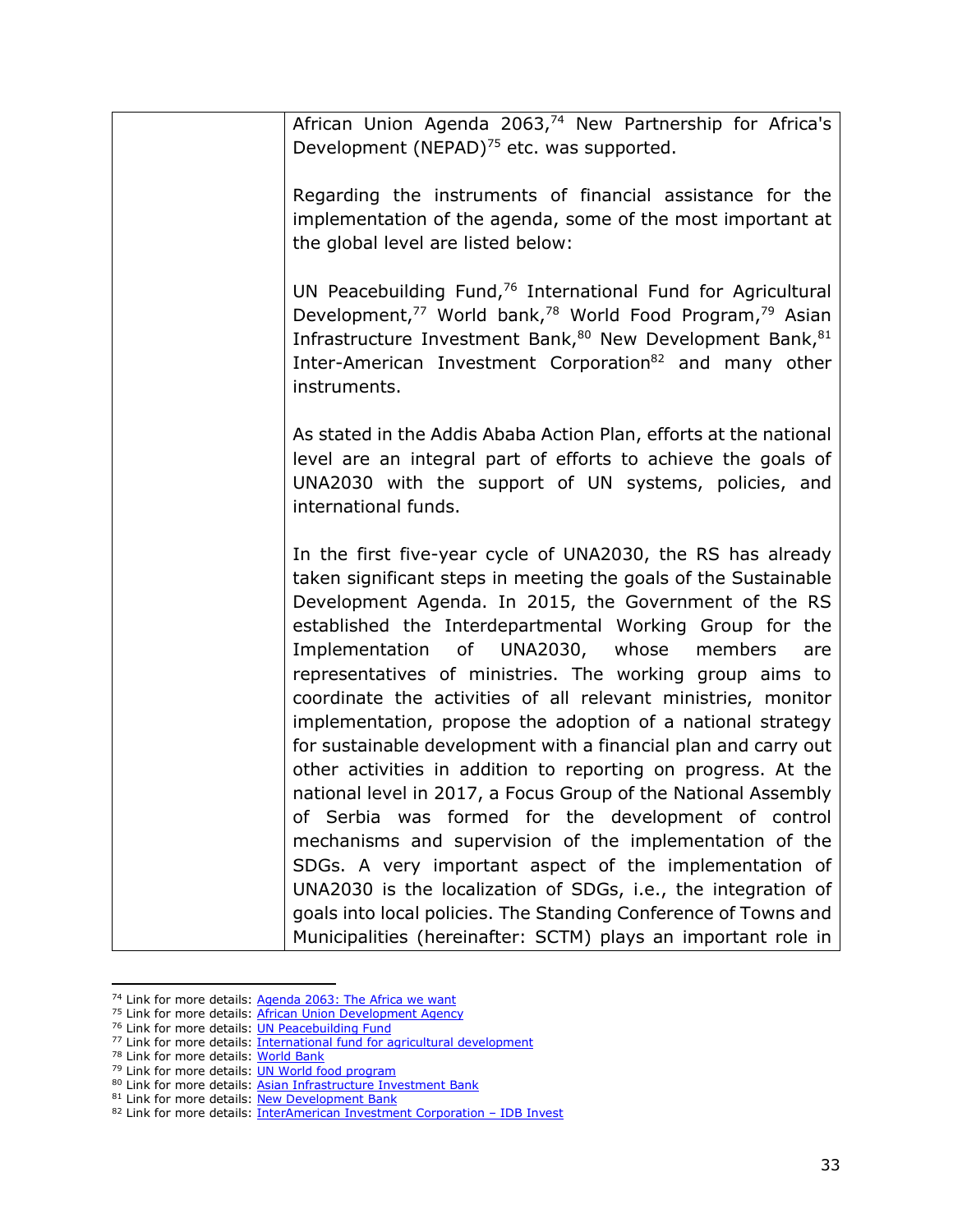| | African Union Agenda 2063,[74] New Partnership for Africa's Development (NEPAD)[75] etc. was supported.<br><br>Regarding the instruments of financial assistance for the implementation of the agenda, some of the most important at the global level are listed below:<br><br>UN Peacebuilding Fund,[76] International Fund for Agricultural Development,[77] World bank,[78] World Food Program,[79] Asian Infrastructure Investment Bank,[80] New Development Bank,[81] Inter-American Investment Corporation[82] and many other instruments.<br><br>As stated in the Addis Ababa Action Plan, efforts at the national level are an integral part of efforts to achieve the goals of UNA2030 with the support of UN systems, policies, and international funds.<br><br>In the first five-year cycle of UNA2030, the RS has already taken significant steps in meeting the goals of the Sustainable Development Agenda. In 2015, the Government of the RS established the Interdepartmental Working Group for the Implementation of UNA2030, whose members are representatives of ministries. The working group aims to coordinate the activities of all relevant ministries, monitor implementation, propose the adoption of a national strategy for sustainable development with a financial plan and carry out other activities in addition to reporting on progress. At the national level in 2017, a Focus Group of the National Assembly of Serbia was formed for the development of control mechanisms and supervision of the implementation of the SDGs. A very important aspect of the implementation of UNA2030 is the localization of SDGs, i.e., the integration of goals into local policies. The Standing Conference of Towns and Municipalities (hereinafter: SCTM) plays an important role in |
|---|---|

[74] Link for more details: Agenda 2063: The Africa we want
[75] Link for more details: African Union Development Agency
[76] Link for more details: UN Peacebuilding Fund
[77] Link for more details: International fund for agricultural development
[78] Link for more details: World Bank
[79] Link for more details: UN World food program
[80] Link for more details: Asian Infrastructure Investment Bank
[81] Link for more details: New Development Bank
[82] Link for more details: InterAmerican Investment Corporation – IDB Invest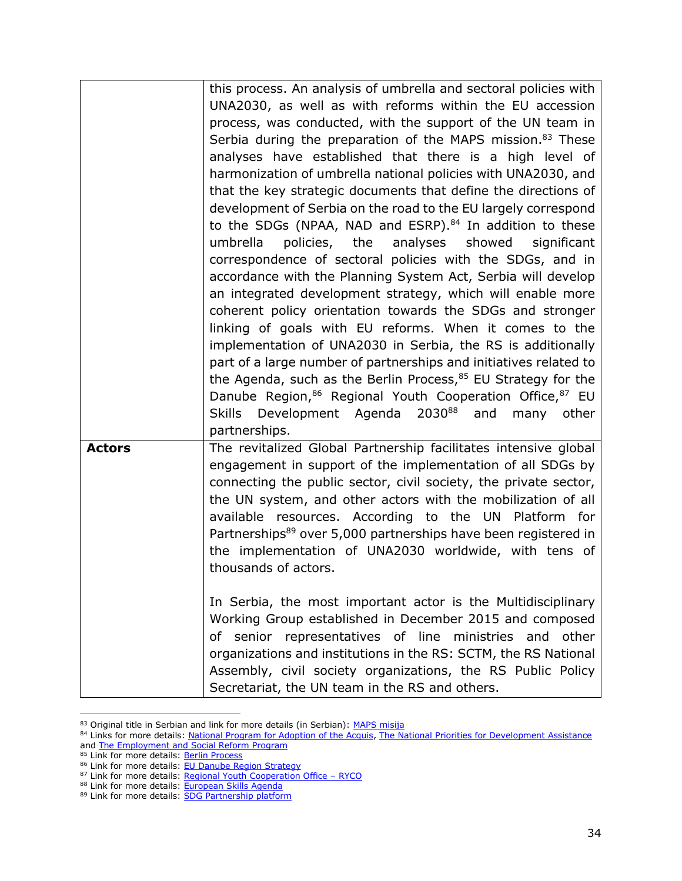| | |
|---|---|
| | this process. An analysis of umbrella and sectoral policies with UNA2030, as well as with reforms within the EU accession process, was conducted, with the support of the UN team in Serbia during the preparation of the MAPS mission.[83] These analyses have established that there is a high level of harmonization of umbrella national policies with UNA2030, and that the key strategic documents that define the directions of development of Serbia on the road to the EU largely correspond to the SDGs (NPAA, NAD and ESRP).[84] In addition to these umbrella policies, the analyses showed significant correspondence of sectoral policies with the SDGs, and in accordance with the Planning System Act, Serbia will develop an integrated development strategy, which will enable more coherent policy orientation towards the SDGs and stronger linking of goals with EU reforms. When it comes to the implementation of UNA2030 in Serbia, the RS is additionally part of a large number of partnerships and initiatives related to the Agenda, such as the Berlin Process,[85] EU Strategy for the Danube Region,[86] Regional Youth Cooperation Office,[87] EU Skills Development Agenda 2030[88] and many other partnerships. |
| **Actors** | The revitalized Global Partnership facilitates intensive global engagement in support of the implementation of all SDGs by connecting the public sector, civil society, the private sector, the UN system, and other actors with the mobilization of all available resources. According to the UN Platform for Partnerships[89] over 5,000 partnerships have been registered in the implementation of UNA2030 worldwide, with tens of thousands of actors.<br><br>In Serbia, the most important actor is the Multidisciplinary Working Group established in December 2015 and composed of senior representatives of line ministries and other organizations and institutions in the RS: SCTM, the RS National Assembly, civil society organizations, the RS Public Policy Secretariat, the UN team in the RS and others. |

[83] Original title in Serbian and link for more details (in Serbian): MAPS misija

[84] Links for more details: National Program for Adoption of the Acquis, The National Priorities for Development Assistance and The Employment and Social Reform Program

[85] Link for more details: Berlin Process

[86] Link for more details: EU Danube Region Strategy

[87] Link for more details: Regional Youth Cooperation Office – RYCO

[88] Link for more details: European Skills Agenda

[89] Link for more details: SDG Partnership platform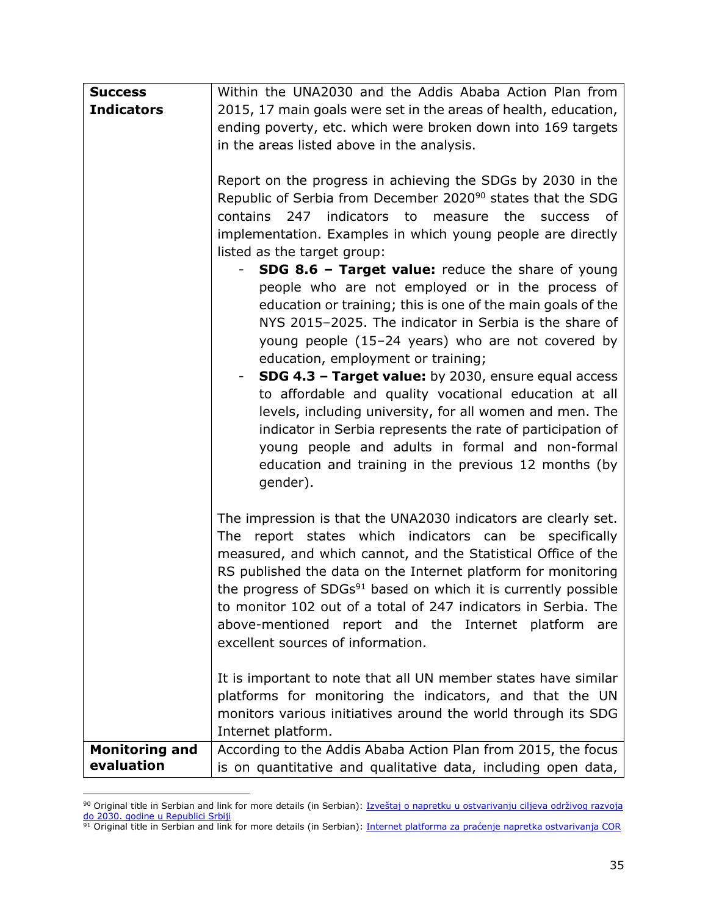| Success Indicators | Within the UNA2030 and the Addis Ababa Action Plan from 2015, 17 main goals were set in the areas of health, education, ending poverty, etc. which were broken down into 169 targets in the areas listed above in the analysis.<br><br>Report on the progress in achieving the SDGs by 2030 in the Republic of Serbia from December 2020[90] states that the SDG contains 247 indicators to measure the success of implementation. Examples in which young people are directly listed as the target group:<br>- **SDG 8.6 – Target value:** reduce the share of young people who are not employed or in the process of education or training; this is one of the main goals of the NYS 2015–2025. The indicator in Serbia is the share of young people (15–24 years) who are not covered by education, employment or training;<br>- **SDG 4.3 – Target value:** by 2030, ensure equal access to affordable and quality vocational education at all levels, including university, for all women and men. The indicator in Serbia represents the rate of participation of young people and adults in formal and non-formal education and training in the previous 12 months (by gender).<br><br>The impression is that the UNA2030 indicators are clearly set. The report states which indicators can be specifically measured, and which cannot, and the Statistical Office of the RS published the data on the Internet platform for monitoring the progress of SDGs[91] based on which it is currently possible to monitor 102 out of a total of 247 indicators in Serbia. The above-mentioned report and the Internet platform are excellent sources of information.<br><br>It is important to note that all UN member states have similar platforms for monitoring the indicators, and that the UN monitors various initiatives around the world through its SDG Internet platform. |
|---|---|
| **Monitoring and evaluation** | According to the Addis Ababa Action Plan from 2015, the focus is on quantitative and qualitative data, including open data, |

[90] Original title in Serbian and link for more details (in Serbian): Izveštaj o napretku u ostvarivanju ciljeva održivog razvoja do 2030. godine u Republici Srbiji

[91] Original title in Serbian and link for more details (in Serbian): Internet platforma za praćenje napretka ostvarivanja COR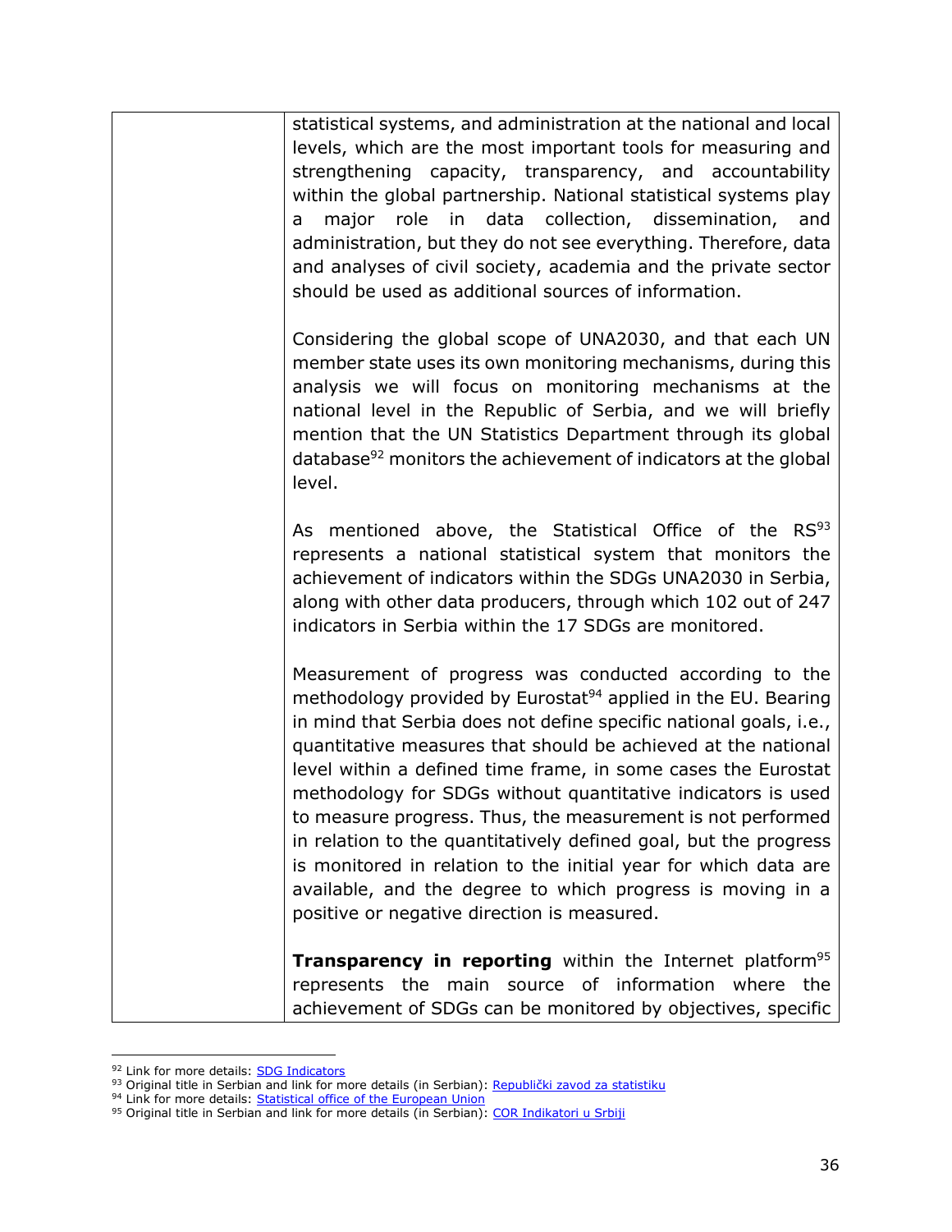| | statistical systems, and administration at the national and local levels, which are the most important tools for measuring and strengthening capacity, transparency, and accountability within the global partnership. National statistical systems play a major role in data collection, dissemination, and administration, but they do not see everything. Therefore, data and analyses of civil society, academia and the private sector should be used as additional sources of information.<br><br>Considering the global scope of UNA2030, and that each UN member state uses its own monitoring mechanisms, during this analysis we will focus on monitoring mechanisms at the national level in the Republic of Serbia, and we will briefly mention that the UN Statistics Department through its global database[92] monitors the achievement of indicators at the global level.<br><br>As mentioned above, the Statistical Office of the RS[93] represents a national statistical system that monitors the achievement of indicators within the SDGs UNA2030 in Serbia, along with other data producers, through which 102 out of 247 indicators in Serbia within the 17 SDGs are monitored.<br><br>Measurement of progress was conducted according to the methodology provided by Eurostat[94] applied in the EU. Bearing in mind that Serbia does not define specific national goals, i.e., quantitative measures that should be achieved at the national level within a defined time frame, in some cases the Eurostat methodology for SDGs without quantitative indicators is used to measure progress. Thus, the measurement is not performed in relation to the quantitatively defined goal, but the progress is monitored in relation to the initial year for which data are available, and the degree to which progress is moving in a positive or negative direction is measured.<br><br>**Transparency in reporting** within the Internet platform[95] represents the main source of information where the achievement of SDGs can be monitored by objectives, specific |
|---|---|

[92] Link for more details: SDG Indicators
[93] Original title in Serbian and link for more details (in Serbian): Republički zavod za statistiku
[94] Link for more details: Statistical office of the European Union
[95] Original title in Serbian and link for more details (in Serbian): COR Indikatori u Srbiji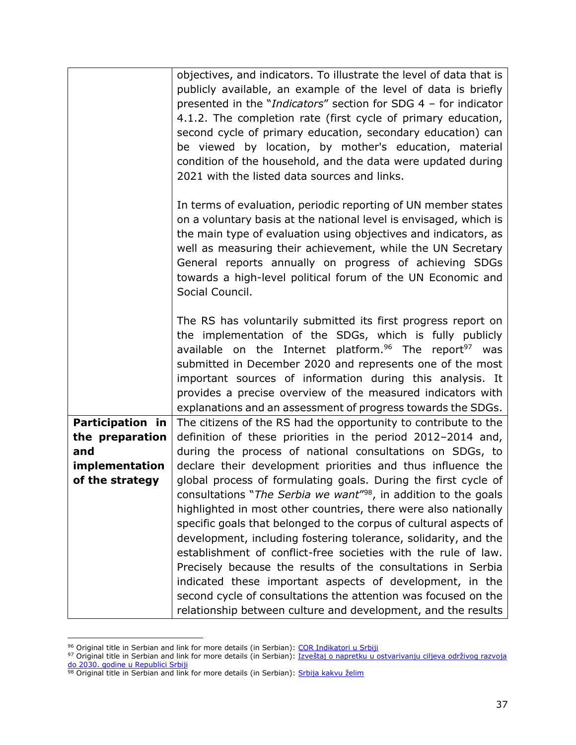| | |
|---|---|
| | objectives, and indicators. To illustrate the level of data that is publicly available, an example of the level of data is briefly presented in the "*Indicators*" section for SDG 4 – for indicator 4.1.2. The completion rate (first cycle of primary education, second cycle of primary education, secondary education) can be viewed by location, by mother's education, material condition of the household, and the data were updated during 2021 with the listed data sources and links.<br><br>In terms of evaluation, periodic reporting of UN member states on a voluntary basis at the national level is envisaged, which is the main type of evaluation using objectives and indicators, as well as measuring their achievement, while the UN Secretary General reports annually on progress of achieving SDGs towards a high-level political forum of the UN Economic and Social Council.<br><br>The RS has voluntarily submitted its first progress report on the implementation of the SDGs, which is fully publicly available on the Internet platform.[96] The report[97] was submitted in December 2020 and represents one of the most important sources of information during this analysis. It provides a precise overview of the measured indicators with explanations and an assessment of progress towards the SDGs. |
| **Participation in the preparation and implementation of the strategy** | The citizens of the RS had the opportunity to contribute to the definition of these priorities in the period 2012–2014 and, during the process of national consultations on SDGs, to declare their development priorities and thus influence the global process of formulating goals. During the first cycle of consultations "*The Serbia we want*"[98], in addition to the goals highlighted in most other countries, there were also nationally specific goals that belonged to the corpus of cultural aspects of development, including fostering tolerance, solidarity, and the establishment of conflict-free societies with the rule of law. Precisely because the results of the consultations in Serbia indicated these important aspects of development, in the second cycle of consultations the attention was focused on the relationship between culture and development, and the results |

[96] Original title in Serbian and link for more details (in Serbian): COR Indikatori u Srbiji

[97] Original title in Serbian and link for more details (in Serbian): Izveštaj o napretku u ostvarivanju ciljeva održivog razvoja do 2030. godine u Republici Srbiji

[98] Original title in Serbian and link for more details (in Serbian): Srbija kakvu želim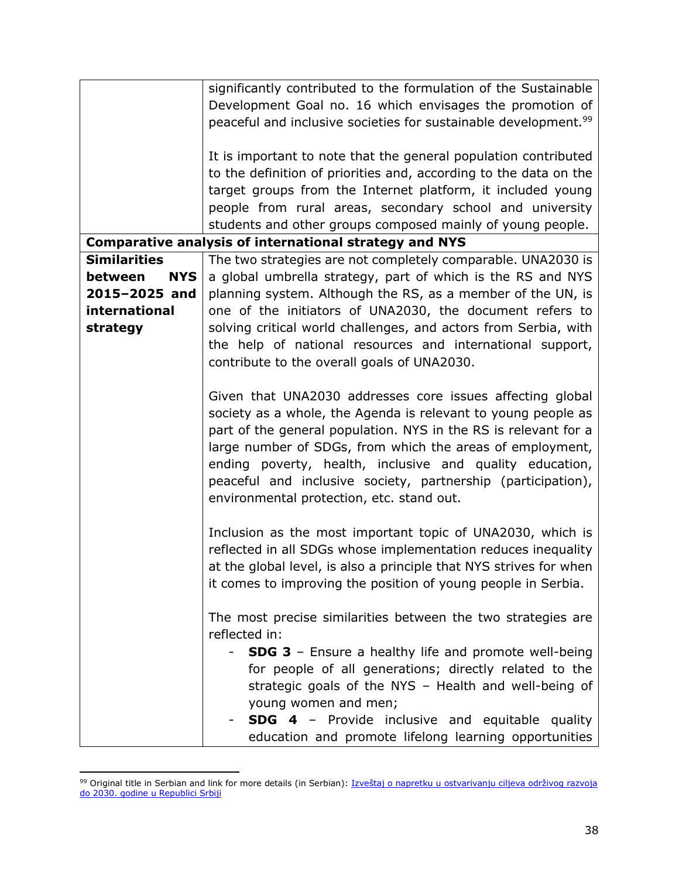| | |
|---|---|
| | significantly contributed to the formulation of the Sustainable Development Goal no. 16 which envisages the promotion of peaceful and inclusive societies for sustainable development.[99]<br><br>It is important to note that the general population contributed to the definition of priorities and, according to the data on the target groups from the Internet platform, it included young people from rural areas, secondary school and university students and other groups composed mainly of young people. |
| **Comparative analysis of international strategy and NYS** | |
| **Similarities between NYS 2015–2025 and international strategy** | The two strategies are not completely comparable. UNA2030 is a global umbrella strategy, part of which is the RS and NYS planning system. Although the RS, as a member of the UN, is one of the initiators of UNA2030, the document refers to solving critical world challenges, and actors from Serbia, with the help of national resources and international support, contribute to the overall goals of UNA2030.<br><br>Given that UNA2030 addresses core issues affecting global society as a whole, the Agenda is relevant to young people as part of the general population. NYS in the RS is relevant for a large number of SDGs, from which the areas of employment, ending poverty, health, inclusive and quality education, peaceful and inclusive society, partnership (participation), environmental protection, etc. stand out.<br><br>Inclusion as the most important topic of UNA2030, which is reflected in all SDGs whose implementation reduces inequality at the global level, is also a principle that NYS strives for when it comes to improving the position of young people in Serbia.<br><br>The most precise similarities between the two strategies are reflected in:<br>- **SDG 3** – Ensure a healthy life and promote well-being for people of all generations; directly related to the strategic goals of the NYS – Health and well-being of young women and men;<br>- **SDG 4** – Provide inclusive and equitable quality education and promote lifelong learning opportunities |

[99] Original title in Serbian and link for more details (in Serbian): Izveštaj o napretku u ostvarivanju ciljeva održivog razvoja do 2030. godine u Republici Srbiji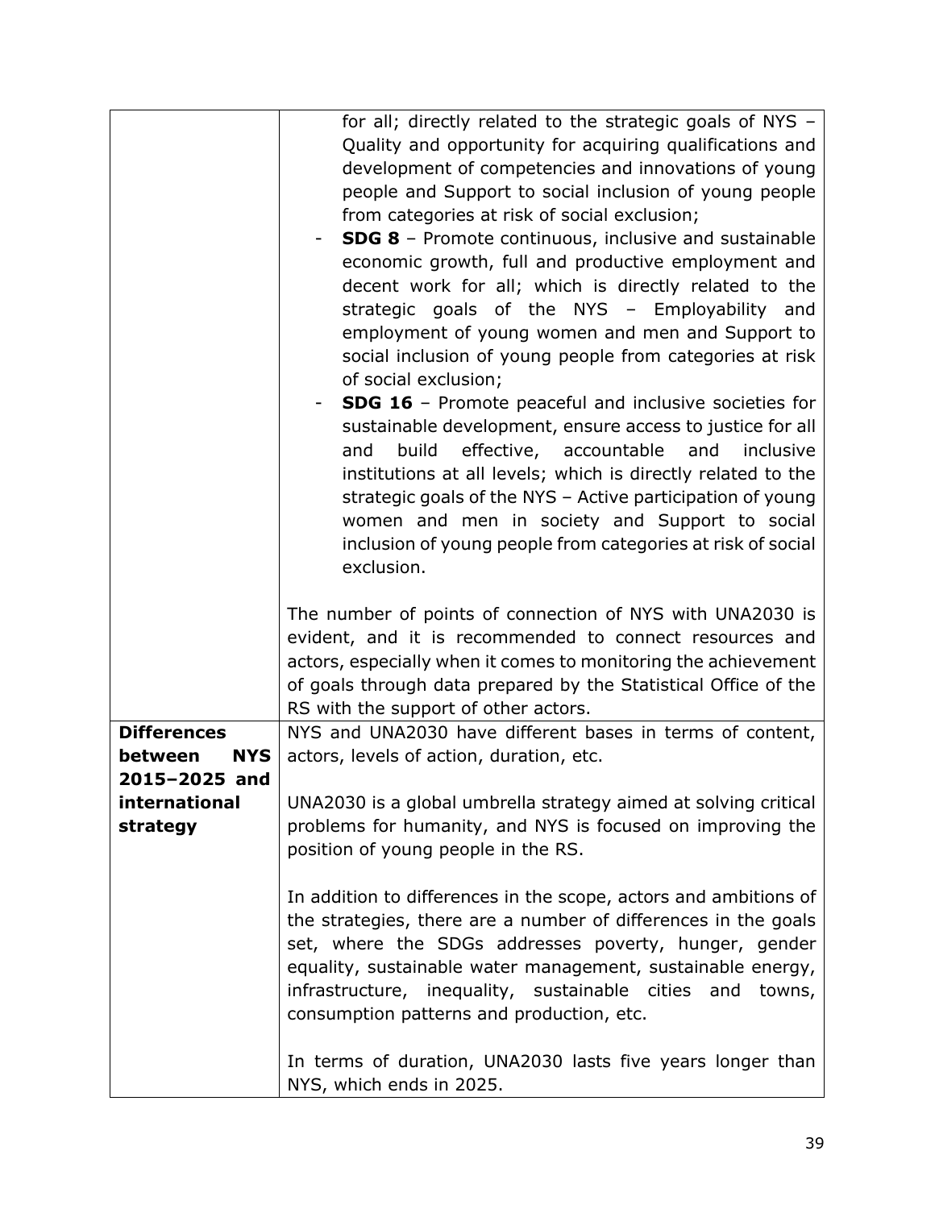| | |
|---|---|
| | for all; directly related to the strategic goals of NYS – Quality and opportunity for acquiring qualifications and development of competencies and innovations of young people and Support to social inclusion of young people from categories at risk of social exclusion;<br>- **SDG 8** – Promote continuous, inclusive and sustainable economic growth, full and productive employment and decent work for all; which is directly related to the strategic goals of the NYS – Employability and employment of young women and men and Support to social inclusion of young people from categories at risk of social exclusion;<br>- **SDG 16** – Promote peaceful and inclusive societies for sustainable development, ensure access to justice for all and build effective, accountable and inclusive institutions at all levels; which is directly related to the strategic goals of the NYS – Active participation of young women and men in society and Support to social inclusion of young people from categories at risk of social exclusion.<br><br>The number of points of connection of NYS with UNA2030 is evident, and it is recommended to connect resources and actors, especially when it comes to monitoring the achievement of goals through data prepared by the Statistical Office of the RS with the support of other actors. |
| **Differences between NYS 2015–2025 and international strategy** | NYS and UNA2030 have different bases in terms of content, actors, levels of action, duration, etc.<br><br>UNA2030 is a global umbrella strategy aimed at solving critical problems for humanity, and NYS is focused on improving the position of young people in the RS.<br><br>In addition to differences in the scope, actors and ambitions of the strategies, there are a number of differences in the goals set, where the SDGs addresses poverty, hunger, gender equality, sustainable water management, sustainable energy, infrastructure, inequality, sustainable cities and towns, consumption patterns and production, etc.<br><br>In terms of duration, UNA2030 lasts five years longer than NYS, which ends in 2025. |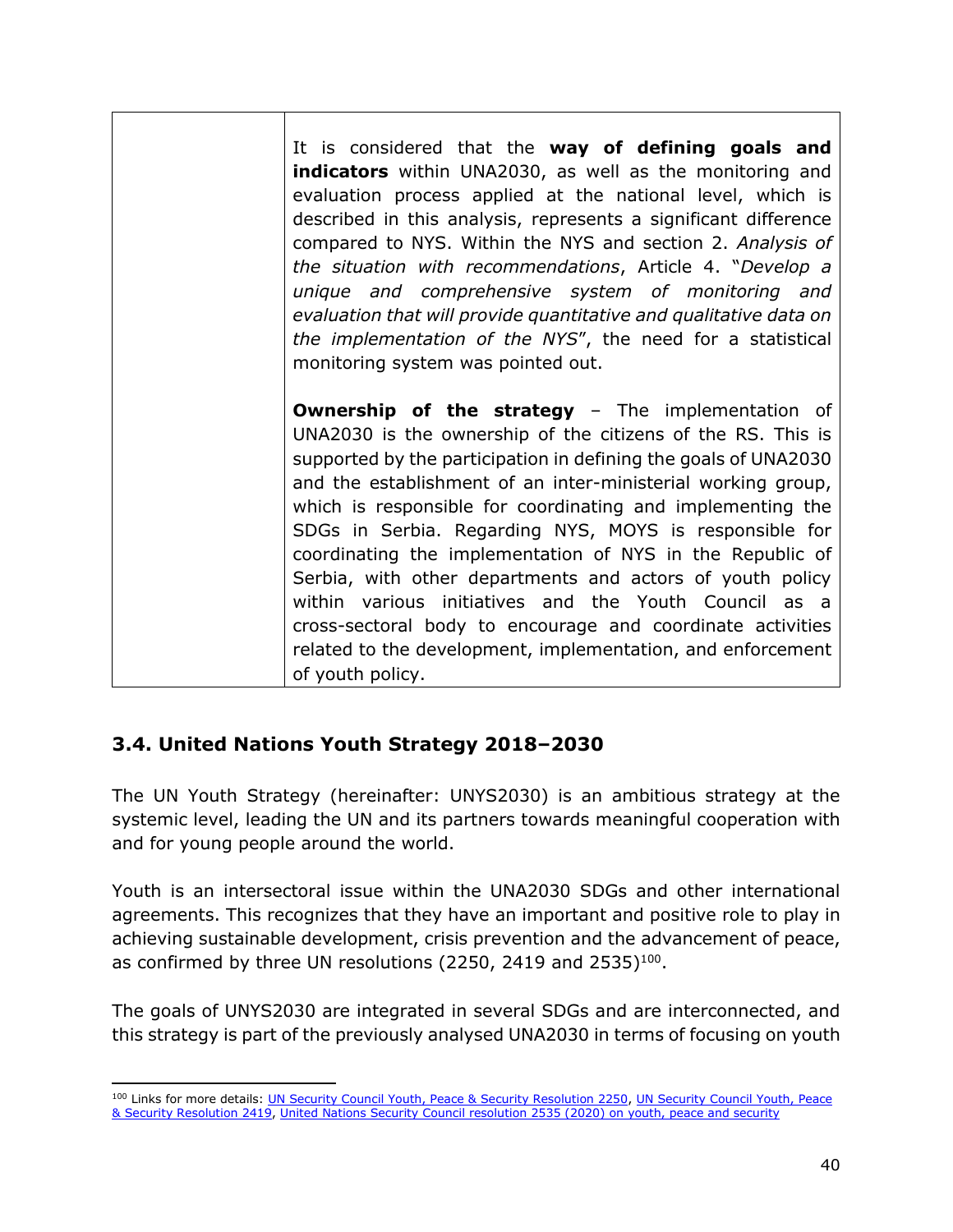| | |
|---|---|
| | It is considered that the **way of defining goals and indicators** within UNA2030, as well as the monitoring and evaluation process applied at the national level, which is described in this analysis, represents a significant difference compared to NYS. Within the NYS and section 2. *Analysis of the situation with recommendations*, Article 4. "*Develop a unique and comprehensive system of monitoring and evaluation that will provide quantitative and qualitative data on the implementation of the NYS*", the need for a statistical monitoring system was pointed out.<br><br>**Ownership of the strategy** – The implementation of UNA2030 is the ownership of the citizens of the RS. This is supported by the participation in defining the goals of UNA2030 and the establishment of an inter-ministerial working group, which is responsible for coordinating and implementing the SDGs in Serbia. Regarding NYS, MOYS is responsible for coordinating the implementation of NYS in the Republic of Serbia, with other departments and actors of youth policy within various initiatives and the Youth Council as a cross-sectoral body to encourage and coordinate activities related to the development, implementation, and enforcement of youth policy. |

### 3.4. United Nations Youth Strategy 2018–2030

The UN Youth Strategy (hereinafter: UNYS2030) is an ambitious strategy at the systemic level, leading the UN and its partners towards meaningful cooperation with and for young people around the world.

Youth is an intersectoral issue within the UNA2030 SDGs and other international agreements. This recognizes that they have an important and positive role to play in achieving sustainable development, crisis prevention and the advancement of peace, as confirmed by three UN resolutions (2250, 2419 and 2535)[100].

The goals of UNYS2030 are integrated in several SDGs and are interconnected, and this strategy is part of the previously analysed UNA2030 in terms of focusing on youth

[100] Links for more details: UN Security Council Youth, Peace & Security Resolution 2250, UN Security Council Youth, Peace & Security Resolution 2419, United Nations Security Council resolution 2535 (2020) on youth, peace and security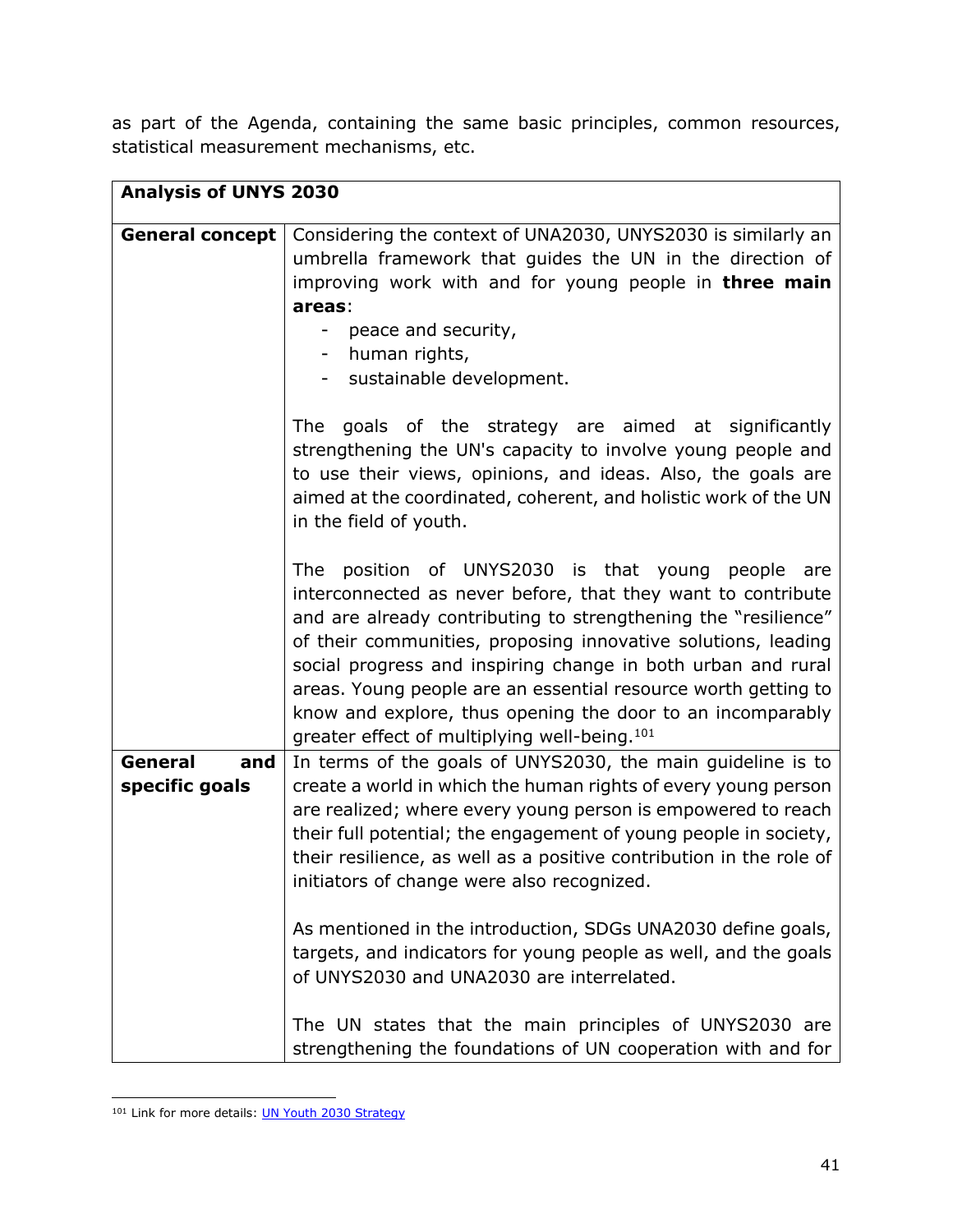as part of the Agenda, containing the same basic principles, common resources, statistical measurement mechanisms, etc.

| **Analysis of UNYS 2030** | |
|---|---|
| **General concept** | Considering the context of UNA2030, UNYS2030 is similarly an umbrella framework that guides the UN in the direction of improving work with and for young people in **three main areas**:<br>- peace and security,<br>- human rights,<br>- sustainable development.<br><br>The goals of the strategy are aimed at significantly strengthening the UN's capacity to involve young people and to use their views, opinions, and ideas. Also, the goals are aimed at the coordinated, coherent, and holistic work of the UN in the field of youth.<br><br>The position of UNYS2030 is that young people are interconnected as never before, that they want to contribute and are already contributing to strengthening the "resilience" of their communities, proposing innovative solutions, leading social progress and inspiring change in both urban and rural areas. Young people are an essential resource worth getting to know and explore, thus opening the door to an incomparably greater effect of multiplying well-being.[101] |
| **General and specific goals** | In terms of the goals of UNYS2030, the main guideline is to create a world in which the human rights of every young person are realized; where every young person is empowered to reach their full potential; the engagement of young people in society, their resilience, as well as a positive contribution in the role of initiators of change were also recognized.<br><br>As mentioned in the introduction, SDGs UNA2030 define goals, targets, and indicators for young people as well, and the goals of UNYS2030 and UNA2030 are interrelated.<br><br>The UN states that the main principles of UNYS2030 are strengthening the foundations of UN cooperation with and for |

[101] Link for more details: UN Youth 2030 Strategy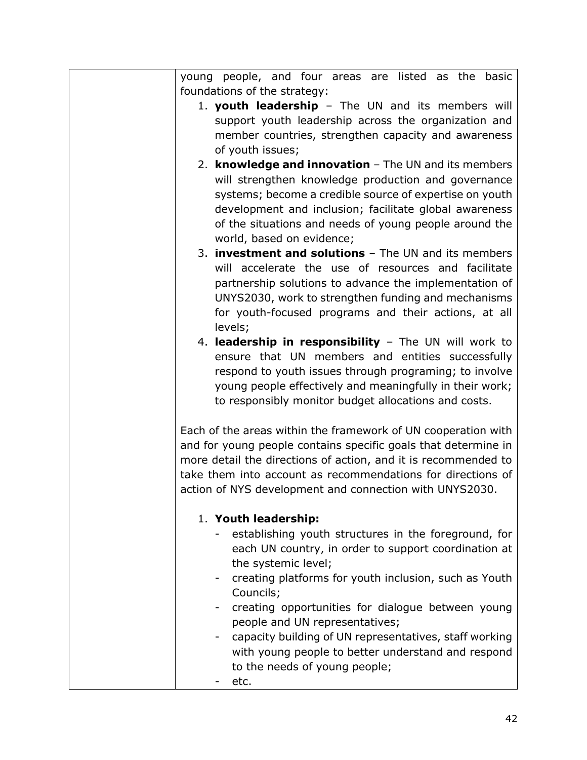| | young people, and four areas are listed as the basic foundations of the strategy:<br>1. **youth leadership** – The UN and its members will support youth leadership across the organization and member countries, strengthen capacity and awareness of youth issues;<br>2. **knowledge and innovation** – The UN and its members will strengthen knowledge production and governance systems; become a credible source of expertise on youth development and inclusion; facilitate global awareness of the situations and needs of young people around the world, based on evidence;<br>3. **investment and solutions** – The UN and its members will accelerate the use of resources and facilitate partnership solutions to advance the implementation of UNYS2030, work to strengthen funding and mechanisms for youth-focused programs and their actions, at all levels;<br>4. **leadership in responsibility** – The UN will work to ensure that UN members and entities successfully respond to youth issues through programing; to involve young people effectively and meaningfully in their work; to responsibly monitor budget allocations and costs.<br><br>Each of the areas within the framework of UN cooperation with and for young people contains specific goals that determine in more detail the directions of action, and it is recommended to take them into account as recommendations for directions of action of NYS development and connection with UNYS2030.<br><br>1. **Youth leadership:**<br>- establishing youth structures in the foreground, for each UN country, in order to support coordination at the systemic level;<br>- creating platforms for youth inclusion, such as Youth Councils;<br>- creating opportunities for dialogue between young people and UN representatives;<br>- capacity building of UN representatives, staff working with young people to better understand and respond to the needs of young people;<br>- etc. |
|---|---|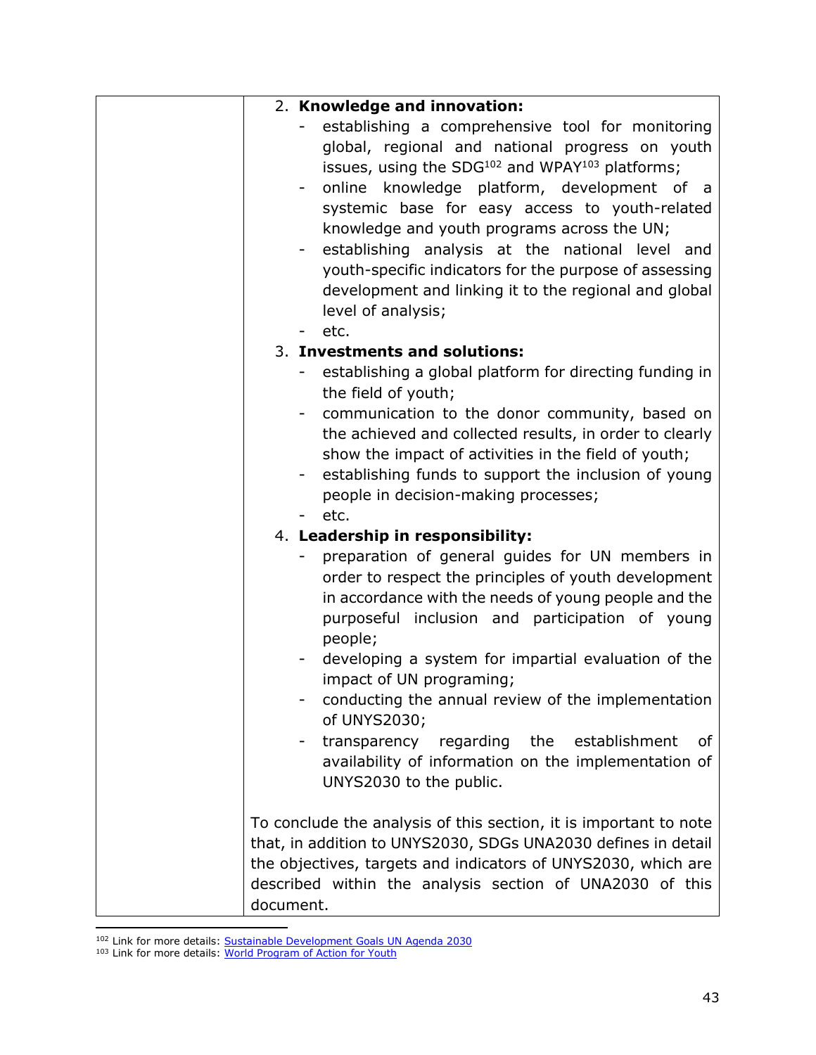| | 2. **Knowledge and innovation:**<br>- establishing a comprehensive tool for monitoring global, regional and national progress on youth issues, using the SDG[102] and WPAY[103] platforms;<br>- online knowledge platform, development of a systemic base for easy access to youth-related knowledge and youth programs across the UN;<br>- establishing analysis at the national level and youth-specific indicators for the purpose of assessing development and linking it to the regional and global level of analysis;<br>- etc.<br>3. **Investments and solutions:**<br>- establishing a global platform for directing funding in the field of youth;<br>- communication to the donor community, based on the achieved and collected results, in order to clearly show the impact of activities in the field of youth;<br>- establishing funds to support the inclusion of young people in decision-making processes;<br>- etc.<br>4. **Leadership in responsibility:**<br>- preparation of general guides for UN members in order to respect the principles of youth development in accordance with the needs of young people and the purposeful inclusion and participation of young people;<br>- developing a system for impartial evaluation of the impact of UN programing;<br>- conducting the annual review of the implementation of UNYS2030;<br>- transparency regarding the establishment of availability of information on the implementation of UNYS2030 to the public.<br><br>To conclude the analysis of this section, it is important to note that, in addition to UNYS2030, SDGs UNA2030 defines in detail the objectives, targets and indicators of UNYS2030, which are described within the analysis section of UNA2030 of this document. |
|---|---|

[102] Link for more details: Sustainable Development Goals UN Agenda 2030
[103] Link for more details: World Program of Action for Youth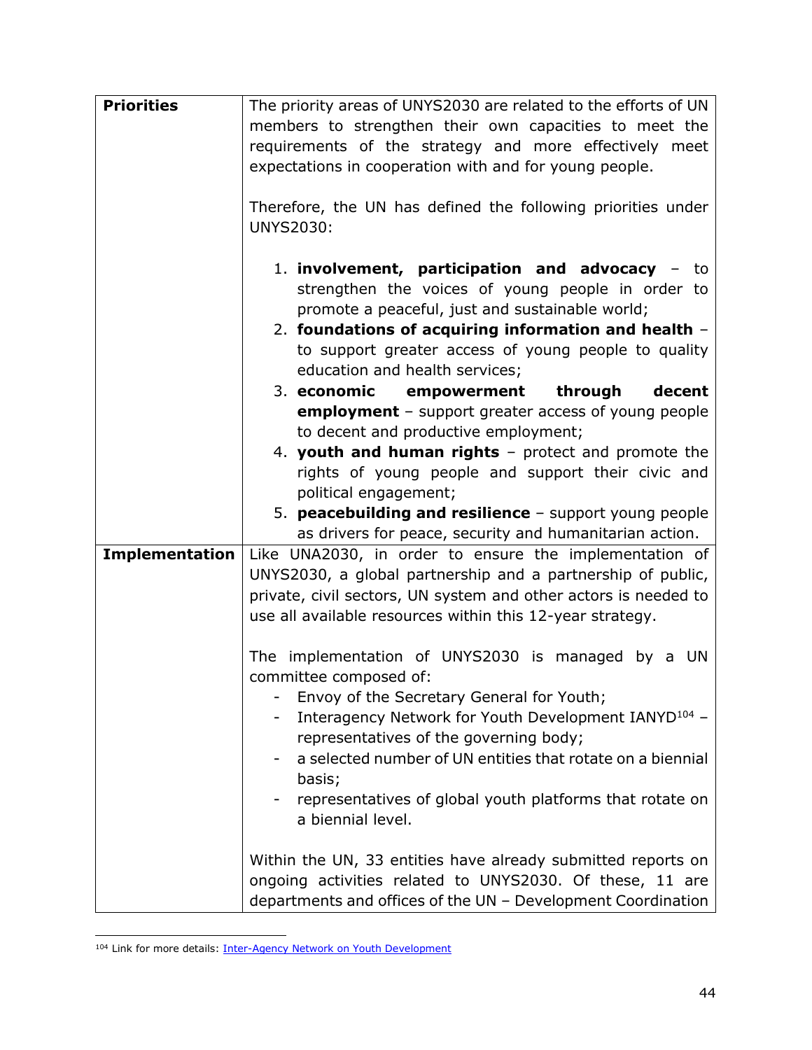| | |
|---|---|
| **Priorities** | The priority areas of UNYS2030 are related to the efforts of UN members to strengthen their own capacities to meet the requirements of the strategy and more effectively meet expectations in cooperation with and for young people.<br><br>Therefore, the UN has defined the following priorities under UNYS2030:<br><br>1. **involvement, participation and advocacy** – to strengthen the voices of young people in order to promote a peaceful, just and sustainable world;<br>2. **foundations of acquiring information and health** – to support greater access of young people to quality education and health services;<br>3. **economic empowerment through decent employment** – support greater access of young people to decent and productive employment;<br>4. **youth and human rights** – protect and promote the rights of young people and support their civic and political engagement;<br>5. **peacebuilding and resilience** – support young people as drivers for peace, security and humanitarian action. |
| **Implementation** | Like UNA2030, in order to ensure the implementation of UNYS2030, a global partnership and a partnership of public, private, civil sectors, UN system and other actors is needed to use all available resources within this 12-year strategy.<br><br>The implementation of UNYS2030 is managed by a UN committee composed of:<br>- Envoy of the Secretary General for Youth;<br>- Interagency Network for Youth Development IANYD[104] – representatives of the governing body;<br>- a selected number of UN entities that rotate on a biennial basis;<br>- representatives of global youth platforms that rotate on a biennial level.<br><br>Within the UN, 33 entities have already submitted reports on ongoing activities related to UNYS2030. Of these, 11 are departments and offices of the UN – Development Coordination |

[104] Link for more details: Inter-Agency Network on Youth Development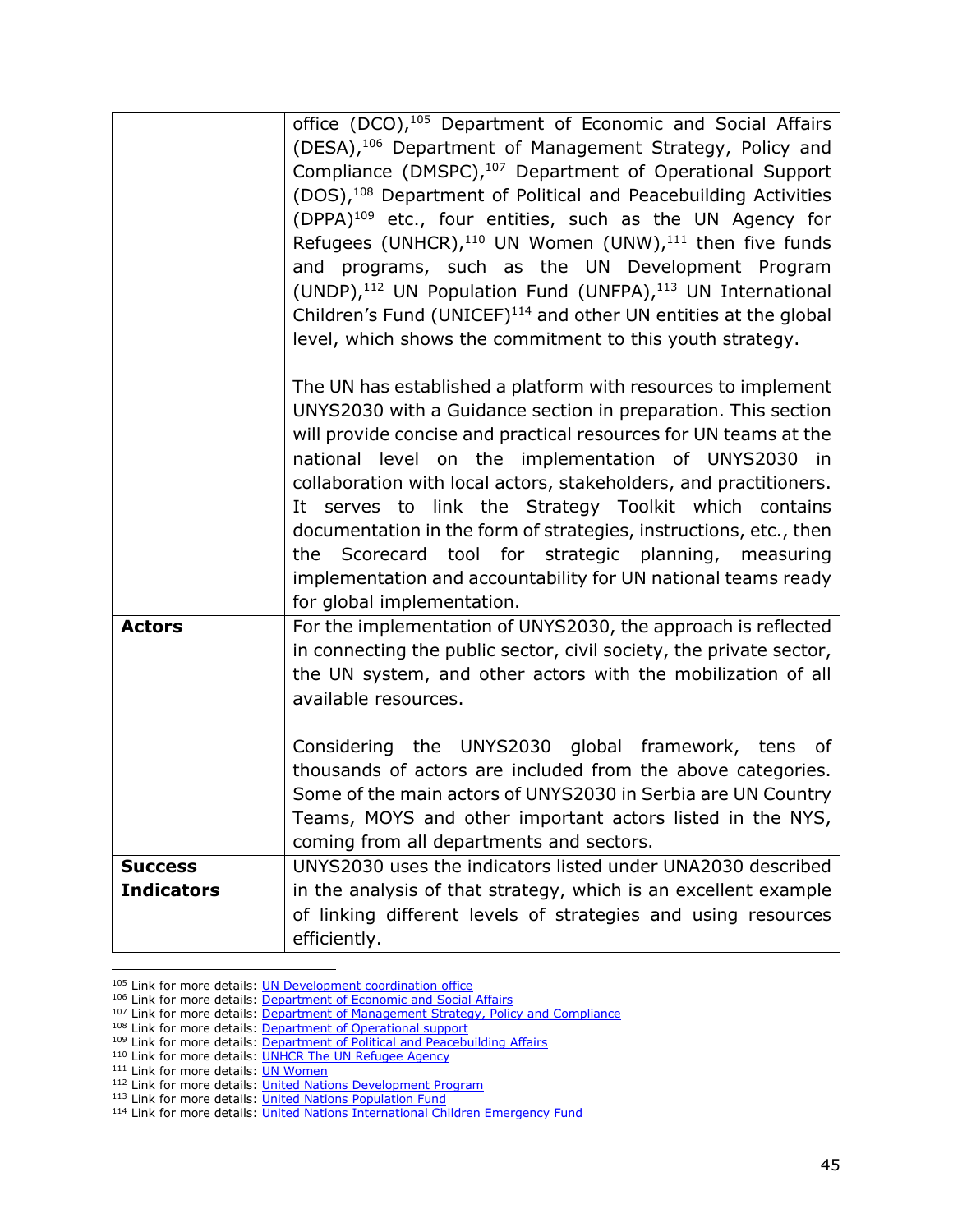| | |
|---|---|
| | office (DCO),[105] Department of Economic and Social Affairs (DESA),[106] Department of Management Strategy, Policy and Compliance (DMSPC),[107] Department of Operational Support (DOS),[108] Department of Political and Peacebuilding Activities (DPPA)[109] etc., four entities, such as the UN Agency for Refugees (UNHCR),[110] UN Women (UNW),[111] then five funds and programs, such as the UN Development Program (UNDP),[112] UN Population Fund (UNFPA),[113] UN International Children's Fund (UNICEF)[114] and other UN entities at the global level, which shows the commitment to this youth strategy.<br><br>The UN has established a platform with resources to implement UNYS2030 with a Guidance section in preparation. This section will provide concise and practical resources for UN teams at the national level on the implementation of UNYS2030 in collaboration with local actors, stakeholders, and practitioners. It serves to link the Strategy Toolkit which contains documentation in the form of strategies, instructions, etc., then the Scorecard tool for strategic planning, measuring implementation and accountability for UN national teams ready for global implementation. |
| **Actors** | For the implementation of UNYS2030, the approach is reflected in connecting the public sector, civil society, the private sector, the UN system, and other actors with the mobilization of all available resources.<br><br>Considering the UNYS2030 global framework, tens of thousands of actors are included from the above categories. Some of the main actors of UNYS2030 in Serbia are UN Country Teams, MOYS and other important actors listed in the NYS, coming from all departments and sectors. |
| **Success Indicators** | UNYS2030 uses the indicators listed under UNA2030 described in the analysis of that strategy, which is an excellent example of linking different levels of strategies and using resources efficiently. |

[105] Link for more details: UN Development coordination office
[106] Link for more details: Department of Economic and Social Affairs
[107] Link for more details: Department of Management Strategy, Policy and Compliance
[108] Link for more details: Department of Operational support
[109] Link for more details: Department of Political and Peacebuilding Affairs
[110] Link for more details: UNHCR The UN Refugee Agency
[111] Link for more details: UN Women
[112] Link for more details: United Nations Development Program
[113] Link for more details: United Nations Population Fund
[114] Link for more details: United Nations International Children Emergency Fund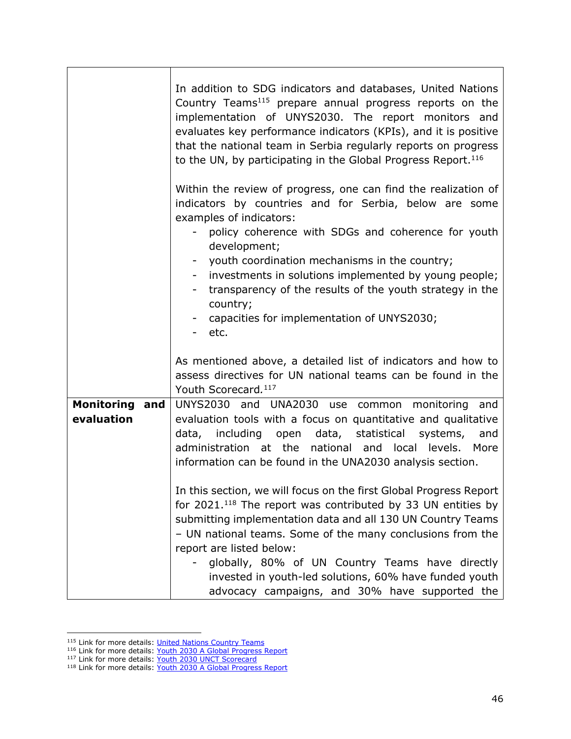| | |
|---|---|
| | In addition to SDG indicators and databases, United Nations Country Teams[115] prepare annual progress reports on the implementation of UNYS2030. The report monitors and evaluates key performance indicators (KPIs), and it is positive that the national team in Serbia regularly reports on progress to the UN, by participating in the Global Progress Report.[116]<br><br>Within the review of progress, one can find the realization of indicators by countries and for Serbia, below are some examples of indicators:<br>- policy coherence with SDGs and coherence for youth development;<br>- youth coordination mechanisms in the country;<br>- investments in solutions implemented by young people;<br>- transparency of the results of the youth strategy in the country;<br>- capacities for implementation of UNYS2030;<br>- etc.<br><br>As mentioned above, a detailed list of indicators and how to assess directives for UN national teams can be found in the Youth Scorecard.[117] |
| **Monitoring and evaluation** | UNYS2030 and UNA2030 use common monitoring and evaluation tools with a focus on quantitative and qualitative data, including open data, statistical systems, and administration at the national and local levels. More information can be found in the UNA2030 analysis section.<br><br>In this section, we will focus on the first Global Progress Report for 2021.[118] The report was contributed by 33 UN entities by submitting implementation data and all 130 UN Country Teams – UN national teams. Some of the many conclusions from the report are listed below:<br>- globally, 80% of UN Country Teams have directly invested in youth-led solutions, 60% have funded youth advocacy campaigns, and 30% have supported the |

[115] Link for more details: United Nations Country Teams
[116] Link for more details: Youth 2030 A Global Progress Report
[117] Link for more details: Youth 2030 UNCT Scorecard
[118] Link for more details: Youth 2030 A Global Progress Report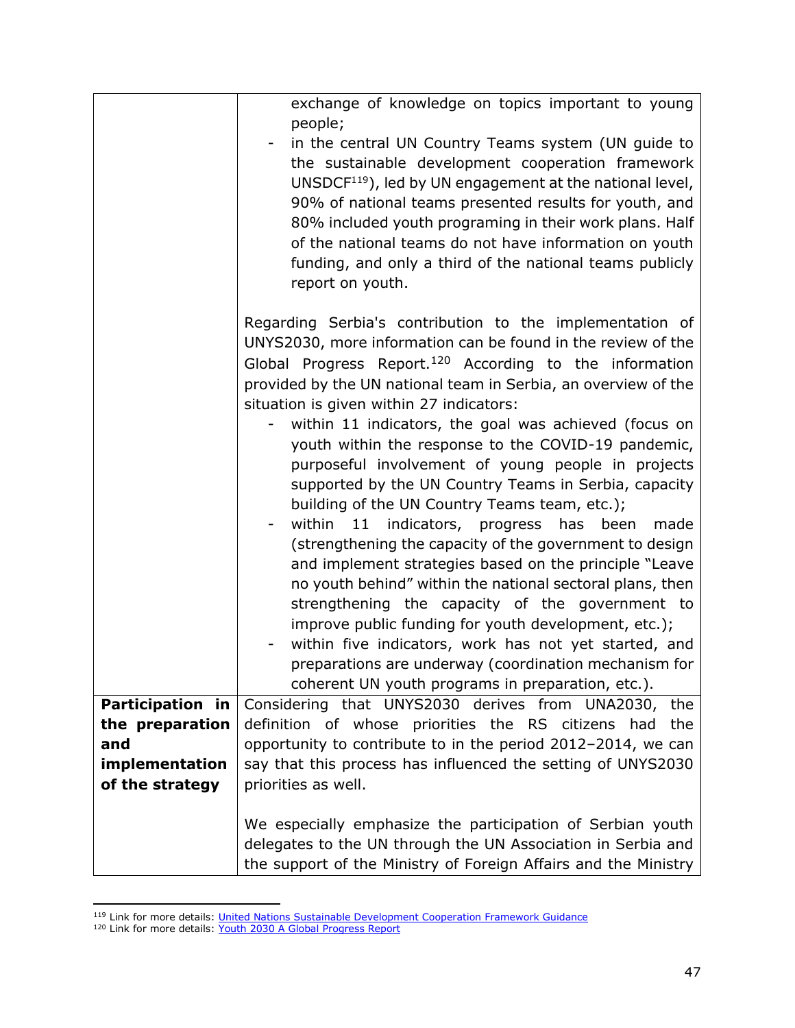|  |  |
|---|---|
|  | exchange of knowledge on topics important to young people;<br>- in the central UN Country Teams system (UN guide to the sustainable development cooperation framework UNSDCF[119]), led by UN engagement at the national level, 90% of national teams presented results for youth, and 80% included youth programing in their work plans. Half of the national teams do not have information on youth funding, and only a third of the national teams publicly report on youth.<br><br>Regarding Serbia's contribution to the implementation of UNYS2030, more information can be found in the review of the Global Progress Report.[120] According to the information provided by the UN national team in Serbia, an overview of the situation is given within 27 indicators:<br>- within 11 indicators, the goal was achieved (focus on youth within the response to the COVID-19 pandemic, purposeful involvement of young people in projects supported by the UN Country Teams in Serbia, capacity building of the UN Country Teams team, etc.);<br>- within 11 indicators, progress has been made (strengthening the capacity of the government to design and implement strategies based on the principle "Leave no youth behind" within the national sectoral plans, then strengthening the capacity of the government to improve public funding for youth development, etc.);<br>- within five indicators, work has not yet started, and preparations are underway (coordination mechanism for coherent UN youth programs in preparation, etc.). |
| **Participation in the preparation and implementation of the strategy** | Considering that UNYS2030 derives from UNA2030, the definition of whose priorities the RS citizens had the opportunity to contribute to in the period 2012–2014, we can say that this process has influenced the setting of UNYS2030 priorities as well.<br><br>We especially emphasize the participation of Serbian youth delegates to the UN through the UN Association in Serbia and the support of the Ministry of Foreign Affairs and the Ministry |

[119] Link for more details: United Nations Sustainable Development Cooperation Framework Guidance

[120] Link for more details: Youth 2030 A Global Progress Report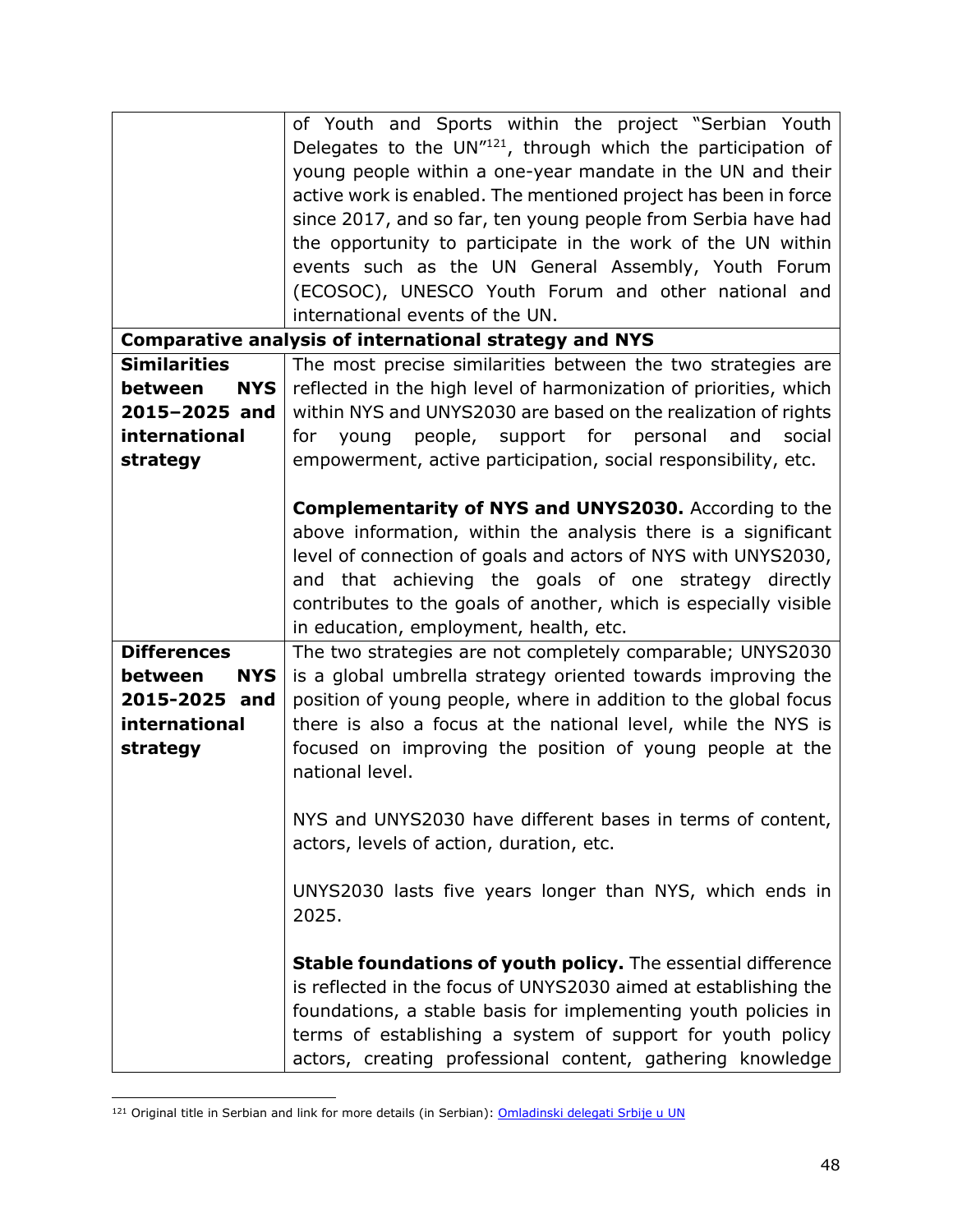| | |
|---|---|
| | of Youth and Sports within the project "Serbian Youth Delegates to the UN"[121], through which the participation of young people within a one-year mandate in the UN and their active work is enabled. The mentioned project has been in force since 2017, and so far, ten young people from Serbia have had the opportunity to participate in the work of the UN within events such as the UN General Assembly, Youth Forum (ECOSOC), UNESCO Youth Forum and other national and international events of the UN. |
| **Comparative analysis of international strategy and NYS** | |
| **Similarities between NYS 2015–2025 and international strategy** | The most precise similarities between the two strategies are reflected in the high level of harmonization of priorities, which within NYS and UNYS2030 are based on the realization of rights for young people, support for personal and social empowerment, active participation, social responsibility, etc.<br><br>**Complementarity of NYS and UNYS2030.** According to the above information, within the analysis there is a significant level of connection of goals and actors of NYS with UNYS2030, and that achieving the goals of one strategy directly contributes to the goals of another, which is especially visible in education, employment, health, etc. |
| **Differences between NYS 2015-2025 and international strategy** | The two strategies are not completely comparable; UNYS2030 is a global umbrella strategy oriented towards improving the position of young people, where in addition to the global focus there is also a focus at the national level, while the NYS is focused on improving the position of young people at the national level.<br><br>NYS and UNYS2030 have different bases in terms of content, actors, levels of action, duration, etc.<br><br>UNYS2030 lasts five years longer than NYS, which ends in 2025.<br><br>**Stable foundations of youth policy.** The essential difference is reflected in the focus of UNYS2030 aimed at establishing the foundations, a stable basis for implementing youth policies in terms of establishing a system of support for youth policy actors, creating professional content, gathering knowledge |

[121] Original title in Serbian and link for more details (in Serbian): Omladinski delegati Srbije u UN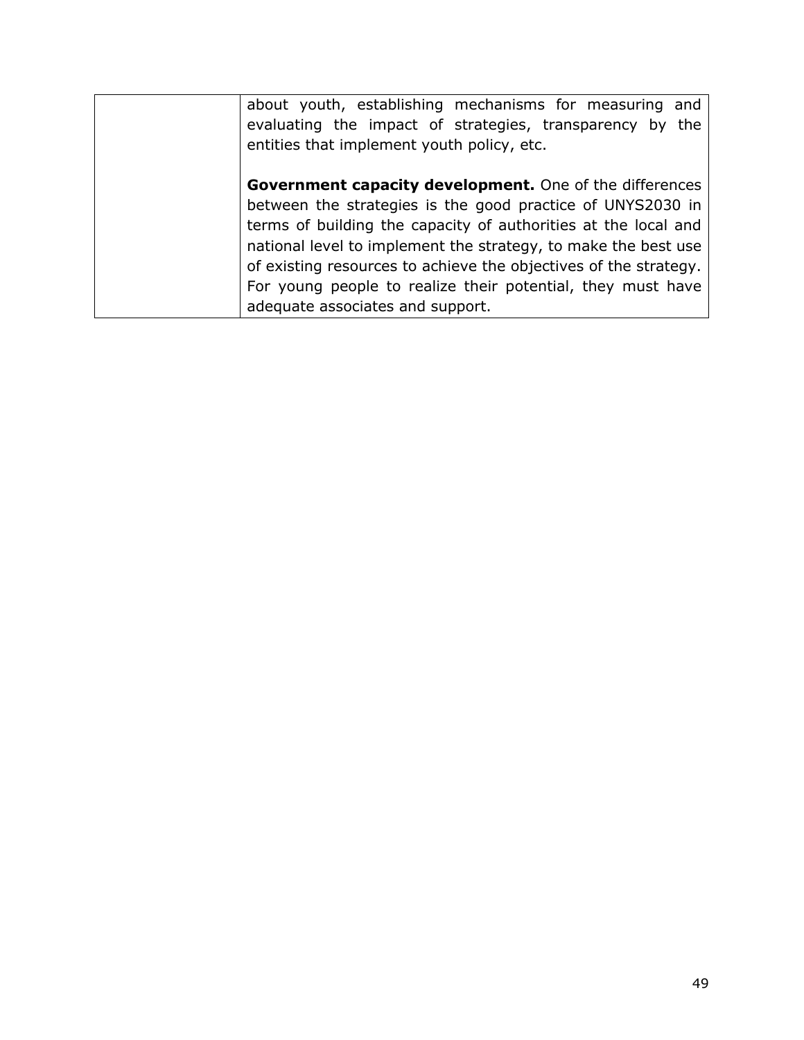|  | about youth, establishing mechanisms for measuring and evaluating the impact of strategies, transparency by the entities that implement youth policy, etc.<br><br>**Government capacity development.** One of the differences between the strategies is the good practice of UNYS2030 in terms of building the capacity of authorities at the local and national level to implement the strategy, to make the best use of existing resources to achieve the objectives of the strategy. For young people to realize their potential, they must have adequate associates and support. |
|---|---|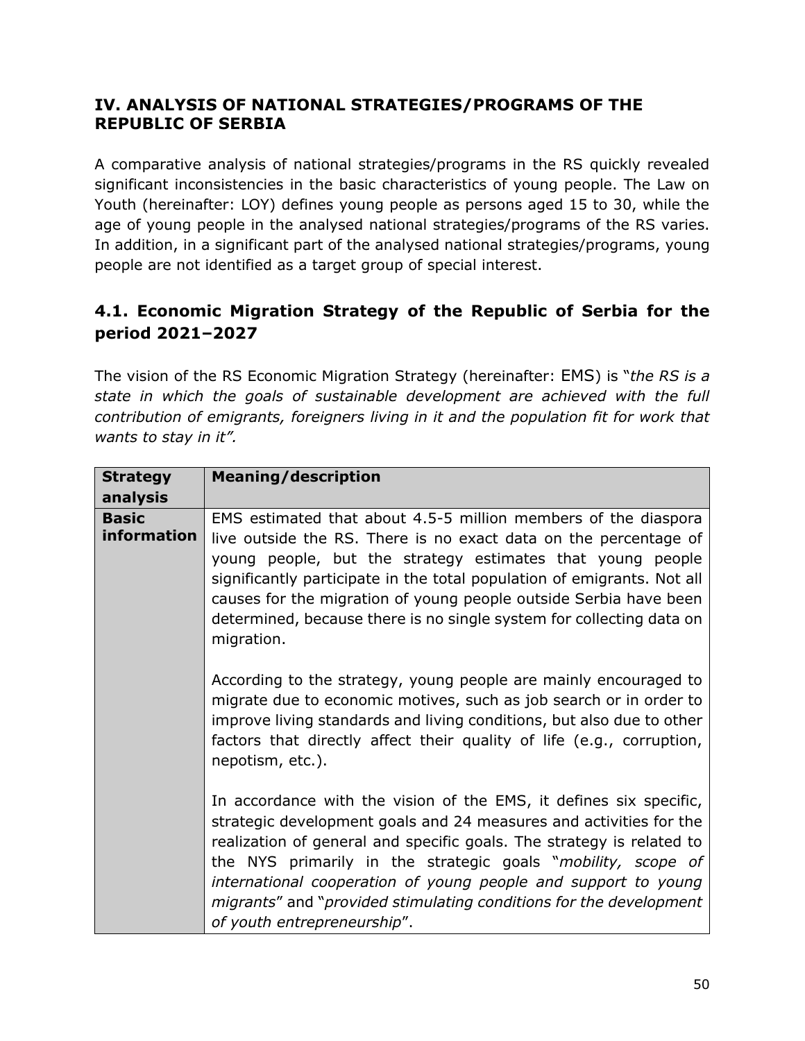## IV. ANALYSIS OF NATIONAL STRATEGIES/PROGRAMS OF THE REPUBLIC OF SERBIA

A comparative analysis of national strategies/programs in the RS quickly revealed significant inconsistencies in the basic characteristics of young people. The Law on Youth (hereinafter: LOY) defines young people as persons aged 15 to 30, while the age of young people in the analysed national strategies/programs of the RS varies. In addition, in a significant part of the analysed national strategies/programs, young people are not identified as a target group of special interest.

### 4.1. Economic Migration Strategy of the Republic of Serbia for the period 2021–2027

The vision of the RS Economic Migration Strategy (hereinafter: EMS) is "*the RS is a state in which the goals of sustainable development are achieved with the full contribution of emigrants, foreigners living in it and the population fit for work that wants to stay in it".*

| Strategy analysis | Meaning/description |
|---|---|
| **Basic information** | EMS estimated that about 4.5-5 million members of the diaspora live outside the RS. There is no exact data on the percentage of young people, but the strategy estimates that young people significantly participate in the total population of emigrants. Not all causes for the migration of young people outside Serbia have been determined, because there is no single system for collecting data on migration.<br><br>According to the strategy, young people are mainly encouraged to migrate due to economic motives, such as job search or in order to improve living standards and living conditions, but also due to other factors that directly affect their quality of life (e.g., corruption, nepotism, etc.).<br><br>In accordance with the vision of the EMS, it defines six specific, strategic development goals and 24 measures and activities for the realization of general and specific goals. The strategy is related to the NYS primarily in the strategic goals "*mobility, scope of international cooperation of young people and support to young migrants*" and "*provided stimulating conditions for the development of youth entrepreneurship*". |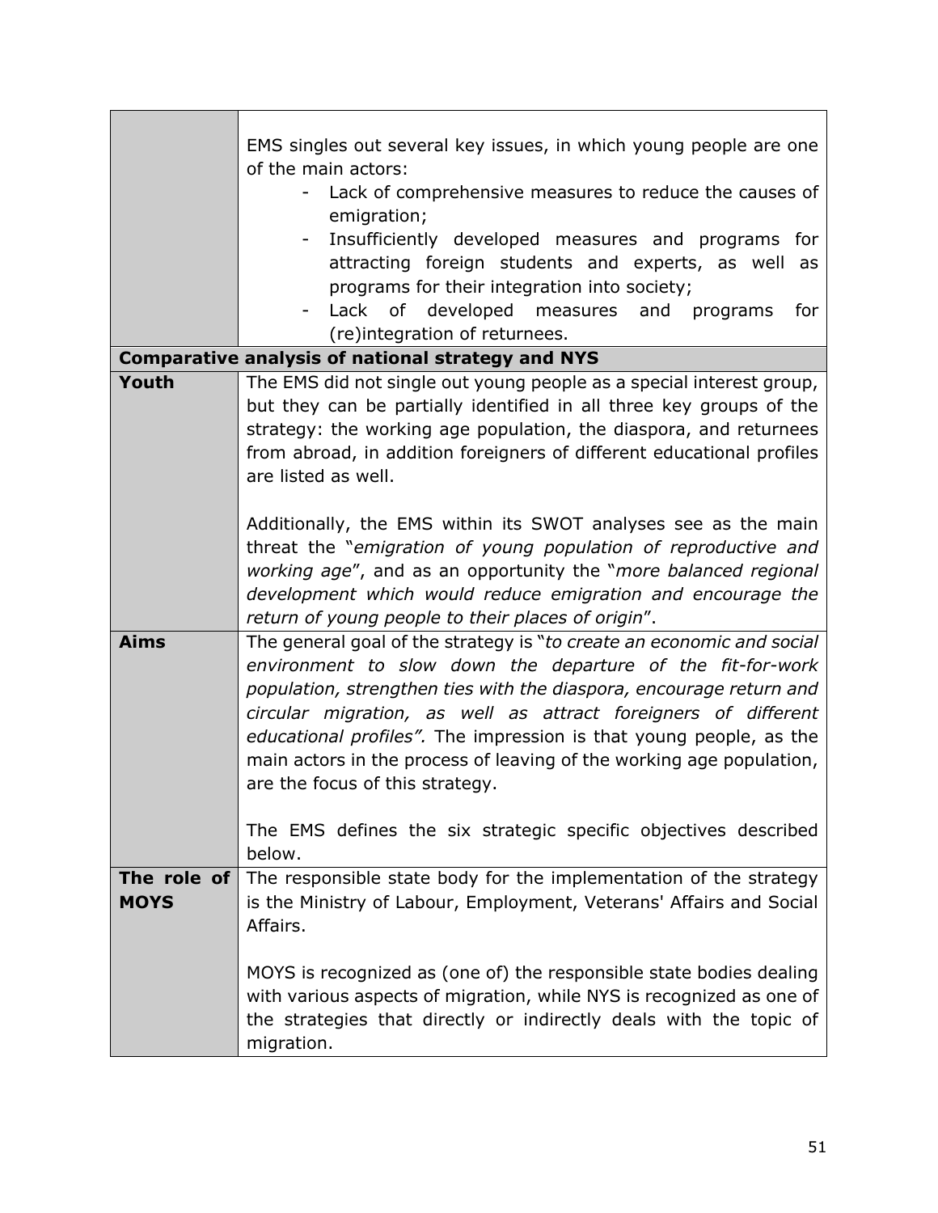| | |
|---|---|
| | EMS singles out several key issues, in which young people are one of the main actors:<br>- Lack of comprehensive measures to reduce the causes of emigration;<br>- Insufficiently developed measures and programs for attracting foreign students and experts, as well as programs for their integration into society;<br>- Lack of developed measures and programs for (re)integration of returnees. |
| **Comparative analysis of national strategy and NYS** | |
| **Youth** | The EMS did not single out young people as a special interest group, but they can be partially identified in all three key groups of the strategy: the working age population, the diaspora, and returnees from abroad, in addition foreigners of different educational profiles are listed as well.<br><br>Additionally, the EMS within its SWOT analyses see as the main threat the "*emigration of young population of reproductive and working age*", and as an opportunity the "*more balanced regional development which would reduce emigration and encourage the return of young people to their places of origin*". |
| **Aims** | The general goal of the strategy is "*to create an economic and social environment to slow down the departure of the fit-for-work population, strengthen ties with the diaspora, encourage return and circular migration, as well as attract foreigners of different educational profiles".* The impression is that young people, as the main actors in the process of leaving of the working age population, are the focus of this strategy.<br><br>The EMS defines the six strategic specific objectives described below. |
| **The role of MOYS** | The responsible state body for the implementation of the strategy is the Ministry of Labour, Employment, Veterans' Affairs and Social Affairs.<br><br>MOYS is recognized as (one of) the responsible state bodies dealing with various aspects of migration, while NYS is recognized as one of the strategies that directly or indirectly deals with the topic of migration. |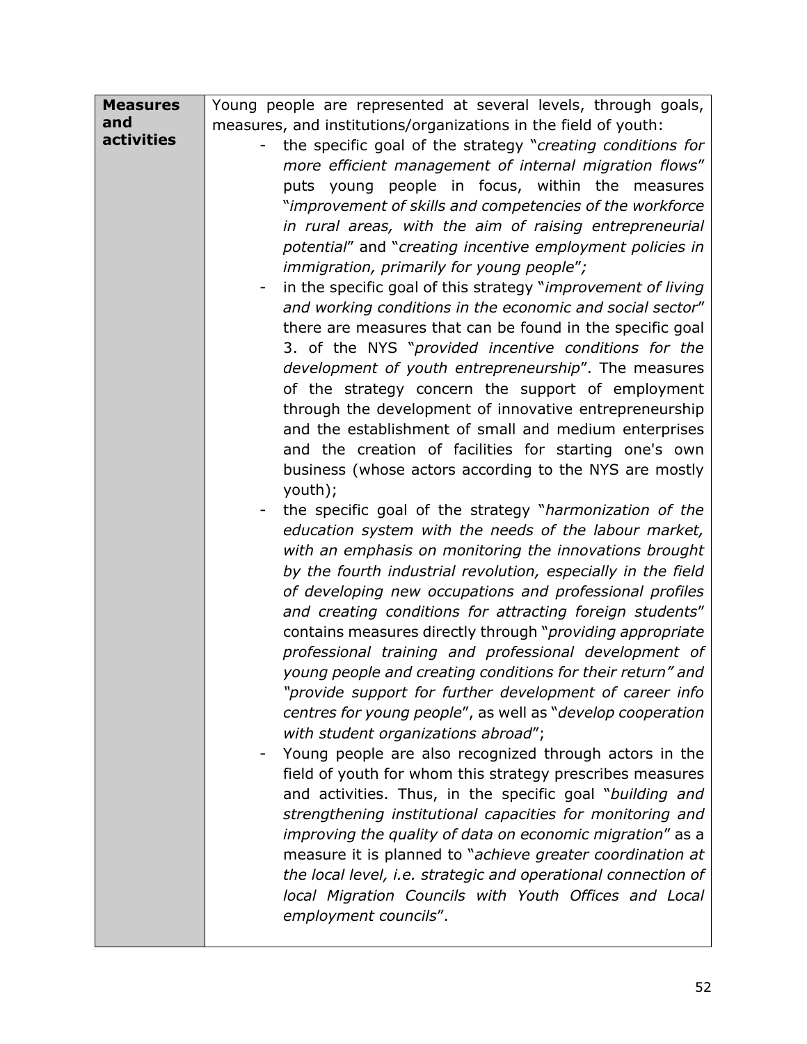| **Measures and activities** | Young people are represented at several levels, through goals, measures, and institutions/organizations in the field of youth:<br>- the specific goal of the strategy "*creating conditions for more efficient management of internal migration flows*" puts young people in focus, within the measures "*improvement of skills and competencies of the workforce in rural areas, with the aim of raising entrepreneurial potential*" and "*creating incentive employment policies in immigration, primarily for young people*";<br>- in the specific goal of this strategy "*improvement of living and working conditions in the economic and social sector*" there are measures that can be found in the specific goal 3. of the NYS "*provided incentive conditions for the development of youth entrepreneurship*". The measures of the strategy concern the support of employment through the development of innovative entrepreneurship and the establishment of small and medium enterprises and the creation of facilities for starting one's own business (whose actors according to the NYS are mostly youth);<br>- the specific goal of the strategy "*harmonization of the education system with the needs of the labour market, with an emphasis on monitoring the innovations brought by the fourth industrial revolution, especially in the field of developing new occupations and professional profiles and creating conditions for attracting foreign students*" contains measures directly through "*providing appropriate professional training and professional development of young people and creating conditions for their return" and "provide support for further development of career info centres for young people*", as well as "*develop cooperation with student organizations abroad*";<br>- Young people are also recognized through actors in the field of youth for whom this strategy prescribes measures and activities. Thus, in the specific goal "*building and strengthening institutional capacities for monitoring and improving the quality of data on economic migration*" as a measure it is planned to "*achieve greater coordination at the local level, i.e. strategic and operational connection of local Migration Councils with Youth Offices and Local employment councils*". |
|---|---|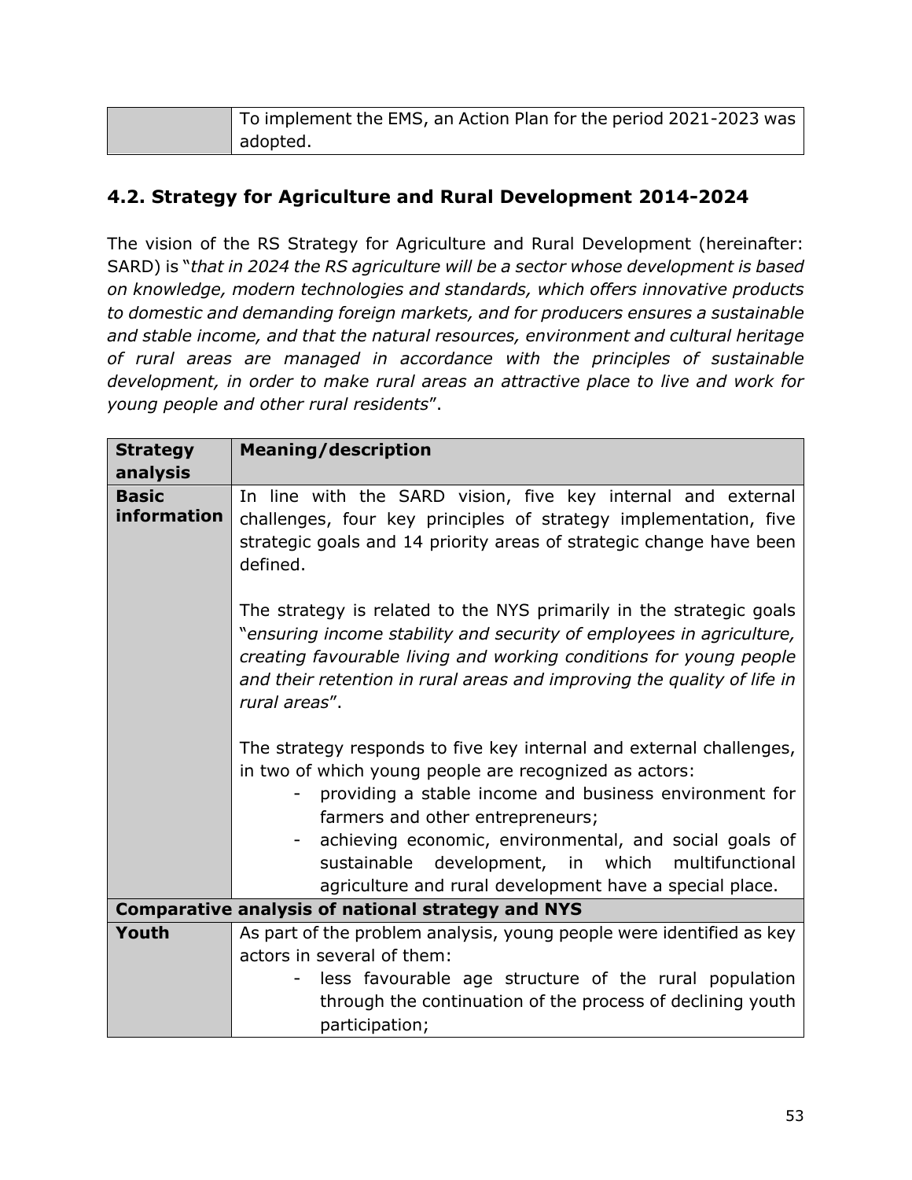| | To implement the EMS, an Action Plan for the period 2021-2023 was adopted. |
|---|---|

## 4.2. Strategy for Agriculture and Rural Development 2014-2024

The vision of the RS Strategy for Agriculture and Rural Development (hereinafter: SARD) is "*that in 2024 the RS agriculture will be a sector whose development is based on knowledge, modern technologies and standards, which offers innovative products to domestic and demanding foreign markets, and for producers ensures a sustainable and stable income, and that the natural resources, environment and cultural heritage of rural areas are managed in accordance with the principles of sustainable development, in order to make rural areas an attractive place to live and work for young people and other rural residents*".

| **Strategy analysis** | **Meaning/description** |
|---|---|
| **Basic information** | In line with the SARD vision, five key internal and external challenges, four key principles of strategy implementation, five strategic goals and 14 priority areas of strategic change have been defined.<br><br>The strategy is related to the NYS primarily in the strategic goals "*ensuring income stability and security of employees in agriculture, creating favourable living and working conditions for young people and their retention in rural areas and improving the quality of life in rural areas*".<br><br>The strategy responds to five key internal and external challenges, in two of which young people are recognized as actors:<br>- providing a stable income and business environment for farmers and other entrepreneurs;<br>- achieving economic, environmental, and social goals of sustainable development, in which multifunctional agriculture and rural development have a special place. |
| **Comparative analysis of national strategy and NYS** | |
| **Youth** | As part of the problem analysis, young people were identified as key actors in several of them:<br>- less favourable age structure of the rural population through the continuation of the process of declining youth participation; |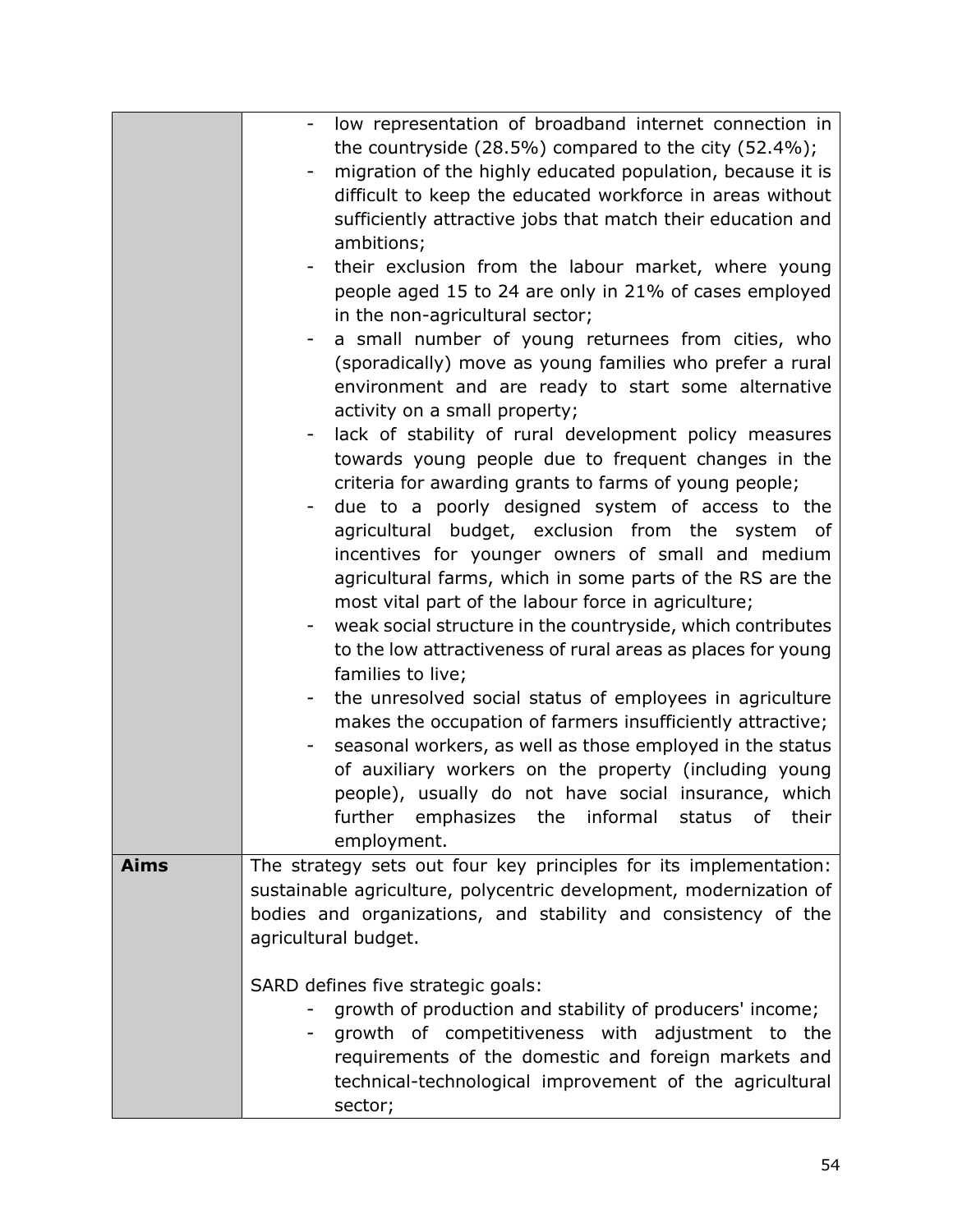| | |
|---|---|
| | - low representation of broadband internet connection in the countryside (28.5%) compared to the city (52.4%);<br>- migration of the highly educated population, because it is difficult to keep the educated workforce in areas without sufficiently attractive jobs that match their education and ambitions;<br>- their exclusion from the labour market, where young people aged 15 to 24 are only in 21% of cases employed in the non-agricultural sector;<br>- a small number of young returnees from cities, who (sporadically) move as young families who prefer a rural environment and are ready to start some alternative activity on a small property;<br>- lack of stability of rural development policy measures towards young people due to frequent changes in the criteria for awarding grants to farms of young people;<br>- due to a poorly designed system of access to the agricultural budget, exclusion from the system of incentives for younger owners of small and medium agricultural farms, which in some parts of the RS are the most vital part of the labour force in agriculture;<br>- weak social structure in the countryside, which contributes to the low attractiveness of rural areas as places for young families to live;<br>- the unresolved social status of employees in agriculture makes the occupation of farmers insufficiently attractive;<br>- seasonal workers, as well as those employed in the status of auxiliary workers on the property (including young people), usually do not have social insurance, which further emphasizes the informal status of their employment. |
| **Aims** | The strategy sets out four key principles for its implementation: sustainable agriculture, polycentric development, modernization of bodies and organizations, and stability and consistency of the agricultural budget.<br><br>SARD defines five strategic goals:<br>- growth of production and stability of producers' income;<br>- growth of competitiveness with adjustment to the requirements of the domestic and foreign markets and technical-technological improvement of the agricultural sector; |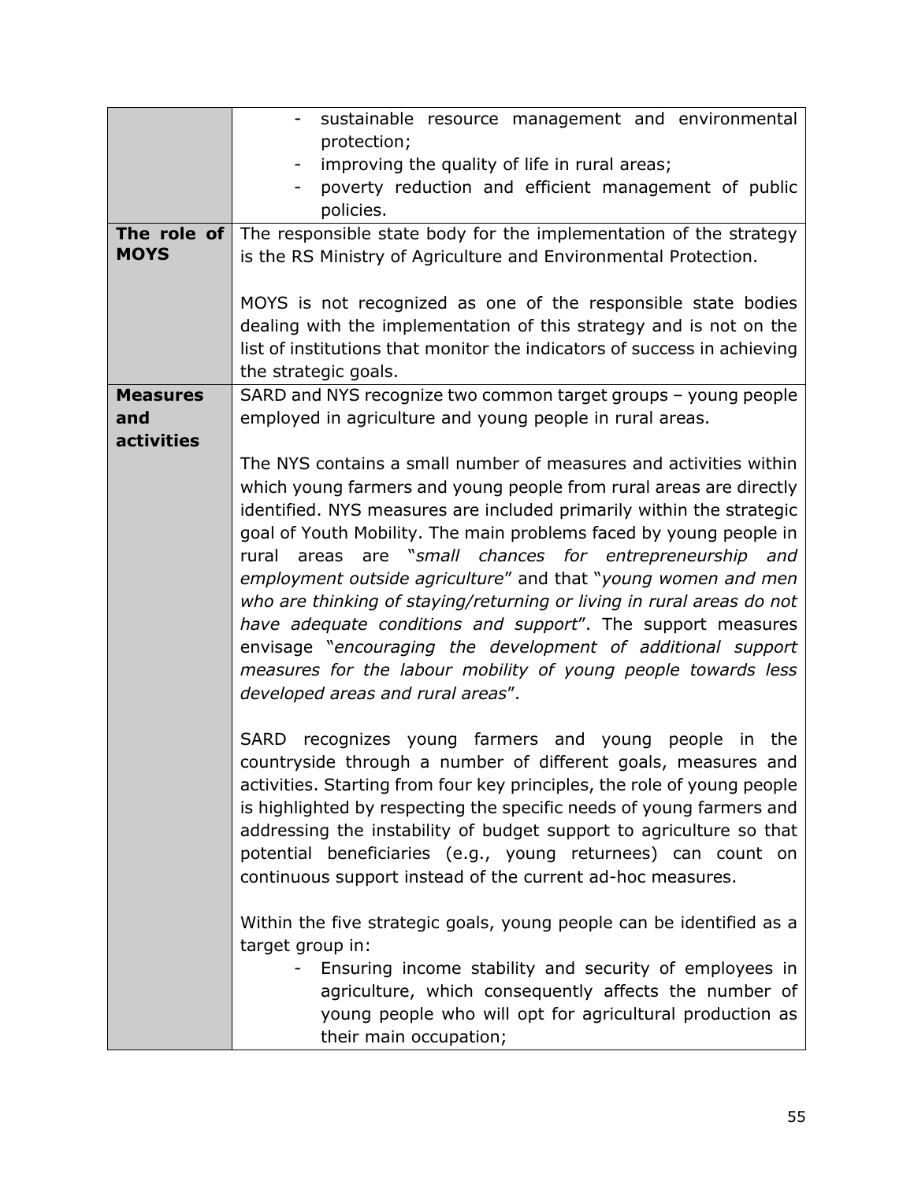| | |
|---|---|
| | - sustainable resource management and environmental protection;<br>- improving the quality of life in rural areas;<br>- poverty reduction and efficient management of public policies. |
| **The role of MOYS** | The responsible state body for the implementation of the strategy is the RS Ministry of Agriculture and Environmental Protection.<br><br>MOYS is not recognized as one of the responsible state bodies dealing with the implementation of this strategy and is not on the list of institutions that monitor the indicators of success in achieving the strategic goals. |
| **Measures and activities** | SARD and NYS recognize two common target groups – young people employed in agriculture and young people in rural areas.<br><br>The NYS contains a small number of measures and activities within which young farmers and young people from rural areas are directly identified. NYS measures are included primarily within the strategic goal of Youth Mobility. The main problems faced by young people in rural areas are "*small chances for entrepreneurship and employment outside agriculture*" and that "*young women and men who are thinking of staying/returning or living in rural areas do not have adequate conditions and support*". The support measures envisage "*encouraging the development of additional support measures for the labour mobility of young people towards less developed areas and rural areas*".<br><br>SARD recognizes young farmers and young people in the countryside through a number of different goals, measures and activities. Starting from four key principles, the role of young people is highlighted by respecting the specific needs of young farmers and addressing the instability of budget support to agriculture so that potential beneficiaries (e.g., young returnees) can count on continuous support instead of the current ad-hoc measures.<br><br>Within the five strategic goals, young people can be identified as a target group in:<br>- Ensuring income stability and security of employees in agriculture, which consequently affects the number of young people who will opt for agricultural production as their main occupation; |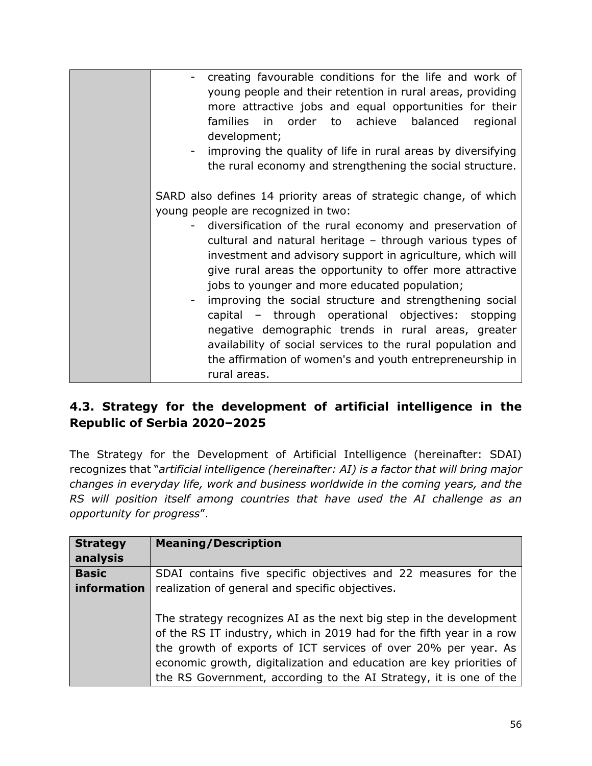| | |
|---|---|
| | - creating favourable conditions for the life and work of young people and their retention in rural areas, providing more attractive jobs and equal opportunities for their families in order to achieve balanced regional development;<br>- improving the quality of life in rural areas by diversifying the rural economy and strengthening the social structure.<br><br>SARD also defines 14 priority areas of strategic change, of which young people are recognized in two:<br>- diversification of the rural economy and preservation of cultural and natural heritage – through various types of investment and advisory support in agriculture, which will give rural areas the opportunity to offer more attractive jobs to younger and more educated population;<br>- improving the social structure and strengthening social capital – through operational objectives: stopping negative demographic trends in rural areas, greater availability of social services to the rural population and the affirmation of women's and youth entrepreneurship in rural areas. |

## 4.3. Strategy for the development of artificial intelligence in the Republic of Serbia 2020–2025

The Strategy for the Development of Artificial Intelligence (hereinafter: SDAI) recognizes that "*artificial intelligence (hereinafter: AI) is a factor that will bring major changes in everyday life, work and business worldwide in the coming years, and the RS will position itself among countries that have used the AI challenge as an opportunity for progress*".

| **Strategy analysis** | **Meaning/Description** |
|---|---|
| **Basic information** | SDAI contains five specific objectives and 22 measures for the realization of general and specific objectives.<br><br>The strategy recognizes AI as the next big step in the development of the RS IT industry, which in 2019 had for the fifth year in a row the growth of exports of ICT services of over 20% per year. As economic growth, digitalization and education are key priorities of the RS Government, according to the AI Strategy, it is one of the |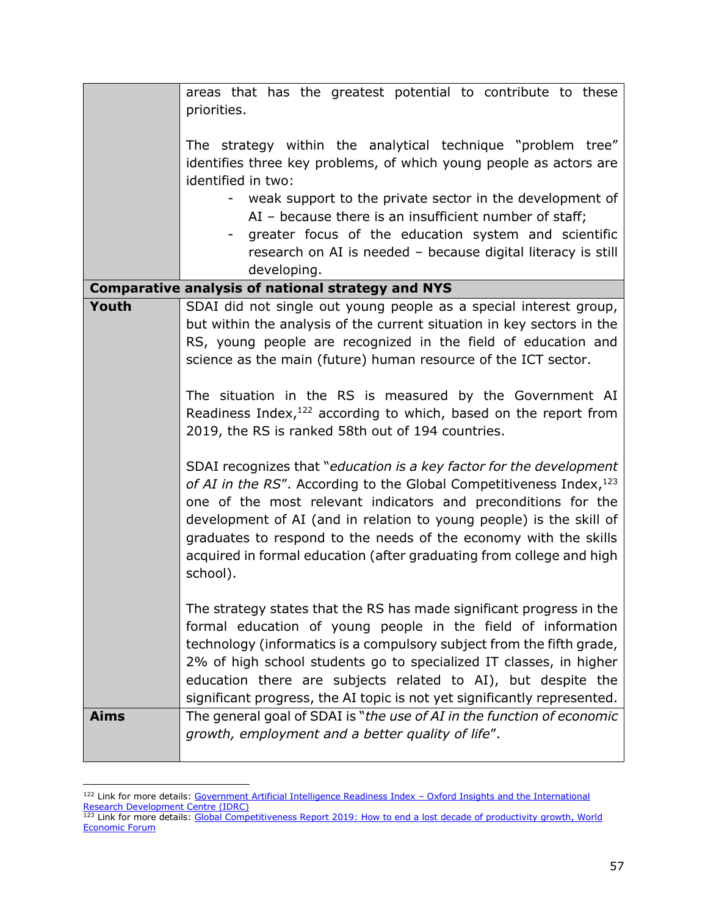| | |
|---|---|
| | areas that has the greatest potential to contribute to these priorities.<br><br>The strategy within the analytical technique "problem tree" identifies three key problems, of which young people as actors are identified in two:<br>- weak support to the private sector in the development of AI – because there is an insufficient number of staff;<br>- greater focus of the education system and scientific research on AI is needed – because digital literacy is still developing. |
| **Comparative analysis of national strategy and NYS** | |
| **Youth** | SDAI did not single out young people as a special interest group, but within the analysis of the current situation in key sectors in the RS, young people are recognized in the field of education and science as the main (future) human resource of the ICT sector.<br><br>The situation in the RS is measured by the Government AI Readiness Index,[122] according to which, based on the report from 2019, the RS is ranked 58th out of 194 countries.<br><br>SDAI recognizes that "*education is a key factor for the development of AI in the RS*". According to the Global Competitiveness Index,[123] one of the most relevant indicators and preconditions for the development of AI (and in relation to young people) is the skill of graduates to respond to the needs of the economy with the skills acquired in formal education (after graduating from college and high school).<br><br>The strategy states that the RS has made significant progress in the formal education of young people in the field of information technology (informatics is a compulsory subject from the fifth grade, 2% of high school students go to specialized IT classes, in higher education there are subjects related to AI), but despite the significant progress, the AI topic is not yet significantly represented. |
| **Aims** | The general goal of SDAI is "*the use of AI in the function of economic growth, employment and a better quality of life*". |

[122] Link for more details: Government Artificial Intelligence Readiness Index – Oxford Insights and the International Research Development Centre (IDRC)

[123] Link for more details: Global Competitiveness Report 2019: How to end a lost decade of productivity growth, World Economic Forum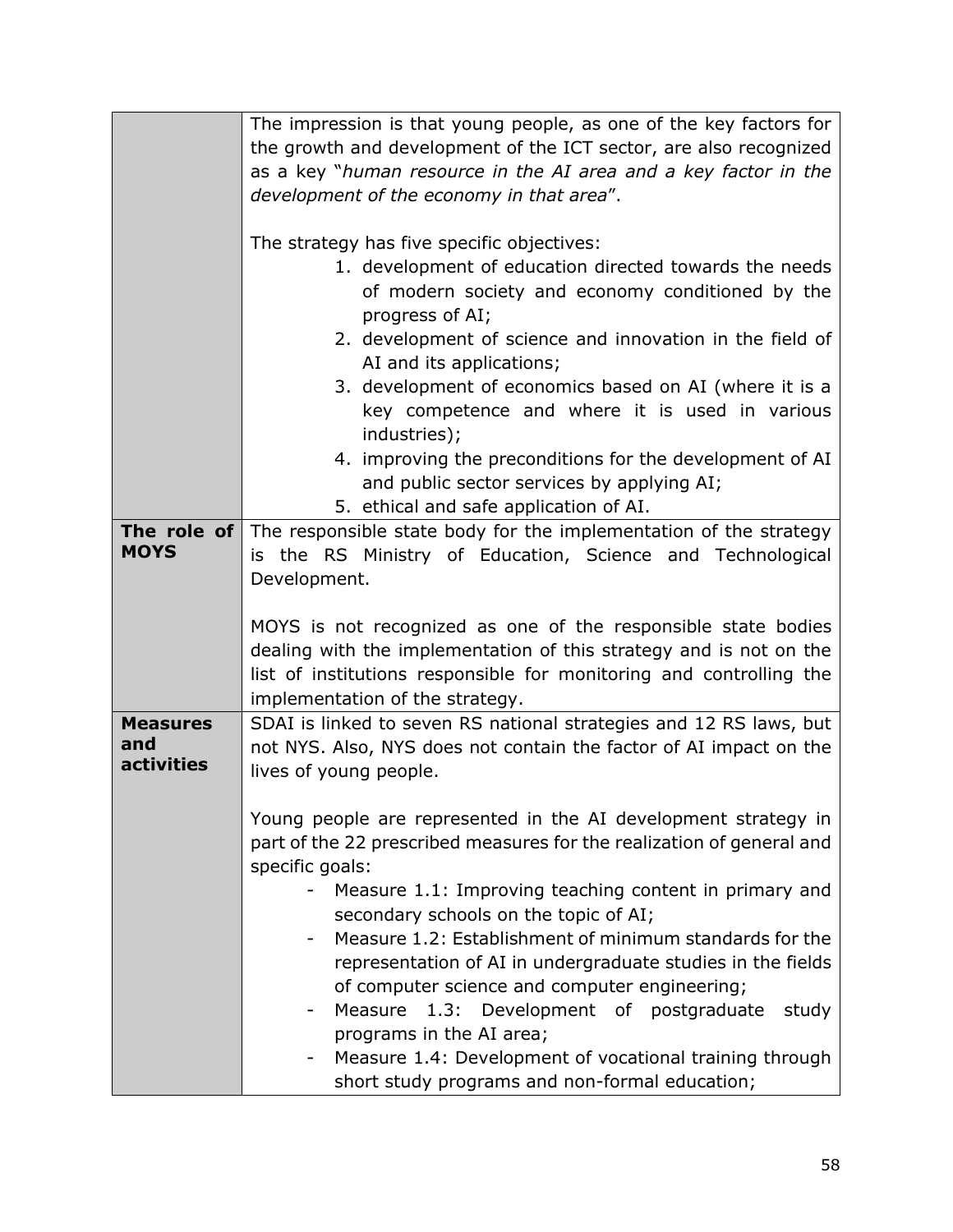| | |
|---|---|
| | The impression is that young people, as one of the key factors for the growth and development of the ICT sector, are also recognized as a key "*human resource in the AI area and a key factor in the development of the economy in that area*".<br><br>The strategy has five specific objectives:<br>1. development of education directed towards the needs of modern society and economy conditioned by the progress of AI;<br>2. development of science and innovation in the field of AI and its applications;<br>3. development of economics based on AI (where it is a key competence and where it is used in various industries);<br>4. improving the preconditions for the development of AI and public sector services by applying AI;<br>5. ethical and safe application of AI. |
| **The role of MOYS** | The responsible state body for the implementation of the strategy is the RS Ministry of Education, Science and Technological Development.<br><br>MOYS is not recognized as one of the responsible state bodies dealing with the implementation of this strategy and is not on the list of institutions responsible for monitoring and controlling the implementation of the strategy. |
| **Measures and activities** | SDAI is linked to seven RS national strategies and 12 RS laws, but not NYS. Also, NYS does not contain the factor of AI impact on the lives of young people.<br><br>Young people are represented in the AI development strategy in part of the 22 prescribed measures for the realization of general and specific goals:<br>- Measure 1.1: Improving teaching content in primary and secondary schools on the topic of AI;<br>- Measure 1.2: Establishment of minimum standards for the representation of AI in undergraduate studies in the fields of computer science and computer engineering;<br>- Measure 1.3: Development of postgraduate study programs in the AI area;<br>- Measure 1.4: Development of vocational training through short study programs and non-formal education; |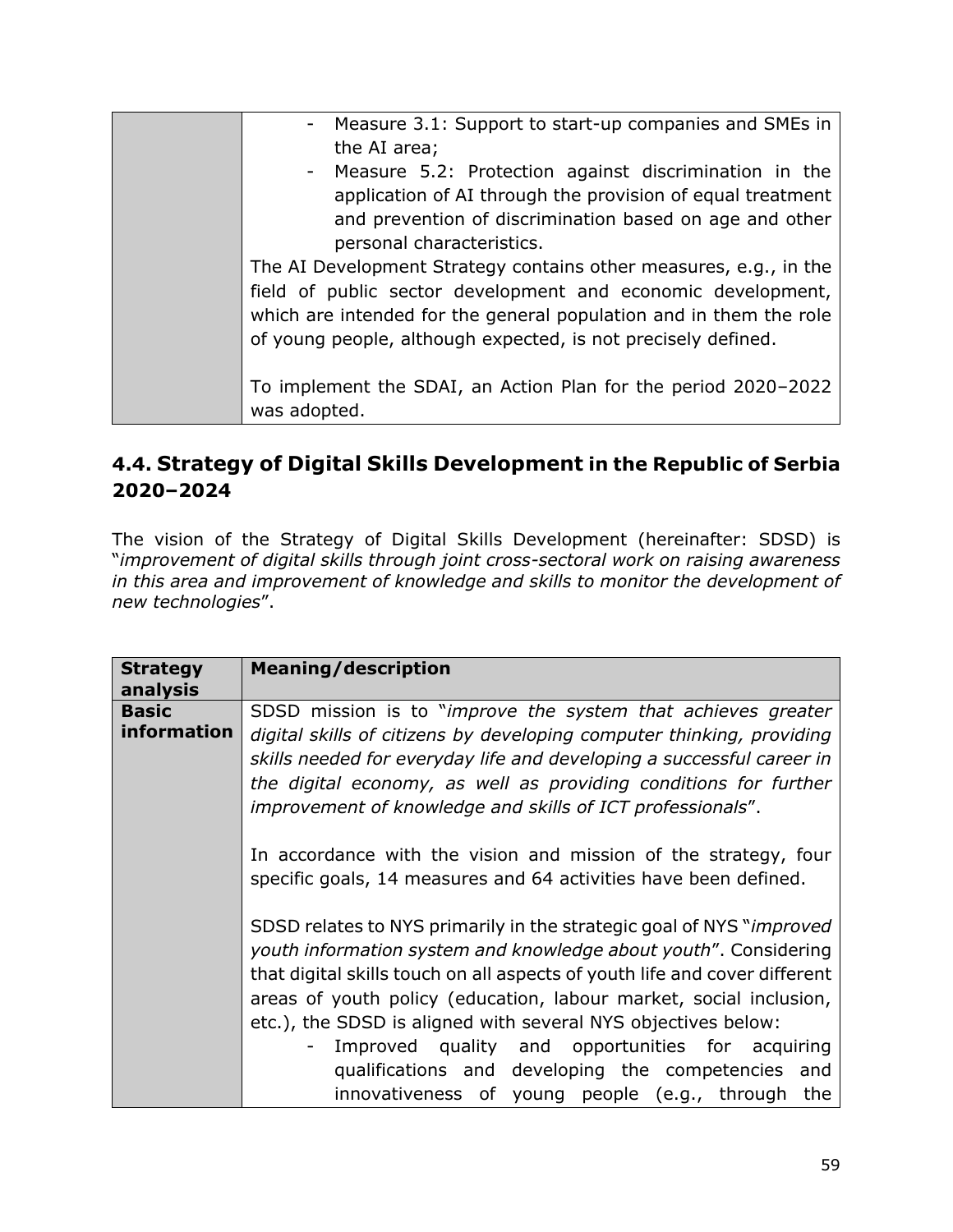| | |
|---|---|
| | - Measure 3.1: Support to start-up companies and SMEs in the AI area;<br>- Measure 5.2: Protection against discrimination in the application of AI through the provision of equal treatment and prevention of discrimination based on age and other personal characteristics.<br>The AI Development Strategy contains other measures, e.g., in the field of public sector development and economic development, which are intended for the general population and in them the role of young people, although expected, is not precisely defined.<br><br>To implement the SDAI, an Action Plan for the period 2020–2022 was adopted. |

## 4.4. Strategy of Digital Skills Development in the Republic of Serbia 2020–2024

The vision of the Strategy of Digital Skills Development (hereinafter: SDSD) is "*improvement of digital skills through joint cross-sectoral work on raising awareness in this area and improvement of knowledge and skills to monitor the development of new technologies*".

| **Strategy analysis** | **Meaning/description** |
|---|---|
| **Basic information** | SDSD mission is to "*improve the system that achieves greater digital skills of citizens by developing computer thinking, providing skills needed for everyday life and developing a successful career in the digital economy, as well as providing conditions for further improvement of knowledge and skills of ICT professionals*".<br><br>In accordance with the vision and mission of the strategy, four specific goals, 14 measures and 64 activities have been defined.<br><br>SDSD relates to NYS primarily in the strategic goal of NYS "*improved youth information system and knowledge about youth*". Considering that digital skills touch on all aspects of youth life and cover different areas of youth policy (education, labour market, social inclusion, etc.), the SDSD is aligned with several NYS objectives below:<br>- Improved quality and opportunities for acquiring qualifications and developing the competencies and innovativeness of young people (e.g., through the |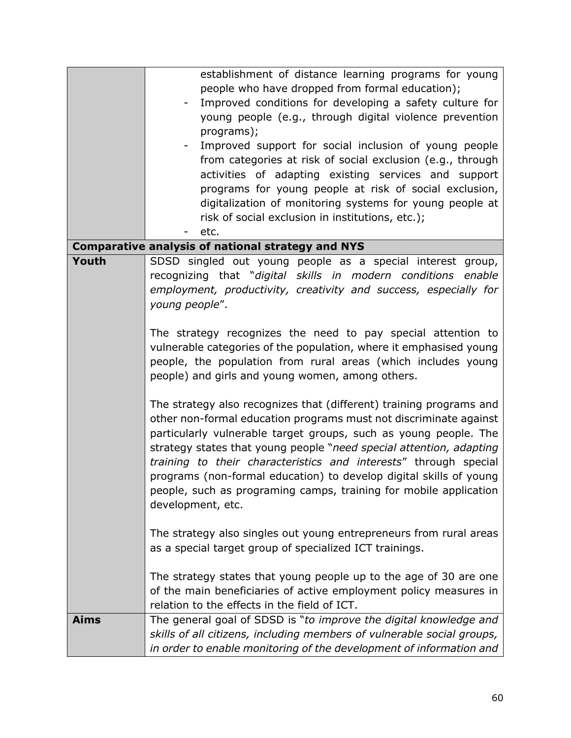| | |
|---|---|
| | establishment of distance learning programs for young people who have dropped from formal education);<br>- Improved conditions for developing a safety culture for young people (e.g., through digital violence prevention programs);<br>- Improved support for social inclusion of young people from categories at risk of social exclusion (e.g., through activities of adapting existing services and support programs for young people at risk of social exclusion, digitalization of monitoring systems for young people at risk of social exclusion in institutions, etc.);<br>- etc. |
| **Comparative analysis of national strategy and NYS** | |
| **Youth** | SDSD singled out young people as a special interest group, recognizing that "*digital skills in modern conditions enable employment, productivity, creativity and success, especially for young people*".<br><br>The strategy recognizes the need to pay special attention to vulnerable categories of the population, where it emphasised young people, the population from rural areas (which includes young people) and girls and young women, among others.<br><br>The strategy also recognizes that (different) training programs and other non-formal education programs must not discriminate against particularly vulnerable target groups, such as young people. The strategy states that young people "*need special attention, adapting training to their characteristics and interests*" through special programs (non-formal education) to develop digital skills of young people, such as programing camps, training for mobile application development, etc.<br><br>The strategy also singles out young entrepreneurs from rural areas as a special target group of specialized ICT trainings.<br><br>The strategy states that young people up to the age of 30 are one of the main beneficiaries of active employment policy measures in relation to the effects in the field of ICT. |
| **Aims** | The general goal of SDSD is "*to improve the digital knowledge and skills of all citizens, including members of vulnerable social groups, in order to enable monitoring of the development of information and* |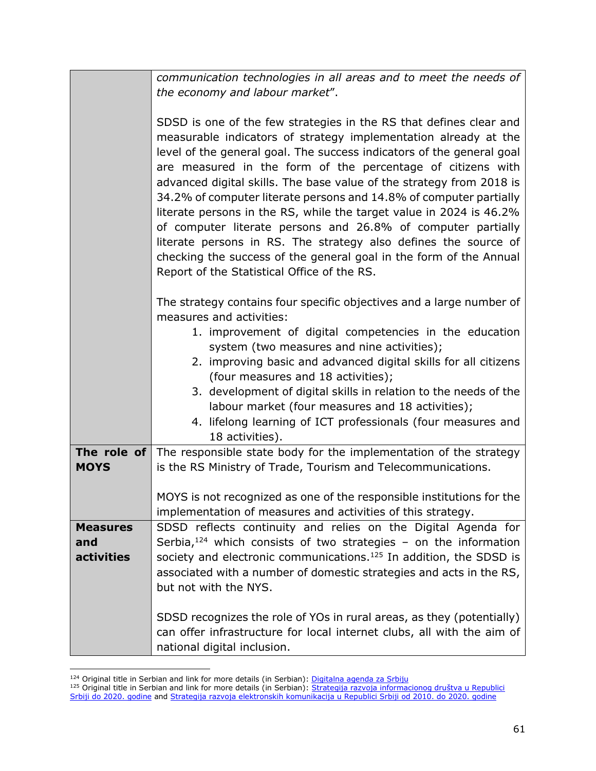| | |
|---|---|
| | *communication technologies in all areas and to meet the needs of the economy and labour market*".<br><br>SDSD is one of the few strategies in the RS that defines clear and measurable indicators of strategy implementation already at the level of the general goal. The success indicators of the general goal are measured in the form of the percentage of citizens with advanced digital skills. The base value of the strategy from 2018 is 34.2% of computer literate persons and 14.8% of computer partially literate persons in the RS, while the target value in 2024 is 46.2% of computer literate persons and 26.8% of computer partially literate persons in RS. The strategy also defines the source of checking the success of the general goal in the form of the Annual Report of the Statistical Office of the RS.<br><br>The strategy contains four specific objectives and a large number of measures and activities:<br>1. improvement of digital competencies in the education system (two measures and nine activities);<br>2. improving basic and advanced digital skills for all citizens (four measures and 18 activities);<br>3. development of digital skills in relation to the needs of the labour market (four measures and 18 activities);<br>4. lifelong learning of ICT professionals (four measures and 18 activities). |
| **The role of MOYS** | The responsible state body for the implementation of the strategy is the RS Ministry of Trade, Tourism and Telecommunications.<br><br>MOYS is not recognized as one of the responsible institutions for the implementation of measures and activities of this strategy. |
| **Measures and activities** | SDSD reflects continuity and relies on the Digital Agenda for Serbia,[124] which consists of two strategies – on the information society and electronic communications.[125] In addition, the SDSD is associated with a number of domestic strategies and acts in the RS, but not with the NYS.<br><br>SDSD recognizes the role of YOs in rural areas, as they (potentially) can offer infrastructure for local internet clubs, all with the aim of national digital inclusion. |

[124] Original title in Serbian and link for more details (in Serbian): Digitalna agenda za Srbiju

[125] Original title in Serbian and link for more details (in Serbian): Strategija razvoja informacionog društva u Republici Srbiji do 2020. godine and Strategija razvoja elektronskih komunikacija u Republici Srbiji od 2010. do 2020. godine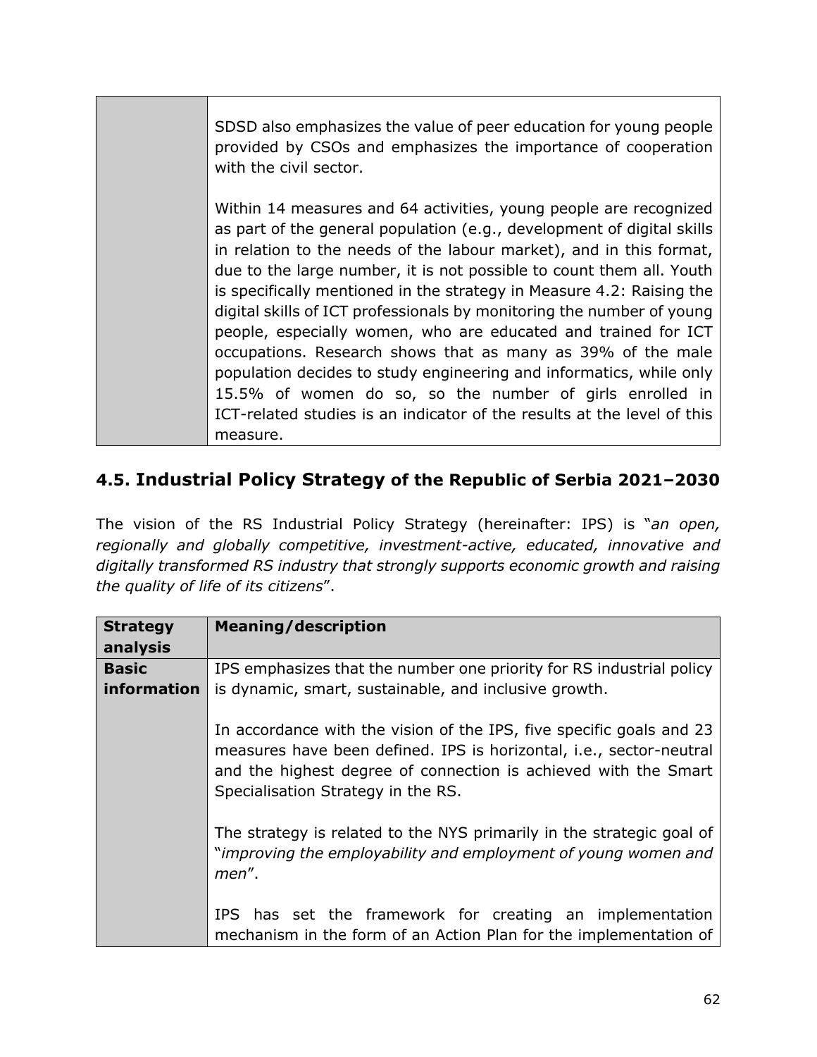| | |
|---|---|
| | SDSD also emphasizes the value of peer education for young people provided by CSOs and emphasizes the importance of cooperation with the civil sector.<br><br>Within 14 measures and 64 activities, young people are recognized as part of the general population (e.g., development of digital skills in relation to the needs of the labour market), and in this format, due to the large number, it is not possible to count them all. Youth is specifically mentioned in the strategy in Measure 4.2: Raising the digital skills of ICT professionals by monitoring the number of young people, especially women, who are educated and trained for ICT occupations. Research shows that as many as 39% of the male population decides to study engineering and informatics, while only 15.5% of women do so, so the number of girls enrolled in ICT-related studies is an indicator of the results at the level of this measure. |

## 4.5. Industrial Policy Strategy of the Republic of Serbia 2021–2030

The vision of the RS Industrial Policy Strategy (hereinafter: IPS) is "*an open, regionally and globally competitive, investment-active, educated, innovative and digitally transformed RS industry that strongly supports economic growth and raising the quality of life of its citizens*".

| **Strategy analysis** | **Meaning/description** |
|---|---|
| **Basic information** | IPS emphasizes that the number one priority for RS industrial policy is dynamic, smart, sustainable, and inclusive growth.<br><br>In accordance with the vision of the IPS, five specific goals and 23 measures have been defined. IPS is horizontal, i.e., sector-neutral and the highest degree of connection is achieved with the Smart Specialisation Strategy in the RS.<br><br>The strategy is related to the NYS primarily in the strategic goal of "*improving the employability and employment of young women and men*".<br><br>IPS has set the framework for creating an implementation mechanism in the form of an Action Plan for the implementation of |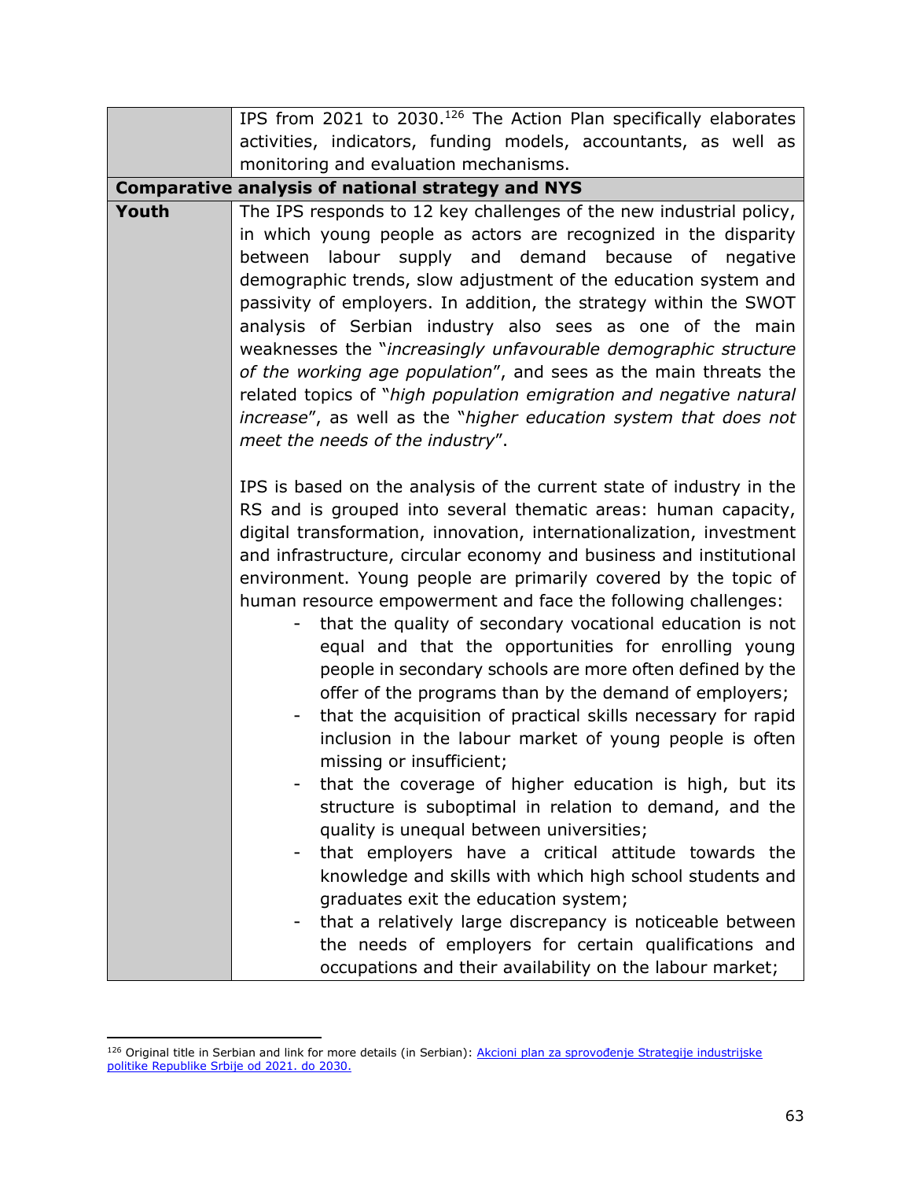| | |
|---|---|
| | IPS from 2021 to 2030.[126] The Action Plan specifically elaborates activities, indicators, funding models, accountants, as well as monitoring and evaluation mechanisms. |
| **Comparative analysis of national strategy and NYS** | |
| **Youth** | The IPS responds to 12 key challenges of the new industrial policy, in which young people as actors are recognized in the disparity between labour supply and demand because of negative demographic trends, slow adjustment of the education system and passivity of employers. In addition, the strategy within the SWOT analysis of Serbian industry also sees as one of the main weaknesses the "*increasingly unfavourable demographic structure of the working age population*", and sees as the main threats the related topics of "*high population emigration and negative natural increase*", as well as the "*higher education system that does not meet the needs of the industry*".<br><br>IPS is based on the analysis of the current state of industry in the RS and is grouped into several thematic areas: human capacity, digital transformation, innovation, internationalization, investment and infrastructure, circular economy and business and institutional environment. Young people are primarily covered by the topic of human resource empowerment and face the following challenges:<br>- that the quality of secondary vocational education is not equal and that the opportunities for enrolling young people in secondary schools are more often defined by the offer of the programs than by the demand of employers;<br>- that the acquisition of practical skills necessary for rapid inclusion in the labour market of young people is often missing or insufficient;<br>- that the coverage of higher education is high, but its structure is suboptimal in relation to demand, and the quality is unequal between universities;<br>- that employers have a critical attitude towards the knowledge and skills with which high school students and graduates exit the education system;<br>- that a relatively large discrepancy is noticeable between the needs of employers for certain qualifications and occupations and their availability on the labour market; |

[126] Original title in Serbian and link for more details (in Serbian): Akcioni plan za sprovođenje Strategije industrijske politike Republike Srbije od 2021. do 2030.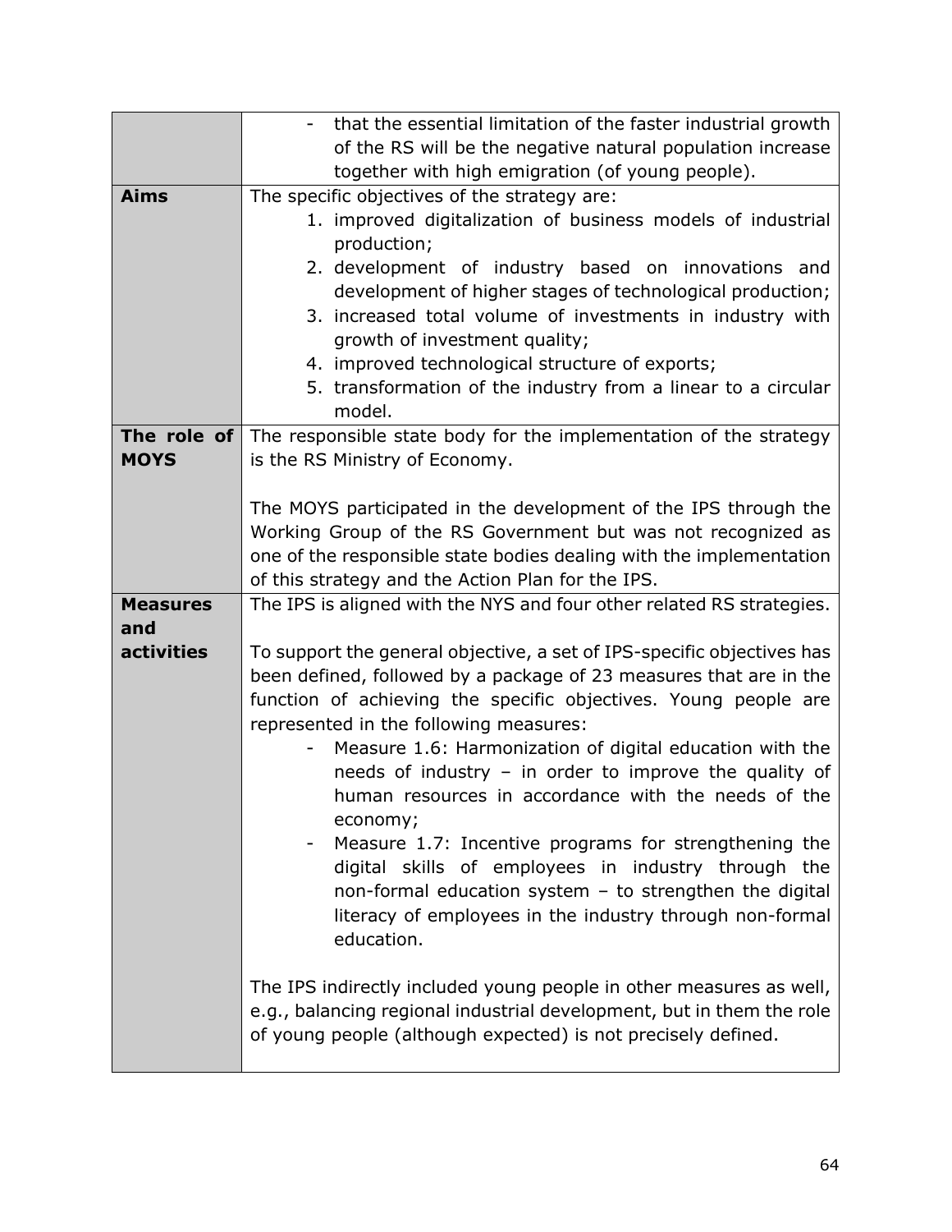| | |
|---|---|
| | - that the essential limitation of the faster industrial growth of the RS will be the negative natural population increase together with high emigration (of young people). |
| **Aims** | The specific objectives of the strategy are:<br>1. improved digitalization of business models of industrial production;<br>2. development of industry based on innovations and development of higher stages of technological production;<br>3. increased total volume of investments in industry with growth of investment quality;<br>4. improved technological structure of exports;<br>5. transformation of the industry from a linear to a circular model. |
| **The role of MOYS** | The responsible state body for the implementation of the strategy is the RS Ministry of Economy.<br><br>The MOYS participated in the development of the IPS through the Working Group of the RS Government but was not recognized as one of the responsible state bodies dealing with the implementation of this strategy and the Action Plan for the IPS. |
| **Measures and activities** | The IPS is aligned with the NYS and four other related RS strategies.<br><br>To support the general objective, a set of IPS-specific objectives has been defined, followed by a package of 23 measures that are in the function of achieving the specific objectives. Young people are represented in the following measures:<br>- Measure 1.6: Harmonization of digital education with the needs of industry – in order to improve the quality of human resources in accordance with the needs of the economy;<br>- Measure 1.7: Incentive programs for strengthening the digital skills of employees in industry through the non-formal education system – to strengthen the digital literacy of employees in the industry through non-formal education.<br><br>The IPS indirectly included young people in other measures as well, e.g., balancing regional industrial development, but in them the role of young people (although expected) is not precisely defined. |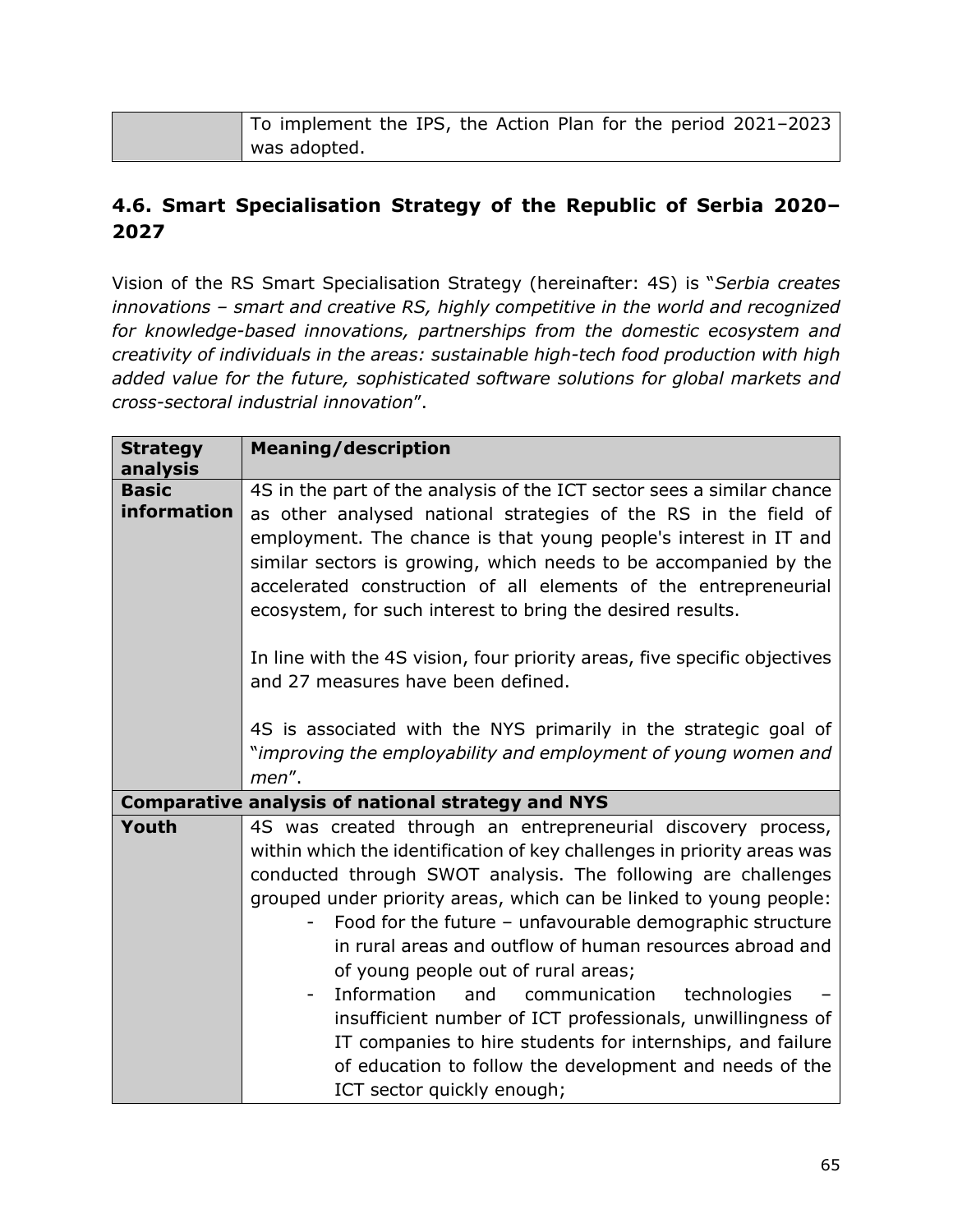| | To implement the IPS, the Action Plan for the period 2021–2023 was adopted. |
|---|---|

## 4.6. Smart Specialisation Strategy of the Republic of Serbia 2020–2027

Vision of the RS Smart Specialisation Strategy (hereinafter: 4S) is "*Serbia creates innovations – smart and creative RS, highly competitive in the world and recognized for knowledge-based innovations, partnerships from the domestic ecosystem and creativity of individuals in the areas: sustainable high-tech food production with high added value for the future, sophisticated software solutions for global markets and cross-sectoral industrial innovation*".

| **Strategy analysis** | **Meaning/description** |
|---|---|
| **Basic information** | 4S in the part of the analysis of the ICT sector sees a similar chance as other analysed national strategies of the RS in the field of employment. The chance is that young people's interest in IT and similar sectors is growing, which needs to be accompanied by the accelerated construction of all elements of the entrepreneurial ecosystem, for such interest to bring the desired results.<br><br>In line with the 4S vision, four priority areas, five specific objectives and 27 measures have been defined.<br><br>4S is associated with the NYS primarily in the strategic goal of "*improving the employability and employment of young women and men*". |
| **Comparative analysis of national strategy and NYS** | |
| **Youth** | 4S was created through an entrepreneurial discovery process, within which the identification of key challenges in priority areas was conducted through SWOT analysis. The following are challenges grouped under priority areas, which can be linked to young people:<br>- Food for the future – unfavourable demographic structure in rural areas and outflow of human resources abroad and of young people out of rural areas;<br>- Information and communication technologies – insufficient number of ICT professionals, unwillingness of IT companies to hire students for internships, and failure of education to follow the development and needs of the ICT sector quickly enough; |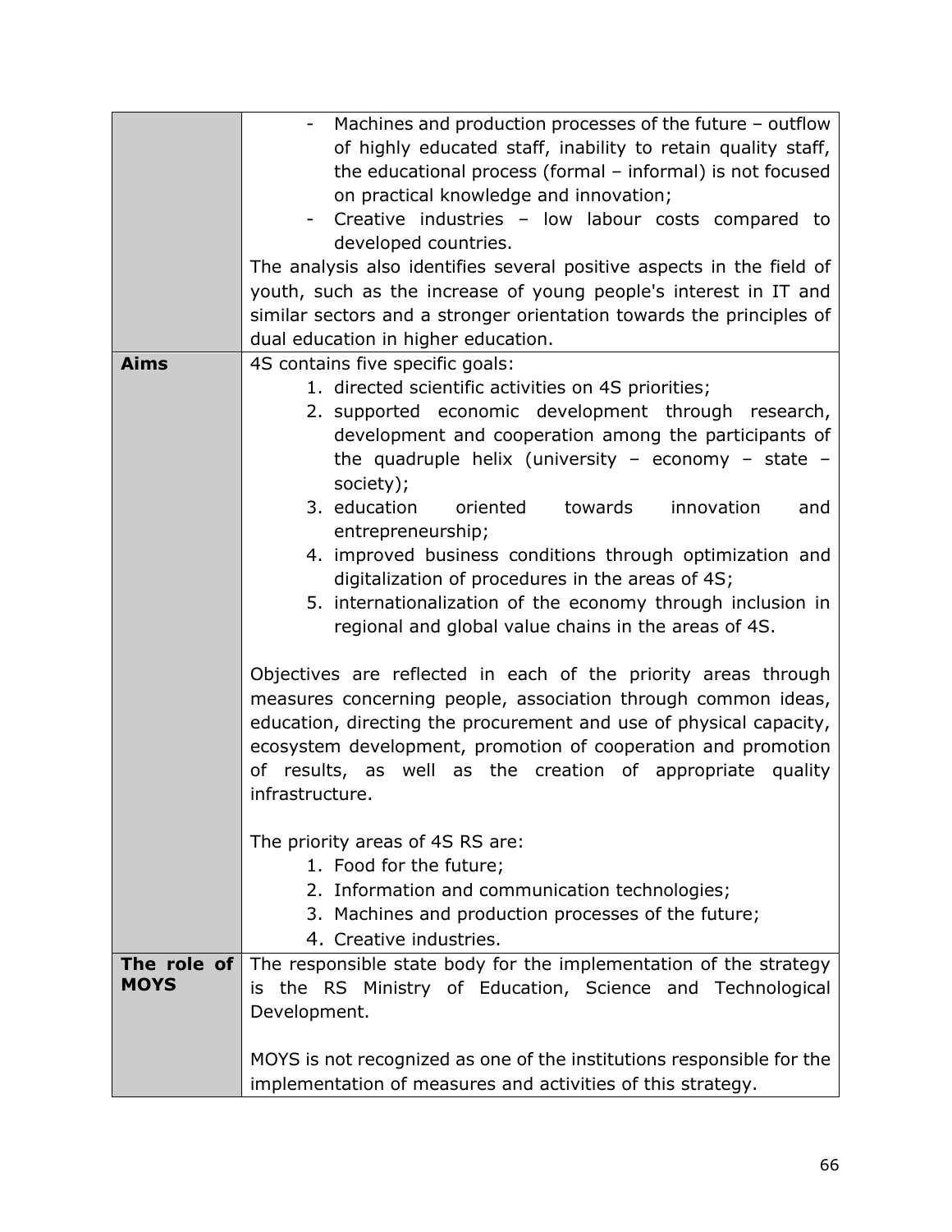| | |
|---|---|
| | - Machines and production processes of the future – outflow of highly educated staff, inability to retain quality staff, the educational process (formal – informal) is not focused on practical knowledge and innovation;<br>- Creative industries – low labour costs compared to developed countries.<br>The analysis also identifies several positive aspects in the field of youth, such as the increase of young people's interest in IT and similar sectors and a stronger orientation towards the principles of dual education in higher education. |
| **Aims** | 4S contains five specific goals:<br>1. directed scientific activities on 4S priorities;<br>2. supported economic development through research, development and cooperation among the participants of the quadruple helix (university – economy – state – society);<br>3. education oriented towards innovation and entrepreneurship;<br>4. improved business conditions through optimization and digitalization of procedures in the areas of 4S;<br>5. internationalization of the economy through inclusion in regional and global value chains in the areas of 4S.<br><br>Objectives are reflected in each of the priority areas through measures concerning people, association through common ideas, education, directing the procurement and use of physical capacity, ecosystem development, promotion of cooperation and promotion of results, as well as the creation of appropriate quality infrastructure.<br><br>The priority areas of 4S RS are:<br>1. Food for the future;<br>2. Information and communication technologies;<br>3. Machines and production processes of the future;<br>4. Creative industries. |
| **The role of MOYS** | The responsible state body for the implementation of the strategy is the RS Ministry of Education, Science and Technological Development.<br><br>MOYS is not recognized as one of the institutions responsible for the implementation of measures and activities of this strategy. |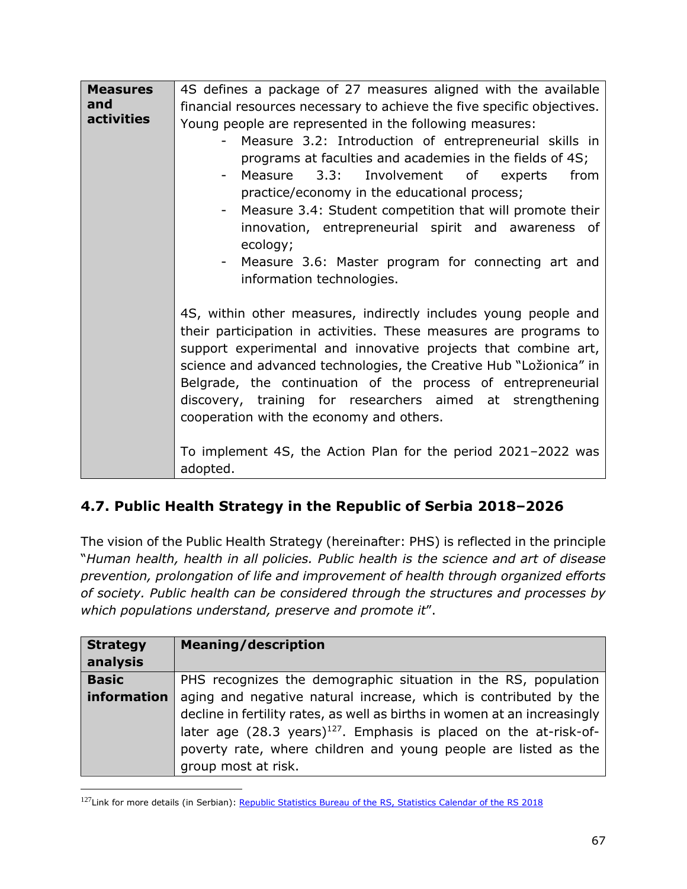| | |
|---|---|
| **Measures and activities** | 4S defines a package of 27 measures aligned with the available financial resources necessary to achieve the five specific objectives. Young people are represented in the following measures:<br>- Measure 3.2: Introduction of entrepreneurial skills in programs at faculties and academies in the fields of 4S;<br>- Measure 3.3: Involvement of experts from practice/economy in the educational process;<br>- Measure 3.4: Student competition that will promote their innovation, entrepreneurial spirit and awareness of ecology;<br>- Measure 3.6: Master program for connecting art and information technologies.<br><br>4S, within other measures, indirectly includes young people and their participation in activities. These measures are programs to support experimental and innovative projects that combine art, science and advanced technologies, the Creative Hub "Ložionica" in Belgrade, the continuation of the process of entrepreneurial discovery, training for researchers aimed at strengthening cooperation with the economy and others.<br><br>To implement 4S, the Action Plan for the period 2021–2022 was adopted. |

## 4.7. Public Health Strategy in the Republic of Serbia 2018–2026

The vision of the Public Health Strategy (hereinafter: PHS) is reflected in the principle "*Human health, health in all policies. Public health is the science and art of disease prevention, prolongation of life and improvement of health through organized efforts of society. Public health can be considered through the structures and processes by which populations understand, preserve and promote it*".

| Strategy analysis | Meaning/description |
|---|---|
| **Basic information** | PHS recognizes the demographic situation in the RS, population aging and negative natural increase, which is contributed by the decline in fertility rates, as well as births in women at an increasingly later age (28.3 years)[127]. Emphasis is placed on the at-risk-of-poverty rate, where children and young people are listed as the group most at risk. |

[127]Link for more details (in Serbian): Republic Statistics Bureau of the RS, Statistics Calendar of the RS 2018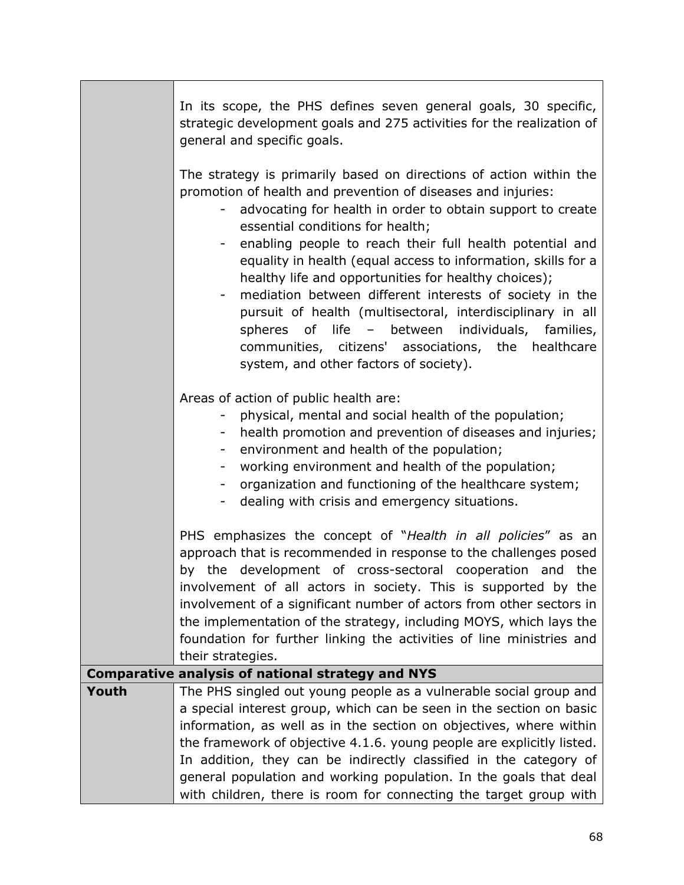| | |
|---|---|
| | In its scope, the PHS defines seven general goals, 30 specific, strategic development goals and 275 activities for the realization of general and specific goals.<br><br>The strategy is primarily based on directions of action within the promotion of health and prevention of diseases and injuries:<br>- advocating for health in order to obtain support to create essential conditions for health;<br>- enabling people to reach their full health potential and equality in health (equal access to information, skills for a healthy life and opportunities for healthy choices);<br>- mediation between different interests of society in the pursuit of health (multisectoral, interdisciplinary in all spheres of life – between individuals, families, communities, citizens' associations, the healthcare system, and other factors of society).<br><br>Areas of action of public health are:<br>- physical, mental and social health of the population;<br>- health promotion and prevention of diseases and injuries;<br>- environment and health of the population;<br>- working environment and health of the population;<br>- organization and functioning of the healthcare system;<br>- dealing with crisis and emergency situations.<br><br>PHS emphasizes the concept of "*Health in all policies*" as an approach that is recommended in response to the challenges posed by the development of cross-sectoral cooperation and the involvement of all actors in society. This is supported by the involvement of a significant number of actors from other sectors in the implementation of the strategy, including MOYS, which lays the foundation for further linking the activities of line ministries and their strategies. |
| **Comparative analysis of national strategy and NYS** | |
| **Youth** | The PHS singled out young people as a vulnerable social group and a special interest group, which can be seen in the section on basic information, as well as in the section on objectives, where within the framework of objective 4.1.6. young people are explicitly listed. In addition, they can be indirectly classified in the category of general population and working population. In the goals that deal with children, there is room for connecting the target group with |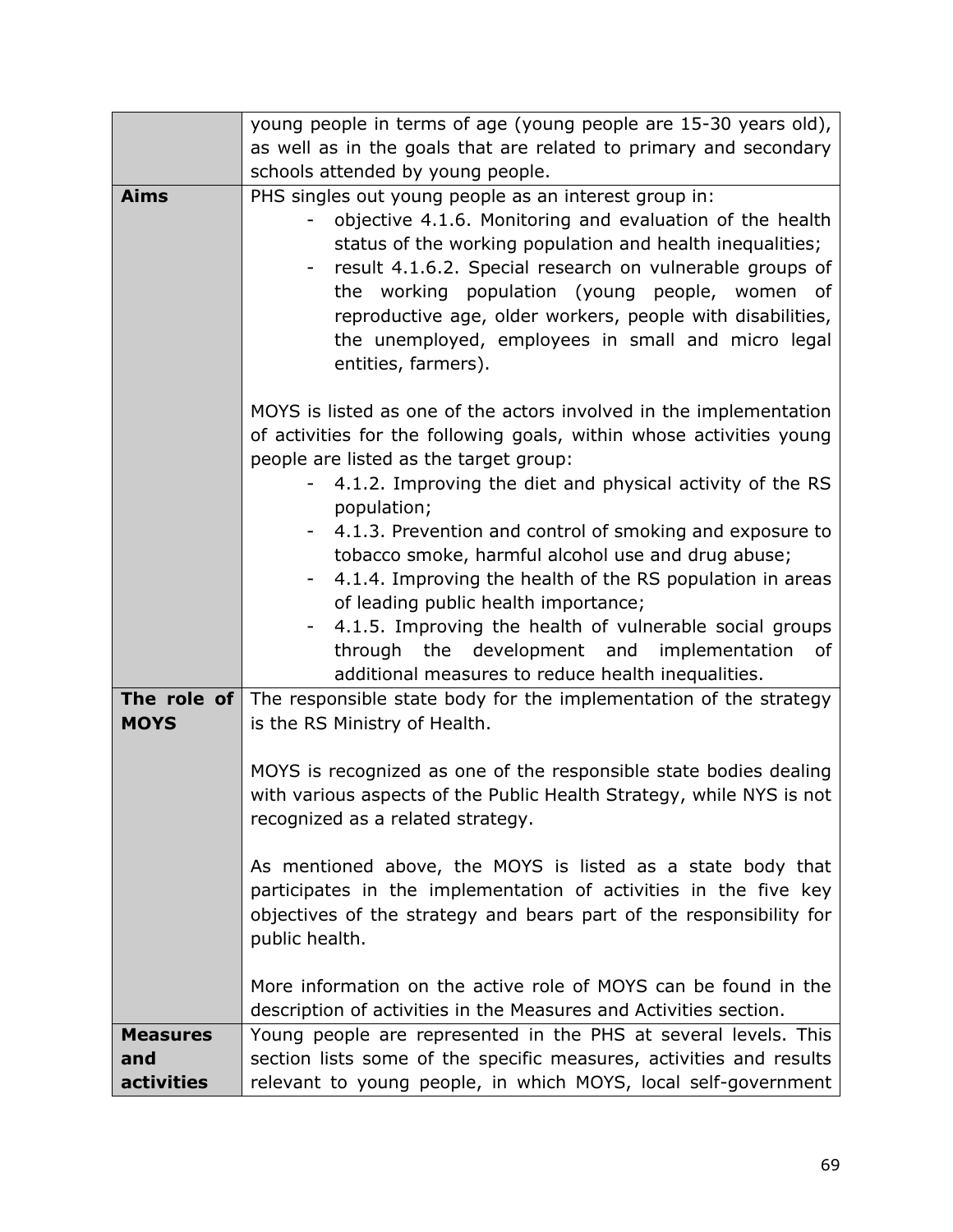| | |
|---|---|
| | young people in terms of age (young people are 15-30 years old), as well as in the goals that are related to primary and secondary schools attended by young people. |
| **Aims** | PHS singles out young people as an interest group in:<br>- objective 4.1.6. Monitoring and evaluation of the health status of the working population and health inequalities;<br>- result 4.1.6.2. Special research on vulnerable groups of the working population (young people, women of reproductive age, older workers, people with disabilities, the unemployed, employees in small and micro legal entities, farmers).<br><br>MOYS is listed as one of the actors involved in the implementation of activities for the following goals, within whose activities young people are listed as the target group:<br>- 4.1.2. Improving the diet and physical activity of the RS population;<br>- 4.1.3. Prevention and control of smoking and exposure to tobacco smoke, harmful alcohol use and drug abuse;<br>- 4.1.4. Improving the health of the RS population in areas of leading public health importance;<br>- 4.1.5. Improving the health of vulnerable social groups through the development and implementation of additional measures to reduce health inequalities. |
| **The role of MOYS** | The responsible state body for the implementation of the strategy is the RS Ministry of Health.<br><br>MOYS is recognized as one of the responsible state bodies dealing with various aspects of the Public Health Strategy, while NYS is not recognized as a related strategy.<br><br>As mentioned above, the MOYS is listed as a state body that participates in the implementation of activities in the five key objectives of the strategy and bears part of the responsibility for public health.<br><br>More information on the active role of MOYS can be found in the description of activities in the Measures and Activities section. |
| **Measures and activities** | Young people are represented in the PHS at several levels. This section lists some of the specific measures, activities and results relevant to young people, in which MOYS, local self-government |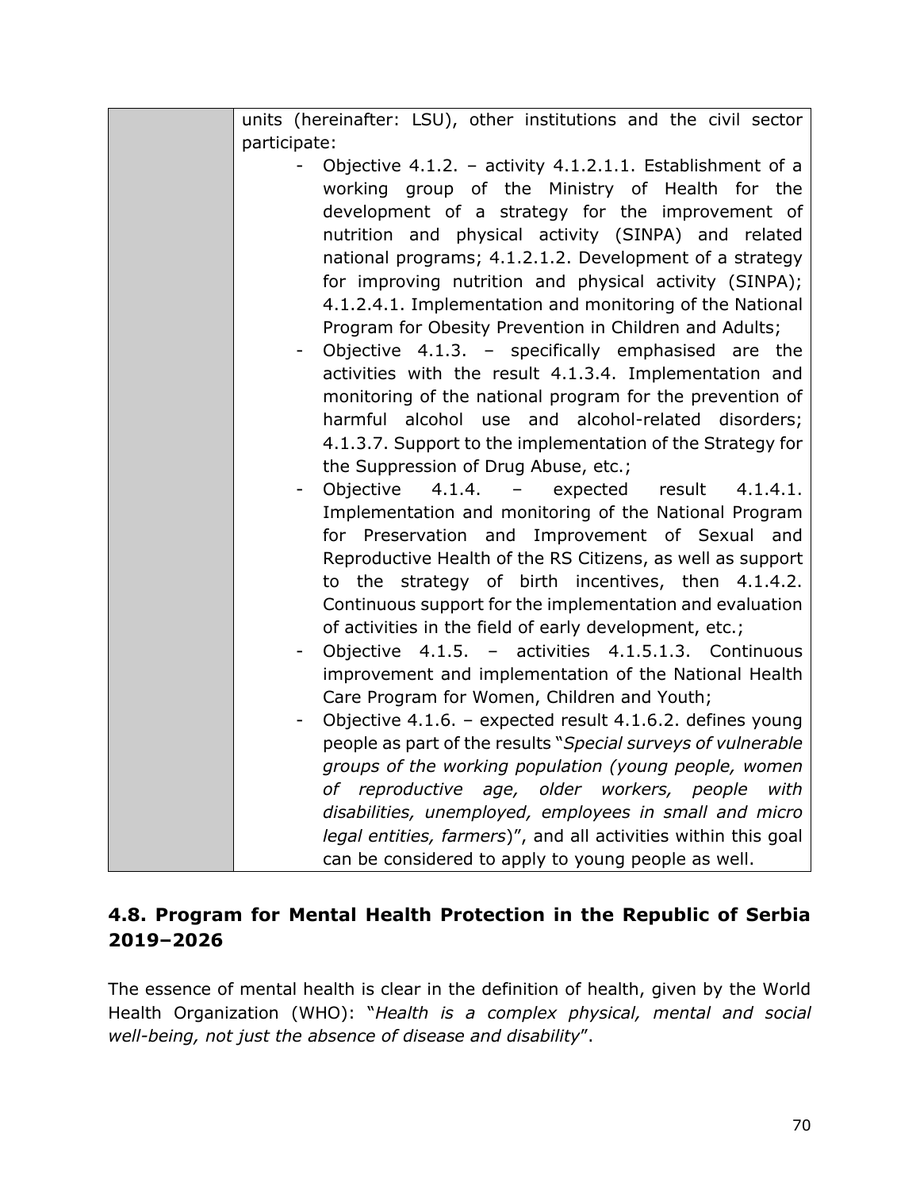| | units (hereinafter: LSU), other institutions and the civil sector participate:<br>- Objective 4.1.2. – activity 4.1.2.1.1. Establishment of a working group of the Ministry of Health for the development of a strategy for the improvement of nutrition and physical activity (SINPA) and related national programs; 4.1.2.1.2. Development of a strategy for improving nutrition and physical activity (SINPA); 4.1.2.4.1. Implementation and monitoring of the National Program for Obesity Prevention in Children and Adults;<br>- Objective 4.1.3. – specifically emphasised are the activities with the result 4.1.3.4. Implementation and monitoring of the national program for the prevention of harmful alcohol use and alcohol-related disorders; 4.1.3.7. Support to the implementation of the Strategy for the Suppression of Drug Abuse, etc.;<br>- Objective 4.1.4. – expected result 4.1.4.1. Implementation and monitoring of the National Program for Preservation and Improvement of Sexual and Reproductive Health of the RS Citizens, as well as support to the strategy of birth incentives, then 4.1.4.2. Continuous support for the implementation and evaluation of activities in the field of early development, etc.;<br>- Objective 4.1.5. – activities 4.1.5.1.3. Continuous improvement and implementation of the National Health Care Program for Women, Children and Youth;<br>- Objective 4.1.6. – expected result 4.1.6.2. defines young people as part of the results "*Special surveys of vulnerable groups of the working population (young people, women of reproductive age, older workers, people with disabilities, unemployed, employees in small and micro legal entities, farmers*)", and all activities within this goal can be considered to apply to young people as well. |
|---|---|

## 4.8. Program for Mental Health Protection in the Republic of Serbia 2019–2026

The essence of mental health is clear in the definition of health, given by the World Health Organization (WHO): "*Health is a complex physical, mental and social well-being, not just the absence of disease and disability*".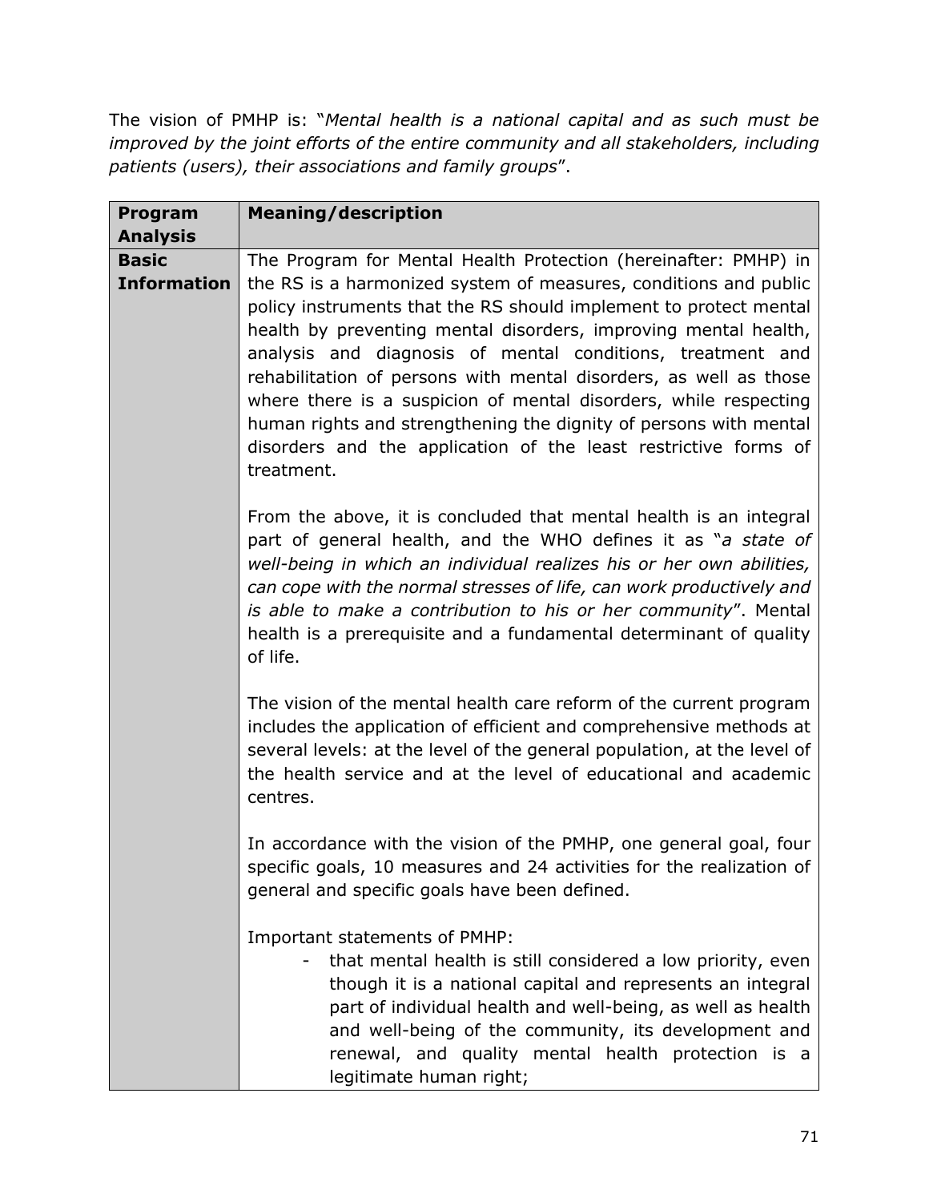The vision of PMHP is: "*Mental health is a national capital and as such must be improved by the joint efforts of the entire community and all stakeholders, including patients (users), their associations and family groups*".

| Program Analysis | Meaning/description |
| --- | --- |
| **Basic Information** | The Program for Mental Health Protection (hereinafter: PMHP) in the RS is a harmonized system of measures, conditions and public policy instruments that the RS should implement to protect mental health by preventing mental disorders, improving mental health, analysis and diagnosis of mental conditions, treatment and rehabilitation of persons with mental disorders, as well as those where there is a suspicion of mental disorders, while respecting human rights and strengthening the dignity of persons with mental disorders and the application of the least restrictive forms of treatment.<br><br>From the above, it is concluded that mental health is an integral part of general health, and the WHO defines it as "*a state of well-being in which an individual realizes his or her own abilities, can cope with the normal stresses of life, can work productively and is able to make a contribution to his or her community*". Mental health is a prerequisite and a fundamental determinant of quality of life.<br><br>The vision of the mental health care reform of the current program includes the application of efficient and comprehensive methods at several levels: at the level of the general population, at the level of the health service and at the level of educational and academic centres.<br><br>In accordance with the vision of the PMHP, one general goal, four specific goals, 10 measures and 24 activities for the realization of general and specific goals have been defined.<br><br>Important statements of PMHP:<br>- that mental health is still considered a low priority, even though it is a national capital and represents an integral part of individual health and well-being, as well as health and well-being of the community, its development and renewal, and quality mental health protection is a legitimate human right; |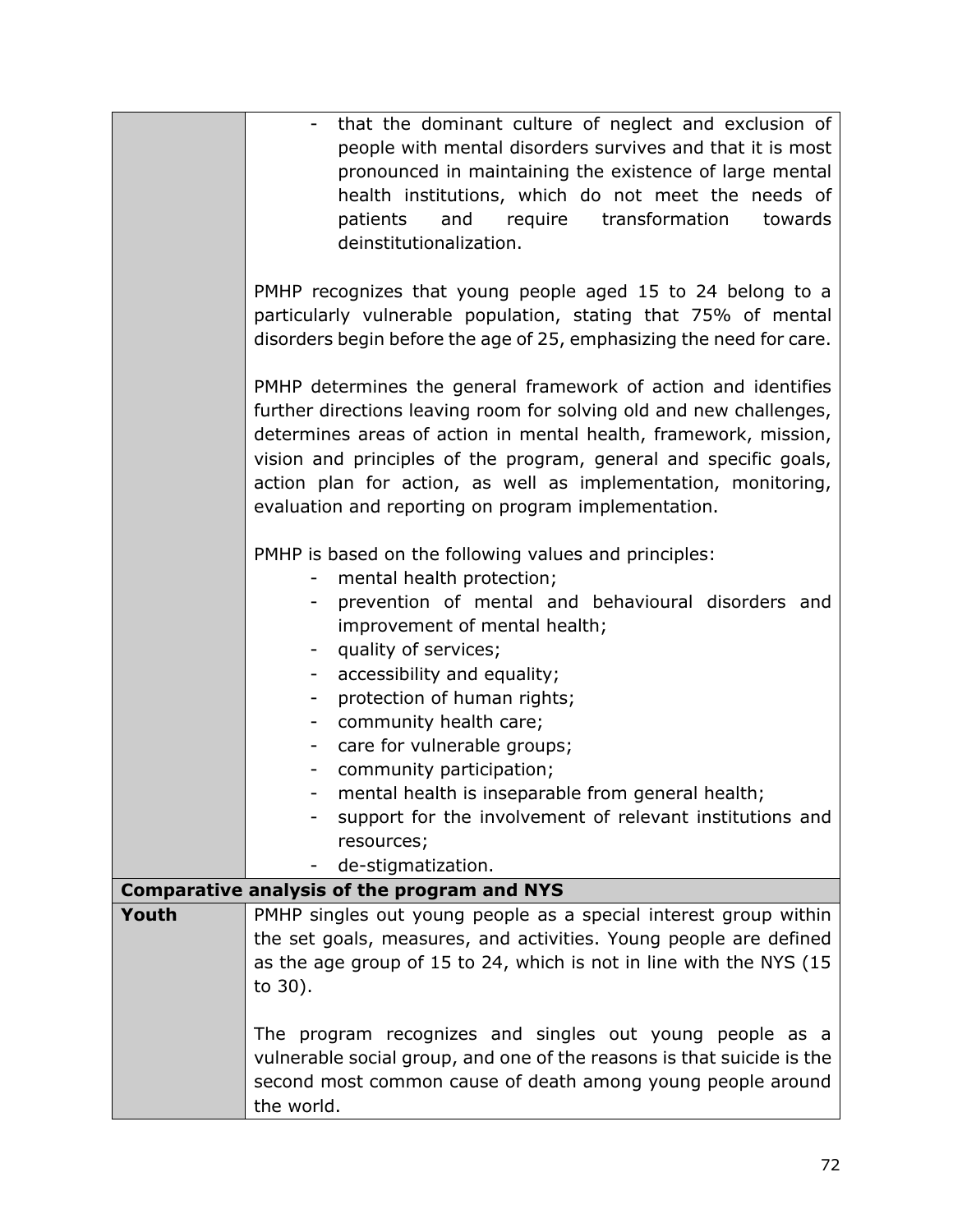| | |
|---|---|
| | - that the dominant culture of neglect and exclusion of people with mental disorders survives and that it is most pronounced in maintaining the existence of large mental health institutions, which do not meet the needs of patients and require transformation towards deinstitutionalization.<br><br>PMHP recognizes that young people aged 15 to 24 belong to a particularly vulnerable population, stating that 75% of mental disorders begin before the age of 25, emphasizing the need for care.<br><br>PMHP determines the general framework of action and identifies further directions leaving room for solving old and new challenges, determines areas of action in mental health, framework, mission, vision and principles of the program, general and specific goals, action plan for action, as well as implementation, monitoring, evaluation and reporting on program implementation.<br><br>PMHP is based on the following values and principles:<br>- mental health protection;<br>- prevention of mental and behavioural disorders and improvement of mental health;<br>- quality of services;<br>- accessibility and equality;<br>- protection of human rights;<br>- community health care;<br>- care for vulnerable groups;<br>- community participation;<br>- mental health is inseparable from general health;<br>- support for the involvement of relevant institutions and resources;<br>- de-stigmatization. |
| **Comparative analysis of the program and NYS** | |
| **Youth** | PMHP singles out young people as a special interest group within the set goals, measures, and activities. Young people are defined as the age group of 15 to 24, which is not in line with the NYS (15 to 30).<br><br>The program recognizes and singles out young people as a vulnerable social group, and one of the reasons is that suicide is the second most common cause of death among young people around the world. |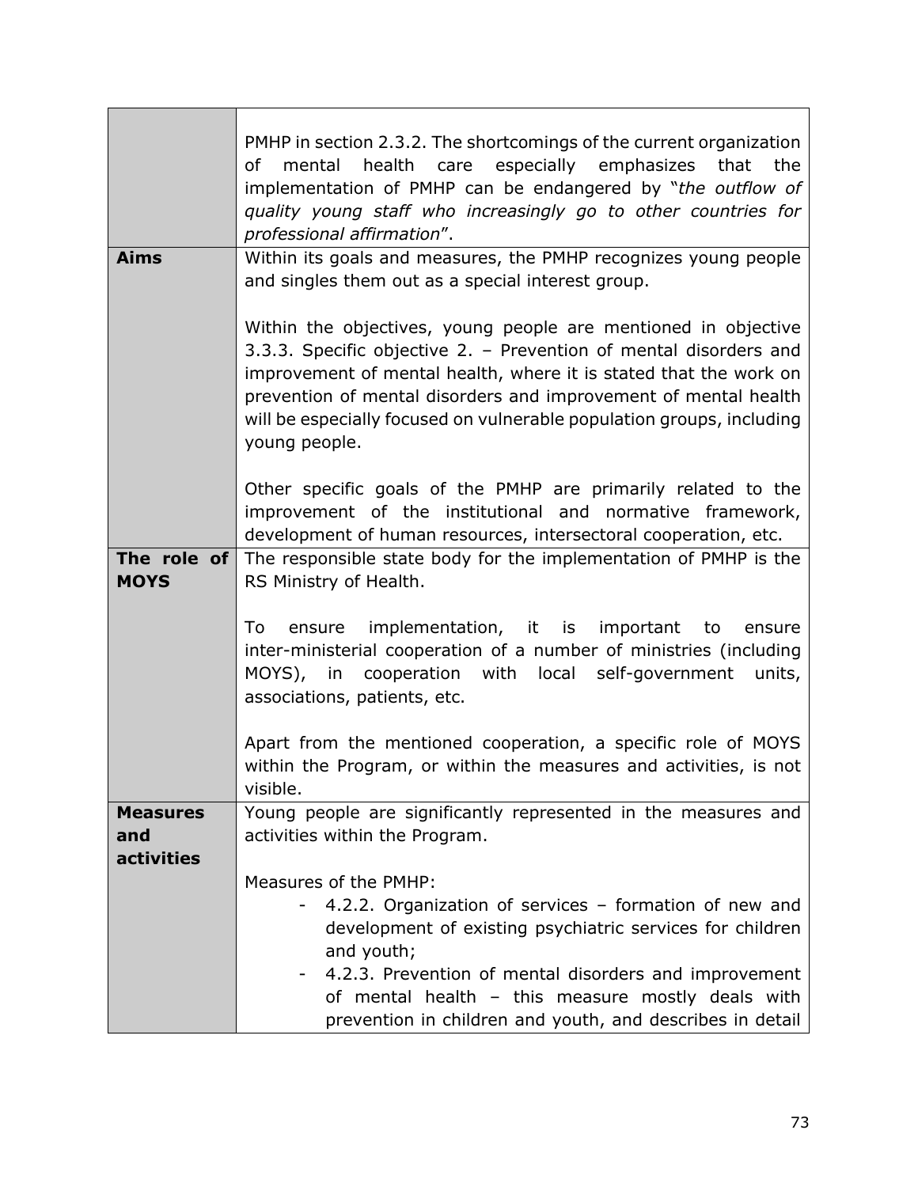| | |
|---|---|
| | PMHP in section 2.3.2. The shortcomings of the current organization of mental health care especially emphasizes that the implementation of PMHP can be endangered by "*the outflow of quality young staff who increasingly go to other countries for professional affirmation*". |
| **Aims** | Within its goals and measures, the PMHP recognizes young people and singles them out as a special interest group.<br><br>Within the objectives, young people are mentioned in objective 3.3.3. Specific objective 2. – Prevention of mental disorders and improvement of mental health, where it is stated that the work on prevention of mental disorders and improvement of mental health will be especially focused on vulnerable population groups, including young people.<br><br>Other specific goals of the PMHP are primarily related to the improvement of the institutional and normative framework, development of human resources, intersectoral cooperation, etc. |
| **The role of MOYS** | The responsible state body for the implementation of PMHP is the RS Ministry of Health.<br><br>To ensure implementation, it is important to ensure inter-ministerial cooperation of a number of ministries (including MOYS), in cooperation with local self-government units, associations, patients, etc.<br><br>Apart from the mentioned cooperation, a specific role of MOYS within the Program, or within the measures and activities, is not visible. |
| **Measures and activities** | Young people are significantly represented in the measures and activities within the Program.<br><br>Measures of the PMHP:<br>- 4.2.2. Organization of services – formation of new and development of existing psychiatric services for children and youth;<br>- 4.2.3. Prevention of mental disorders and improvement of mental health – this measure mostly deals with prevention in children and youth, and describes in detail |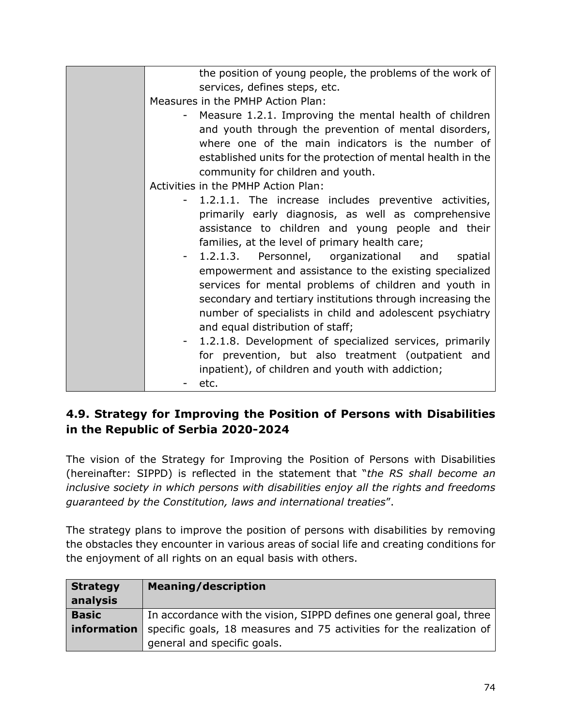| | |
|---|---|
| | the position of young people, the problems of the work of services, defines steps, etc.<br>Measures in the PMHP Action Plan:<br>- Measure 1.2.1. Improving the mental health of children and youth through the prevention of mental disorders, where one of the main indicators is the number of established units for the protection of mental health in the community for children and youth.<br>Activities in the PMHP Action Plan:<br>- 1.2.1.1. The increase includes preventive activities, primarily early diagnosis, as well as comprehensive assistance to children and young people and their families, at the level of primary health care;<br>- 1.2.1.3. Personnel, organizational and spatial empowerment and assistance to the existing specialized services for mental problems of children and youth in secondary and tertiary institutions through increasing the number of specialists in child and adolescent psychiatry and equal distribution of staff;<br>- 1.2.1.8. Development of specialized services, primarily for prevention, but also treatment (outpatient and inpatient), of children and youth with addiction;<br>- etc. |

## 4.9. Strategy for Improving the Position of Persons with Disabilities in the Republic of Serbia 2020-2024

The vision of the Strategy for Improving the Position of Persons with Disabilities (hereinafter: SIPPD) is reflected in the statement that "*the RS shall become an inclusive society in which persons with disabilities enjoy all the rights and freedoms guaranteed by the Constitution, laws and international treaties*".

The strategy plans to improve the position of persons with disabilities by removing the obstacles they encounter in various areas of social life and creating conditions for the enjoyment of all rights on an equal basis with others.

| **Strategy analysis** | **Meaning/description** |
|---|---|
| **Basic information** | In accordance with the vision, SIPPD defines one general goal, three specific goals, 18 measures and 75 activities for the realization of general and specific goals. |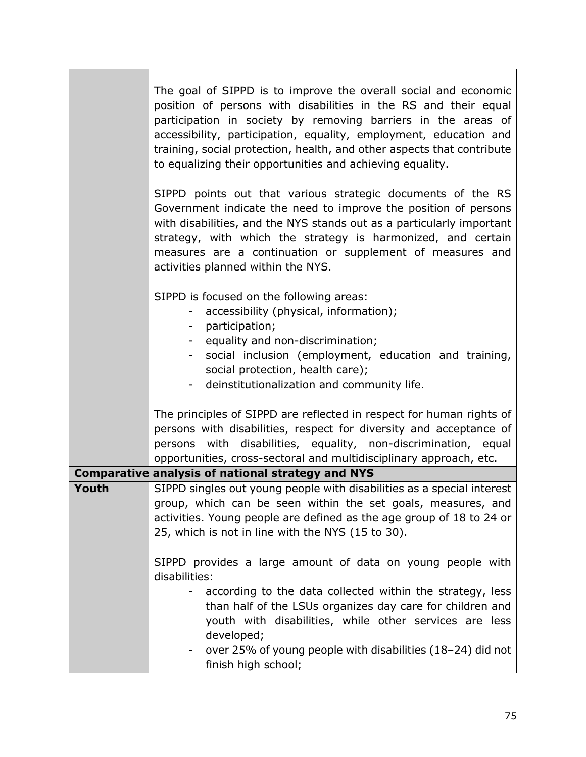| | |
|---|---|
| | The goal of SIPPD is to improve the overall social and economic position of persons with disabilities in the RS and their equal participation in society by removing barriers in the areas of accessibility, participation, equality, employment, education and training, social protection, health, and other aspects that contribute to equalizing their opportunities and achieving equality.<br><br>SIPPD points out that various strategic documents of the RS Government indicate the need to improve the position of persons with disabilities, and the NYS stands out as a particularly important strategy, with which the strategy is harmonized, and certain measures are a continuation or supplement of measures and activities planned within the NYS.<br><br>SIPPD is focused on the following areas:<br>- accessibility (physical, information);<br>- participation;<br>- equality and non-discrimination;<br>- social inclusion (employment, education and training, social protection, health care);<br>- deinstitutionalization and community life.<br><br>The principles of SIPPD are reflected in respect for human rights of persons with disabilities, respect for diversity and acceptance of persons with disabilities, equality, non-discrimination, equal opportunities, cross-sectoral and multidisciplinary approach, etc. |
| **Comparative analysis of national strategy and NYS** | |
| **Youth** | SIPPD singles out young people with disabilities as a special interest group, which can be seen within the set goals, measures, and activities. Young people are defined as the age group of 18 to 24 or 25, which is not in line with the NYS (15 to 30).<br><br>SIPPD provides a large amount of data on young people with disabilities:<br>- according to the data collected within the strategy, less than half of the LSUs organizes day care for children and youth with disabilities, while other services are less developed;<br>- over 25% of young people with disabilities (18–24) did not finish high school; |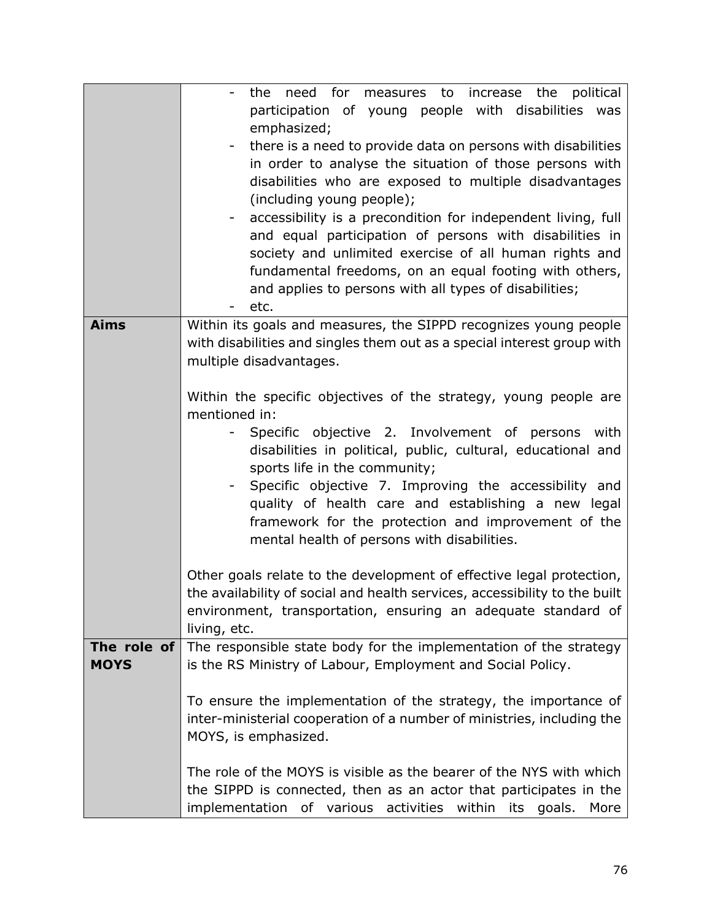| | |
|---|---|
| | - the need for measures to increase the political participation of young people with disabilities was emphasized;<br>- there is a need to provide data on persons with disabilities in order to analyse the situation of those persons with disabilities who are exposed to multiple disadvantages (including young people);<br>- accessibility is a precondition for independent living, full and equal participation of persons with disabilities in society and unlimited exercise of all human rights and fundamental freedoms, on an equal footing with others, and applies to persons with all types of disabilities;<br>- etc. |
| **Aims** | Within its goals and measures, the SIPPD recognizes young people with disabilities and singles them out as a special interest group with multiple disadvantages.<br><br>Within the specific objectives of the strategy, young people are mentioned in:<br>- Specific objective 2. Involvement of persons with disabilities in political, public, cultural, educational and sports life in the community;<br>- Specific objective 7. Improving the accessibility and quality of health care and establishing a new legal framework for the protection and improvement of the mental health of persons with disabilities.<br><br>Other goals relate to the development of effective legal protection, the availability of social and health services, accessibility to the built environment, transportation, ensuring an adequate standard of living, etc. |
| **The role of MOYS** | The responsible state body for the implementation of the strategy is the RS Ministry of Labour, Employment and Social Policy.<br><br>To ensure the implementation of the strategy, the importance of inter-ministerial cooperation of a number of ministries, including the MOYS, is emphasized.<br><br>The role of the MOYS is visible as the bearer of the NYS with which the SIPPD is connected, then as an actor that participates in the implementation of various activities within its goals. More |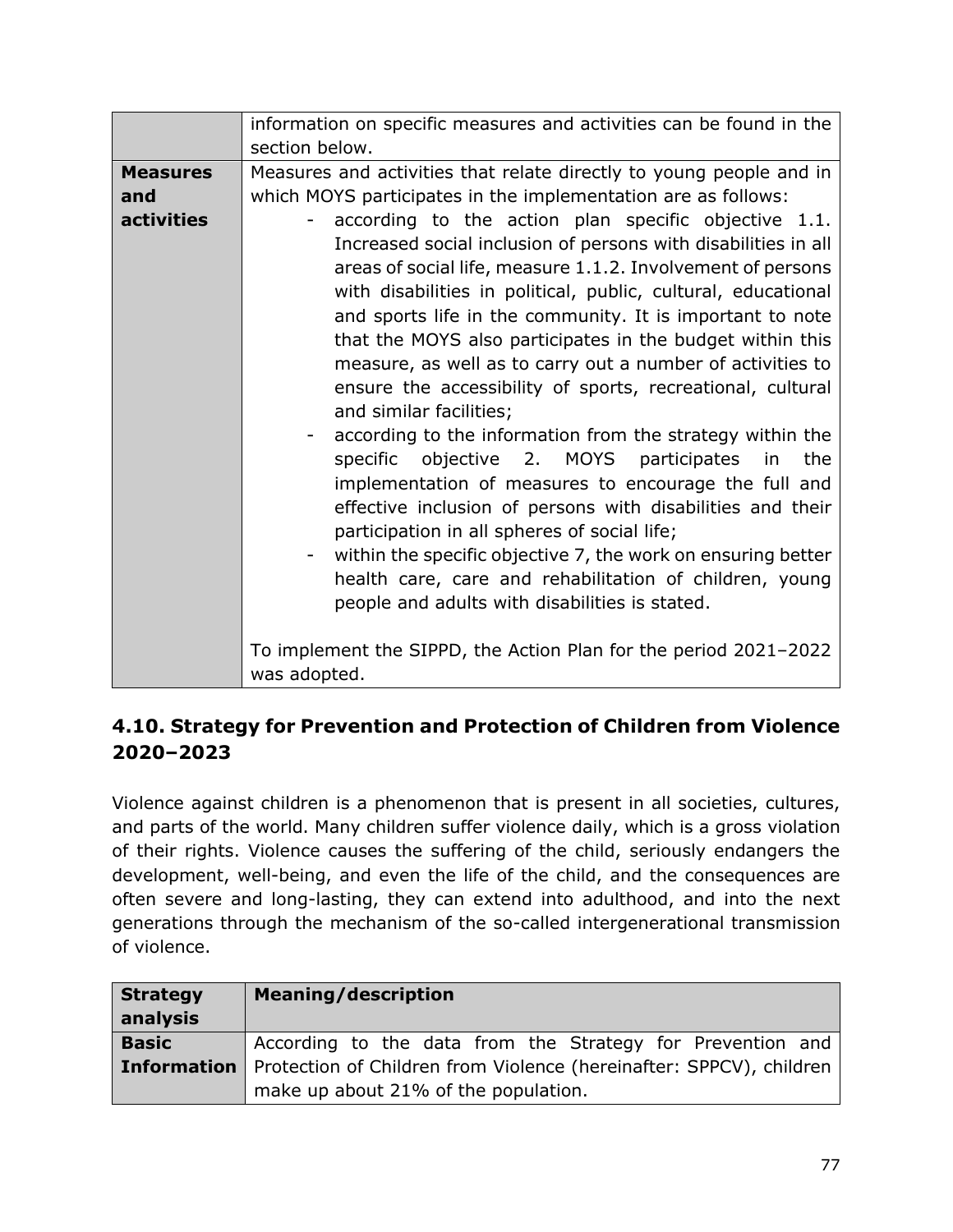| | |
|---|---|
| | information on specific measures and activities can be found in the section below. |
| **Measures and activities** | Measures and activities that relate directly to young people and in which MOYS participates in the implementation are as follows:<br>- according to the action plan specific objective 1.1. Increased social inclusion of persons with disabilities in all areas of social life, measure 1.1.2. Involvement of persons with disabilities in political, public, cultural, educational and sports life in the community. It is important to note that the MOYS also participates in the budget within this measure, as well as to carry out a number of activities to ensure the accessibility of sports, recreational, cultural and similar facilities;<br>- according to the information from the strategy within the specific objective 2. MOYS participates in the implementation of measures to encourage the full and effective inclusion of persons with disabilities and their participation in all spheres of social life;<br>- within the specific objective 7, the work on ensuring better health care, care and rehabilitation of children, young people and adults with disabilities is stated.<br><br>To implement the SIPPD, the Action Plan for the period 2021–2022 was adopted. |

## 4.10. Strategy for Prevention and Protection of Children from Violence 2020–2023

Violence against children is a phenomenon that is present in all societies, cultures, and parts of the world. Many children suffer violence daily, which is a gross violation of their rights. Violence causes the suffering of the child, seriously endangers the development, well-being, and even the life of the child, and the consequences are often severe and long-lasting, they can extend into adulthood, and into the next generations through the mechanism of the so-called intergenerational transmission of violence.

| Strategy analysis | Meaning/description |
|---|---|
| **Basic Information** | According to the data from the Strategy for Prevention and Protection of Children from Violence (hereinafter: SPPCV), children make up about 21% of the population. |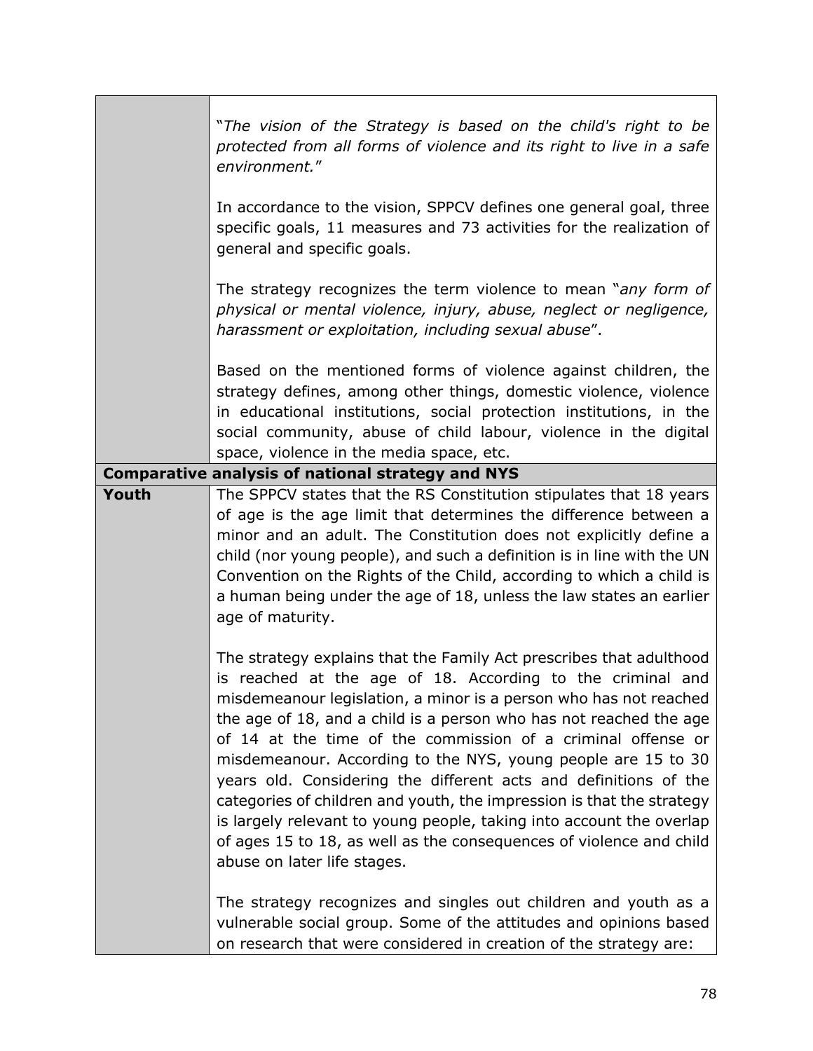| | |
|---|---|
| | "*The vision of the Strategy is based on the child's right to be protected from all forms of violence and its right to live in a safe environment.*"<br><br>In accordance to the vision, SPPCV defines one general goal, three specific goals, 11 measures and 73 activities for the realization of general and specific goals.<br><br>The strategy recognizes the term violence to mean "*any form of physical or mental violence, injury, abuse, neglect or negligence, harassment or exploitation, including sexual abuse*".<br><br>Based on the mentioned forms of violence against children, the strategy defines, among other things, domestic violence, violence in educational institutions, social protection institutions, in the social community, abuse of child labour, violence in the digital space, violence in the media space, etc. |
| **Comparative analysis of national strategy and NYS** | |
| **Youth** | The SPPCV states that the RS Constitution stipulates that 18 years of age is the age limit that determines the difference between a minor and an adult. The Constitution does not explicitly define a child (nor young people), and such a definition is in line with the UN Convention on the Rights of the Child, according to which a child is a human being under the age of 18, unless the law states an earlier age of maturity.<br><br>The strategy explains that the Family Act prescribes that adulthood is reached at the age of 18. According to the criminal and misdemeanour legislation, a minor is a person who has not reached the age of 18, and a child is a person who has not reached the age of 14 at the time of the commission of a criminal offense or misdemeanour. According to the NYS, young people are 15 to 30 years old. Considering the different acts and definitions of the categories of children and youth, the impression is that the strategy is largely relevant to young people, taking into account the overlap of ages 15 to 18, as well as the consequences of violence and child abuse on later life stages.<br><br>The strategy recognizes and singles out children and youth as a vulnerable social group. Some of the attitudes and opinions based on research that were considered in creation of the strategy are: |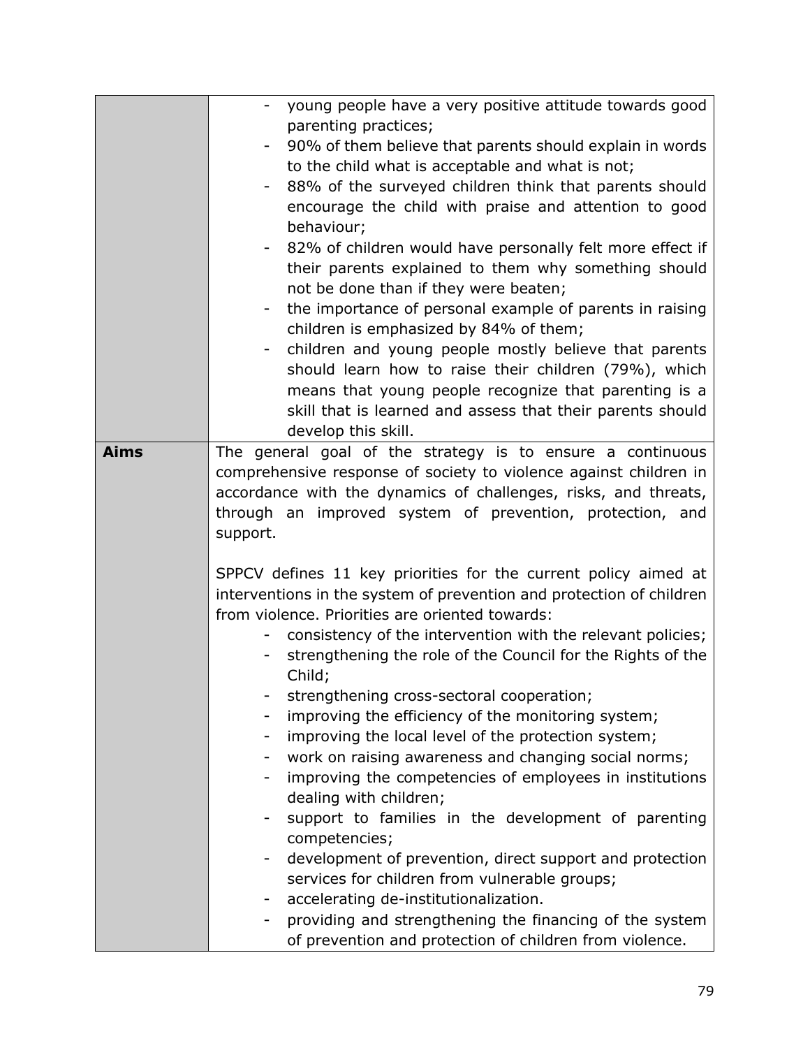| | |
|---|---|
| | - young people have a very positive attitude towards good parenting practices;<br>- 90% of them believe that parents should explain in words to the child what is acceptable and what is not;<br>- 88% of the surveyed children think that parents should encourage the child with praise and attention to good behaviour;<br>- 82% of children would have personally felt more effect if their parents explained to them why something should not be done than if they were beaten;<br>- the importance of personal example of parents in raising children is emphasized by 84% of them;<br>- children and young people mostly believe that parents should learn how to raise their children (79%), which means that young people recognize that parenting is a skill that is learned and assess that their parents should develop this skill. |
| **Aims** | The general goal of the strategy is to ensure a continuous comprehensive response of society to violence against children in accordance with the dynamics of challenges, risks, and threats, through an improved system of prevention, protection, and support.<br><br>SPPCV defines 11 key priorities for the current policy aimed at interventions in the system of prevention and protection of children from violence. Priorities are oriented towards:<br>- consistency of the intervention with the relevant policies;<br>- strengthening the role of the Council for the Rights of the Child;<br>- strengthening cross-sectoral cooperation;<br>- improving the efficiency of the monitoring system;<br>- improving the local level of the protection system;<br>- work on raising awareness and changing social norms;<br>- improving the competencies of employees in institutions dealing with children;<br>- support to families in the development of parenting competencies;<br>- development of prevention, direct support and protection services for children from vulnerable groups;<br>- accelerating de-institutionalization.<br>- providing and strengthening the financing of the system of prevention and protection of children from violence. |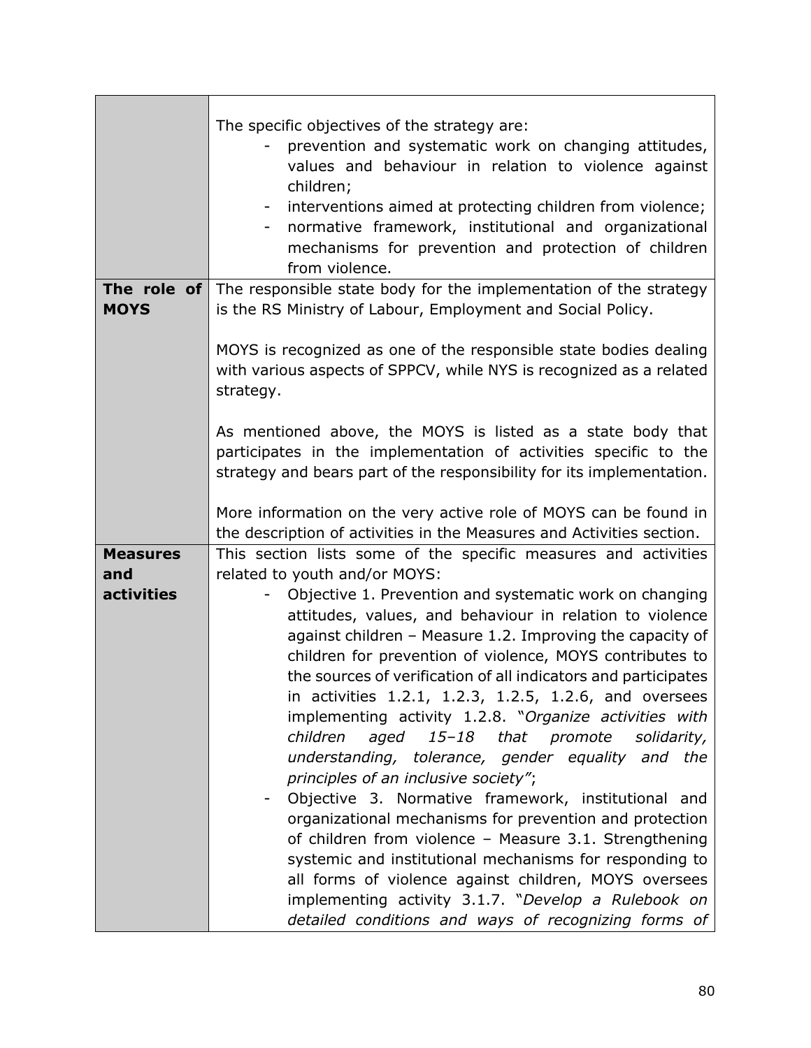| | |
|---|---|
| | The specific objectives of the strategy are:<br>- prevention and systematic work on changing attitudes, values and behaviour in relation to violence against children;<br>- interventions aimed at protecting children from violence;<br>- normative framework, institutional and organizational mechanisms for prevention and protection of children from violence. |
| **The role of MOYS** | The responsible state body for the implementation of the strategy is the RS Ministry of Labour, Employment and Social Policy.<br><br>MOYS is recognized as one of the responsible state bodies dealing with various aspects of SPPCV, while NYS is recognized as a related strategy.<br><br>As mentioned above, the MOYS is listed as a state body that participates in the implementation of activities specific to the strategy and bears part of the responsibility for its implementation.<br><br>More information on the very active role of MOYS can be found in the description of activities in the Measures and Activities section. |
| **Measures and activities** | This section lists some of the specific measures and activities related to youth and/or MOYS:<br>- Objective 1. Prevention and systematic work on changing attitudes, values, and behaviour in relation to violence against children – Measure 1.2. Improving the capacity of children for prevention of violence, MOYS contributes to the sources of verification of all indicators and participates in activities 1.2.1, 1.2.3, 1.2.5, 1.2.6, and oversees implementing activity 1.2.8. "*Organize activities with children aged 15–18 that promote solidarity, understanding, tolerance, gender equality and the principles of an inclusive society"*;<br>- Objective 3. Normative framework, institutional and organizational mechanisms for prevention and protection of children from violence – Measure 3.1. Strengthening systemic and institutional mechanisms for responding to all forms of violence against children, MOYS oversees implementing activity 3.1.7. "*Develop a Rulebook on detailed conditions and ways of recognizing forms of* |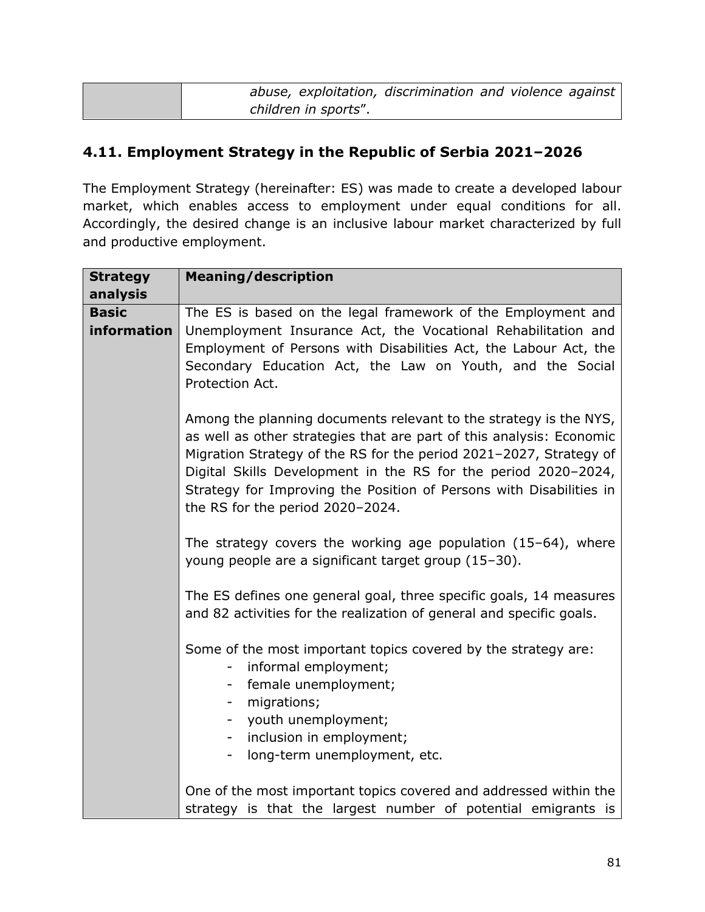| | |
|---|---|
| | *abuse, exploitation, discrimination and violence against children in sports*". |

## 4.11. Employment Strategy in the Republic of Serbia 2021–2026

The Employment Strategy (hereinafter: ES) was made to create a developed labour market, which enables access to employment under equal conditions for all. Accordingly, the desired change is an inclusive labour market characterized by full and productive employment.

| **Strategy analysis** | **Meaning/description** |
|---|---|
| **Basic information** | The ES is based on the legal framework of the Employment and Unemployment Insurance Act, the Vocational Rehabilitation and Employment of Persons with Disabilities Act, the Labour Act, the Secondary Education Act, the Law on Youth, and the Social Protection Act.<br><br>Among the planning documents relevant to the strategy is the NYS, as well as other strategies that are part of this analysis: Economic Migration Strategy of the RS for the period 2021–2027, Strategy of Digital Skills Development in the RS for the period 2020–2024, Strategy for Improving the Position of Persons with Disabilities in the RS for the period 2020–2024.<br><br>The strategy covers the working age population (15–64), where young people are a significant target group (15–30).<br><br>The ES defines one general goal, three specific goals, 14 measures and 82 activities for the realization of general and specific goals.<br><br>Some of the most important topics covered by the strategy are:<br>- informal employment;<br>- female unemployment;<br>- migrations;<br>- youth unemployment;<br>- inclusion in employment;<br>- long-term unemployment, etc.<br><br>One of the most important topics covered and addressed within the strategy is that the largest number of potential emigrants is |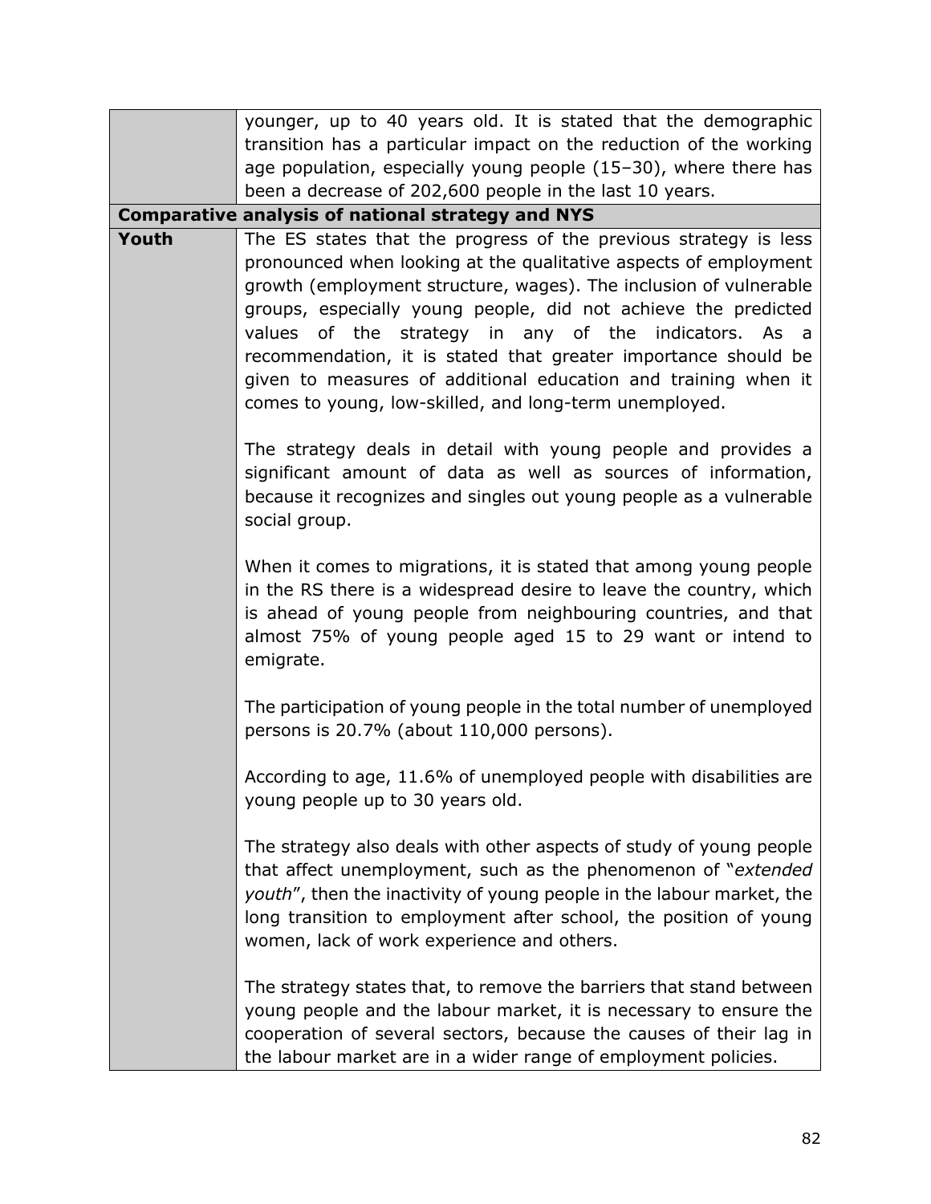|  |  |
| --- | --- |
|  | younger, up to 40 years old. It is stated that the demographic transition has a particular impact on the reduction of the working age population, especially young people (15–30), where there has been a decrease of 202,600 people in the last 10 years. |
| **Comparative analysis of national strategy and NYS** | |
| **Youth** | The ES states that the progress of the previous strategy is less pronounced when looking at the qualitative aspects of employment growth (employment structure, wages). The inclusion of vulnerable groups, especially young people, did not achieve the predicted values of the strategy in any of the indicators. As a recommendation, it is stated that greater importance should be given to measures of additional education and training when it comes to young, low-skilled, and long-term unemployed.<br><br>The strategy deals in detail with young people and provides a significant amount of data as well as sources of information, because it recognizes and singles out young people as a vulnerable social group.<br><br>When it comes to migrations, it is stated that among young people in the RS there is a widespread desire to leave the country, which is ahead of young people from neighbouring countries, and that almost 75% of young people aged 15 to 29 want or intend to emigrate.<br><br>The participation of young people in the total number of unemployed persons is 20.7% (about 110,000 persons).<br><br>According to age, 11.6% of unemployed people with disabilities are young people up to 30 years old.<br><br>The strategy also deals with other aspects of study of young people that affect unemployment, such as the phenomenon of "*extended youth*", then the inactivity of young people in the labour market, the long transition to employment after school, the position of young women, lack of work experience and others.<br><br>The strategy states that, to remove the barriers that stand between young people and the labour market, it is necessary to ensure the cooperation of several sectors, because the causes of their lag in the labour market are in a wider range of employment policies. |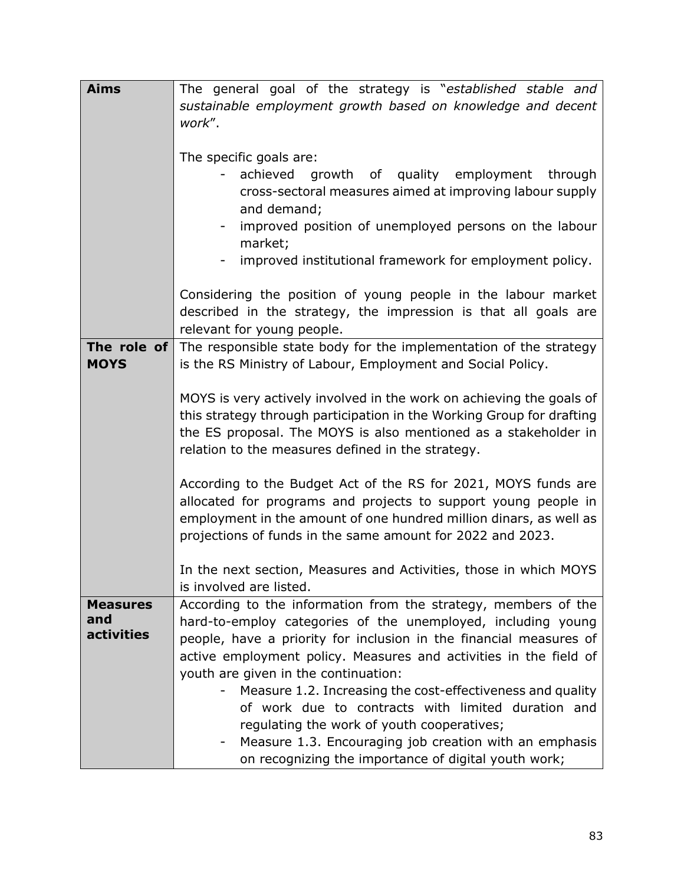| **Aims** | The general goal of the strategy is "*established stable and sustainable employment growth based on knowledge and decent work*".<br><br>The specific goals are:<br>- achieved growth of quality employment through cross-sectoral measures aimed at improving labour supply and demand;<br>- improved position of unemployed persons on the labour market;<br>- improved institutional framework for employment policy.<br><br>Considering the position of young people in the labour market described in the strategy, the impression is that all goals are relevant for young people. |
|---|---|
| **The role of MOYS** | The responsible state body for the implementation of the strategy is the RS Ministry of Labour, Employment and Social Policy.<br><br>MOYS is very actively involved in the work on achieving the goals of this strategy through participation in the Working Group for drafting the ES proposal. The MOYS is also mentioned as a stakeholder in relation to the measures defined in the strategy.<br><br>According to the Budget Act of the RS for 2021, MOYS funds are allocated for programs and projects to support young people in employment in the amount of one hundred million dinars, as well as projections of funds in the same amount for 2022 and 2023.<br><br>In the next section, Measures and Activities, those in which MOYS is involved are listed. |
| **Measures and activities** | According to the information from the strategy, members of the hard-to-employ categories of the unemployed, including young people, have a priority for inclusion in the financial measures of active employment policy. Measures and activities in the field of youth are given in the continuation:<br>- Measure 1.2. Increasing the cost-effectiveness and quality of work due to contracts with limited duration and regulating the work of youth cooperatives;<br>- Measure 1.3. Encouraging job creation with an emphasis on recognizing the importance of digital youth work; |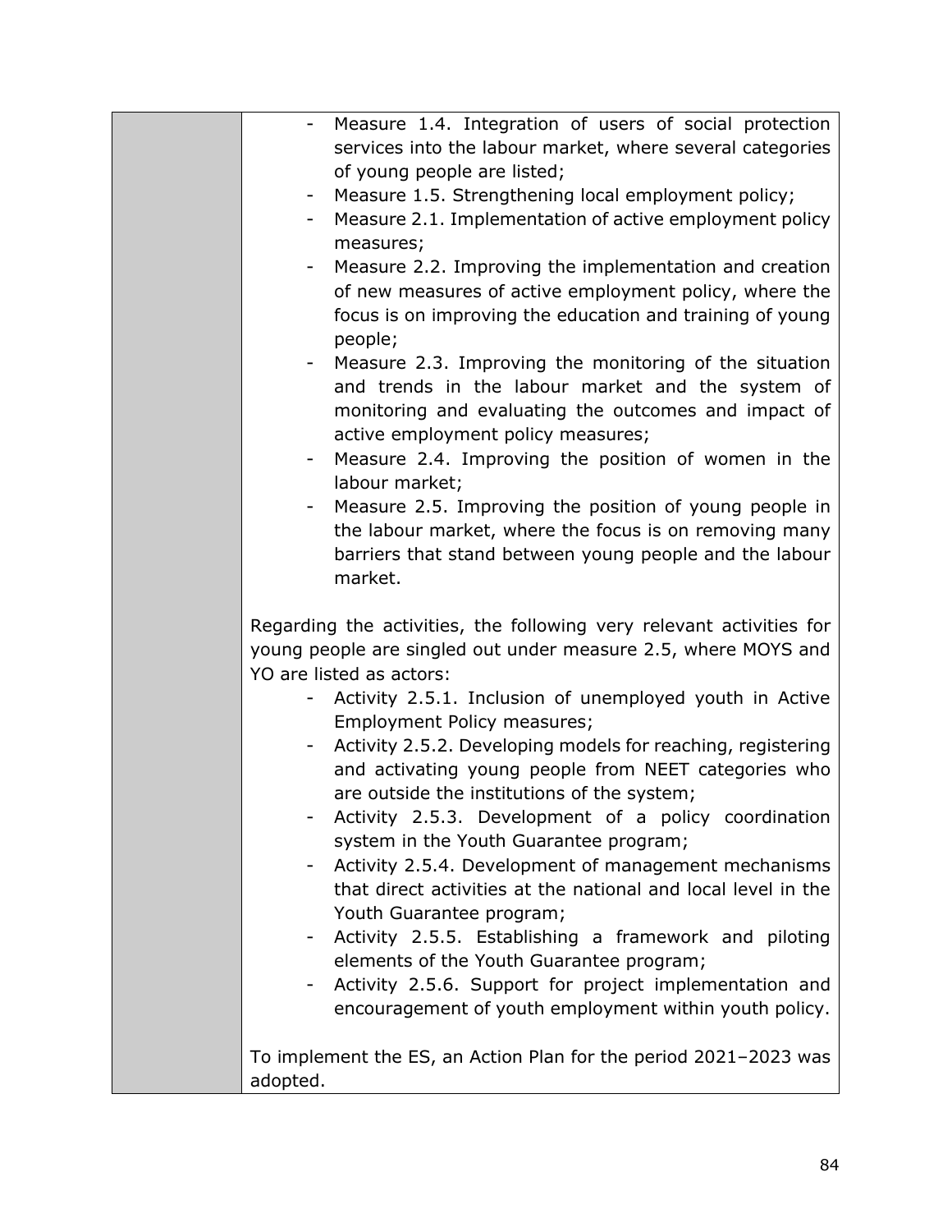| | - Measure 1.4. Integration of users of social protection services into the labour market, where several categories of young people are listed;<br>- Measure 1.5. Strengthening local employment policy;<br>- Measure 2.1. Implementation of active employment policy measures;<br>- Measure 2.2. Improving the implementation and creation of new measures of active employment policy, where the focus is on improving the education and training of young people;<br>- Measure 2.3. Improving the monitoring of the situation and trends in the labour market and the system of monitoring and evaluating the outcomes and impact of active employment policy measures;<br>- Measure 2.4. Improving the position of women in the labour market;<br>- Measure 2.5. Improving the position of young people in the labour market, where the focus is on removing many barriers that stand between young people and the labour market.<br><br>Regarding the activities, the following very relevant activities for young people are singled out under measure 2.5, where MOYS and YO are listed as actors:<br>- Activity 2.5.1. Inclusion of unemployed youth in Active Employment Policy measures;<br>- Activity 2.5.2. Developing models for reaching, registering and activating young people from NEET categories who are outside the institutions of the system;<br>- Activity 2.5.3. Development of a policy coordination system in the Youth Guarantee program;<br>- Activity 2.5.4. Development of management mechanisms that direct activities at the national and local level in the Youth Guarantee program;<br>- Activity 2.5.5. Establishing a framework and piloting elements of the Youth Guarantee program;<br>- Activity 2.5.6. Support for project implementation and encouragement of youth employment within youth policy.<br><br>To implement the ES, an Action Plan for the period 2021–2023 was adopted. |
|---|---|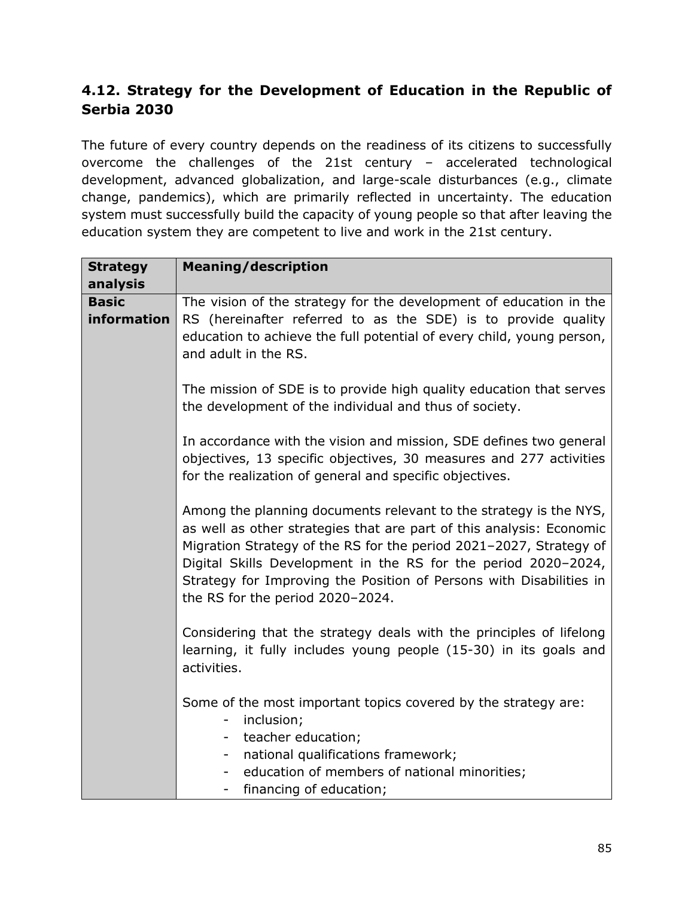## 4.12. Strategy for the Development of Education in the Republic of Serbia 2030

The future of every country depends on the readiness of its citizens to successfully overcome the challenges of the 21st century – accelerated technological development, advanced globalization, and large-scale disturbances (e.g., climate change, pandemics), which are primarily reflected in uncertainty. The education system must successfully build the capacity of young people so that after leaving the education system they are competent to live and work in the 21st century.

| **Strategy analysis** | **Meaning/description** |
|---|---|
| **Basic information** | The vision of the strategy for the development of education in the RS (hereinafter referred to as the SDE) is to provide quality education to achieve the full potential of every child, young person, and adult in the RS.<br><br>The mission of SDE is to provide high quality education that serves the development of the individual and thus of society.<br><br>In accordance with the vision and mission, SDE defines two general objectives, 13 specific objectives, 30 measures and 277 activities for the realization of general and specific objectives.<br><br>Among the planning documents relevant to the strategy is the NYS, as well as other strategies that are part of this analysis: Economic Migration Strategy of the RS for the period 2021–2027, Strategy of Digital Skills Development in the RS for the period 2020–2024, Strategy for Improving the Position of Persons with Disabilities in the RS for the period 2020–2024.<br><br>Considering that the strategy deals with the principles of lifelong learning, it fully includes young people (15-30) in its goals and activities.<br><br>Some of the most important topics covered by the strategy are:<br>- inclusion;<br>- teacher education;<br>- national qualifications framework;<br>- education of members of national minorities;<br>- financing of education; |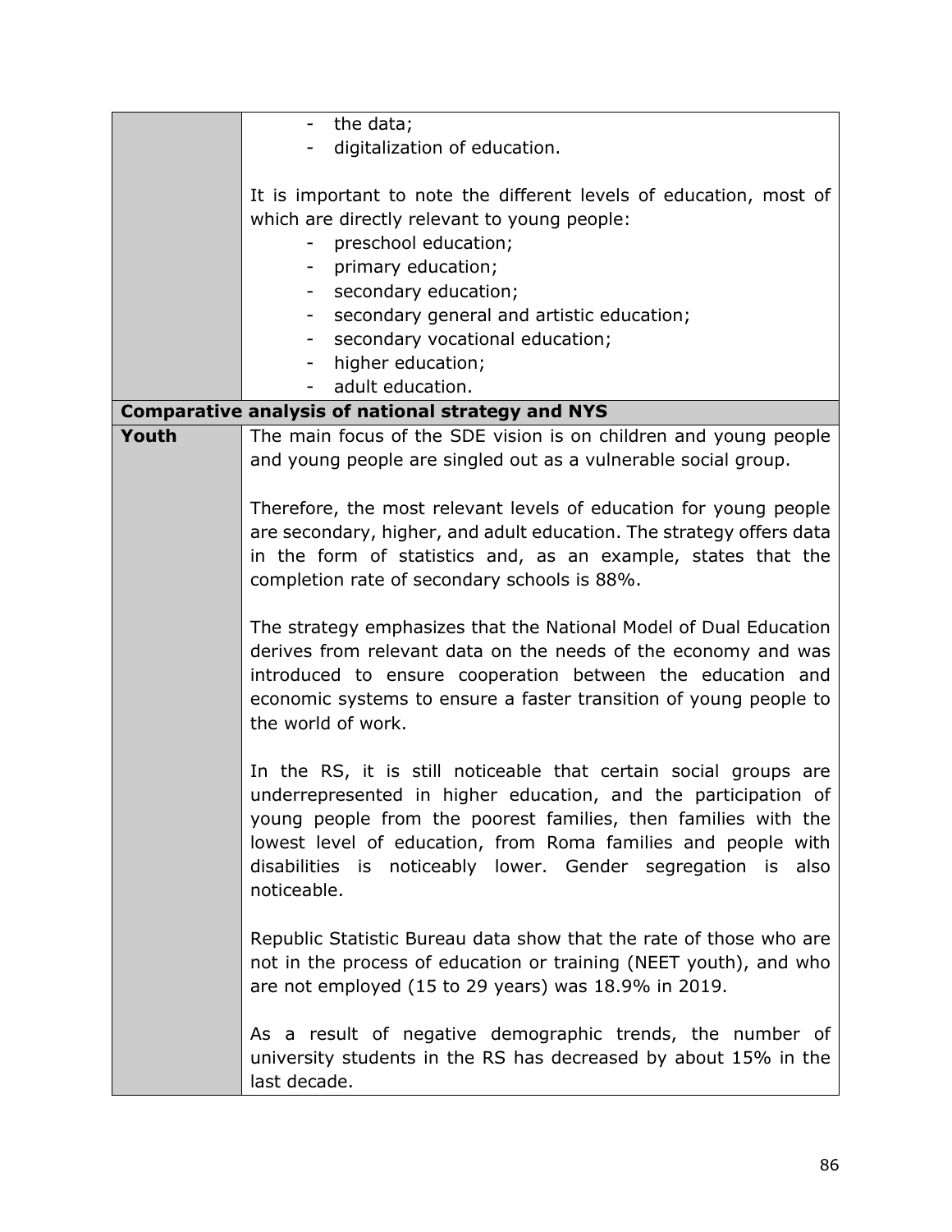| | |
|---|---|
| | - the data;<br>- digitalization of education.<br><br>It is important to note the different levels of education, most of which are directly relevant to young people:<br>- preschool education;<br>- primary education;<br>- secondary education;<br>- secondary general and artistic education;<br>- secondary vocational education;<br>- higher education;<br>- adult education. |
| **Comparative analysis of national strategy and NYS** | |
| **Youth** | The main focus of the SDE vision is on children and young people and young people are singled out as a vulnerable social group.<br><br>Therefore, the most relevant levels of education for young people are secondary, higher, and adult education. The strategy offers data in the form of statistics and, as an example, states that the completion rate of secondary schools is 88%.<br><br>The strategy emphasizes that the National Model of Dual Education derives from relevant data on the needs of the economy and was introduced to ensure cooperation between the education and economic systems to ensure a faster transition of young people to the world of work.<br><br>In the RS, it is still noticeable that certain social groups are underrepresented in higher education, and the participation of young people from the poorest families, then families with the lowest level of education, from Roma families and people with disabilities is noticeably lower. Gender segregation is also noticeable.<br><br>Republic Statistic Bureau data show that the rate of those who are not in the process of education or training (NEET youth), and who are not employed (15 to 29 years) was 18.9% in 2019.<br><br>As a result of negative demographic trends, the number of university students in the RS has decreased by about 15% in the last decade. |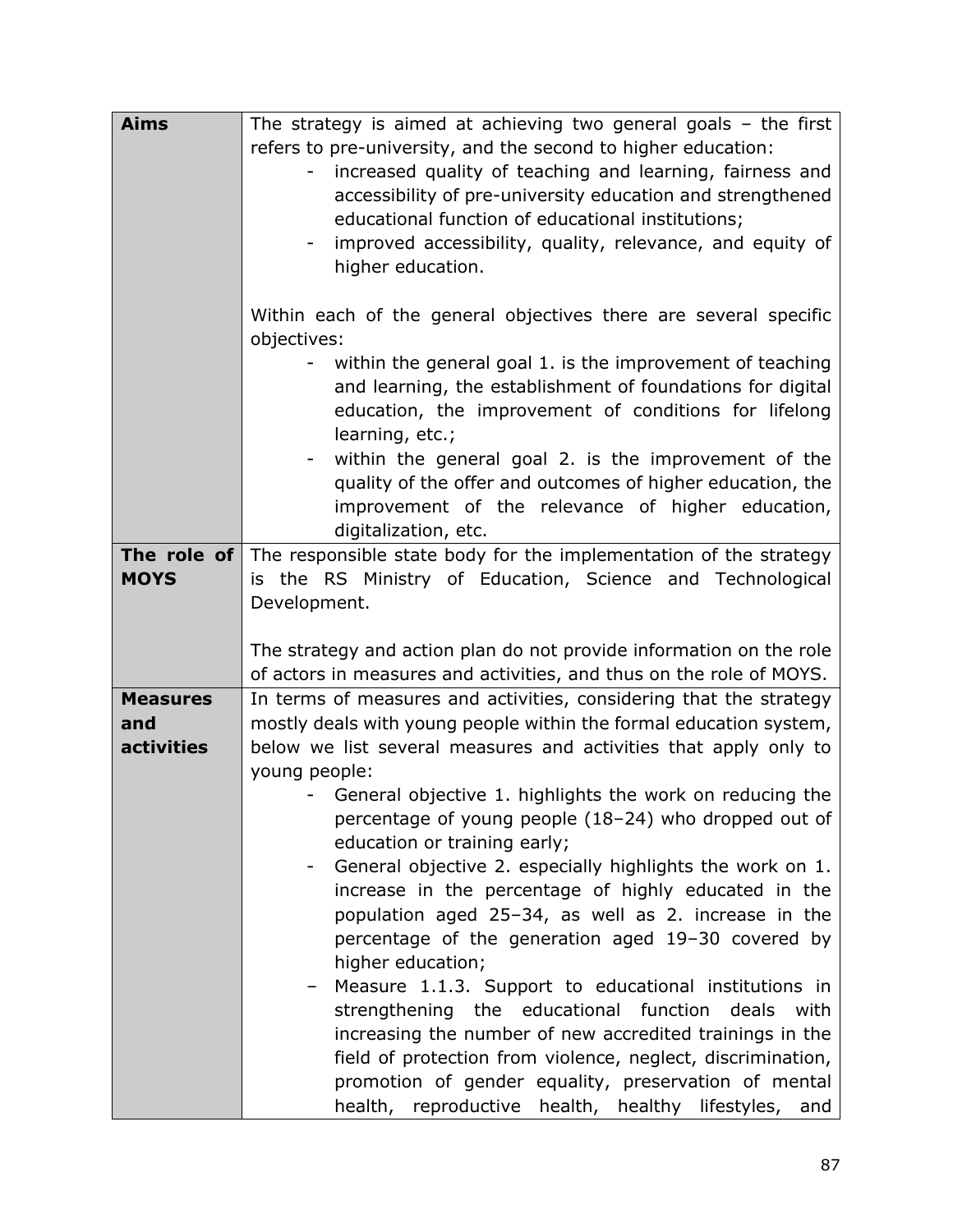| **Aims** | The strategy is aimed at achieving two general goals – the first refers to pre-university, and the second to higher education:<br>- increased quality of teaching and learning, fairness and accessibility of pre-university education and strengthened educational function of educational institutions;<br>- improved accessibility, quality, relevance, and equity of higher education.<br><br>Within each of the general objectives there are several specific objectives:<br>- within the general goal 1. is the improvement of teaching and learning, the establishment of foundations for digital education, the improvement of conditions for lifelong learning, etc.;<br>- within the general goal 2. is the improvement of the quality of the offer and outcomes of higher education, the improvement of the relevance of higher education, digitalization, etc. |
|---|---|
| **The role of MOYS** | The responsible state body for the implementation of the strategy is the RS Ministry of Education, Science and Technological Development.<br><br>The strategy and action plan do not provide information on the role of actors in measures and activities, and thus on the role of MOYS. |
| **Measures and activities** | In terms of measures and activities, considering that the strategy mostly deals with young people within the formal education system, below we list several measures and activities that apply only to young people:<br>- General objective 1. highlights the work on reducing the percentage of young people (18–24) who dropped out of education or training early;<br>- General objective 2. especially highlights the work on 1. increase in the percentage of highly educated in the population aged 25–34, as well as 2. increase in the percentage of the generation aged 19–30 covered by higher education;<br>– Measure 1.1.3. Support to educational institutions in strengthening the educational function deals with increasing the number of new accredited trainings in the field of protection from violence, neglect, discrimination, promotion of gender equality, preservation of mental health, reproductive health, healthy lifestyles, and |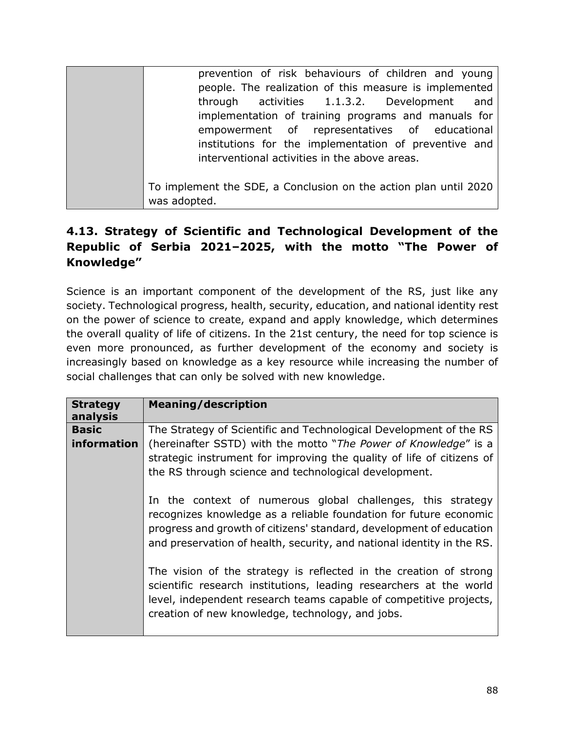| | |
|---|---|
| | prevention of risk behaviours of children and young people. The realization of this measure is implemented through activities 1.1.3.2. Development and implementation of training programs and manuals for empowerment of representatives of educational institutions for the implementation of preventive and interventional activities in the above areas.<br><br>To implement the SDE, a Conclusion on the action plan until 2020 was adopted. |

## 4.13. Strategy of Scientific and Technological Development of the Republic of Serbia 2021–2025, with the motto "The Power of Knowledge"

Science is an important component of the development of the RS, just like any society. Technological progress, health, security, education, and national identity rest on the power of science to create, expand and apply knowledge, which determines the overall quality of life of citizens. In the 21st century, the need for top science is even more pronounced, as further development of the economy and society is increasingly based on knowledge as a key resource while increasing the number of social challenges that can only be solved with new knowledge.

| **Strategy analysis** | **Meaning/description** |
|---|---|
| **Basic information** | The Strategy of Scientific and Technological Development of the RS (hereinafter SSTD) with the motto "*The Power of Knowledge*" is a strategic instrument for improving the quality of life of citizens of the RS through science and technological development.<br><br>In the context of numerous global challenges, this strategy recognizes knowledge as a reliable foundation for future economic progress and growth of citizens' standard, development of education and preservation of health, security, and national identity in the RS.<br><br>The vision of the strategy is reflected in the creation of strong scientific research institutions, leading researchers at the world level, independent research teams capable of competitive projects, creation of new knowledge, technology, and jobs. |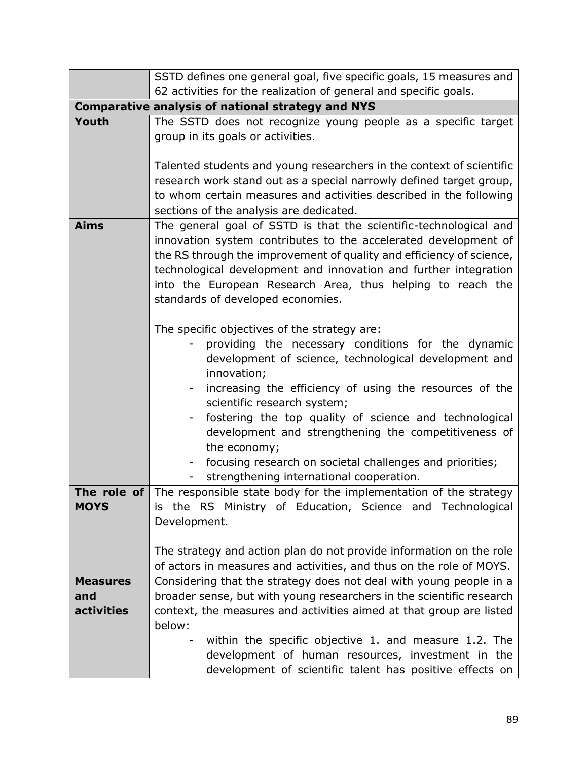| | |
|---|---|
| | SSTD defines one general goal, five specific goals, 15 measures and 62 activities for the realization of general and specific goals. |
| **Comparative analysis of national strategy and NYS** | |
| **Youth** | The SSTD does not recognize young people as a specific target group in its goals or activities.<br><br>Talented students and young researchers in the context of scientific research work stand out as a special narrowly defined target group, to whom certain measures and activities described in the following sections of the analysis are dedicated. |
| **Aims** | The general goal of SSTD is that the scientific-technological and innovation system contributes to the accelerated development of the RS through the improvement of quality and efficiency of science, technological development and innovation and further integration into the European Research Area, thus helping to reach the standards of developed economies.<br><br>The specific objectives of the strategy are:<br>- providing the necessary conditions for the dynamic development of science, technological development and innovation;<br>- increasing the efficiency of using the resources of the scientific research system;<br>- fostering the top quality of science and technological development and strengthening the competitiveness of the economy;<br>- focusing research on societal challenges and priorities;<br>- strengthening international cooperation. |
| **The role of MOYS** | The responsible state body for the implementation of the strategy is the RS Ministry of Education, Science and Technological Development.<br><br>The strategy and action plan do not provide information on the role of actors in measures and activities, and thus on the role of MOYS. |
| **Measures and activities** | Considering that the strategy does not deal with young people in a broader sense, but with young researchers in the scientific research context, the measures and activities aimed at that group are listed below:<br>- within the specific objective 1. and measure 1.2. The development of human resources, investment in the development of scientific talent has positive effects on |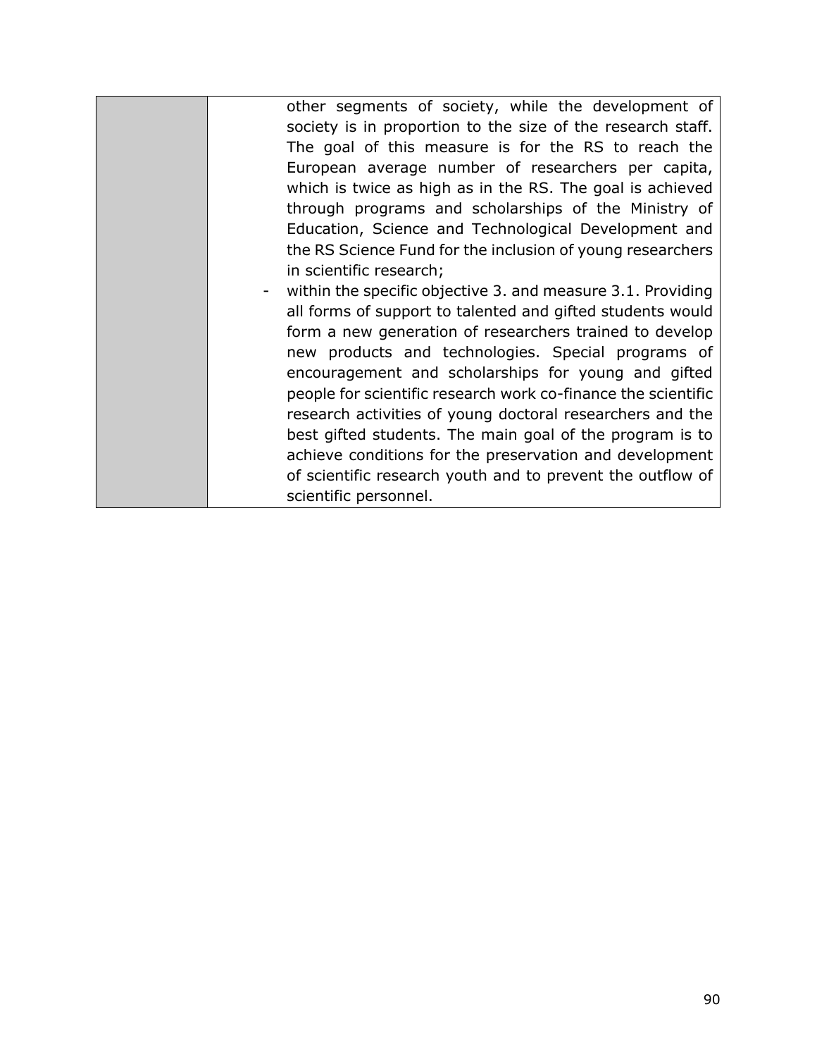| | |
|---|---|
| | other segments of society, while the development of society is in proportion to the size of the research staff. The goal of this measure is for the RS to reach the European average number of researchers per capita, which is twice as high as in the RS. The goal is achieved through programs and scholarships of the Ministry of Education, Science and Technological Development and the RS Science Fund for the inclusion of young researchers in scientific research;<br>- within the specific objective 3. and measure 3.1. Providing all forms of support to talented and gifted students would form a new generation of researchers trained to develop new products and technologies. Special programs of encouragement and scholarships for young and gifted people for scientific research work co-finance the scientific research activities of young doctoral researchers and the best gifted students. The main goal of the program is to achieve conditions for the preservation and development of scientific research youth and to prevent the outflow of scientific personnel. |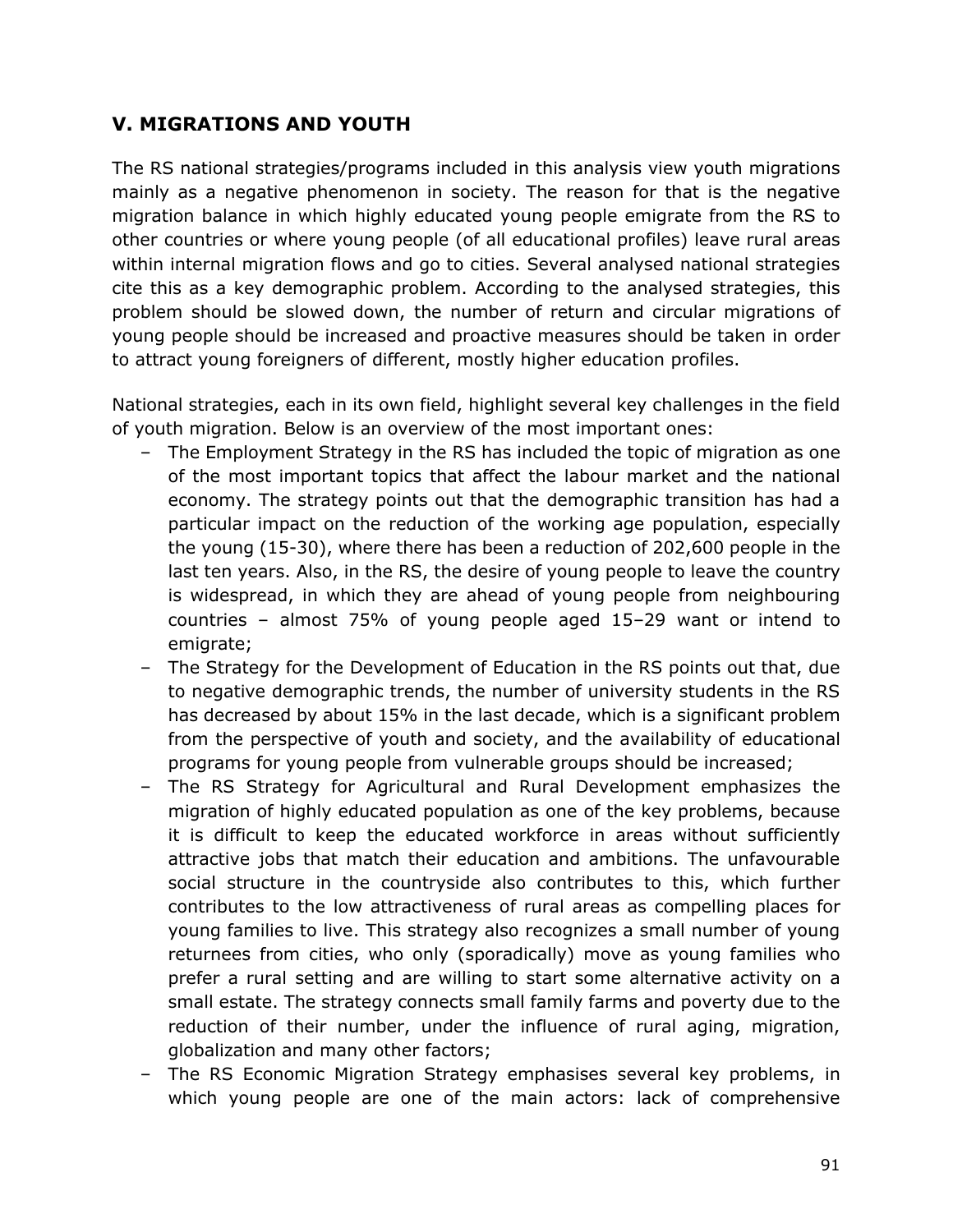## V. MIGRATIONS AND YOUTH

The RS national strategies/programs included in this analysis view youth migrations mainly as a negative phenomenon in society. The reason for that is the negative migration balance in which highly educated young people emigrate from the RS to other countries or where young people (of all educational profiles) leave rural areas within internal migration flows and go to cities. Several analysed national strategies cite this as a key demographic problem. According to the analysed strategies, this problem should be slowed down, the number of return and circular migrations of young people should be increased and proactive measures should be taken in order to attract young foreigners of different, mostly higher education profiles.

National strategies, each in its own field, highlight several key challenges in the field of youth migration. Below is an overview of the most important ones:

- The Employment Strategy in the RS has included the topic of migration as one of the most important topics that affect the labour market and the national economy. The strategy points out that the demographic transition has had a particular impact on the reduction of the working age population, especially the young (15-30), where there has been a reduction of 202,600 people in the last ten years. Also, in the RS, the desire of young people to leave the country is widespread, in which they are ahead of young people from neighbouring countries – almost 75% of young people aged 15–29 want or intend to emigrate;
- The Strategy for the Development of Education in the RS points out that, due to negative demographic trends, the number of university students in the RS has decreased by about 15% in the last decade, which is a significant problem from the perspective of youth and society, and the availability of educational programs for young people from vulnerable groups should be increased;
- The RS Strategy for Agricultural and Rural Development emphasizes the migration of highly educated population as one of the key problems, because it is difficult to keep the educated workforce in areas without sufficiently attractive jobs that match their education and ambitions. The unfavourable social structure in the countryside also contributes to this, which further contributes to the low attractiveness of rural areas as compelling places for young families to live. This strategy also recognizes a small number of young returnees from cities, who only (sporadically) move as young families who prefer a rural setting and are willing to start some alternative activity on a small estate. The strategy connects small family farms and poverty due to the reduction of their number, under the influence of rural aging, migration, globalization and many other factors;
- The RS Economic Migration Strategy emphasises several key problems, in which young people are one of the main actors: lack of comprehensive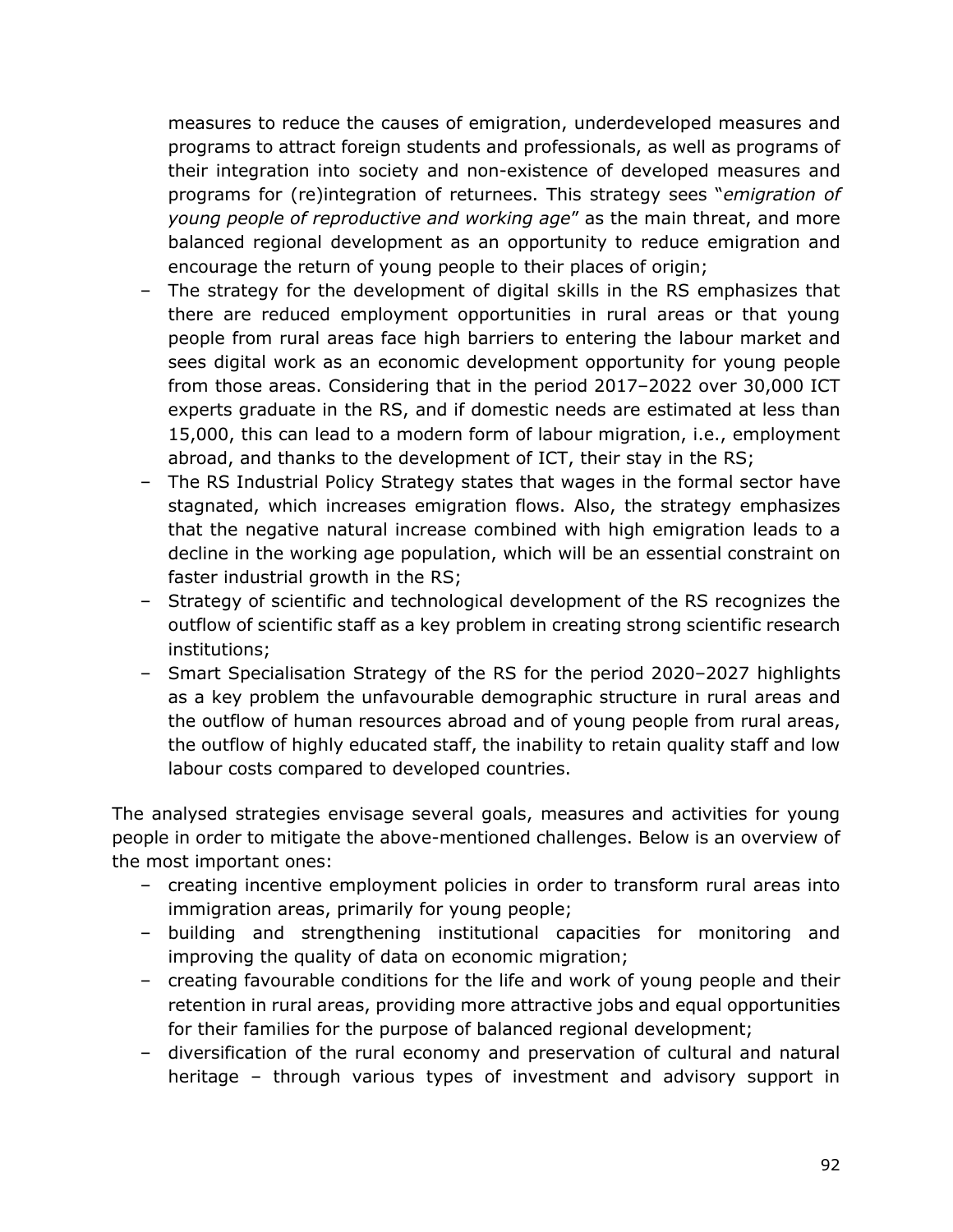measures to reduce the causes of emigration, underdeveloped measures and programs to attract foreign students and professionals, as well as programs of their integration into society and non-existence of developed measures and programs for (re)integration of returnees. This strategy sees "*emigration of young people of reproductive and working age*" as the main threat, and more balanced regional development as an opportunity to reduce emigration and encourage the return of young people to their places of origin;

- The strategy for the development of digital skills in the RS emphasizes that there are reduced employment opportunities in rural areas or that young people from rural areas face high barriers to entering the labour market and sees digital work as an economic development opportunity for young people from those areas. Considering that in the period 2017–2022 over 30,000 ICT experts graduate in the RS, and if domestic needs are estimated at less than 15,000, this can lead to a modern form of labour migration, i.e., employment abroad, and thanks to the development of ICT, their stay in the RS;
- The RS Industrial Policy Strategy states that wages in the formal sector have stagnated, which increases emigration flows. Also, the strategy emphasizes that the negative natural increase combined with high emigration leads to a decline in the working age population, which will be an essential constraint on faster industrial growth in the RS;
- Strategy of scientific and technological development of the RS recognizes the outflow of scientific staff as a key problem in creating strong scientific research institutions;
- Smart Specialisation Strategy of the RS for the period 2020–2027 highlights as a key problem the unfavourable demographic structure in rural areas and the outflow of human resources abroad and of young people from rural areas, the outflow of highly educated staff, the inability to retain quality staff and low labour costs compared to developed countries.

The analysed strategies envisage several goals, measures and activities for young people in order to mitigate the above-mentioned challenges. Below is an overview of the most important ones:

- creating incentive employment policies in order to transform rural areas into immigration areas, primarily for young people;
- building and strengthening institutional capacities for monitoring and improving the quality of data on economic migration;
- creating favourable conditions for the life and work of young people and their retention in rural areas, providing more attractive jobs and equal opportunities for their families for the purpose of balanced regional development;
- diversification of the rural economy and preservation of cultural and natural heritage – through various types of investment and advisory support in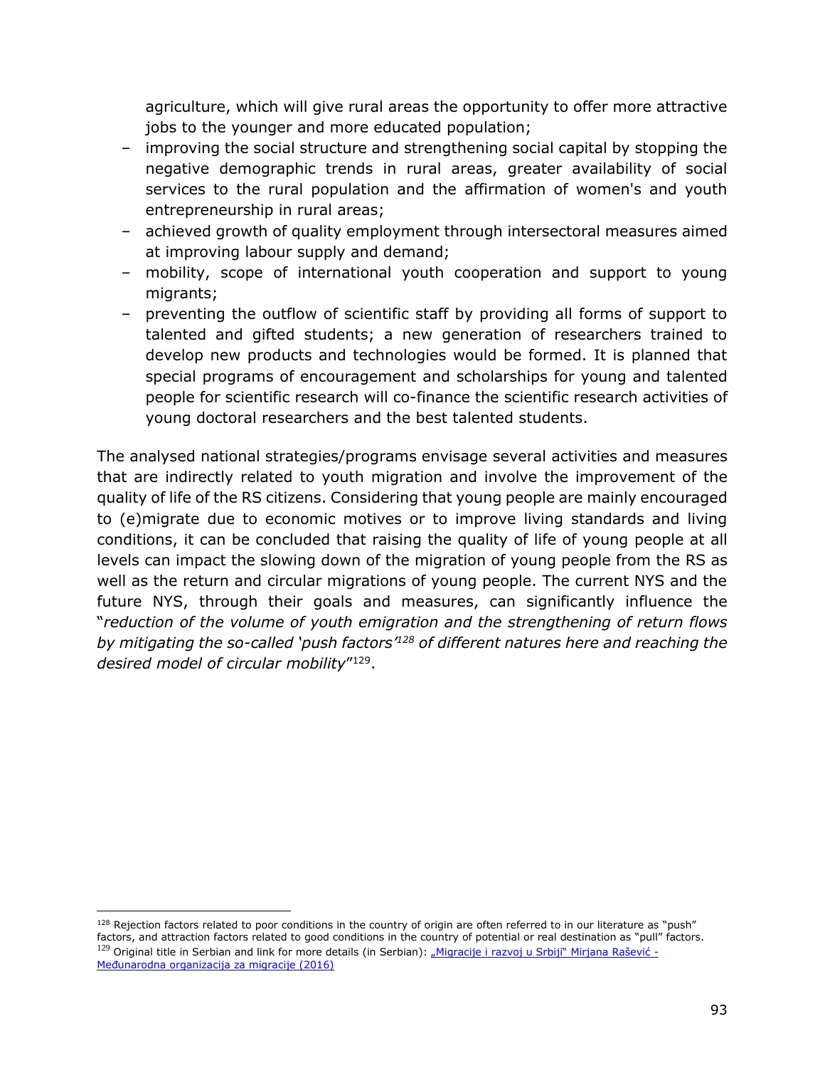agriculture, which will give rural areas the opportunity to offer more attractive jobs to the younger and more educated population;

- improving the social structure and strengthening social capital by stopping the negative demographic trends in rural areas, greater availability of social services to the rural population and the affirmation of women's and youth entrepreneurship in rural areas;
- achieved growth of quality employment through intersectoral measures aimed at improving labour supply and demand;
- mobility, scope of international youth cooperation and support to young migrants;
- preventing the outflow of scientific staff by providing all forms of support to talented and gifted students; a new generation of researchers trained to develop new products and technologies would be formed. It is planned that special programs of encouragement and scholarships for young and talented people for scientific research will co-finance the scientific research activities of young doctoral researchers and the best talented students.

The analysed national strategies/programs envisage several activities and measures that are indirectly related to youth migration and involve the improvement of the quality of life of the RS citizens. Considering that young people are mainly encouraged to (e)migrate due to economic motives or to improve living standards and living conditions, it can be concluded that raising the quality of life of young people at all levels can impact the slowing down of the migration of young people from the RS as well as the return and circular migrations of young people. The current NYS and the future NYS, through their goals and measures, can significantly influence the "*reduction of the volume of youth emigration and the strengthening of return flows by mitigating the so-called 'push factors'*[128] *of different natures here and reaching the desired model of circular mobility*"[129].

[128] Rejection factors related to poor conditions in the country of origin are often referred to in our literature as "push" factors, and attraction factors related to good conditions in the country of potential or real destination as "pull" factors.

[129] Original title in Serbian and link for more details (in Serbian): „Migracije i razvoj u Srbiji" Mirjana Rašević - Međunarodna organizacija za migracije (2016)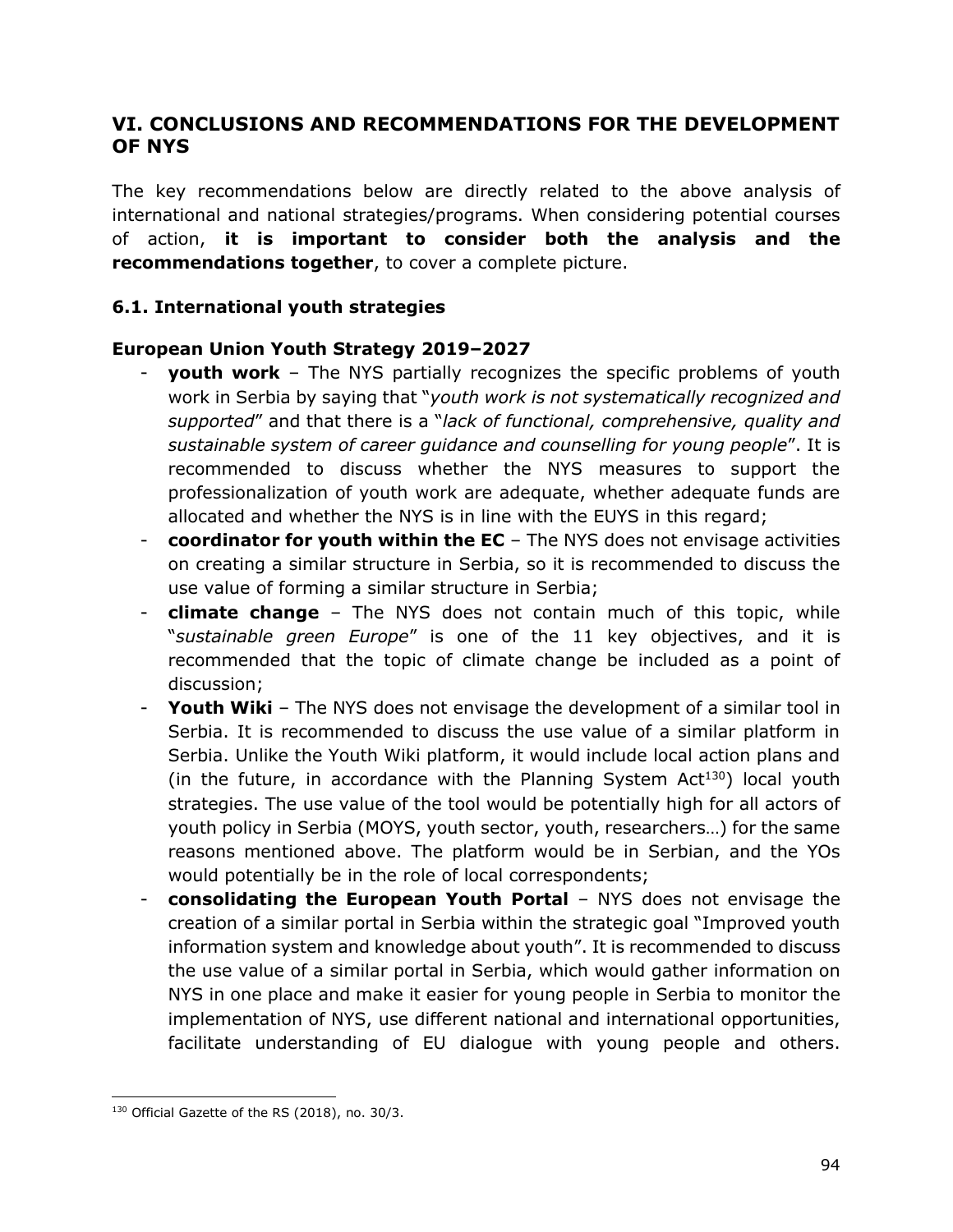## VI. CONCLUSIONS AND RECOMMENDATIONS FOR THE DEVELOPMENT OF NYS

The key recommendations below are directly related to the above analysis of international and national strategies/programs. When considering potential courses of action, **it is important to consider both the analysis and the recommendations together**, to cover a complete picture.

### 6.1. International youth strategies

**European Union Youth Strategy 2019–2027**

- **youth work** – The NYS partially recognizes the specific problems of youth work in Serbia by saying that "*youth work is not systematically recognized and supported*" and that there is a "*lack of functional, comprehensive, quality and sustainable system of career guidance and counselling for young people*". It is recommended to discuss whether the NYS measures to support the professionalization of youth work are adequate, whether adequate funds are allocated and whether the NYS is in line with the EUYS in this regard;
- **coordinator for youth within the EC** – The NYS does not envisage activities on creating a similar structure in Serbia, so it is recommended to discuss the use value of forming a similar structure in Serbia;
- **climate change** – The NYS does not contain much of this topic, while "*sustainable green Europe*" is one of the 11 key objectives, and it is recommended that the topic of climate change be included as a point of discussion;
- **Youth Wiki** – The NYS does not envisage the development of a similar tool in Serbia. It is recommended to discuss the use value of a similar platform in Serbia. Unlike the Youth Wiki platform, it would include local action plans and (in the future, in accordance with the Planning System Act[130]) local youth strategies. The use value of the tool would be potentially high for all actors of youth policy in Serbia (MOYS, youth sector, youth, researchers…) for the same reasons mentioned above. The platform would be in Serbian, and the YOs would potentially be in the role of local correspondents;
- **consolidating the European Youth Portal** – NYS does not envisage the creation of a similar portal in Serbia within the strategic goal "Improved youth information system and knowledge about youth". It is recommended to discuss the use value of a similar portal in Serbia, which would gather information on NYS in one place and make it easier for young people in Serbia to monitor the implementation of NYS, use different national and international opportunities, facilitate understanding of EU dialogue with young people and others.

---

[130] Official Gazette of the RS (2018), no. 30/3.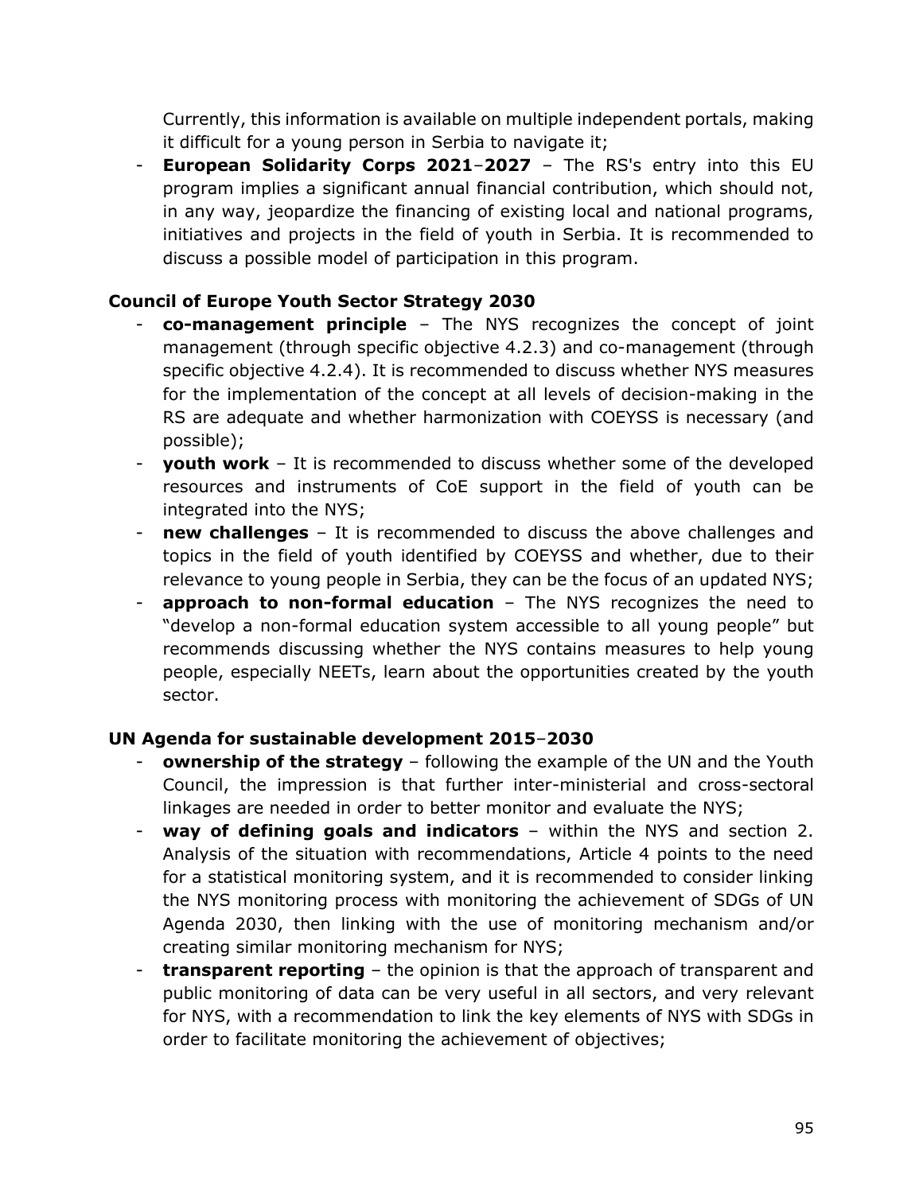Currently, this information is available on multiple independent portals, making it difficult for a young person in Serbia to navigate it;

- **European Solidarity Corps 2021–2027** – The RS's entry into this EU program implies a significant annual financial contribution, which should not, in any way, jeopardize the financing of existing local and national programs, initiatives and projects in the field of youth in Serbia. It is recommended to discuss a possible model of participation in this program.

**Council of Europe Youth Sector Strategy 2030**

- **co-management principle** – The NYS recognizes the concept of joint management (through specific objective 4.2.3) and co-management (through specific objective 4.2.4). It is recommended to discuss whether NYS measures for the implementation of the concept at all levels of decision-making in the RS are adequate and whether harmonization with COEYSS is necessary (and possible);
- **youth work** – It is recommended to discuss whether some of the developed resources and instruments of CoE support in the field of youth can be integrated into the NYS;
- **new challenges** – It is recommended to discuss the above challenges and topics in the field of youth identified by COEYSS and whether, due to their relevance to young people in Serbia, they can be the focus of an updated NYS;
- **approach to non-formal education** – The NYS recognizes the need to "develop a non-formal education system accessible to all young people" but recommends discussing whether the NYS contains measures to help young people, especially NEETs, learn about the opportunities created by the youth sector.

**UN Agenda for sustainable development 2015–2030**

- **ownership of the strategy** – following the example of the UN and the Youth Council, the impression is that further inter-ministerial and cross-sectoral linkages are needed in order to better monitor and evaluate the NYS;
- **way of defining goals and indicators** – within the NYS and section 2. Analysis of the situation with recommendations, Article 4 points to the need for a statistical monitoring system, and it is recommended to consider linking the NYS monitoring process with monitoring the achievement of SDGs of UN Agenda 2030, then linking with the use of monitoring mechanism and/or creating similar monitoring mechanism for NYS;
- **transparent reporting** – the opinion is that the approach of transparent and public monitoring of data can be very useful in all sectors, and very relevant for NYS, with a recommendation to link the key elements of NYS with SDGs in order to facilitate monitoring the achievement of objectives;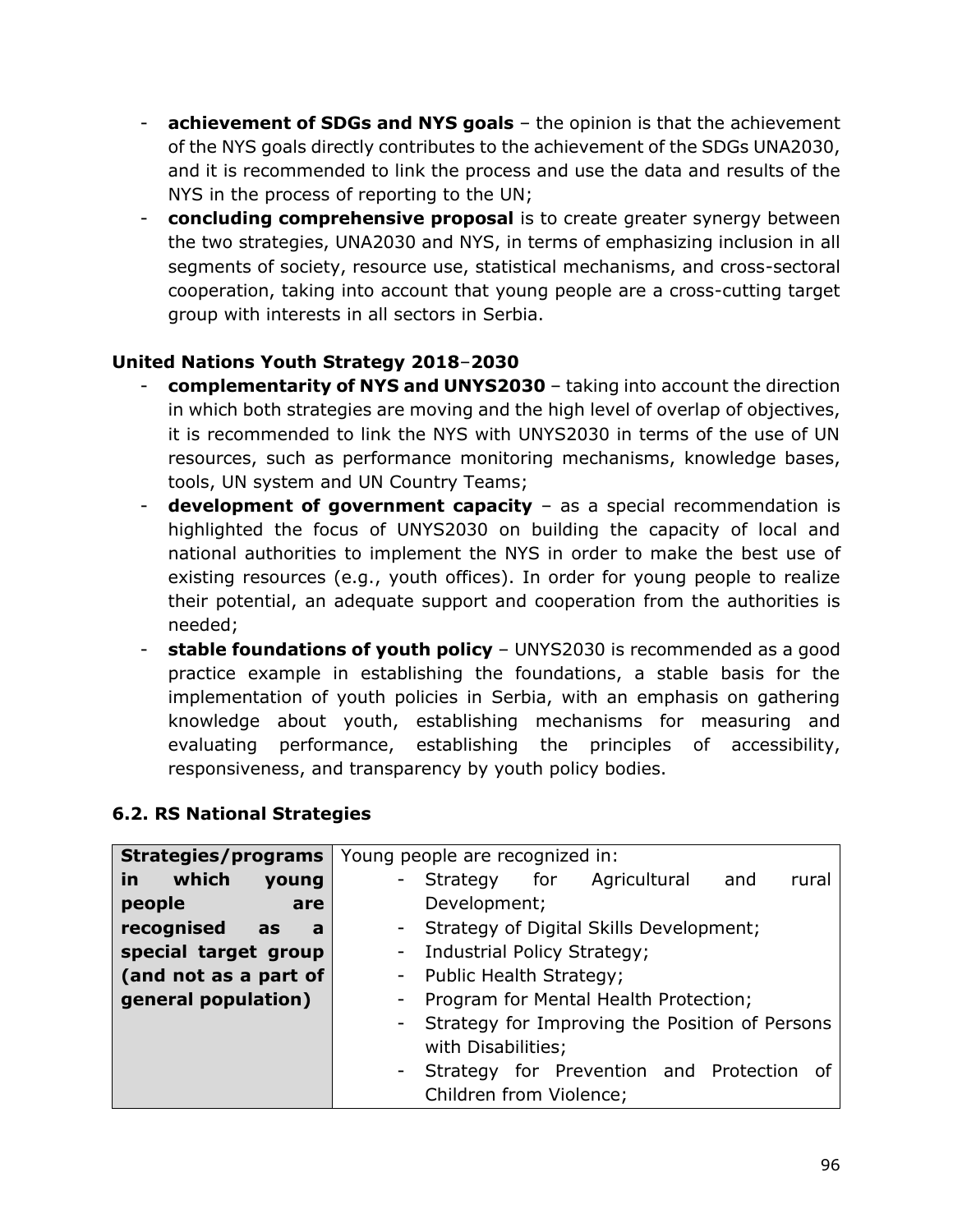- **achievement of SDGs and NYS goals** – the opinion is that the achievement of the NYS goals directly contributes to the achievement of the SDGs UNA2030, and it is recommended to link the process and use the data and results of the NYS in the process of reporting to the UN;
- **concluding comprehensive proposal** is to create greater synergy between the two strategies, UNA2030 and NYS, in terms of emphasizing inclusion in all segments of society, resource use, statistical mechanisms, and cross-sectoral cooperation, taking into account that young people are a cross-cutting target group with interests in all sectors in Serbia.

**United Nations Youth Strategy 2018–2030**

- **complementarity of NYS and UNYS2030** – taking into account the direction in which both strategies are moving and the high level of overlap of objectives, it is recommended to link the NYS with UNYS2030 in terms of the use of UN resources, such as performance monitoring mechanisms, knowledge bases, tools, UN system and UN Country Teams;
- **development of government capacity** – as a special recommendation is highlighted the focus of UNYS2030 on building the capacity of local and national authorities to implement the NYS in order to make the best use of existing resources (e.g., youth offices). In order for young people to realize their potential, an adequate support and cooperation from the authorities is needed;
- **stable foundations of youth policy** – UNYS2030 is recommended as a good practice example in establishing the foundations, a stable basis for the implementation of youth policies in Serbia, with an emphasis on gathering knowledge about youth, establishing mechanisms for measuring and evaluating performance, establishing the principles of accessibility, responsiveness, and transparency by youth policy bodies.

### 6.2. RS National Strategies

| **Strategies/programs in which young people are recognised as a special target group (and not as a part of general population)** | Young people are recognized in:<br>- Strategy for Agricultural and rural Development;<br>- Strategy of Digital Skills Development;<br>- Industrial Policy Strategy;<br>- Public Health Strategy;<br>- Program for Mental Health Protection;<br>- Strategy for Improving the Position of Persons with Disabilities;<br>- Strategy for Prevention and Protection of Children from Violence; |
|---|---|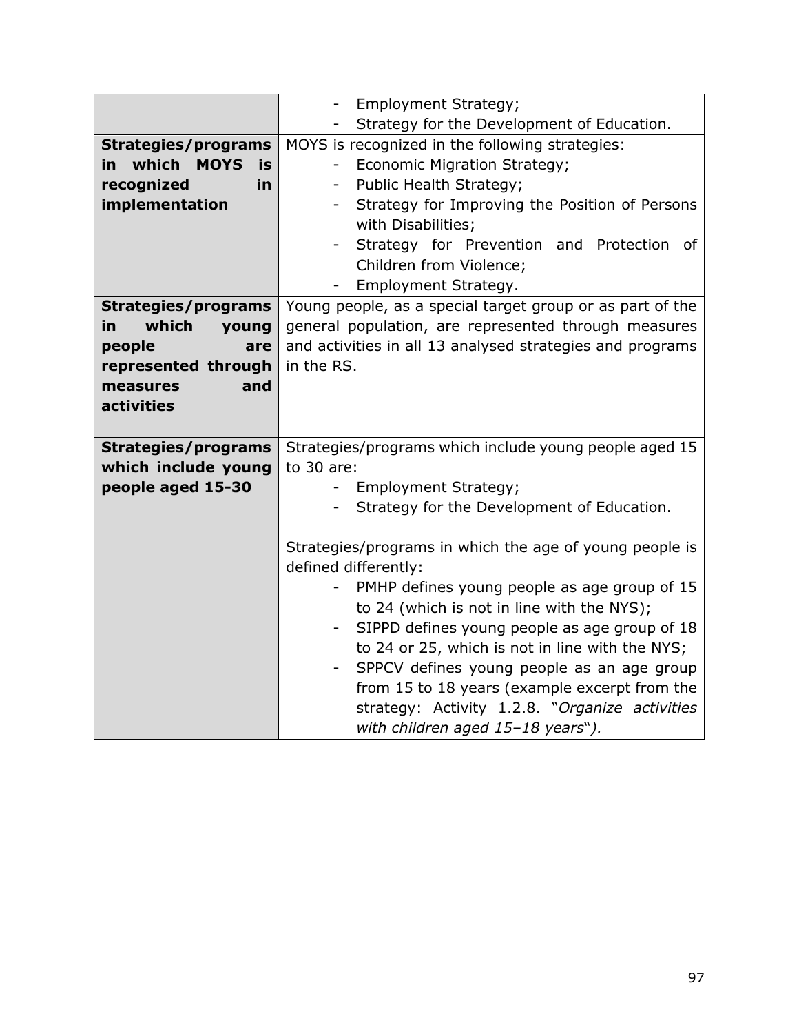| | |
|---|---|
| | - Employment Strategy;<br>- Strategy for the Development of Education. |
| **Strategies/programs in which MOYS is recognized in implementation** | MOYS is recognized in the following strategies:<br>- Economic Migration Strategy;<br>- Public Health Strategy;<br>- Strategy for Improving the Position of Persons with Disabilities;<br>- Strategy for Prevention and Protection of Children from Violence;<br>- Employment Strategy. |
| **Strategies/programs in which young people are represented through measures and activities** | Young people, as a special target group or as part of the general population, are represented through measures and activities in all 13 analysed strategies and programs in the RS. |
| **Strategies/programs which include young people aged 15-30** | Strategies/programs which include young people aged 15 to 30 are:<br>- Employment Strategy;<br>- Strategy for the Development of Education.<br><br>Strategies/programs in which the age of young people is defined differently:<br>- PMHP defines young people as age group of 15 to 24 (which is not in line with the NYS);<br>- SIPPD defines young people as age group of 18 to 24 or 25, which is not in line with the NYS;<br>- SPPCV defines young people as an age group from 15 to 18 years (example excerpt from the strategy: Activity 1.2.8. "*Organize activities with children aged 15–18 years*"*).* |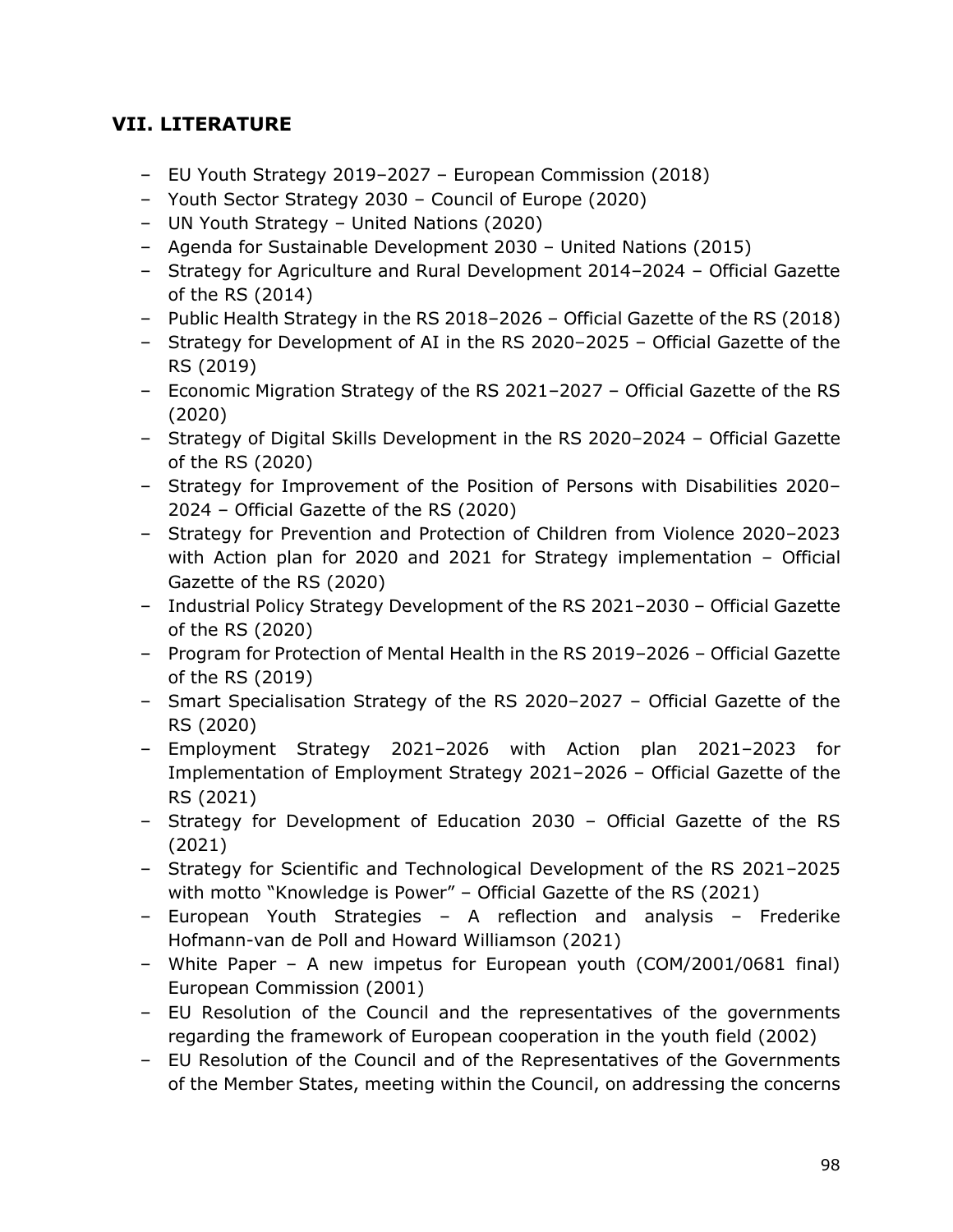## VII. LITERATURE

- EU Youth Strategy 2019–2027 – European Commission (2018)
- Youth Sector Strategy 2030 – Council of Europe (2020)
- UN Youth Strategy – United Nations (2020)
- Agenda for Sustainable Development 2030 – United Nations (2015)
- Strategy for Agriculture and Rural Development 2014–2024 – Official Gazette of the RS (2014)
- Public Health Strategy in the RS 2018–2026 – Official Gazette of the RS (2018)
- Strategy for Development of AI in the RS 2020–2025 – Official Gazette of the RS (2019)
- Economic Migration Strategy of the RS 2021–2027 – Official Gazette of the RS (2020)
- Strategy of Digital Skills Development in the RS 2020–2024 – Official Gazette of the RS (2020)
- Strategy for Improvement of the Position of Persons with Disabilities 2020–2024 – Official Gazette of the RS (2020)
- Strategy for Prevention and Protection of Children from Violence 2020–2023 with Action plan for 2020 and 2021 for Strategy implementation – Official Gazette of the RS (2020)
- Industrial Policy Strategy Development of the RS 2021–2030 – Official Gazette of the RS (2020)
- Program for Protection of Mental Health in the RS 2019–2026 – Official Gazette of the RS (2019)
- Smart Specialisation Strategy of the RS 2020–2027 – Official Gazette of the RS (2020)
- Employment Strategy 2021–2026 with Action plan 2021–2023 for Implementation of Employment Strategy 2021–2026 – Official Gazette of the RS (2021)
- Strategy for Development of Education 2030 – Official Gazette of the RS (2021)
- Strategy for Scientific and Technological Development of the RS 2021–2025 with motto "Knowledge is Power" – Official Gazette of the RS (2021)
- European Youth Strategies – A reflection and analysis – Frederike Hofmann-van de Poll and Howard Williamson (2021)
- White Paper – A new impetus for European youth (COM/2001/0681 final) European Commission (2001)
- EU Resolution of the Council and the representatives of the governments regarding the framework of European cooperation in the youth field (2002)
- EU Resolution of the Council and of the Representatives of the Governments of the Member States, meeting within the Council, on addressing the concerns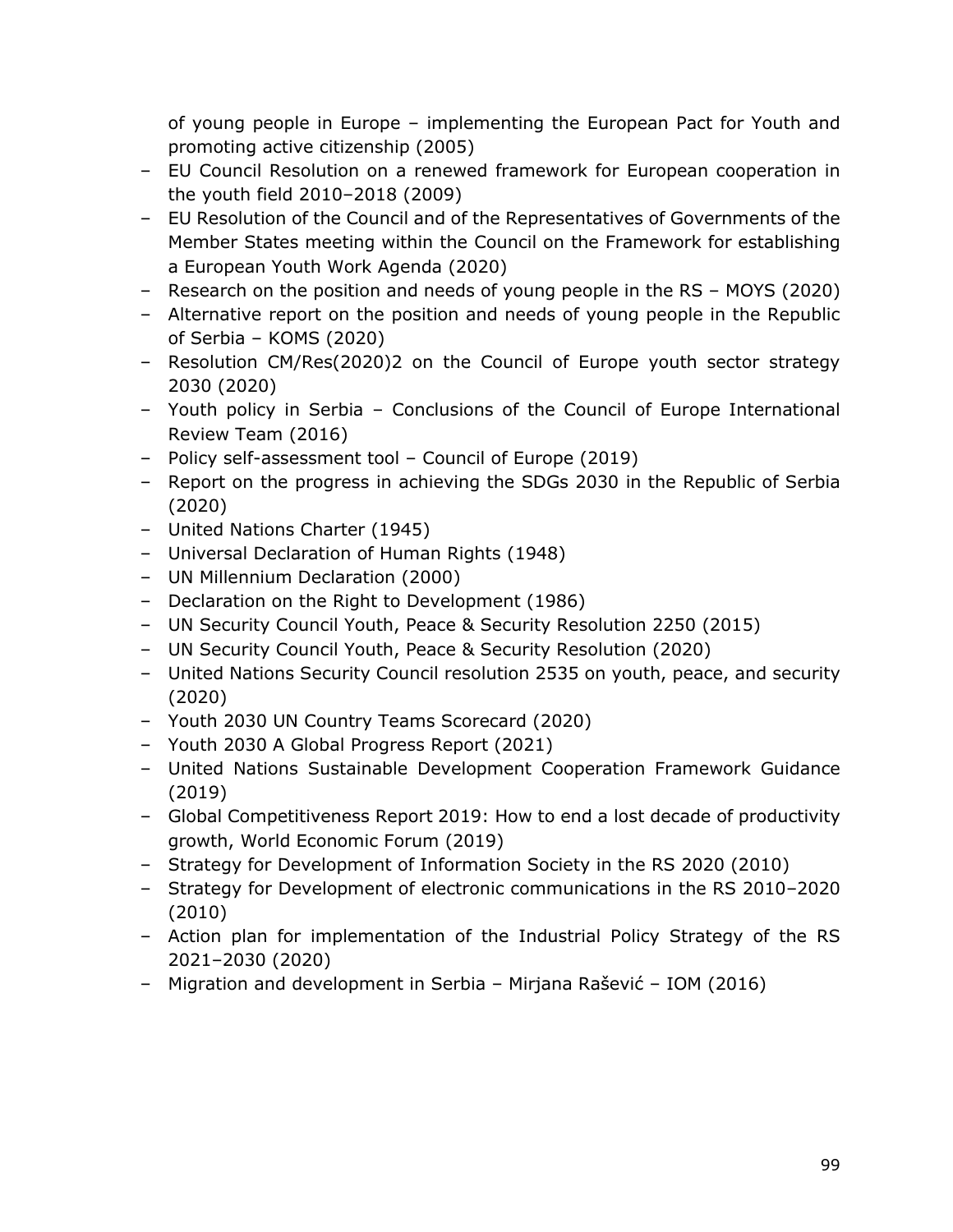of young people in Europe – implementing the European Pact for Youth and promoting active citizenship (2005)

- EU Council Resolution on a renewed framework for European cooperation in the youth field 2010–2018 (2009)
- EU Resolution of the Council and of the Representatives of Governments of the Member States meeting within the Council on the Framework for establishing a European Youth Work Agenda (2020)
- Research on the position and needs of young people in the RS – MOYS (2020)
- Alternative report on the position and needs of young people in the Republic of Serbia – KOMS (2020)
- Resolution CM/Res(2020)2 on the Council of Europe youth sector strategy 2030 (2020)
- Youth policy in Serbia – Conclusions of the Council of Europe International Review Team (2016)
- Policy self-assessment tool – Council of Europe (2019)
- Report on the progress in achieving the SDGs 2030 in the Republic of Serbia (2020)
- United Nations Charter (1945)
- Universal Declaration of Human Rights (1948)
- UN Millennium Declaration (2000)
- Declaration on the Right to Development (1986)
- UN Security Council Youth, Peace & Security Resolution 2250 (2015)
- UN Security Council Youth, Peace & Security Resolution (2020)
- United Nations Security Council resolution 2535 on youth, peace, and security (2020)
- Youth 2030 UN Country Teams Scorecard (2020)
- Youth 2030 A Global Progress Report (2021)
- United Nations Sustainable Development Cooperation Framework Guidance (2019)
- Global Competitiveness Report 2019: How to end a lost decade of productivity growth, World Economic Forum (2019)
- Strategy for Development of Information Society in the RS 2020 (2010)
- Strategy for Development of electronic communications in the RS 2010–2020 (2010)
- Action plan for implementation of the Industrial Policy Strategy of the RS 2021–2030 (2020)
- Migration and development in Serbia – Mirjana Rašević – IOM (2016)